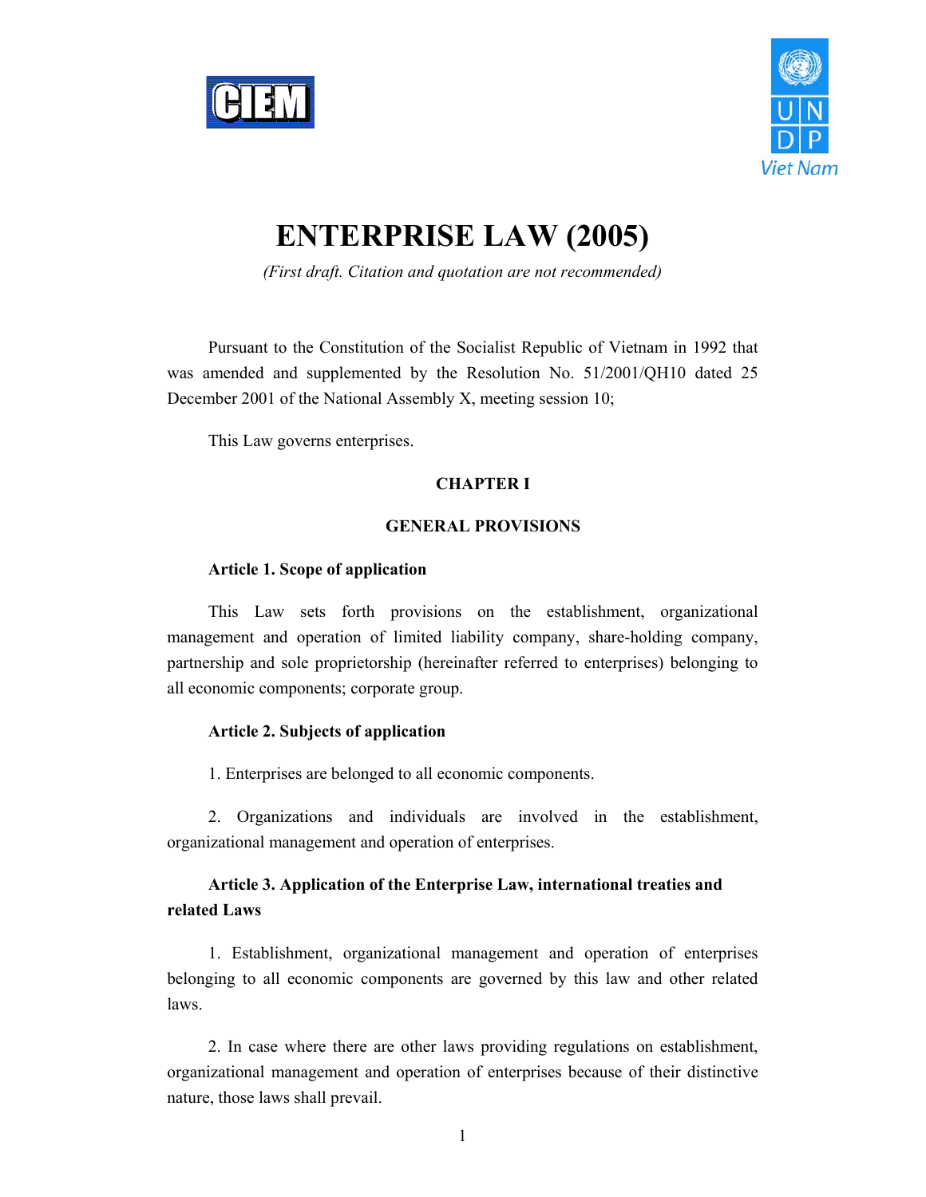# ENTERPRISE LAW (2005)

*(First draft. Citation and quotation are not recommended)*

Pursuant to the Constitution of the Socialist Republic of Vietnam in 1992 that was amended and supplemented by the Resolution No. 51/2001/QH10 dated 25 December 2001 of the National Assembly X, meeting session 10;

This Law governs enterprises.

## CHAPTER I

## GENERAL PROVISIONS

### Article 1. Scope of application

This Law sets forth provisions on the establishment, organizational management and operation of limited liability company, share-holding company, partnership and sole proprietorship (hereinafter referred to enterprises) belonging to all economic components; corporate group.

### Article 2. Subjects of application

1. Enterprises are belonged to all economic components.

2. Organizations and individuals are involved in the establishment, organizational management and operation of enterprises.

### Article 3. Application of the Enterprise Law, international treaties and related Laws

1. Establishment, organizational management and operation of enterprises belonging to all economic components are governed by this law and other related laws.

2. In case where there are other laws providing regulations on establishment, organizational management and operation of enterprises because of their distinctive nature, those laws shall prevail.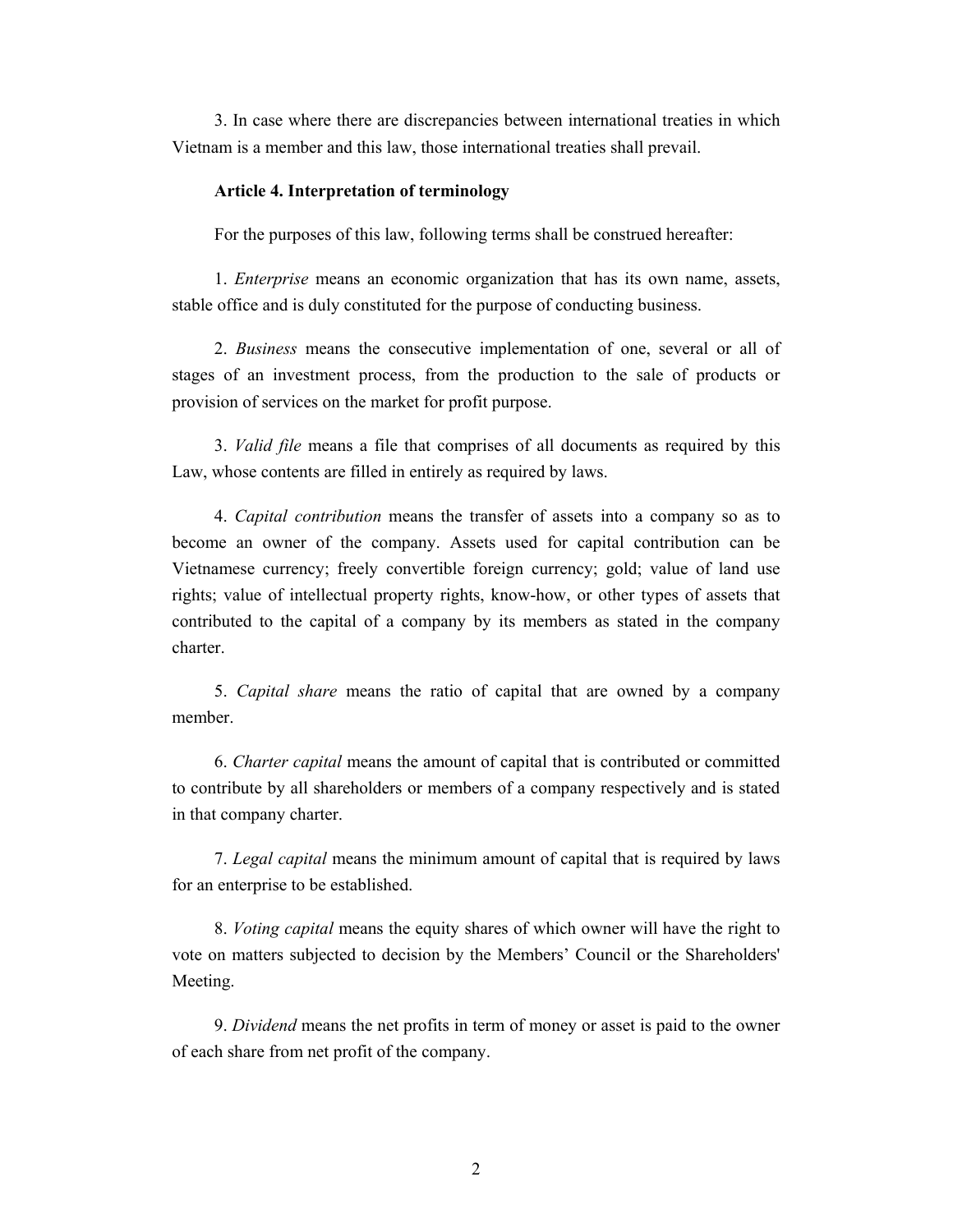3. In case where there are discrepancies between international treaties in which Vietnam is a member and this law, those international treaties shall prevail.

**Article 4. Interpretation of terminology**

For the purposes of this law, following terms shall be construed hereafter:

1. *Enterprise* means an economic organization that has its own name, assets, stable office and is duly constituted for the purpose of conducting business.

2. *Business* means the consecutive implementation of one, several or all of stages of an investment process, from the production to the sale of products or provision of services on the market for profit purpose.

3. *Valid file* means a file that comprises of all documents as required by this Law, whose contents are filled in entirely as required by laws.

4. *Capital contribution* means the transfer of assets into a company so as to become an owner of the company. Assets used for capital contribution can be Vietnamese currency; freely convertible foreign currency; gold; value of land use rights; value of intellectual property rights, know-how, or other types of assets that contributed to the capital of a company by its members as stated in the company charter.

5. *Capital share* means the ratio of capital that are owned by a company member.

6. *Charter capital* means the amount of capital that is contributed or committed to contribute by all shareholders or members of a company respectively and is stated in that company charter.

7. *Legal capital* means the minimum amount of capital that is required by laws for an enterprise to be established.

8. *Voting capital* means the equity shares of which owner will have the right to vote on matters subjected to decision by the Members' Council or the Shareholders' Meeting.

9. *Dividend* means the net profits in term of money or asset is paid to the owner of each share from net profit of the company.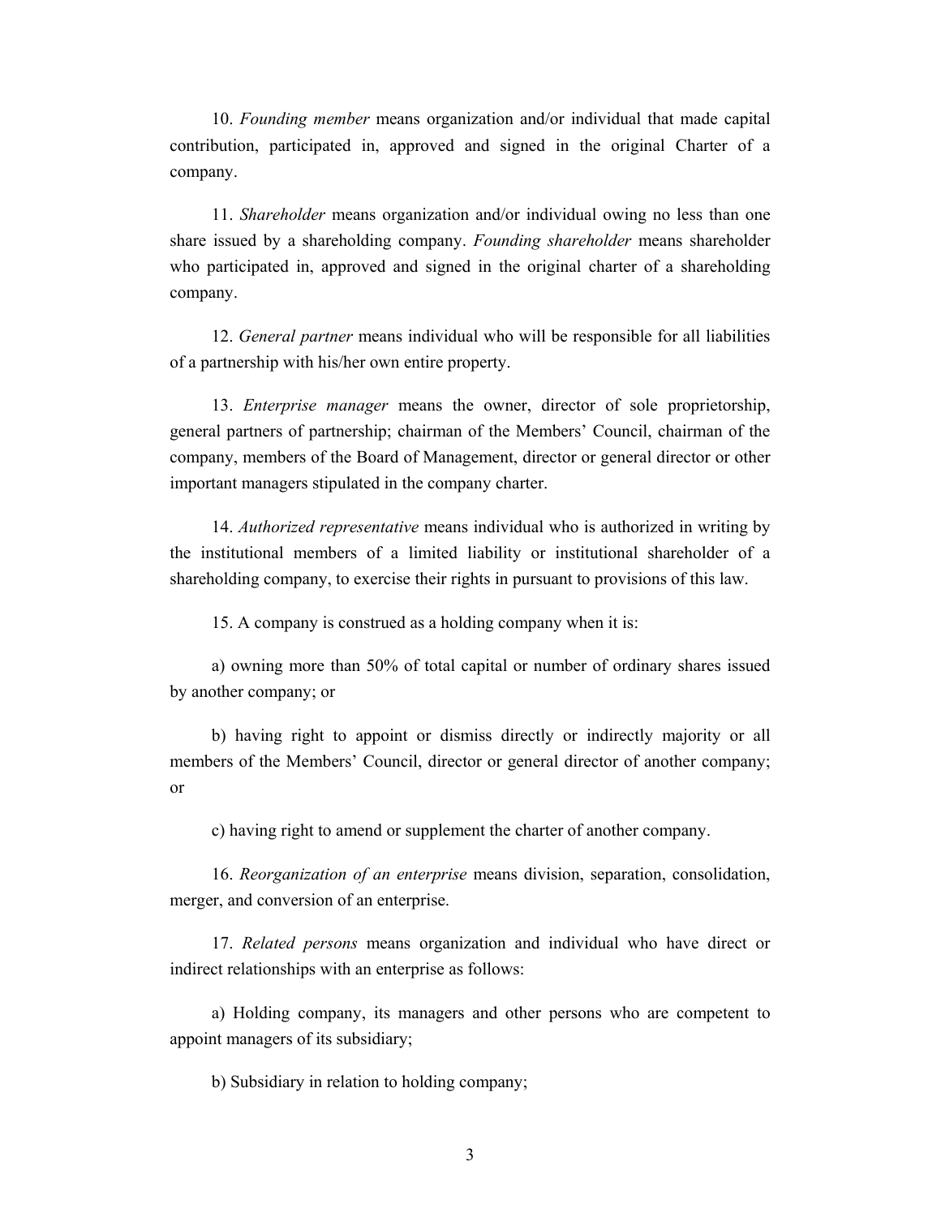10. *Founding member* means organization and/or individual that made capital contribution, participated in, approved and signed in the original Charter of a company.

11. *Shareholder* means organization and/or individual owing no less than one share issued by a shareholding company. *Founding shareholder* means shareholder who participated in, approved and signed in the original charter of a shareholding company.

12. *General partner* means individual who will be responsible for all liabilities of a partnership with his/her own entire property.

13. *Enterprise manager* means the owner, director of sole proprietorship, general partners of partnership; chairman of the Members' Council, chairman of the company, members of the Board of Management, director or general director or other important managers stipulated in the company charter.

14. *Authorized representative* means individual who is authorized in writing by the institutional members of a limited liability or institutional shareholder of a shareholding company, to exercise their rights in pursuant to provisions of this law.

15. A company is construed as a holding company when it is:

a) owning more than 50% of total capital or number of ordinary shares issued by another company; or

b) having right to appoint or dismiss directly or indirectly majority or all members of the Members' Council, director or general director of another company; or

c) having right to amend or supplement the charter of another company.

16. *Reorganization of an enterprise* means division, separation, consolidation, merger, and conversion of an enterprise.

17. *Related persons* means organization and individual who have direct or indirect relationships with an enterprise as follows:

a) Holding company, its managers and other persons who are competent to appoint managers of its subsidiary;

b) Subsidiary in relation to holding company;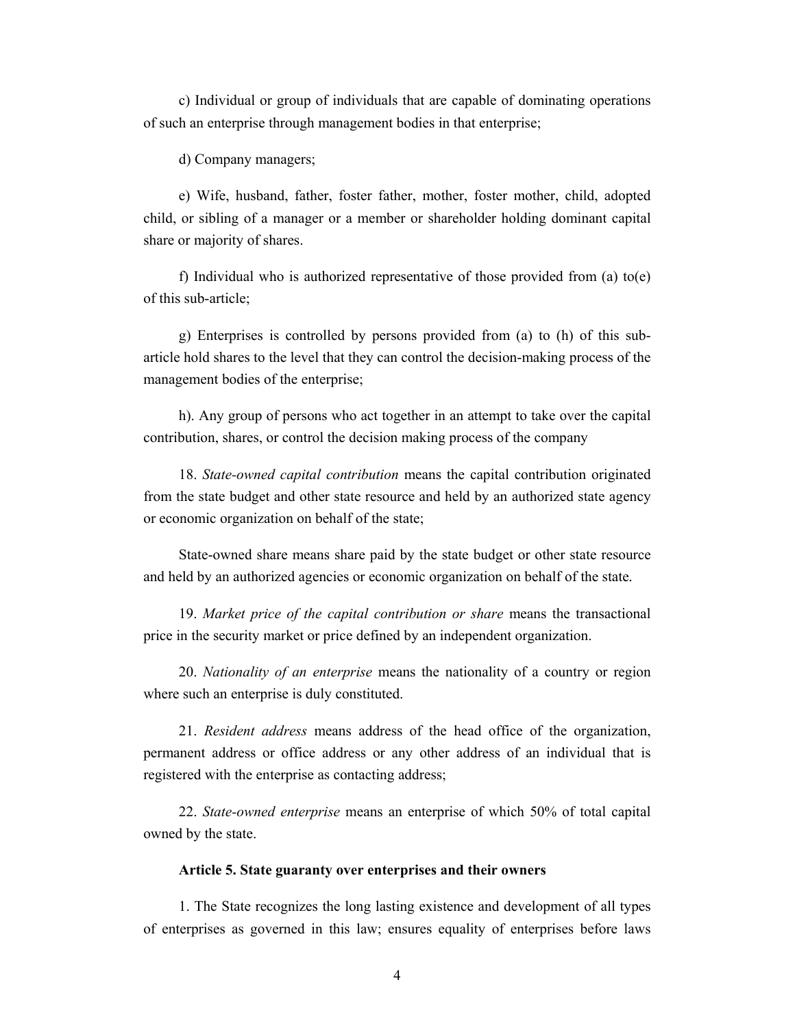c) Individual or group of individuals that are capable of dominating operations of such an enterprise through management bodies in that enterprise;

d) Company managers;

e) Wife, husband, father, foster father, mother, foster mother, child, adopted child, or sibling of a manager or a member or shareholder holding dominant capital share or majority of shares.

f) Individual who is authorized representative of those provided from (a) to(e) of this sub-article;

g) Enterprises is controlled by persons provided from (a) to (h) of this sub-article hold shares to the level that they can control the decision-making process of the management bodies of the enterprise;

h). Any group of persons who act together in an attempt to take over the capital contribution, shares, or control the decision making process of the company

18. *State-owned capital contribution* means the capital contribution originated from the state budget and other state resource and held by an authorized state agency or economic organization on behalf of the state;

State-owned share means share paid by the state budget or other state resource and held by an authorized agencies or economic organization on behalf of the state.

19. *Market price of the capital contribution or share* means the transactional price in the security market or price defined by an independent organization.

20. *Nationality of an enterprise* means the nationality of a country or region where such an enterprise is duly constituted.

21. *Resident address* means address of the head office of the organization, permanent address or office address or any other address of an individual that is registered with the enterprise as contacting address;

22. *State-owned enterprise* means an enterprise of which 50% of total capital owned by the state.

**Article 5. State guaranty over enterprises and their owners**

1. The State recognizes the long lasting existence and development of all types of enterprises as governed in this law; ensures equality of enterprises before laws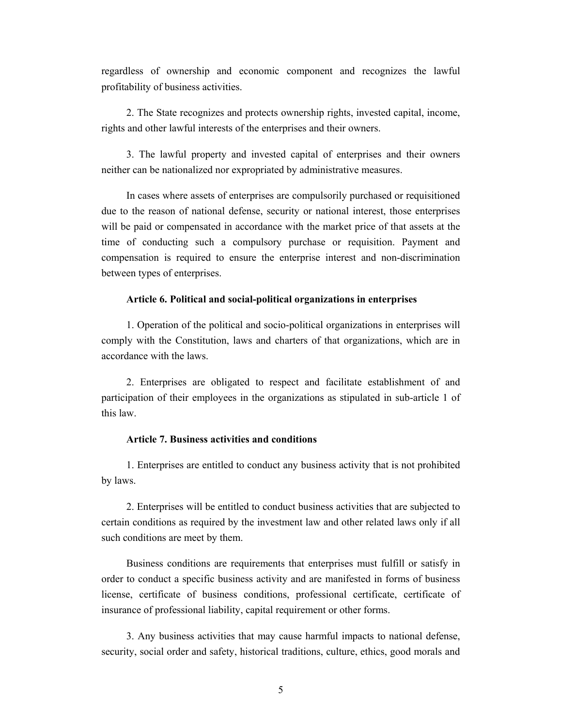regardless of ownership and economic component and recognizes the lawful profitability of business activities.

2. The State recognizes and protects ownership rights, invested capital, income, rights and other lawful interests of the enterprises and their owners.

3. The lawful property and invested capital of enterprises and their owners neither can be nationalized nor expropriated by administrative measures.

In cases where assets of enterprises are compulsorily purchased or requisitioned due to the reason of national defense, security or national interest, those enterprises will be paid or compensated in accordance with the market price of that assets at the time of conducting such a compulsory purchase or requisition. Payment and compensation is required to ensure the enterprise interest and non-discrimination between types of enterprises.

**Article 6. Political and social-political organizations in enterprises**

1. Operation of the political and socio-political organizations in enterprises will comply with the Constitution, laws and charters of that organizations, which are in accordance with the laws.

2. Enterprises are obligated to respect and facilitate establishment of and participation of their employees in the organizations as stipulated in sub-article 1 of this law.

**Article 7. Business activities and conditions**

1. Enterprises are entitled to conduct any business activity that is not prohibited by laws.

2. Enterprises will be entitled to conduct business activities that are subjected to certain conditions as required by the investment law and other related laws only if all such conditions are meet by them.

Business conditions are requirements that enterprises must fulfill or satisfy in order to conduct a specific business activity and are manifested in forms of business license, certificate of business conditions, professional certificate, certificate of insurance of professional liability, capital requirement or other forms.

3. Any business activities that may cause harmful impacts to national defense, security, social order and safety, historical traditions, culture, ethics, good morals and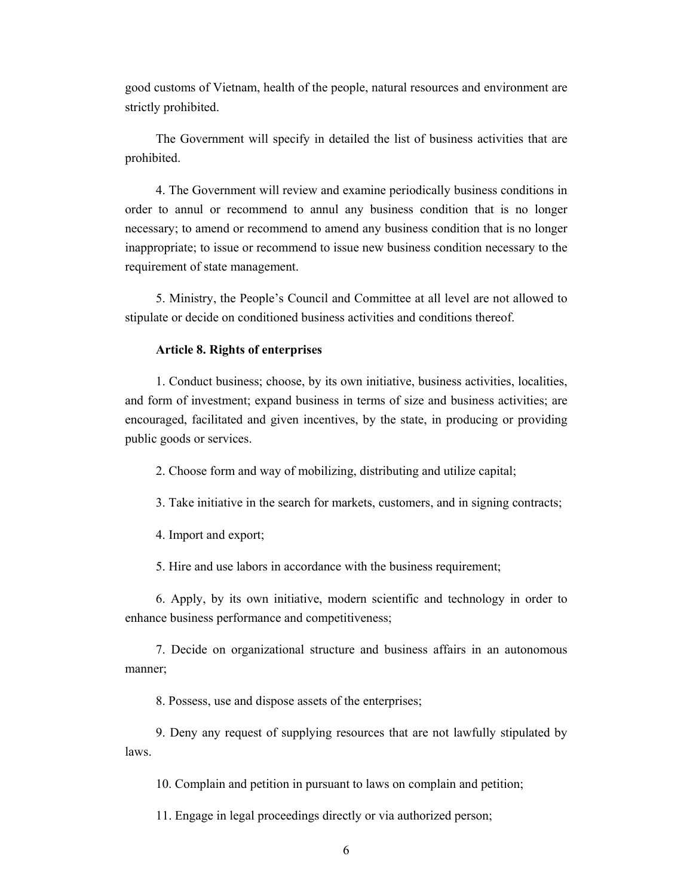good customs of Vietnam, health of the people, natural resources and environment are strictly prohibited.

The Government will specify in detailed the list of business activities that are prohibited.

4. The Government will review and examine periodically business conditions in order to annul or recommend to annul any business condition that is no longer necessary; to amend or recommend to amend any business condition that is no longer inappropriate; to issue or recommend to issue new business condition necessary to the requirement of state management.

5. Ministry, the People's Council and Committee at all level are not allowed to stipulate or decide on conditioned business activities and conditions thereof.

**Article 8. Rights of enterprises**

1. Conduct business; choose, by its own initiative, business activities, localities, and form of investment; expand business in terms of size and business activities; are encouraged, facilitated and given incentives, by the state, in producing or providing public goods or services.

2. Choose form and way of mobilizing, distributing and utilize capital;

3. Take initiative in the search for markets, customers, and in signing contracts;

4. Import and export;

5. Hire and use labors in accordance with the business requirement;

6. Apply, by its own initiative, modern scientific and technology in order to enhance business performance and competitiveness;

7. Decide on organizational structure and business affairs in an autonomous manner;

8. Possess, use and dispose assets of the enterprises;

9. Deny any request of supplying resources that are not lawfully stipulated by laws.

10. Complain and petition in pursuant to laws on complain and petition;

11. Engage in legal proceedings directly or via authorized person;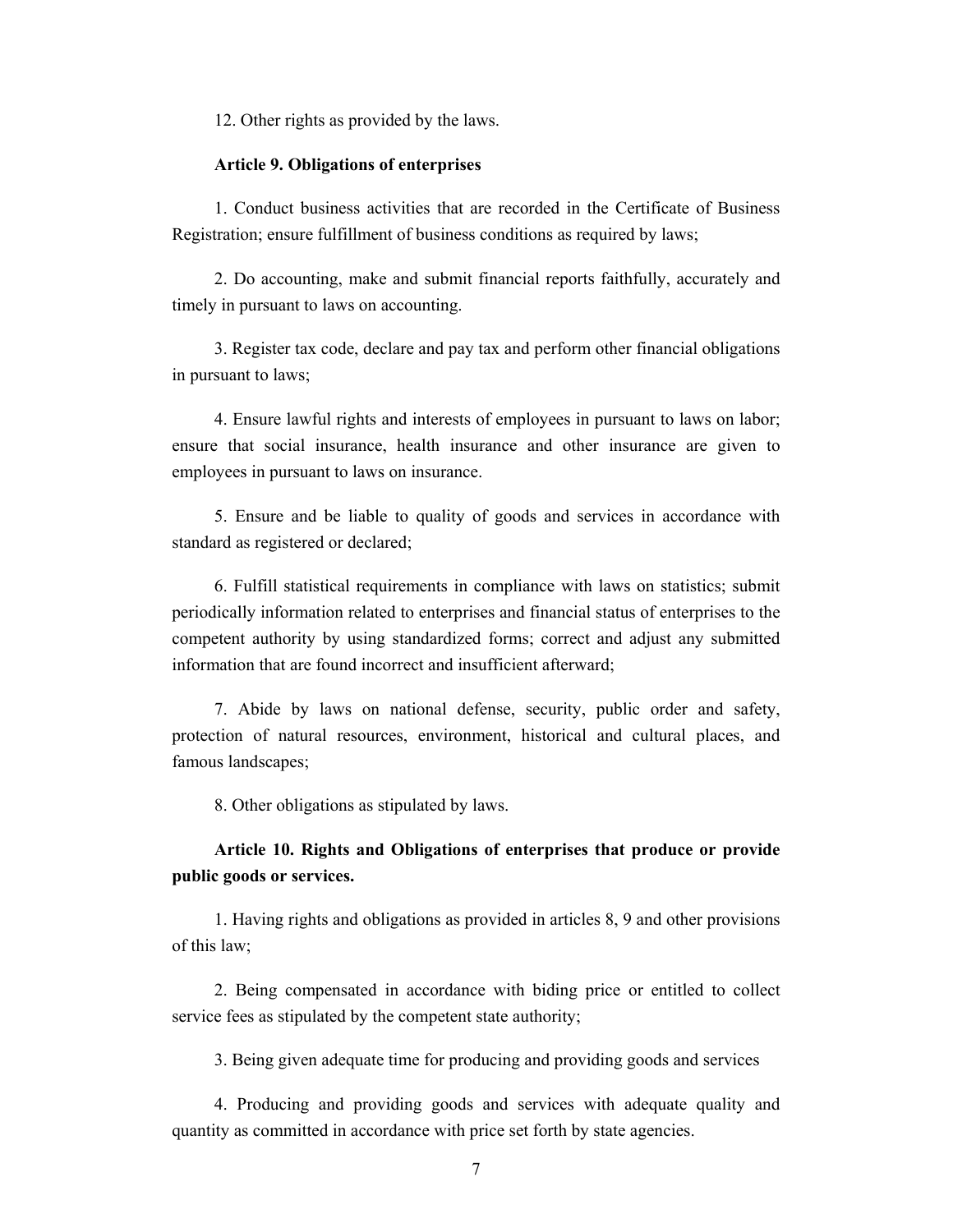12. Other rights as provided by the laws.

**Article 9. Obligations of enterprises**

1. Conduct business activities that are recorded in the Certificate of Business Registration; ensure fulfillment of business conditions as required by laws;

2. Do accounting, make and submit financial reports faithfully, accurately and timely in pursuant to laws on accounting.

3. Register tax code, declare and pay tax and perform other financial obligations in pursuant to laws;

4. Ensure lawful rights and interests of employees in pursuant to laws on labor; ensure that social insurance, health insurance and other insurance are given to employees in pursuant to laws on insurance.

5. Ensure and be liable to quality of goods and services in accordance with standard as registered or declared;

6. Fulfill statistical requirements in compliance with laws on statistics; submit periodically information related to enterprises and financial status of enterprises to the competent authority by using standardized forms; correct and adjust any submitted information that are found incorrect and insufficient afterward;

7. Abide by laws on national defense, security, public order and safety, protection of natural resources, environment, historical and cultural places, and famous landscapes;

8. Other obligations as stipulated by laws.

**Article 10. Rights and Obligations of enterprises that produce or provide public goods or services.**

1. Having rights and obligations as provided in articles 8, 9 and other provisions of this law;

2. Being compensated in accordance with biding price or entitled to collect service fees as stipulated by the competent state authority;

3. Being given adequate time for producing and providing goods and services

4. Producing and providing goods and services with adequate quality and quantity as committed in accordance with price set forth by state agencies.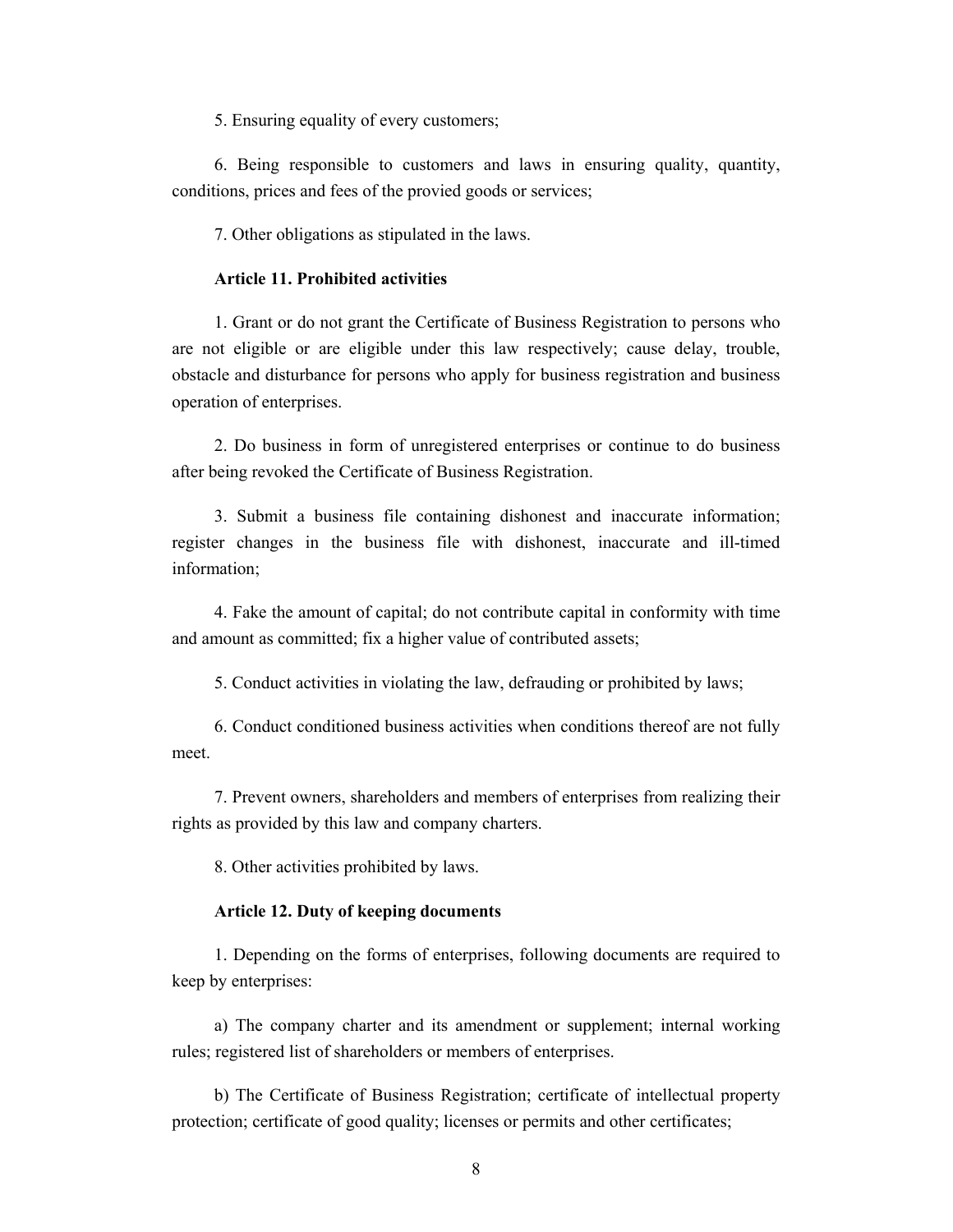5. Ensuring equality of every customers;

6. Being responsible to customers and laws in ensuring quality, quantity, conditions, prices and fees of the provied goods or services;

7. Other obligations as stipulated in the laws.

**Article 11. Prohibited activities**

1. Grant or do not grant the Certificate of Business Registration to persons who are not eligible or are eligible under this law respectively; cause delay, trouble, obstacle and disturbance for persons who apply for business registration and business operation of enterprises.

2. Do business in form of unregistered enterprises or continue to do business after being revoked the Certificate of Business Registration.

3. Submit a business file containing dishonest and inaccurate information; register changes in the business file with dishonest, inaccurate and ill-timed information;

4. Fake the amount of capital; do not contribute capital in conformity with time and amount as committed; fix a higher value of contributed assets;

5. Conduct activities in violating the law, defrauding or prohibited by laws;

6. Conduct conditioned business activities when conditions thereof are not fully meet.

7. Prevent owners, shareholders and members of enterprises from realizing their rights as provided by this law and company charters.

8. Other activities prohibited by laws.

**Article 12. Duty of keeping documents**

1. Depending on the forms of enterprises, following documents are required to keep by enterprises:

a) The company charter and its amendment or supplement; internal working rules; registered list of shareholders or members of enterprises.

b) The Certificate of Business Registration; certificate of intellectual property protection; certificate of good quality; licenses or permits and other certificates;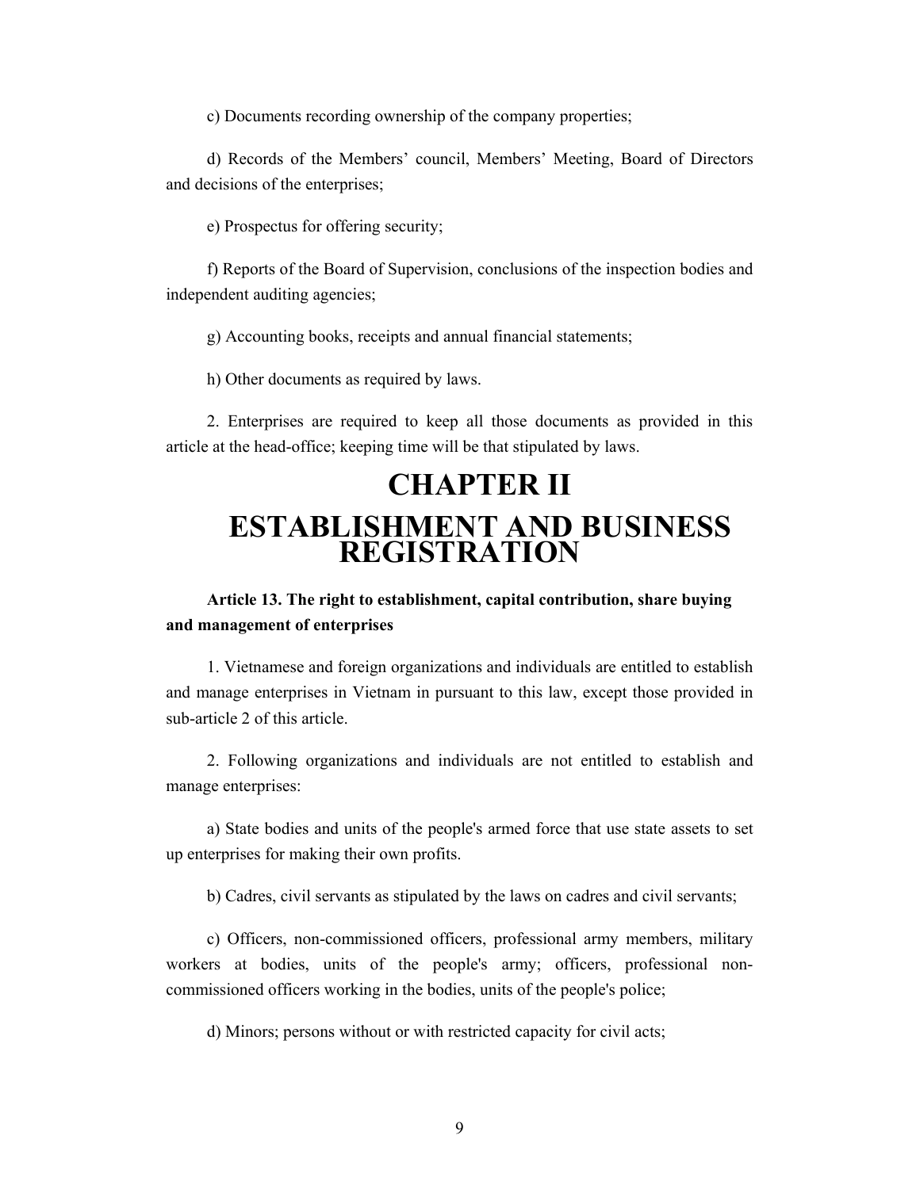c) Documents recording ownership of the company properties;

d) Records of the Members' council, Members' Meeting, Board of Directors and decisions of the enterprises;

e) Prospectus for offering security;

f) Reports of the Board of Supervision, conclusions of the inspection bodies and independent auditing agencies;

g) Accounting books, receipts and annual financial statements;

h) Other documents as required by laws.

2. Enterprises are required to keep all those documents as provided in this article at the head-office; keeping time will be that stipulated by laws.

# CHAPTER II

# ESTABLISHMENT AND BUSINESS REGISTRATION

**Article 13. The right to establishment, capital contribution, share buying and management of enterprises**

1. Vietnamese and foreign organizations and individuals are entitled to establish and manage enterprises in Vietnam in pursuant to this law, except those provided in sub-article 2 of this article.

2. Following organizations and individuals are not entitled to establish and manage enterprises:

a) State bodies and units of the people's armed force that use state assets to set up enterprises for making their own profits.

b) Cadres, civil servants as stipulated by the laws on cadres and civil servants;

c) Officers, non-commissioned officers, professional army members, military workers at bodies, units of the people's army; officers, professional non-commissioned officers working in the bodies, units of the people's police;

d) Minors; persons without or with restricted capacity for civil acts;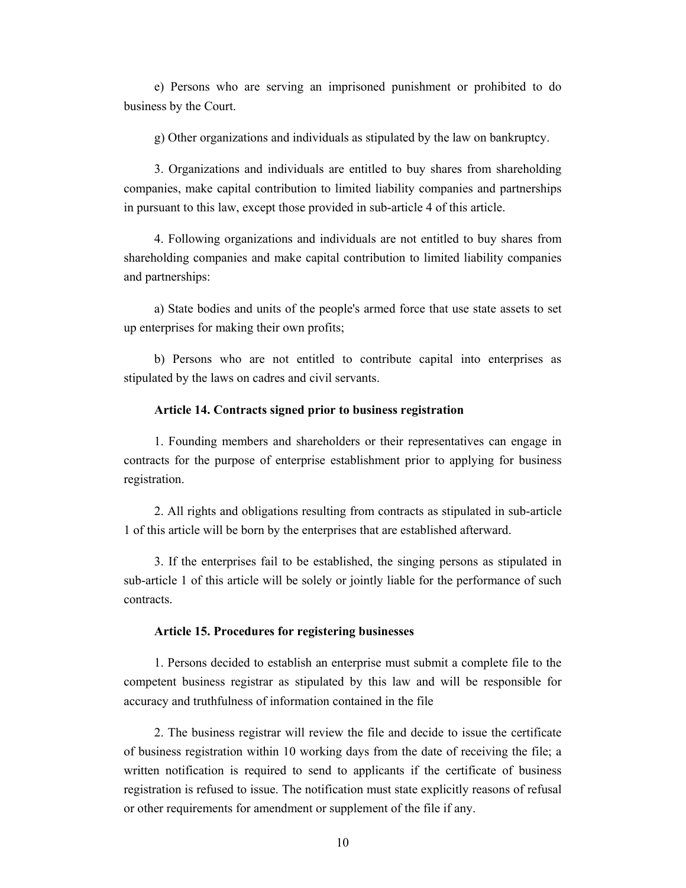e) Persons who are serving an imprisoned punishment or prohibited to do business by the Court.

g) Other organizations and individuals as stipulated by the law on bankruptcy.

3. Organizations and individuals are entitled to buy shares from shareholding companies, make capital contribution to limited liability companies and partnerships in pursuant to this law, except those provided in sub-article 4 of this article.

4. Following organizations and individuals are not entitled to buy shares from shareholding companies and make capital contribution to limited liability companies and partnerships:

a) State bodies and units of the people's armed force that use state assets to set up enterprises for making their own profits;

b) Persons who are not entitled to contribute capital into enterprises as stipulated by the laws on cadres and civil servants.

**Article 14. Contracts signed prior to business registration**

1. Founding members and shareholders or their representatives can engage in contracts for the purpose of enterprise establishment prior to applying for business registration.

2. All rights and obligations resulting from contracts as stipulated in sub-article 1 of this article will be born by the enterprises that are established afterward.

3. If the enterprises fail to be established, the singing persons as stipulated in sub-article 1 of this article will be solely or jointly liable for the performance of such contracts.

**Article 15. Procedures for registering businesses**

1. Persons decided to establish an enterprise must submit a complete file to the competent business registrar as stipulated by this law and will be responsible for accuracy and truthfulness of information contained in the file

2. The business registrar will review the file and decide to issue the certificate of business registration within 10 working days from the date of receiving the file; a written notification is required to send to applicants if the certificate of business registration is refused to issue. The notification must state explicitly reasons of refusal or other requirements for amendment or supplement of the file if any.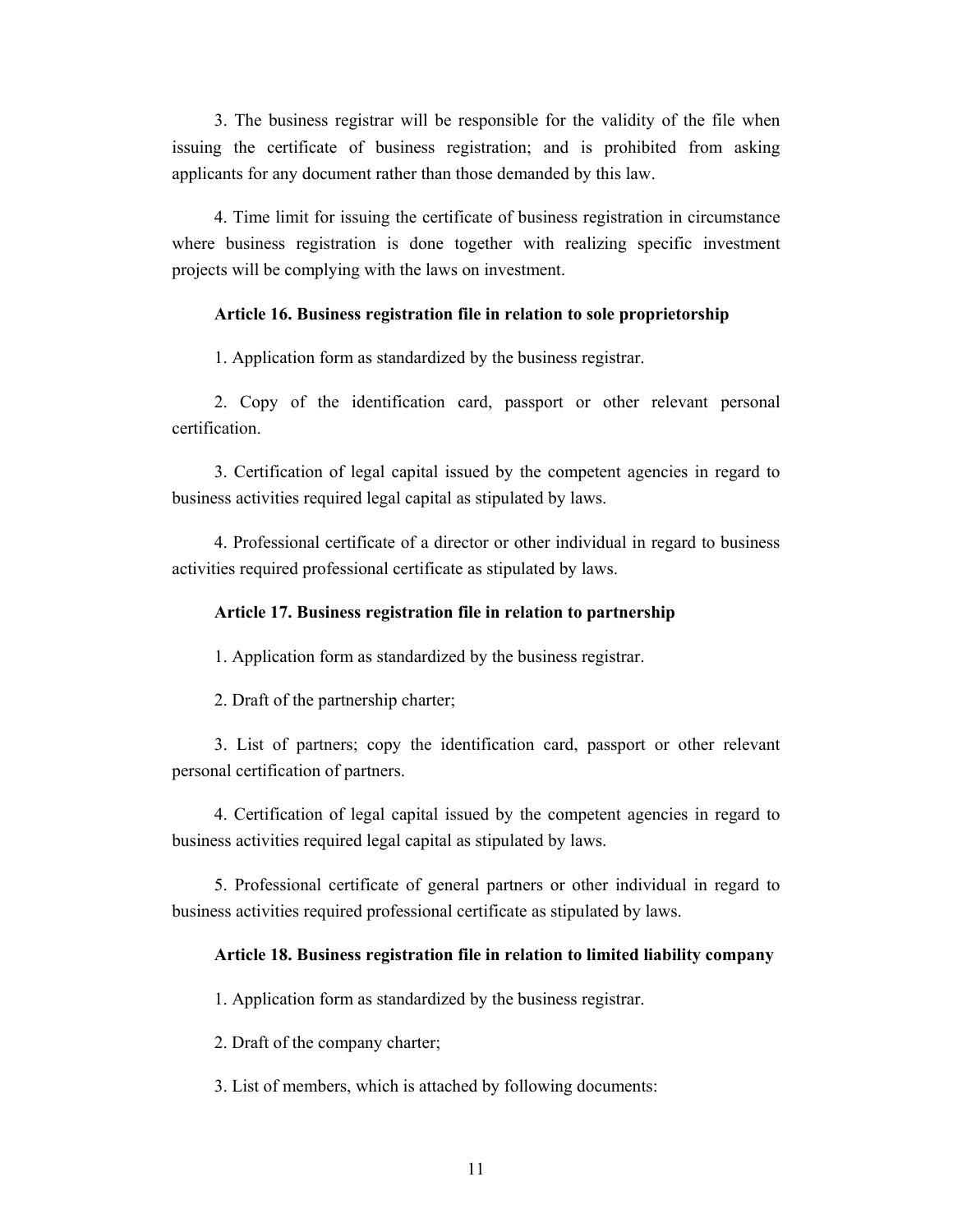3. The business registrar will be responsible for the validity of the file when issuing the certificate of business registration; and is prohibited from asking applicants for any document rather than those demanded by this law.

4. Time limit for issuing the certificate of business registration in circumstance where business registration is done together with realizing specific investment projects will be complying with the laws on investment.

**Article 16. Business registration file in relation to sole proprietorship**

1. Application form as standardized by the business registrar.

2. Copy of the identification card, passport or other relevant personal certification.

3. Certification of legal capital issued by the competent agencies in regard to business activities required legal capital as stipulated by laws.

4. Professional certificate of a director or other individual in regard to business activities required professional certificate as stipulated by laws.

**Article 17. Business registration file in relation to partnership**

1. Application form as standardized by the business registrar.

2. Draft of the partnership charter;

3. List of partners; copy the identification card, passport or other relevant personal certification of partners.

4. Certification of legal capital issued by the competent agencies in regard to business activities required legal capital as stipulated by laws.

5. Professional certificate of general partners or other individual in regard to business activities required professional certificate as stipulated by laws.

**Article 18. Business registration file in relation to limited liability company**

1. Application form as standardized by the business registrar.

2. Draft of the company charter;

3. List of members, which is attached by following documents: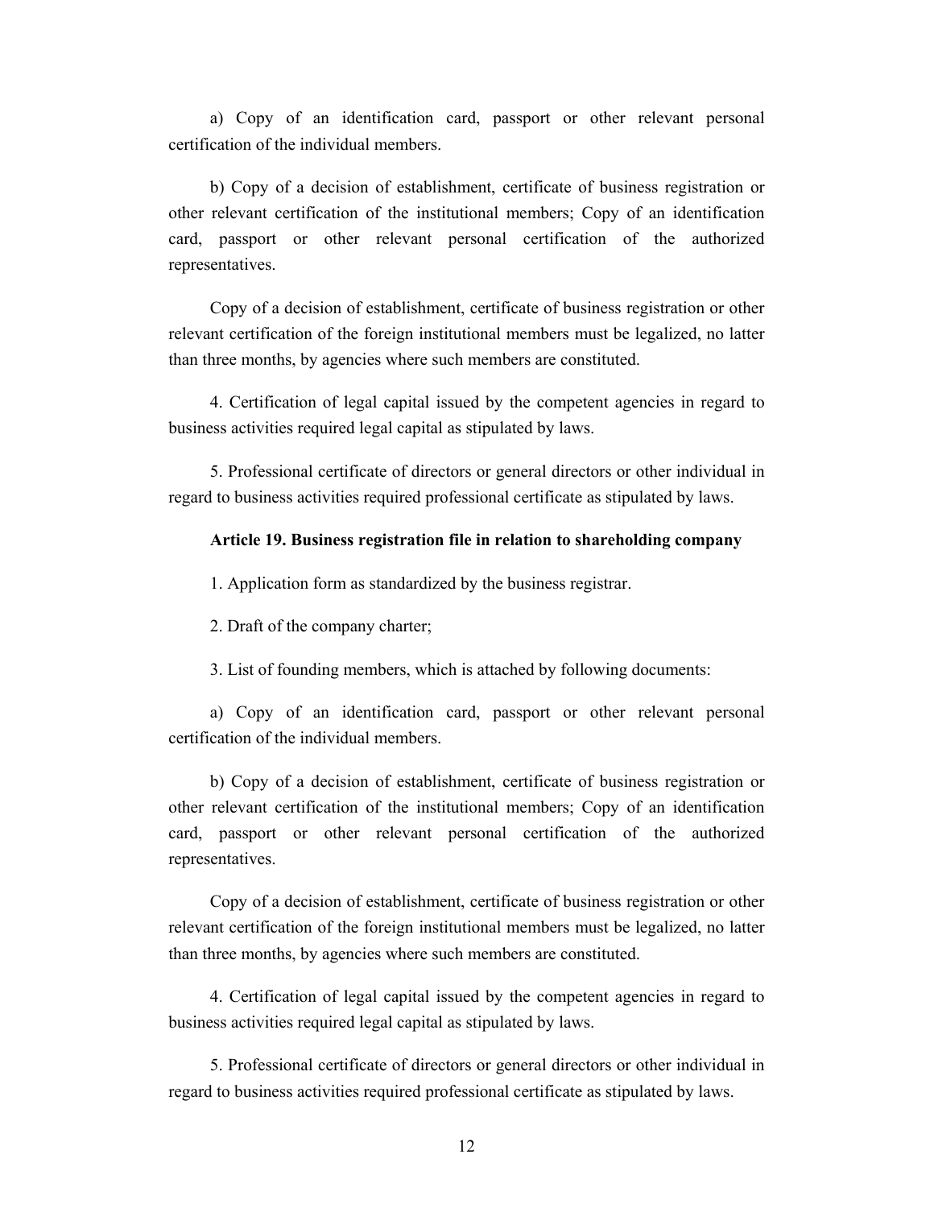a) Copy of an identification card, passport or other relevant personal certification of the individual members.

b) Copy of a decision of establishment, certificate of business registration or other relevant certification of the institutional members; Copy of an identification card, passport or other relevant personal certification of the authorized representatives.

Copy of a decision of establishment, certificate of business registration or other relevant certification of the foreign institutional members must be legalized, no latter than three months, by agencies where such members are constituted.

4. Certification of legal capital issued by the competent agencies in regard to business activities required legal capital as stipulated by laws.

5. Professional certificate of directors or general directors or other individual in regard to business activities required professional certificate as stipulated by laws.

**Article 19. Business registration file in relation to shareholding company**

1. Application form as standardized by the business registrar.

2. Draft of the company charter;

3. List of founding members, which is attached by following documents:

a) Copy of an identification card, passport or other relevant personal certification of the individual members.

b) Copy of a decision of establishment, certificate of business registration or other relevant certification of the institutional members; Copy of an identification card, passport or other relevant personal certification of the authorized representatives.

Copy of a decision of establishment, certificate of business registration or other relevant certification of the foreign institutional members must be legalized, no latter than three months, by agencies where such members are constituted.

4. Certification of legal capital issued by the competent agencies in regard to business activities required legal capital as stipulated by laws.

5. Professional certificate of directors or general directors or other individual in regard to business activities required professional certificate as stipulated by laws.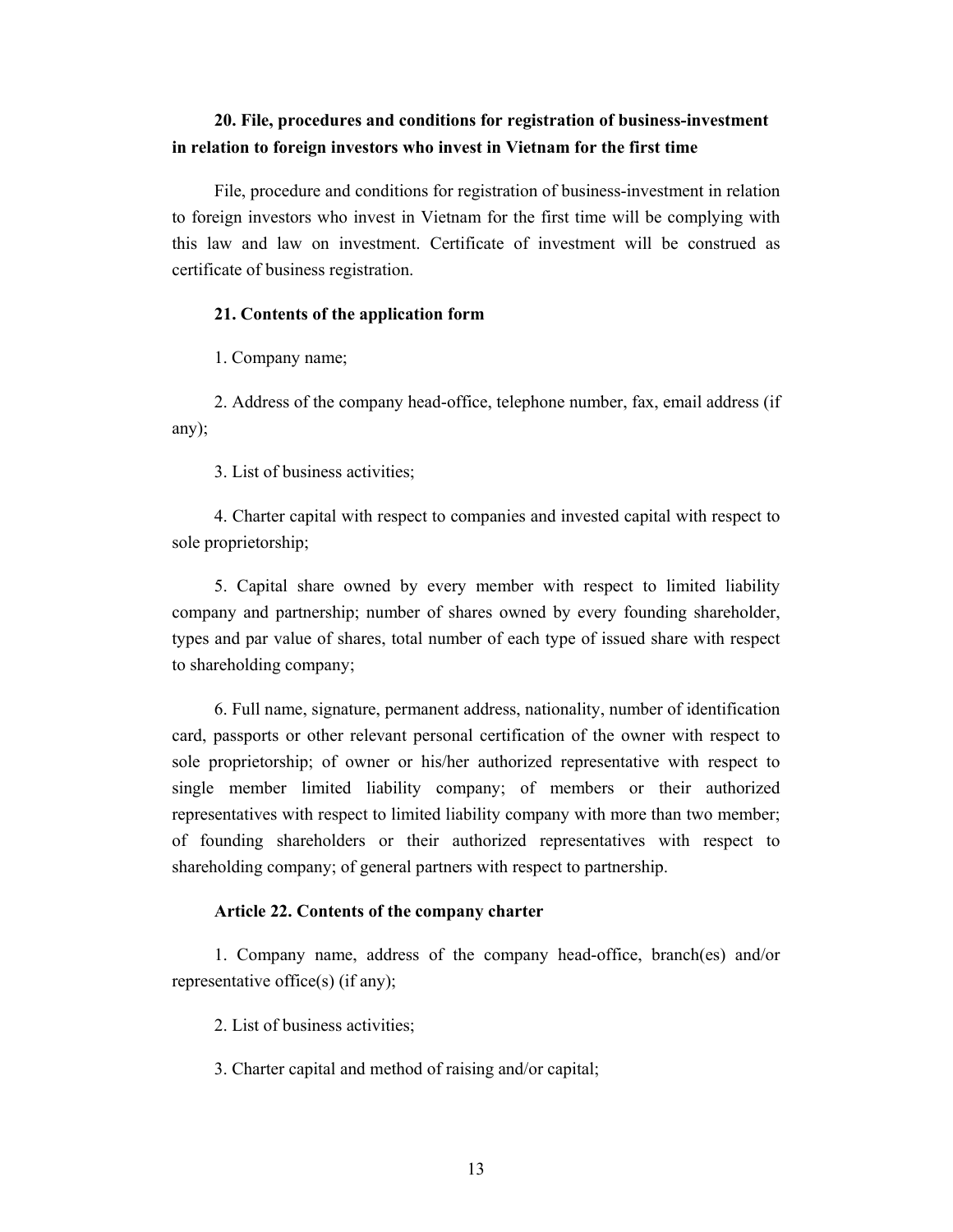### 20. File, procedures and conditions for registration of business-investment in relation to foreign investors who invest in Vietnam for the first time

File, procedure and conditions for registration of business-investment in relation to foreign investors who invest in Vietnam for the first time will be complying with this law and law on investment. Certificate of investment will be construed as certificate of business registration.

### 21. Contents of the application form

1. Company name;

2. Address of the company head-office, telephone number, fax, email address (if any);

3. List of business activities;

4. Charter capital with respect to companies and invested capital with respect to sole proprietorship;

5. Capital share owned by every member with respect to limited liability company and partnership; number of shares owned by every founding shareholder, types and par value of shares, total number of each type of issued share with respect to shareholding company;

6. Full name, signature, permanent address, nationality, number of identification card, passports or other relevant personal certification of the owner with respect to sole proprietorship; of owner or his/her authorized representative with respect to single member limited liability company; of members or their authorized representatives with respect to limited liability company with more than two member; of founding shareholders or their authorized representatives with respect to shareholding company; of general partners with respect to partnership.

### Article 22. Contents of the company charter

1. Company name, address of the company head-office, branch(es) and/or representative office(s) (if any);

2. List of business activities;

3. Charter capital and method of raising and/or capital;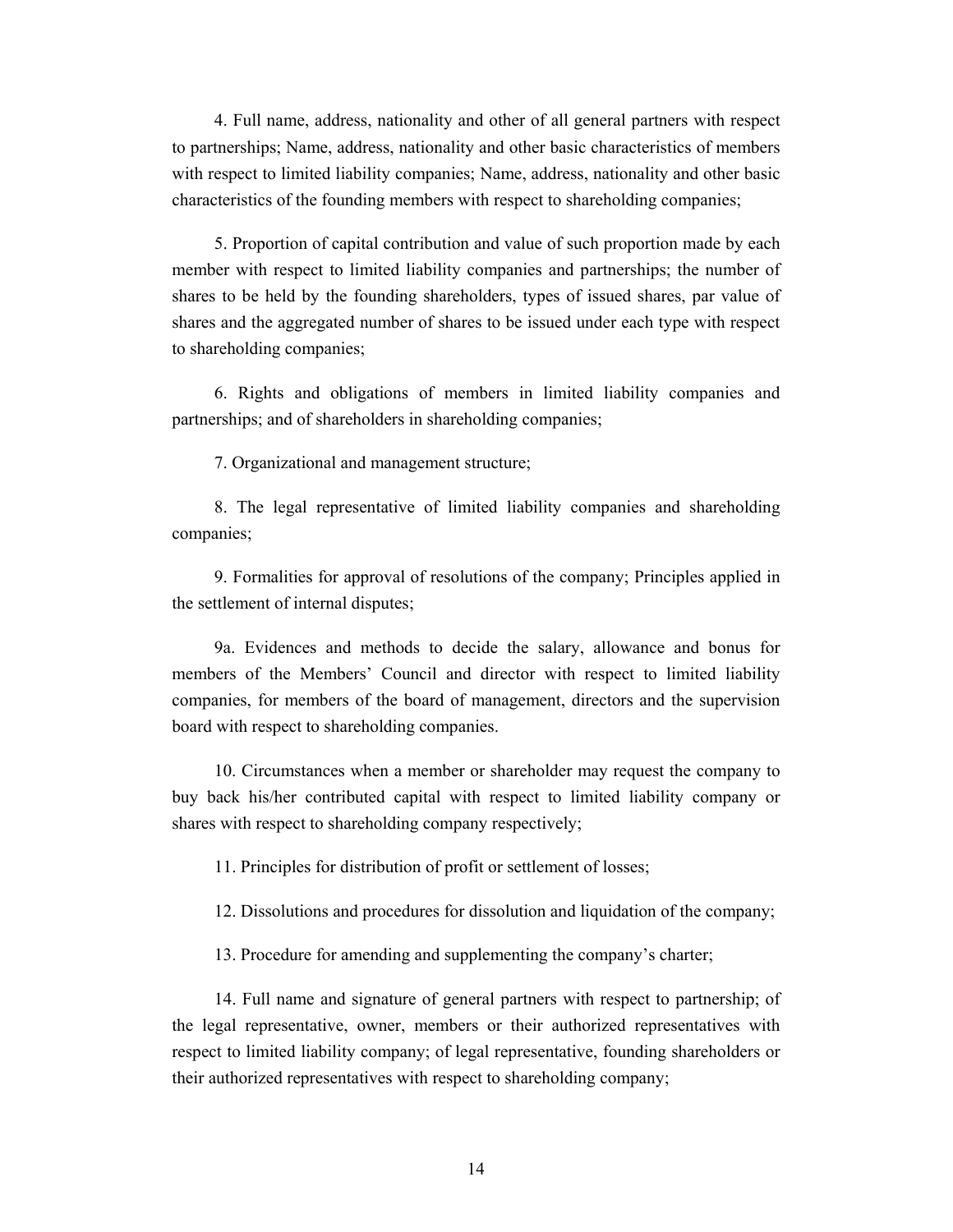4. Full name, address, nationality and other of all general partners with respect to partnerships; Name, address, nationality and other basic characteristics of members with respect to limited liability companies; Name, address, nationality and other basic characteristics of the founding members with respect to shareholding companies;

5. Proportion of capital contribution and value of such proportion made by each member with respect to limited liability companies and partnerships; the number of shares to be held by the founding shareholders, types of issued shares, par value of shares and the aggregated number of shares to be issued under each type with respect to shareholding companies;

6. Rights and obligations of members in limited liability companies and partnerships; and of shareholders in shareholding companies;

7. Organizational and management structure;

8. The legal representative of limited liability companies and shareholding companies;

9. Formalities for approval of resolutions of the company; Principles applied in the settlement of internal disputes;

9a. Evidences and methods to decide the salary, allowance and bonus for members of the Members' Council and director with respect to limited liability companies, for members of the board of management, directors and the supervision board with respect to shareholding companies.

10. Circumstances when a member or shareholder may request the company to buy back his/her contributed capital with respect to limited liability company or shares with respect to shareholding company respectively;

11. Principles for distribution of profit or settlement of losses;

12. Dissolutions and procedures for dissolution and liquidation of the company;

13. Procedure for amending and supplementing the company's charter;

14. Full name and signature of general partners with respect to partnership; of the legal representative, owner, members or their authorized representatives with respect to limited liability company; of legal representative, founding shareholders or their authorized representatives with respect to shareholding company;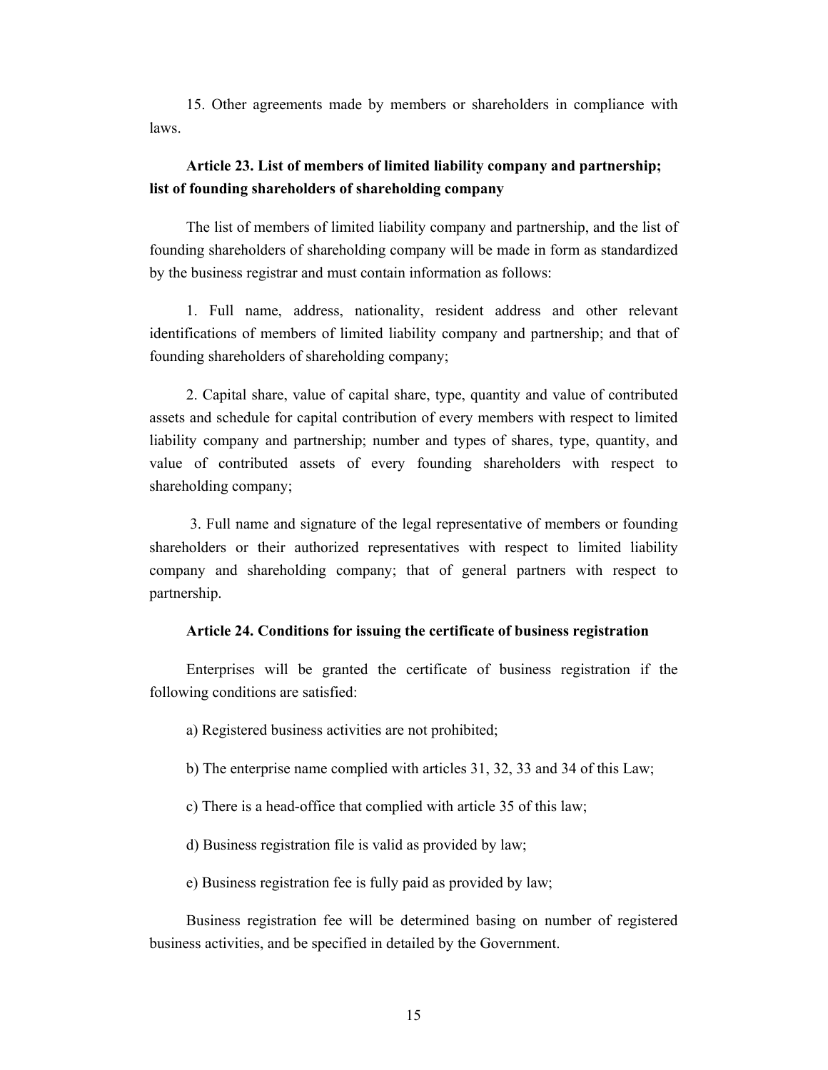15. Other agreements made by members or shareholders in compliance with laws.

**Article 23. List of members of limited liability company and partnership; list of founding shareholders of shareholding company**

The list of members of limited liability company and partnership, and the list of founding shareholders of shareholding company will be made in form as standardized by the business registrar and must contain information as follows:

1. Full name, address, nationality, resident address and other relevant identifications of members of limited liability company and partnership; and that of founding shareholders of shareholding company;

2. Capital share, value of capital share, type, quantity and value of contributed assets and schedule for capital contribution of every members with respect to limited liability company and partnership; number and types of shares, type, quantity, and value of contributed assets of every founding shareholders with respect to shareholding company;

3. Full name and signature of the legal representative of members or founding shareholders or their authorized representatives with respect to limited liability company and shareholding company; that of general partners with respect to partnership.

**Article 24. Conditions for issuing the certificate of business registration**

Enterprises will be granted the certificate of business registration if the following conditions are satisfied:

a) Registered business activities are not prohibited;

b) The enterprise name complied with articles 31, 32, 33 and 34 of this Law;

c) There is a head-office that complied with article 35 of this law;

d) Business registration file is valid as provided by law;

e) Business registration fee is fully paid as provided by law;

Business registration fee will be determined basing on number of registered business activities, and be specified in detailed by the Government.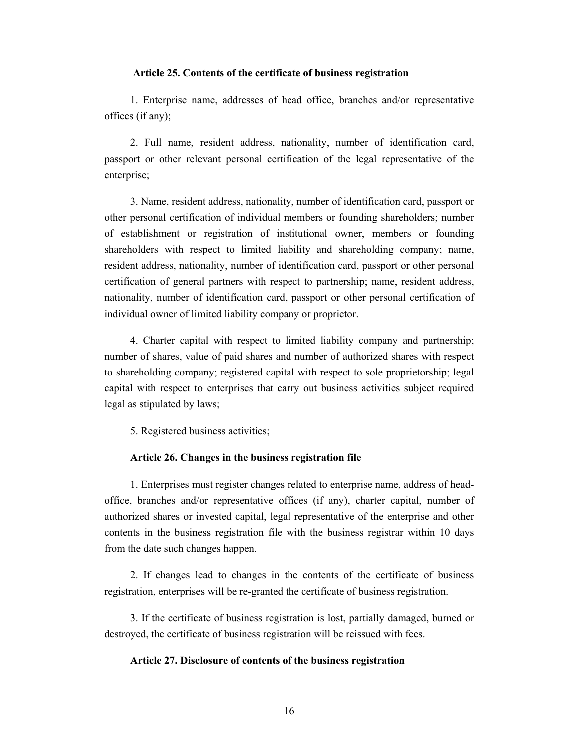### Article 25. Contents of the certificate of business registration

1. Enterprise name, addresses of head office, branches and/or representative offices (if any);

2. Full name, resident address, nationality, number of identification card, passport or other relevant personal certification of the legal representative of the enterprise;

3. Name, resident address, nationality, number of identification card, passport or other personal certification of individual members or founding shareholders; number of establishment or registration of institutional owner, members or founding shareholders with respect to limited liability and shareholding company; name, resident address, nationality, number of identification card, passport or other personal certification of general partners with respect to partnership; name, resident address, nationality, number of identification card, passport or other personal certification of individual owner of limited liability company or proprietor.

4. Charter capital with respect to limited liability company and partnership; number of shares, value of paid shares and number of authorized shares with respect to shareholding company; registered capital with respect to sole proprietorship; legal capital with respect to enterprises that carry out business activities subject required legal as stipulated by laws;

5. Registered business activities;

### Article 26. Changes in the business registration file

1. Enterprises must register changes related to enterprise name, address of head-office, branches and/or representative offices (if any), charter capital, number of authorized shares or invested capital, legal representative of the enterprise and other contents in the business registration file with the business registrar within 10 days from the date such changes happen.

2. If changes lead to changes in the contents of the certificate of business registration, enterprises will be re-granted the certificate of business registration.

3. If the certificate of business registration is lost, partially damaged, burned or destroyed, the certificate of business registration will be reissued with fees.

### Article 27. Disclosure of contents of the business registration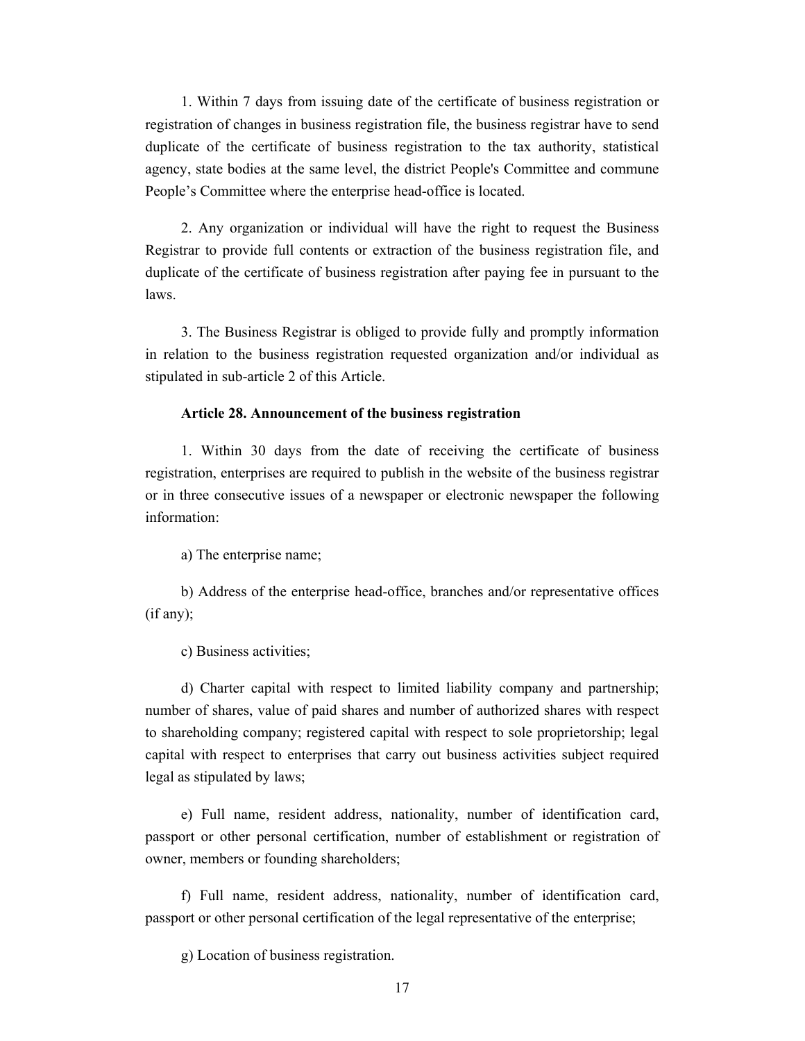1. Within 7 days from issuing date of the certificate of business registration or registration of changes in business registration file, the business registrar have to send duplicate of the certificate of business registration to the tax authority, statistical agency, state bodies at the same level, the district People's Committee and commune People's Committee where the enterprise head-office is located.

2. Any organization or individual will have the right to request the Business Registrar to provide full contents or extraction of the business registration file, and duplicate of the certificate of business registration after paying fee in pursuant to the laws.

3. The Business Registrar is obliged to provide fully and promptly information in relation to the business registration requested organization and/or individual as stipulated in sub-article 2 of this Article.

**Article 28. Announcement of the business registration**

1. Within 30 days from the date of receiving the certificate of business registration, enterprises are required to publish in the website of the business registrar or in three consecutive issues of a newspaper or electronic newspaper the following information:

a) The enterprise name;

b) Address of the enterprise head-office, branches and/or representative offices (if any);

c) Business activities;

d) Charter capital with respect to limited liability company and partnership; number of shares, value of paid shares and number of authorized shares with respect to shareholding company; registered capital with respect to sole proprietorship; legal capital with respect to enterprises that carry out business activities subject required legal as stipulated by laws;

e) Full name, resident address, nationality, number of identification card, passport or other personal certification, number of establishment or registration of owner, members or founding shareholders;

f) Full name, resident address, nationality, number of identification card, passport or other personal certification of the legal representative of the enterprise;

g) Location of business registration.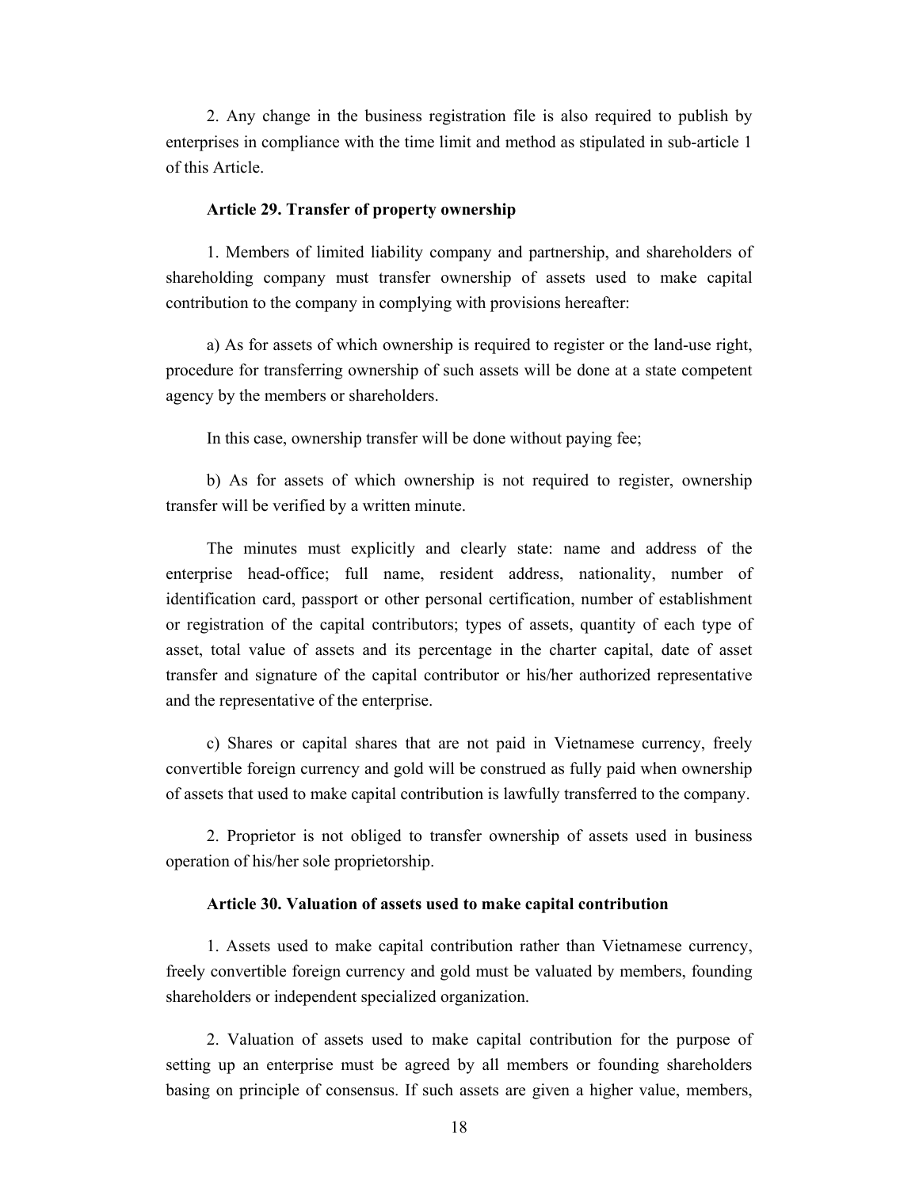2. Any change in the business registration file is also required to publish by enterprises in compliance with the time limit and method as stipulated in sub-article 1 of this Article.

**Article 29. Transfer of property ownership**

1. Members of limited liability company and partnership, and shareholders of shareholding company must transfer ownership of assets used to make capital contribution to the company in complying with provisions hereafter:

a) As for assets of which ownership is required to register or the land-use right, procedure for transferring ownership of such assets will be done at a state competent agency by the members or shareholders.

In this case, ownership transfer will be done without paying fee;

b) As for assets of which ownership is not required to register, ownership transfer will be verified by a written minute.

The minutes must explicitly and clearly state: name and address of the enterprise head-office; full name, resident address, nationality, number of identification card, passport or other personal certification, number of establishment or registration of the capital contributors; types of assets, quantity of each type of asset, total value of assets and its percentage in the charter capital, date of asset transfer and signature of the capital contributor or his/her authorized representative and the representative of the enterprise.

c) Shares or capital shares that are not paid in Vietnamese currency, freely convertible foreign currency and gold will be construed as fully paid when ownership of assets that used to make capital contribution is lawfully transferred to the company.

2. Proprietor is not obliged to transfer ownership of assets used in business operation of his/her sole proprietorship.

**Article 30. Valuation of assets used to make capital contribution**

1. Assets used to make capital contribution rather than Vietnamese currency, freely convertible foreign currency and gold must be valuated by members, founding shareholders or independent specialized organization.

2. Valuation of assets used to make capital contribution for the purpose of setting up an enterprise must be agreed by all members or founding shareholders basing on principle of consensus. If such assets are given a higher value, members,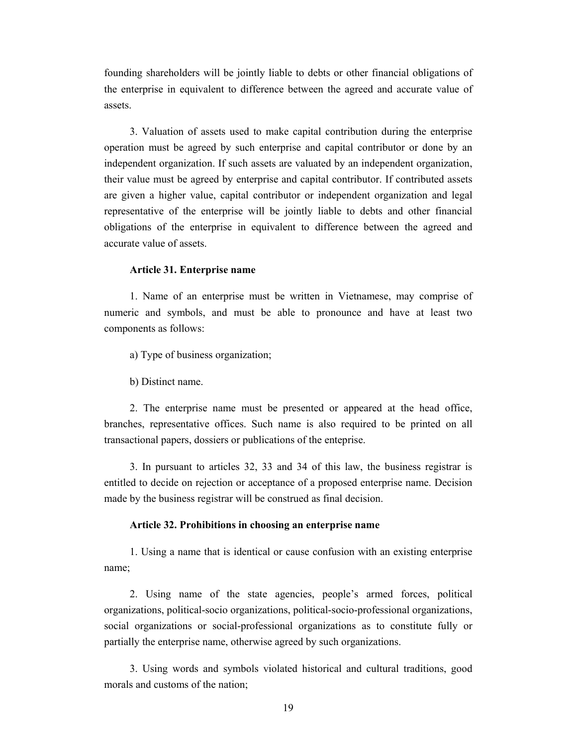founding shareholders will be jointly liable to debts or other financial obligations of the enterprise in equivalent to difference between the agreed and accurate value of assets.

3. Valuation of assets used to make capital contribution during the enterprise operation must be agreed by such enterprise and capital contributor or done by an independent organization. If such assets are valuated by an independent organization, their value must be agreed by enterprise and capital contributor. If contributed assets are given a higher value, capital contributor or independent organization and legal representative of the enterprise will be jointly liable to debts and other financial obligations of the enterprise in equivalent to difference between the agreed and accurate value of assets.

**Article 31. Enterprise name**

1. Name of an enterprise must be written in Vietnamese, may comprise of numeric and symbols, and must be able to pronounce and have at least two components as follows:

a) Type of business organization;

b) Distinct name.

2. The enterprise name must be presented or appeared at the head office, branches, representative offices. Such name is also required to be printed on all transactional papers, dossiers or publications of the enteprise.

3. In pursuant to articles 32, 33 and 34 of this law, the business registrar is entitled to decide on rejection or acceptance of a proposed enterprise name. Decision made by the business registrar will be construed as final decision.

**Article 32. Prohibitions in choosing an enterprise name**

1. Using a name that is identical or cause confusion with an existing enterprise name;

2. Using name of the state agencies, people's armed forces, political organizations, political-socio organizations, political-socio-professional organizations, social organizations or social-professional organizations as to constitute fully or partially the enterprise name, otherwise agreed by such organizations.

3. Using words and symbols violated historical and cultural traditions, good morals and customs of the nation;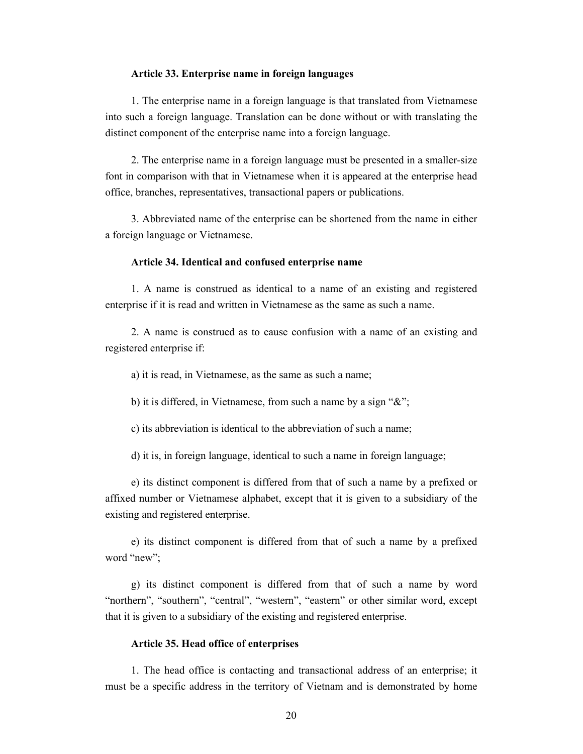**Article 33. Enterprise name in foreign languages**

1. The enterprise name in a foreign language is that translated from Vietnamese into such a foreign language. Translation can be done without or with translating the distinct component of the enterprise name into a foreign language.

2. The enterprise name in a foreign language must be presented in a smaller-size font in comparison with that in Vietnamese when it is appeared at the enterprise head office, branches, representatives, transactional papers or publications.

3. Abbreviated name of the enterprise can be shortened from the name in either a foreign language or Vietnamese.

**Article 34. Identical and confused enterprise name**

1. A name is construed as identical to a name of an existing and registered enterprise if it is read and written in Vietnamese as the same as such a name.

2. A name is construed as to cause confusion with a name of an existing and registered enterprise if:

a) it is read, in Vietnamese, as the same as such a name;

b) it is differed, in Vietnamese, from such a name by a sign "&";

c) its abbreviation is identical to the abbreviation of such a name;

d) it is, in foreign language, identical to such a name in foreign language;

e) its distinct component is differed from that of such a name by a prefixed or affixed number or Vietnamese alphabet, except that it is given to a subsidiary of the existing and registered enterprise.

e) its distinct component is differed from that of such a name by a prefixed word "new";

g) its distinct component is differed from that of such a name by word "northern", "southern", "central", "western", "eastern" or other similar word, except that it is given to a subsidiary of the existing and registered enterprise.

**Article 35. Head office of enterprises**

1. The head office is contacting and transactional address of an enterprise; it must be a specific address in the territory of Vietnam and is demonstrated by home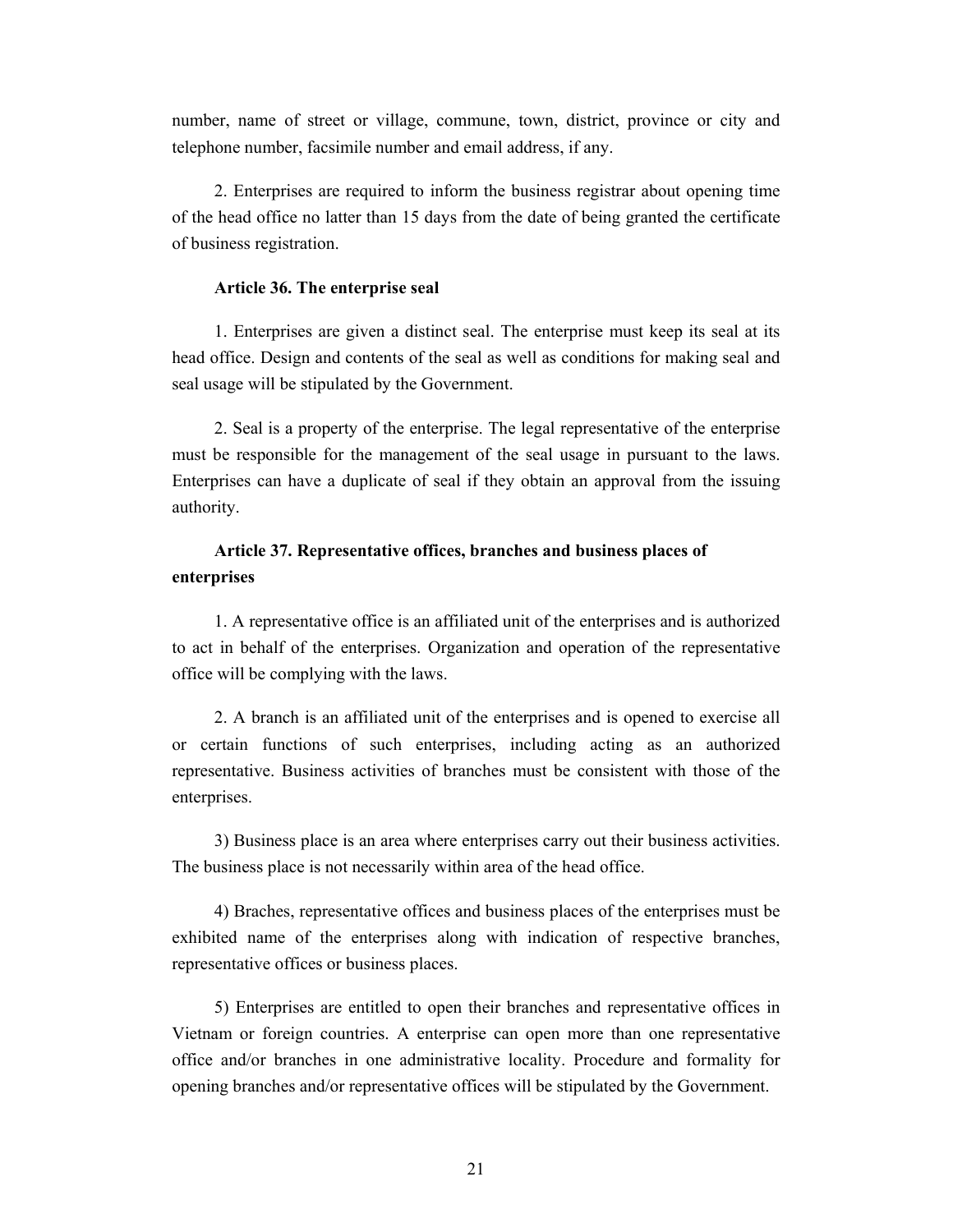number, name of street or village, commune, town, district, province or city and telephone number, facsimile number and email address, if any.

2. Enterprises are required to inform the business registrar about opening time of the head office no latter than 15 days from the date of being granted the certificate of business registration.

**Article 36. The enterprise seal**

1. Enterprises are given a distinct seal. The enterprise must keep its seal at its head office. Design and contents of the seal as well as conditions for making seal and seal usage will be stipulated by the Government.

2. Seal is a property of the enterprise. The legal representative of the enterprise must be responsible for the management of the seal usage in pursuant to the laws. Enterprises can have a duplicate of seal if they obtain an approval from the issuing authority.

**Article 37. Representative offices, branches and business places of enterprises**

1. A representative office is an affiliated unit of the enterprises and is authorized to act in behalf of the enterprises. Organization and operation of the representative office will be complying with the laws.

2. A branch is an affiliated unit of the enterprises and is opened to exercise all or certain functions of such enterprises, including acting as an authorized representative. Business activities of branches must be consistent with those of the enterprises.

3) Business place is an area where enterprises carry out their business activities. The business place is not necessarily within area of the head office.

4) Braches, representative offices and business places of the enterprises must be exhibited name of the enterprises along with indication of respective branches, representative offices or business places.

5) Enterprises are entitled to open their branches and representative offices in Vietnam or foreign countries. A enterprise can open more than one representative office and/or branches in one administrative locality. Procedure and formality for opening branches and/or representative offices will be stipulated by the Government.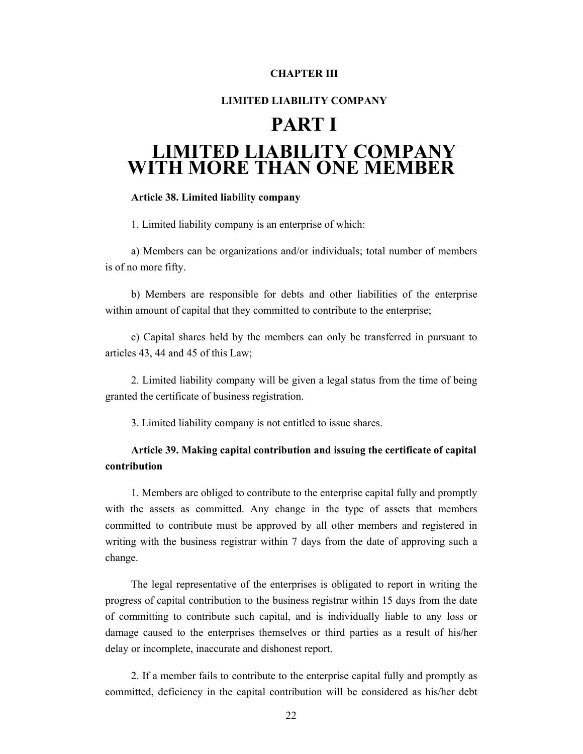## CHAPTER III

## LIMITED LIABILITY COMPANY

# PART I

# LIMITED LIABILITY COMPANY WITH MORE THAN ONE MEMBER

**Article 38. Limited liability company**

1. Limited liability company is an enterprise of which:

a) Members can be organizations and/or individuals; total number of members is of no more fifty.

b) Members are responsible for debts and other liabilities of the enterprise within amount of capital that they committed to contribute to the enterprise;

c) Capital shares held by the members can only be transferred in pursuant to articles 43, 44 and 45 of this Law;

2. Limited liability company will be given a legal status from the time of being granted the certificate of business registration.

3. Limited liability company is not entitled to issue shares.

**Article 39. Making capital contribution and issuing the certificate of capital contribution**

1. Members are obliged to contribute to the enterprise capital fully and promptly with the assets as committed. Any change in the type of assets that members committed to contribute must be approved by all other members and registered in writing with the business registrar within 7 days from the date of approving such a change.

The legal representative of the enterprises is obligated to report in writing the progress of capital contribution to the business registrar within 15 days from the date of committing to contribute such capital, and is individually liable to any loss or damage caused to the enterprises themselves or third parties as a result of his/her delay or incomplete, inaccurate and dishonest report.

2. If a member fails to contribute to the enterprise capital fully and promptly as committed, deficiency in the capital contribution will be considered as his/her debt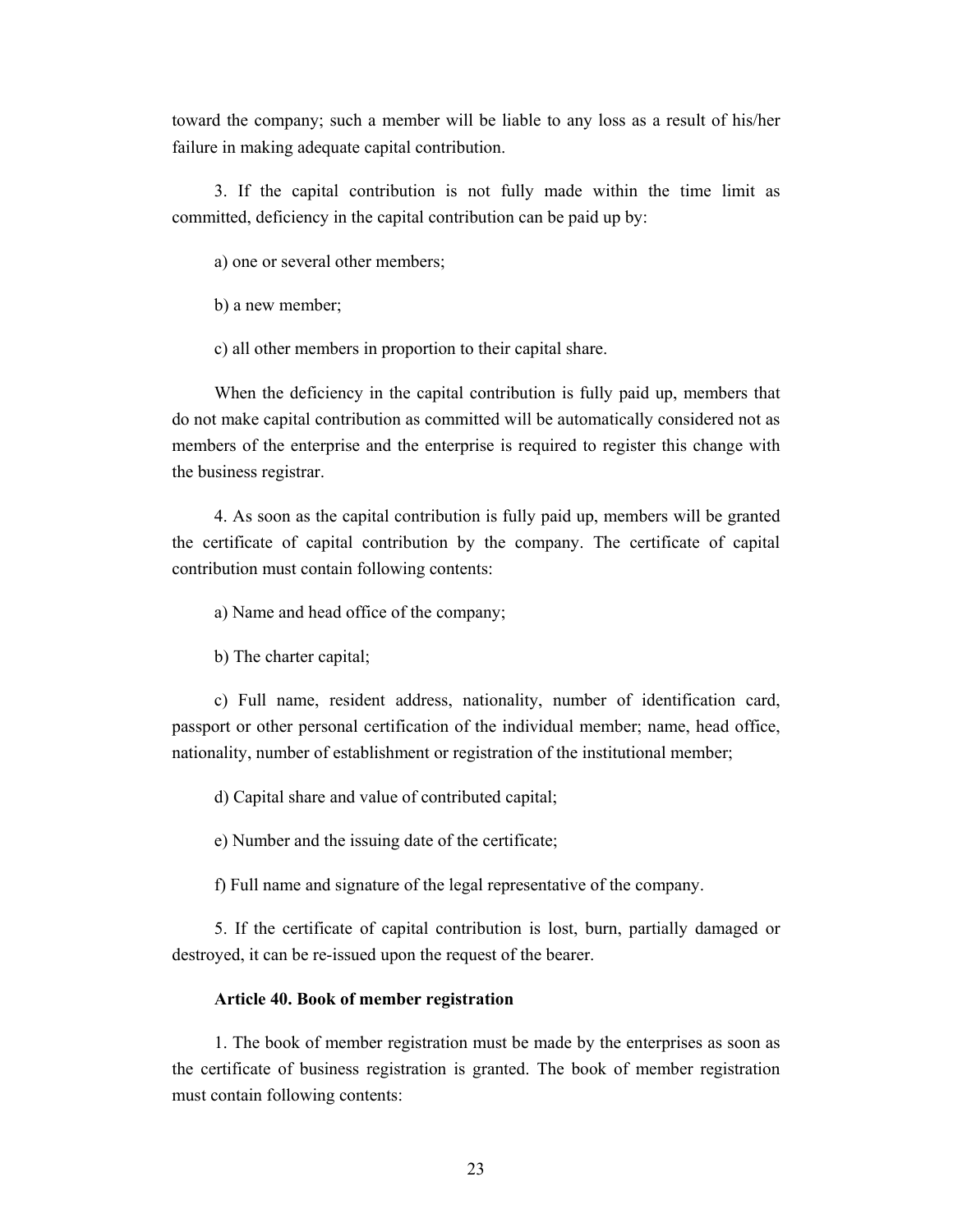toward the company; such a member will be liable to any loss as a result of his/her failure in making adequate capital contribution.

3. If the capital contribution is not fully made within the time limit as committed, deficiency in the capital contribution can be paid up by:

a) one or several other members;

b) a new member;

c) all other members in proportion to their capital share.

When the deficiency in the capital contribution is fully paid up, members that do not make capital contribution as committed will be automatically considered not as members of the enterprise and the enterprise is required to register this change with the business registrar.

4. As soon as the capital contribution is fully paid up, members will be granted the certificate of capital contribution by the company. The certificate of capital contribution must contain following contents:

a) Name and head office of the company;

b) The charter capital;

c) Full name, resident address, nationality, number of identification card, passport or other personal certification of the individual member; name, head office, nationality, number of establishment or registration of the institutional member;

d) Capital share and value of contributed capital;

e) Number and the issuing date of the certificate;

f) Full name and signature of the legal representative of the company.

5. If the certificate of capital contribution is lost, burn, partially damaged or destroyed, it can be re-issued upon the request of the bearer.

**Article 40. Book of member registration**

1. The book of member registration must be made by the enterprises as soon as the certificate of business registration is granted. The book of member registration must contain following contents: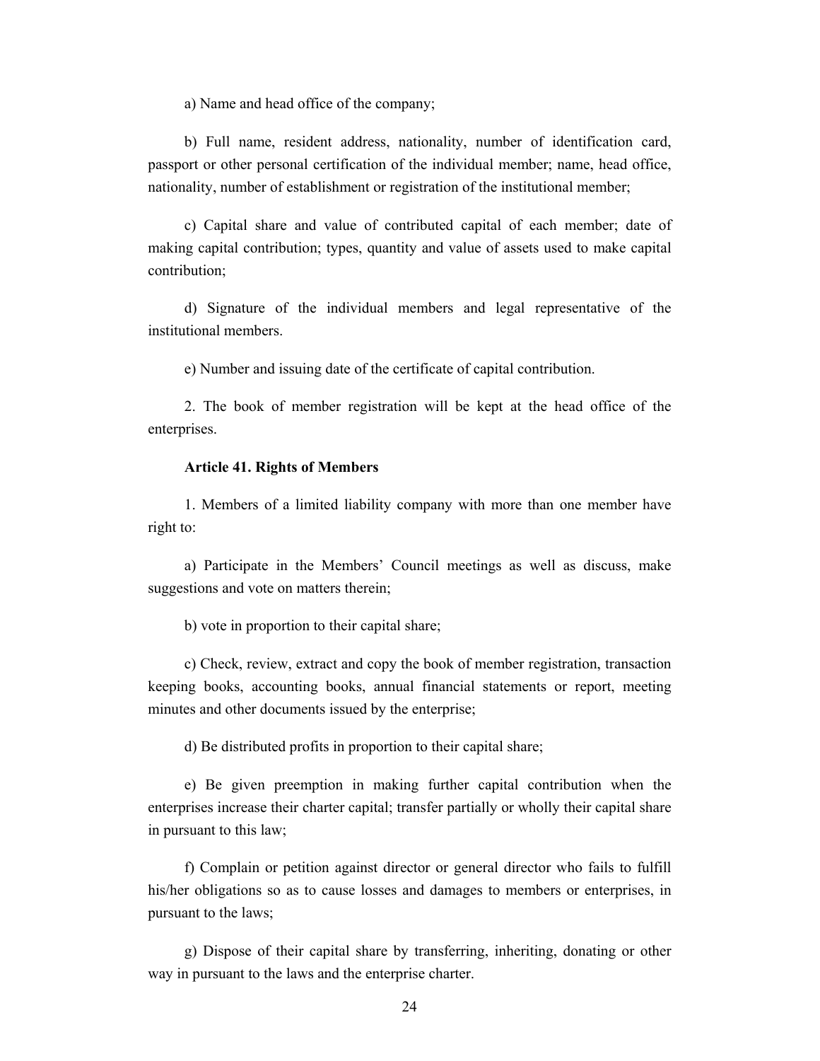a) Name and head office of the company;

b) Full name, resident address, nationality, number of identification card, passport or other personal certification of the individual member; name, head office, nationality, number of establishment or registration of the institutional member;

c) Capital share and value of contributed capital of each member; date of making capital contribution; types, quantity and value of assets used to make capital contribution;

d) Signature of the individual members and legal representative of the institutional members.

e) Number and issuing date of the certificate of capital contribution.

2. The book of member registration will be kept at the head office of the enterprises.

**Article 41. Rights of Members**

1. Members of a limited liability company with more than one member have right to:

a) Participate in the Members' Council meetings as well as discuss, make suggestions and vote on matters therein;

b) vote in proportion to their capital share;

c) Check, review, extract and copy the book of member registration, transaction keeping books, accounting books, annual financial statements or report, meeting minutes and other documents issued by the enterprise;

d) Be distributed profits in proportion to their capital share;

e) Be given preemption in making further capital contribution when the enterprises increase their charter capital; transfer partially or wholly their capital share in pursuant to this law;

f) Complain or petition against director or general director who fails to fulfill his/her obligations so as to cause losses and damages to members or enterprises, in pursuant to the laws;

g) Dispose of their capital share by transferring, inheriting, donating or other way in pursuant to the laws and the enterprise charter.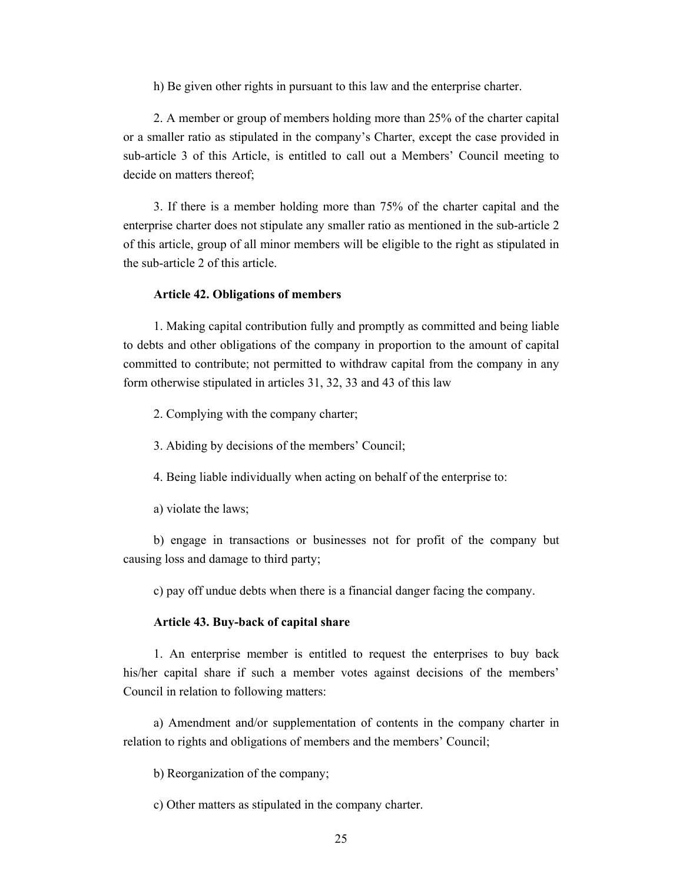h) Be given other rights in pursuant to this law and the enterprise charter.

2. A member or group of members holding more than 25% of the charter capital or a smaller ratio as stipulated in the company's Charter, except the case provided in sub-article 3 of this Article, is entitled to call out a Members' Council meeting to decide on matters thereof;

3. If there is a member holding more than 75% of the charter capital and the enterprise charter does not stipulate any smaller ratio as mentioned in the sub-article 2 of this article, group of all minor members will be eligible to the right as stipulated in the sub-article 2 of this article.

**Article 42. Obligations of members**

1. Making capital contribution fully and promptly as committed and being liable to debts and other obligations of the company in proportion to the amount of capital committed to contribute; not permitted to withdraw capital from the company in any form otherwise stipulated in articles 31, 32, 33 and 43 of this law

2. Complying with the company charter;

3. Abiding by decisions of the members' Council;

4. Being liable individually when acting on behalf of the enterprise to:

a) violate the laws;

b) engage in transactions or businesses not for profit of the company but causing loss and damage to third party;

c) pay off undue debts when there is a financial danger facing the company.

**Article 43. Buy-back of capital share**

1. An enterprise member is entitled to request the enterprises to buy back his/her capital share if such a member votes against decisions of the members' Council in relation to following matters:

a) Amendment and/or supplementation of contents in the company charter in relation to rights and obligations of members and the members' Council;

b) Reorganization of the company;

c) Other matters as stipulated in the company charter.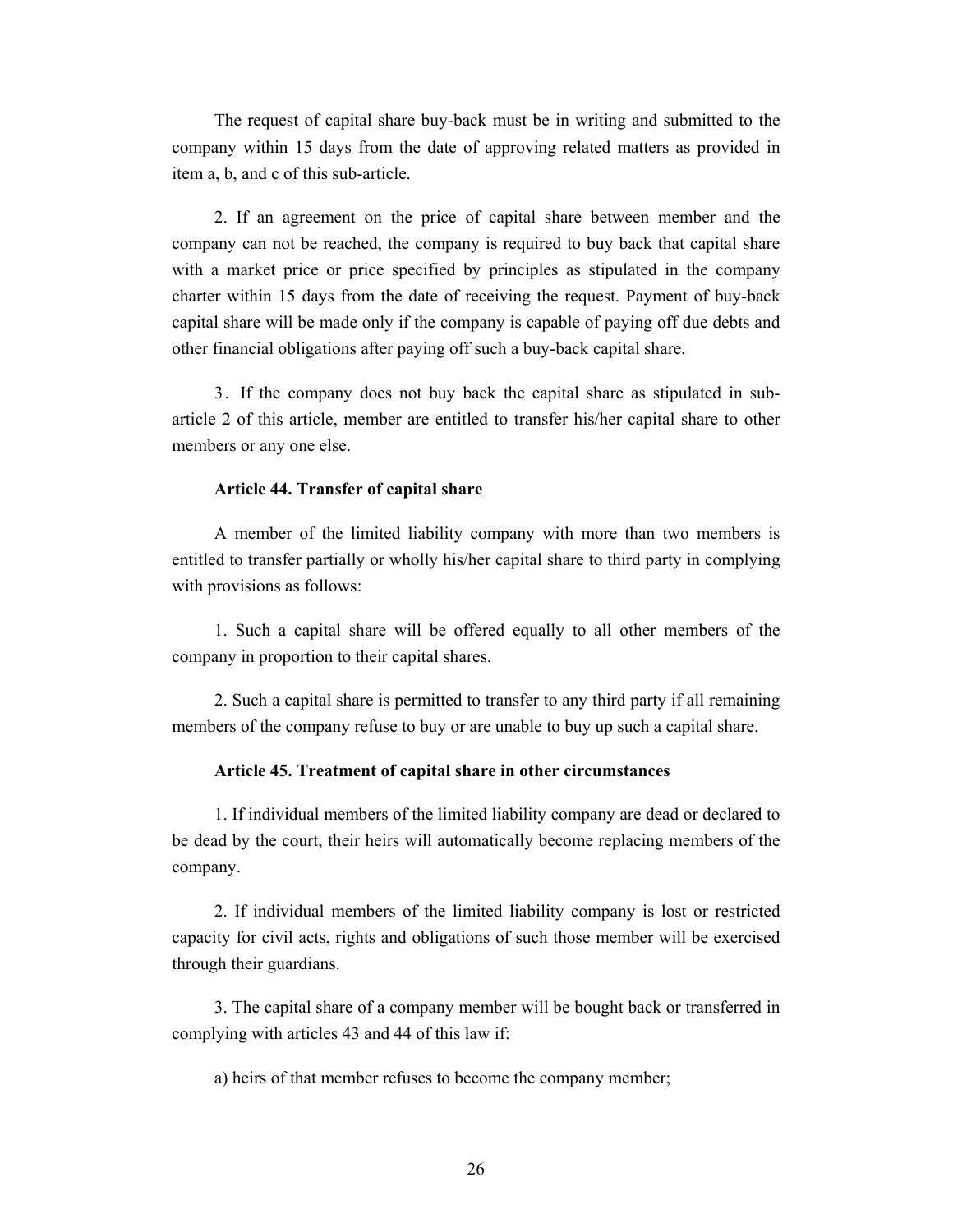The request of capital share buy-back must be in writing and submitted to the company within 15 days from the date of approving related matters as provided in item a, b, and c of this sub-article.

2. If an agreement on the price of capital share between member and the company can not be reached, the company is required to buy back that capital share with a market price or price specified by principles as stipulated in the company charter within 15 days from the date of receiving the request. Payment of buy-back capital share will be made only if the company is capable of paying off due debts and other financial obligations after paying off such a buy-back capital share.

3. If the company does not buy back the capital share as stipulated in sub-article 2 of this article, member are entitled to transfer his/her capital share to other members or any one else.

### Article 44. Transfer of capital share

A member of the limited liability company with more than two members is entitled to transfer partially or wholly his/her capital share to third party in complying with provisions as follows:

1. Such a capital share will be offered equally to all other members of the company in proportion to their capital shares.

2. Such a capital share is permitted to transfer to any third party if all remaining members of the company refuse to buy or are unable to buy up such a capital share.

### Article 45. Treatment of capital share in other circumstances

1. If individual members of the limited liability company are dead or declared to be dead by the court, their heirs will automatically become replacing members of the company.

2. If individual members of the limited liability company is lost or restricted capacity for civil acts, rights and obligations of such those member will be exercised through their guardians.

3. The capital share of a company member will be bought back or transferred in complying with articles 43 and 44 of this law if:

a) heirs of that member refuses to become the company member;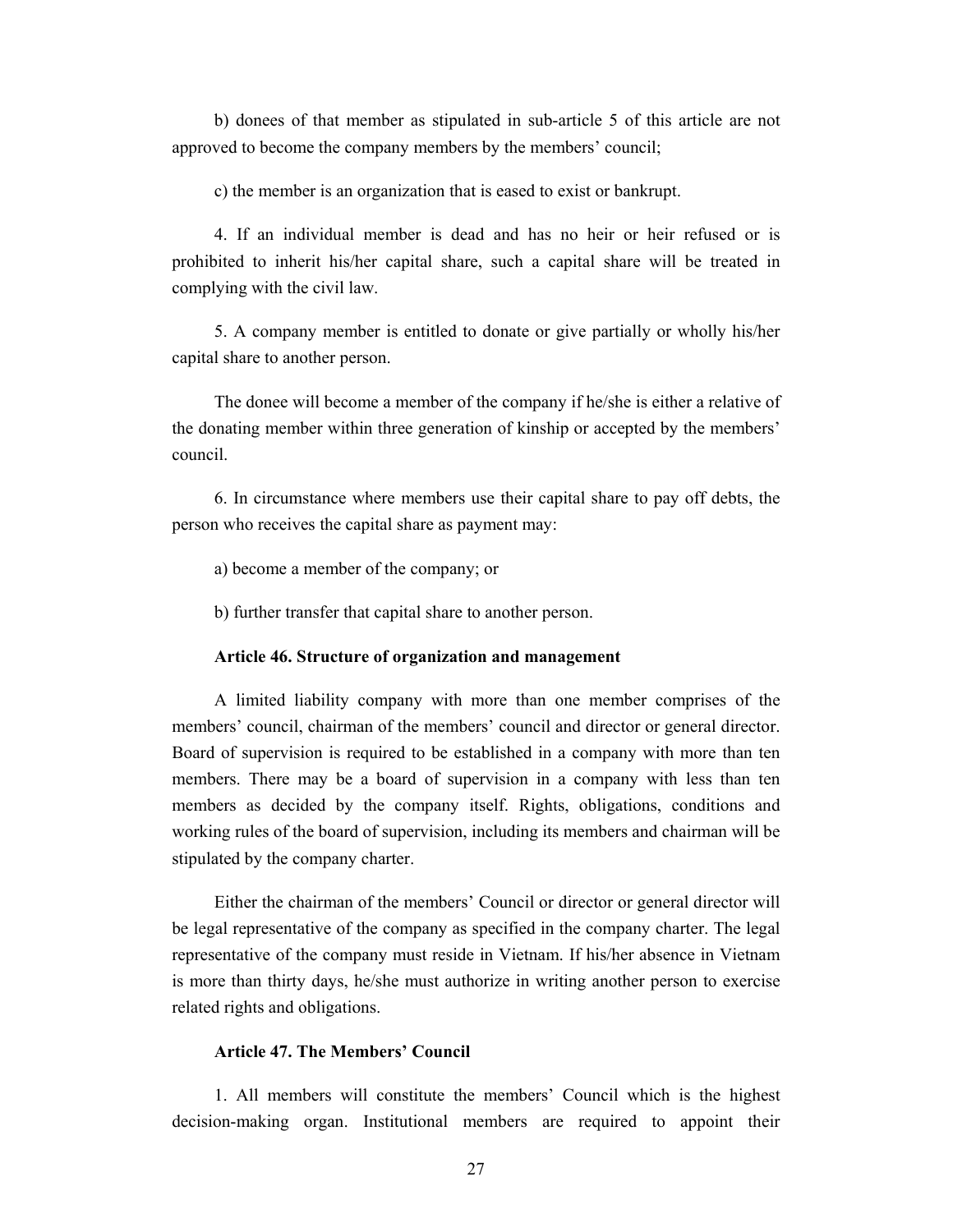b) donees of that member as stipulated in sub-article 5 of this article are not approved to become the company members by the members' council;

c) the member is an organization that is eased to exist or bankrupt.

4. If an individual member is dead and has no heir or heir refused or is prohibited to inherit his/her capital share, such a capital share will be treated in complying with the civil law.

5. A company member is entitled to donate or give partially or wholly his/her capital share to another person.

The donee will become a member of the company if he/she is either a relative of the donating member within three generation of kinship or accepted by the members' council.

6. In circumstance where members use their capital share to pay off debts, the person who receives the capital share as payment may:

a) become a member of the company; or

b) further transfer that capital share to another person.

#### Article 46. Structure of organization and management

A limited liability company with more than one member comprises of the members' council, chairman of the members' council and director or general director. Board of supervision is required to be established in a company with more than ten members. There may be a board of supervision in a company with less than ten members as decided by the company itself. Rights, obligations, conditions and working rules of the board of supervision, including its members and chairman will be stipulated by the company charter.

Either the chairman of the members' Council or director or general director will be legal representative of the company as specified in the company charter. The legal representative of the company must reside in Vietnam. If his/her absence in Vietnam is more than thirty days, he/she must authorize in writing another person to exercise related rights and obligations.

#### Article 47. The Members' Council

1. All members will constitute the members' Council which is the highest decision-making organ. Institutional members are required to appoint their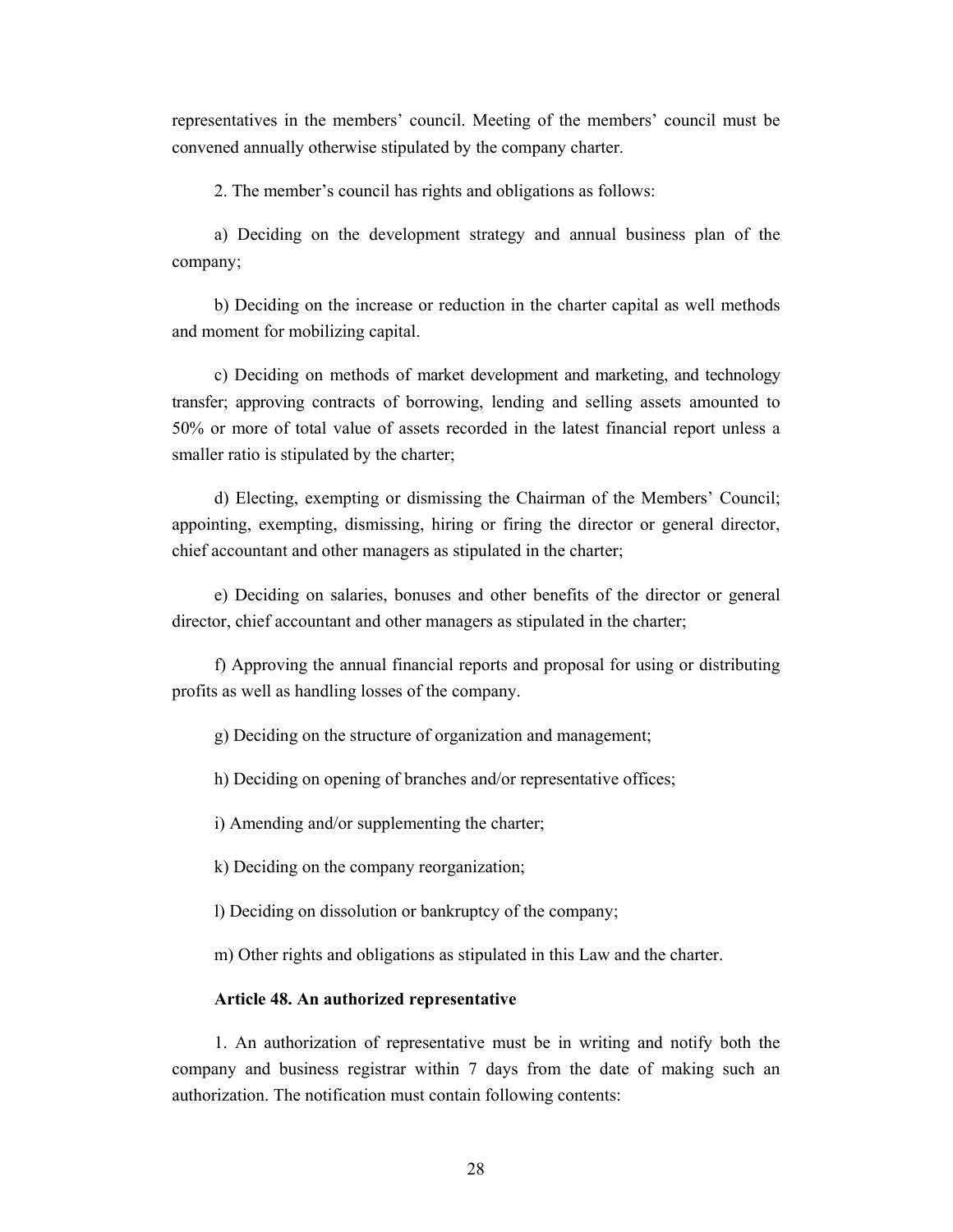representatives in the members' council. Meeting of the members' council must be convened annually otherwise stipulated by the company charter.

2. The member's council has rights and obligations as follows:

a) Deciding on the development strategy and annual business plan of the company;

b) Deciding on the increase or reduction in the charter capital as well methods and moment for mobilizing capital.

c) Deciding on methods of market development and marketing, and technology transfer; approving contracts of borrowing, lending and selling assets amounted to 50% or more of total value of assets recorded in the latest financial report unless a smaller ratio is stipulated by the charter;

d) Electing, exempting or dismissing the Chairman of the Members' Council; appointing, exempting, dismissing, hiring or firing the director or general director, chief accountant and other managers as stipulated in the charter;

e) Deciding on salaries, bonuses and other benefits of the director or general director, chief accountant and other managers as stipulated in the charter;

f) Approving the annual financial reports and proposal for using or distributing profits as well as handling losses of the company.

g) Deciding on the structure of organization and management;

h) Deciding on opening of branches and/or representative offices;

i) Amending and/or supplementing the charter;

k) Deciding on the company reorganization;

l) Deciding on dissolution or bankruptcy of the company;

m) Other rights and obligations as stipulated in this Law and the charter.

**Article 48. An authorized representative**

1. An authorization of representative must be in writing and notify both the company and business registrar within 7 days from the date of making such an authorization. The notification must contain following contents: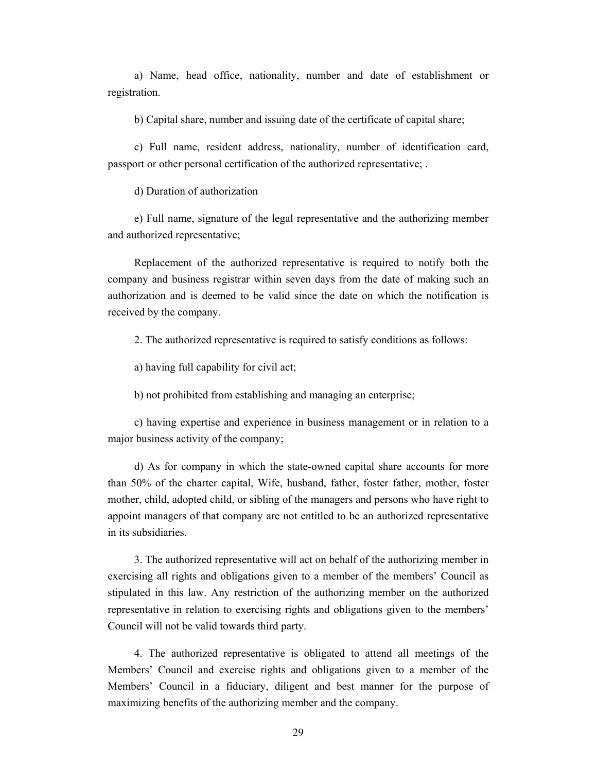a) Name, head office, nationality, number and date of establishment or registration.

b) Capital share, number and issuing date of the certificate of capital share;

c) Full name, resident address, nationality, number of identification card, passport or other personal certification of the authorized representative; .

d) Duration of authorization

e) Full name, signature of the legal representative and the authorizing member and authorized representative;

Replacement of the authorized representative is required to notify both the company and business registrar within seven days from the date of making such an authorization and is deemed to be valid since the date on which the notification is received by the company.

2. The authorized representative is required to satisfy conditions as follows:

a) having full capability for civil act;

b) not prohibited from establishing and managing an enterprise;

c) having expertise and experience in business management or in relation to a major business activity of the company;

d) As for company in which the state-owned capital share accounts for more than 50% of the charter capital, Wife, husband, father, foster father, mother, foster mother, child, adopted child, or sibling of the managers and persons who have right to appoint managers of that company are not entitled to be an authorized representative in its subsidiaries.

3. The authorized representative will act on behalf of the authorizing member in exercising all rights and obligations given to a member of the members' Council as stipulated in this law. Any restriction of the authorizing member on the authorized representative in relation to exercising rights and obligations given to the members' Council will not be valid towards third party.

4. The authorized representative is obligated to attend all meetings of the Members' Council and exercise rights and obligations given to a member of the Members' Council in a fiduciary, diligent and best manner for the purpose of maximizing benefits of the authorizing member and the company.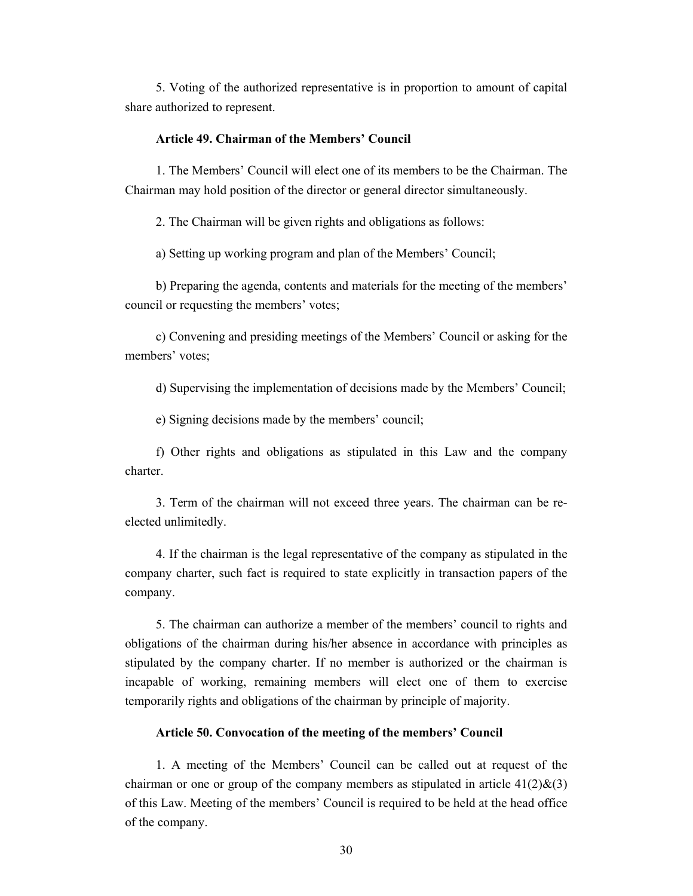5. Voting of the authorized representative is in proportion to amount of capital share authorized to represent.

#### Article 49. Chairman of the Members' Council

1. The Members' Council will elect one of its members to be the Chairman. The Chairman may hold position of the director or general director simultaneously.

2. The Chairman will be given rights and obligations as follows:

a) Setting up working program and plan of the Members' Council;

b) Preparing the agenda, contents and materials for the meeting of the members' council or requesting the members' votes;

c) Convening and presiding meetings of the Members' Council or asking for the members' votes;

d) Supervising the implementation of decisions made by the Members' Council;

e) Signing decisions made by the members' council;

f) Other rights and obligations as stipulated in this Law and the company charter.

3. Term of the chairman will not exceed three years. The chairman can be re-elected unlimitedly.

4. If the chairman is the legal representative of the company as stipulated in the company charter, such fact is required to state explicitly in transaction papers of the company.

5. The chairman can authorize a member of the members' council to rights and obligations of the chairman during his/her absence in accordance with principles as stipulated by the company charter. If no member is authorized or the chairman is incapable of working, remaining members will elect one of them to exercise temporarily rights and obligations of the chairman by principle of majority.

#### Article 50. Convocation of the meeting of the members' Council

1. A meeting of the Members' Council can be called out at request of the chairman or one or group of the company members as stipulated in article 41(2)&(3) of this Law. Meeting of the members' Council is required to be held at the head office of the company.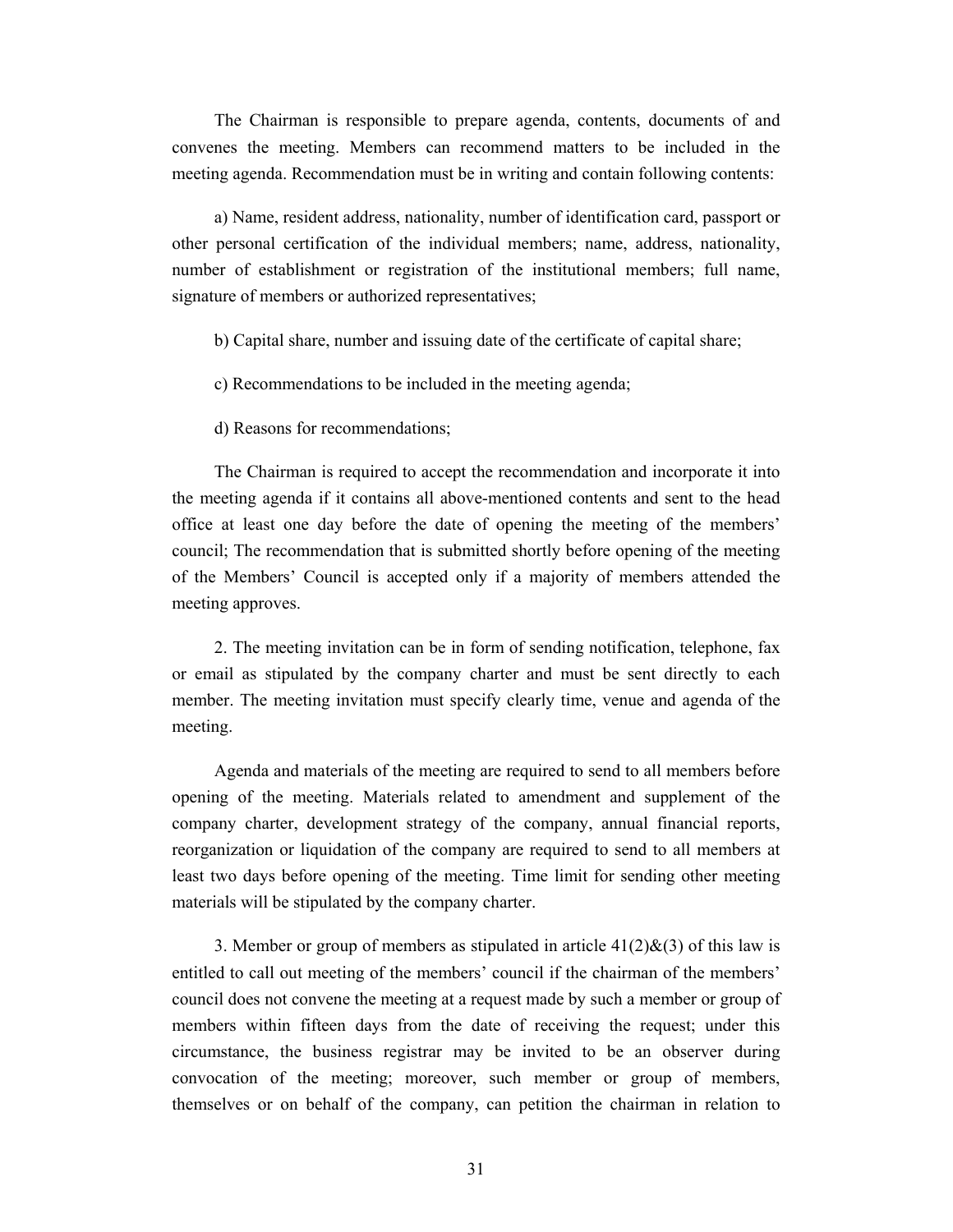The Chairman is responsible to prepare agenda, contents, documents of and convenes the meeting. Members can recommend matters to be included in the meeting agenda. Recommendation must be in writing and contain following contents:

a) Name, resident address, nationality, number of identification card, passport or other personal certification of the individual members; name, address, nationality, number of establishment or registration of the institutional members; full name, signature of members or authorized representatives;

b) Capital share, number and issuing date of the certificate of capital share;

c) Recommendations to be included in the meeting agenda;

d) Reasons for recommendations;

The Chairman is required to accept the recommendation and incorporate it into the meeting agenda if it contains all above-mentioned contents and sent to the head office at least one day before the date of opening the meeting of the members' council; The recommendation that is submitted shortly before opening of the meeting of the Members' Council is accepted only if a majority of members attended the meeting approves.

2. The meeting invitation can be in form of sending notification, telephone, fax or email as stipulated by the company charter and must be sent directly to each member. The meeting invitation must specify clearly time, venue and agenda of the meeting.

Agenda and materials of the meeting are required to send to all members before opening of the meeting. Materials related to amendment and supplement of the company charter, development strategy of the company, annual financial reports, reorganization or liquidation of the company are required to send to all members at least two days before opening of the meeting. Time limit for sending other meeting materials will be stipulated by the company charter.

3. Member or group of members as stipulated in article 41(2)&(3) of this law is entitled to call out meeting of the members' council if the chairman of the members' council does not convene the meeting at a request made by such a member or group of members within fifteen days from the date of receiving the request; under this circumstance, the business registrar may be invited to be an observer during convocation of the meeting; moreover, such member or group of members, themselves or on behalf of the company, can petition the chairman in relation to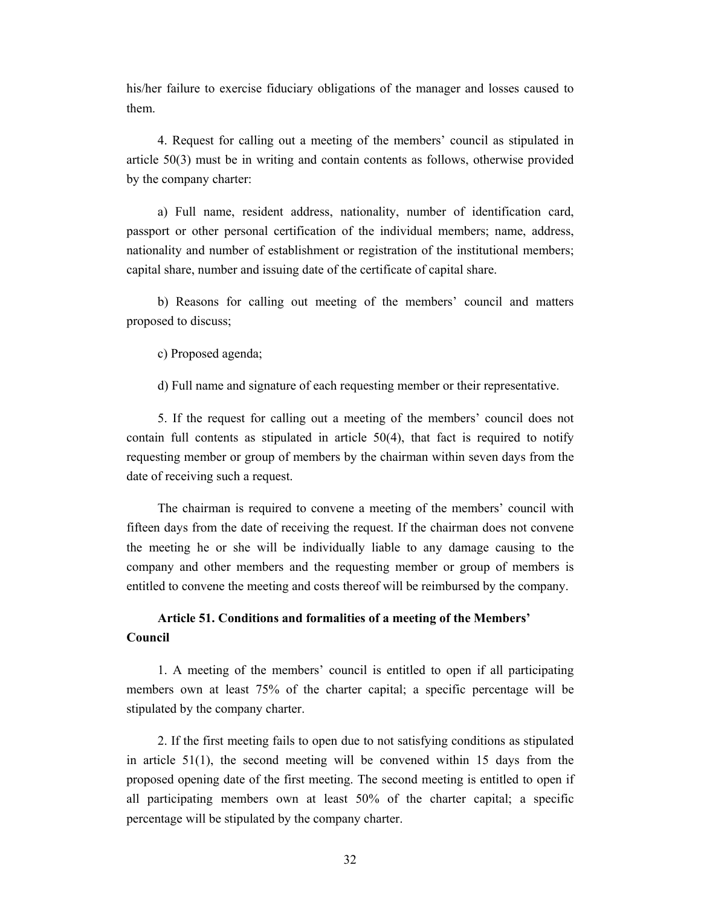his/her failure to exercise fiduciary obligations of the manager and losses caused to them.

4. Request for calling out a meeting of the members' council as stipulated in article 50(3) must be in writing and contain contents as follows, otherwise provided by the company charter:

a) Full name, resident address, nationality, number of identification card, passport or other personal certification of the individual members; name, address, nationality and number of establishment or registration of the institutional members; capital share, number and issuing date of the certificate of capital share.

b) Reasons for calling out meeting of the members' council and matters proposed to discuss;

c) Proposed agenda;

d) Full name and signature of each requesting member or their representative.

5. If the request for calling out a meeting of the members' council does not contain full contents as stipulated in article 50(4), that fact is required to notify requesting member or group of members by the chairman within seven days from the date of receiving such a request.

The chairman is required to convene a meeting of the members' council with fifteen days from the date of receiving the request. If the chairman does not convene the meeting he or she will be individually liable to any damage causing to the company and other members and the requesting member or group of members is entitled to convene the meeting and costs thereof will be reimbursed by the company.

### Article 51. Conditions and formalities of a meeting of the Members' Council

1. A meeting of the members' council is entitled to open if all participating members own at least 75% of the charter capital; a specific percentage will be stipulated by the company charter.

2. If the first meeting fails to open due to not satisfying conditions as stipulated in article 51(1), the second meeting will be convened within 15 days from the proposed opening date of the first meeting. The second meeting is entitled to open if all participating members own at least 50% of the charter capital; a specific percentage will be stipulated by the company charter.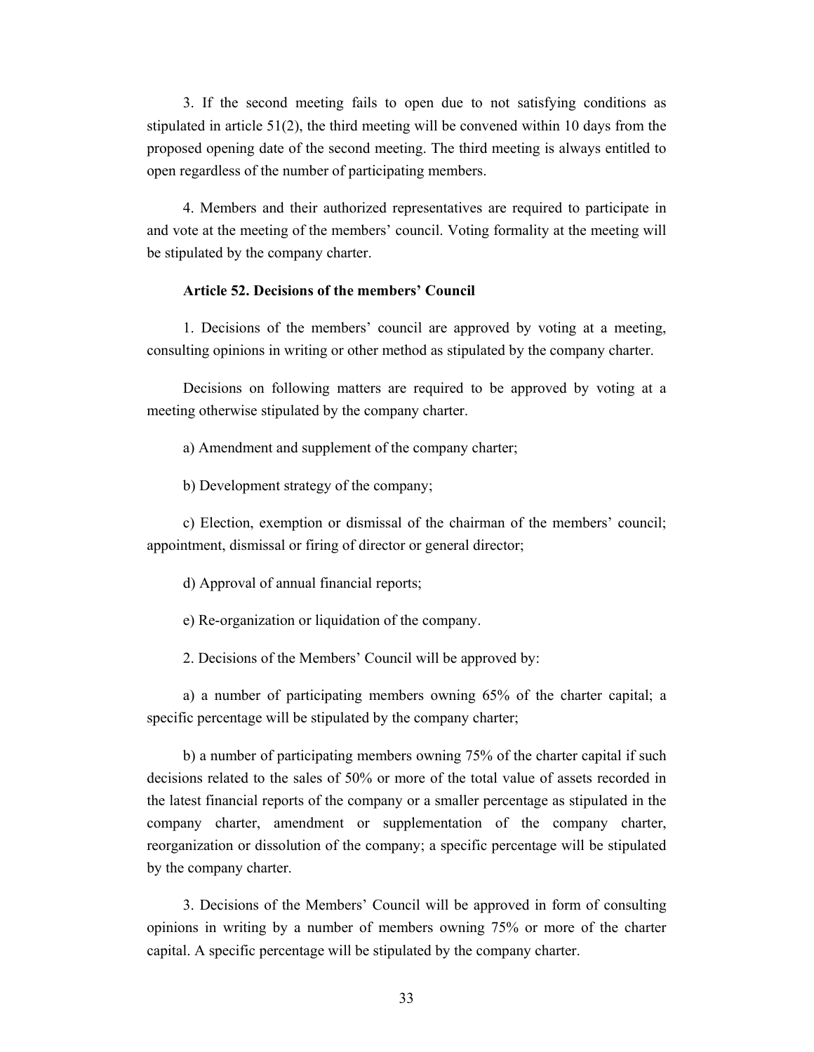3. If the second meeting fails to open due to not satisfying conditions as stipulated in article 51(2), the third meeting will be convened within 10 days from the proposed opening date of the second meeting. The third meeting is always entitled to open regardless of the number of participating members.

4. Members and their authorized representatives are required to participate in and vote at the meeting of the members' council. Voting formality at the meeting will be stipulated by the company charter.

**Article 52. Decisions of the members' Council**

1. Decisions of the members' council are approved by voting at a meeting, consulting opinions in writing or other method as stipulated by the company charter.

Decisions on following matters are required to be approved by voting at a meeting otherwise stipulated by the company charter.

a) Amendment and supplement of the company charter;

b) Development strategy of the company;

c) Election, exemption or dismissal of the chairman of the members' council; appointment, dismissal or firing of director or general director;

d) Approval of annual financial reports;

e) Re-organization or liquidation of the company.

2. Decisions of the Members' Council will be approved by:

a) a number of participating members owning 65% of the charter capital; a specific percentage will be stipulated by the company charter;

b) a number of participating members owning 75% of the charter capital if such decisions related to the sales of 50% or more of the total value of assets recorded in the latest financial reports of the company or a smaller percentage as stipulated in the company charter, amendment or supplementation of the company charter, reorganization or dissolution of the company; a specific percentage will be stipulated by the company charter.

3. Decisions of the Members' Council will be approved in form of consulting opinions in writing by a number of members owning 75% or more of the charter capital. A specific percentage will be stipulated by the company charter.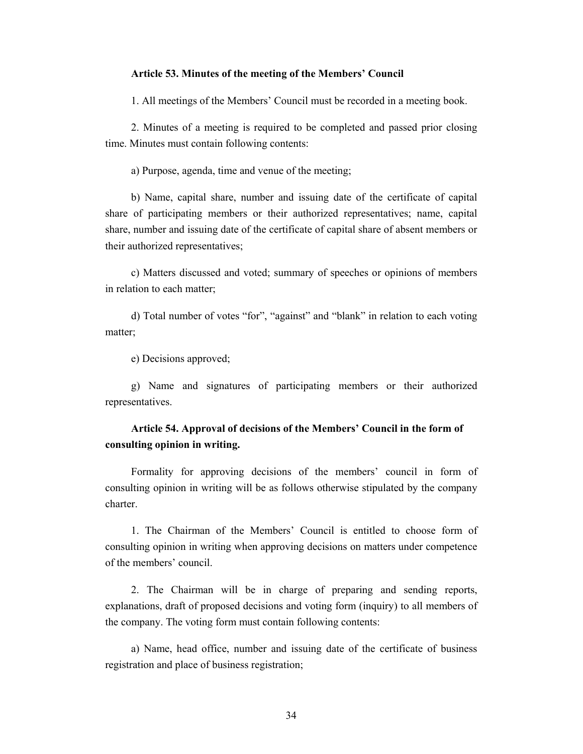**Article 53. Minutes of the meeting of the Members' Council**

1. All meetings of the Members' Council must be recorded in a meeting book.

2. Minutes of a meeting is required to be completed and passed prior closing time. Minutes must contain following contents:

a) Purpose, agenda, time and venue of the meeting;

b) Name, capital share, number and issuing date of the certificate of capital share of participating members or their authorized representatives; name, capital share, number and issuing date of the certificate of capital share of absent members or their authorized representatives;

c) Matters discussed and voted; summary of speeches or opinions of members in relation to each matter;

d) Total number of votes "for", "against" and "blank" in relation to each voting matter;

e) Decisions approved;

g) Name and signatures of participating members or their authorized representatives.

**Article 54. Approval of decisions of the Members' Council in the form of consulting opinion in writing.**

Formality for approving decisions of the members' council in form of consulting opinion in writing will be as follows otherwise stipulated by the company charter.

1. The Chairman of the Members' Council is entitled to choose form of consulting opinion in writing when approving decisions on matters under competence of the members' council.

2. The Chairman will be in charge of preparing and sending reports, explanations, draft of proposed decisions and voting form (inquiry) to all members of the company. The voting form must contain following contents:

a) Name, head office, number and issuing date of the certificate of business registration and place of business registration;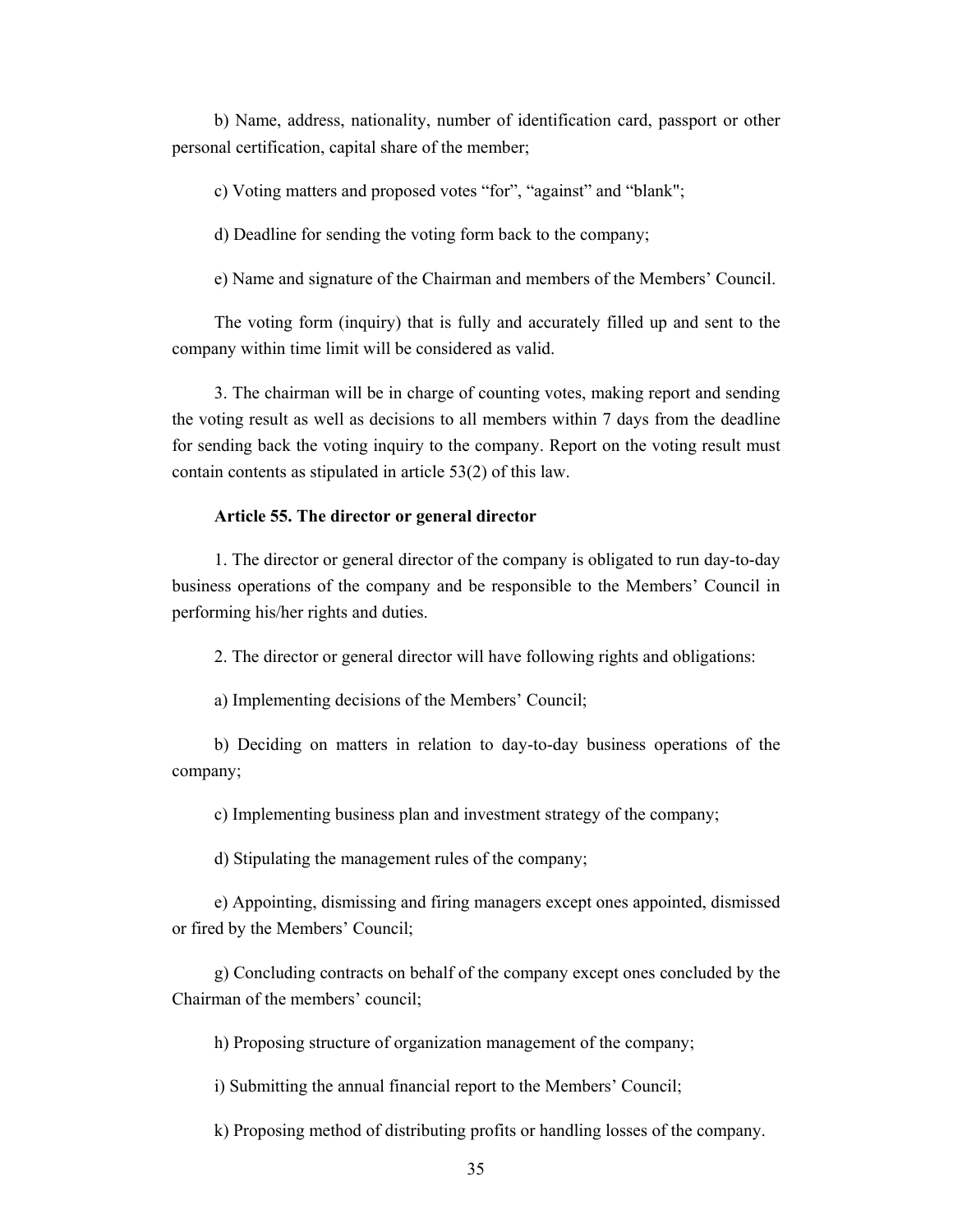b) Name, address, nationality, number of identification card, passport or other personal certification, capital share of the member;

c) Voting matters and proposed votes "for", "against" and "blank";

d) Deadline for sending the voting form back to the company;

e) Name and signature of the Chairman and members of the Members' Council.

The voting form (inquiry) that is fully and accurately filled up and sent to the company within time limit will be considered as valid.

3. The chairman will be in charge of counting votes, making report and sending the voting result as well as decisions to all members within 7 days from the deadline for sending back the voting inquiry to the company. Report on the voting result must contain contents as stipulated in article 53(2) of this law.

**Article 55. The director or general director**

1. The director or general director of the company is obligated to run day-to-day business operations of the company and be responsible to the Members' Council in performing his/her rights and duties.

2. The director or general director will have following rights and obligations:

a) Implementing decisions of the Members' Council;

b) Deciding on matters in relation to day-to-day business operations of the company;

c) Implementing business plan and investment strategy of the company;

d) Stipulating the management rules of the company;

e) Appointing, dismissing and firing managers except ones appointed, dismissed or fired by the Members' Council;

g) Concluding contracts on behalf of the company except ones concluded by the Chairman of the members' council;

h) Proposing structure of organization management of the company;

i) Submitting the annual financial report to the Members' Council;

k) Proposing method of distributing profits or handling losses of the company.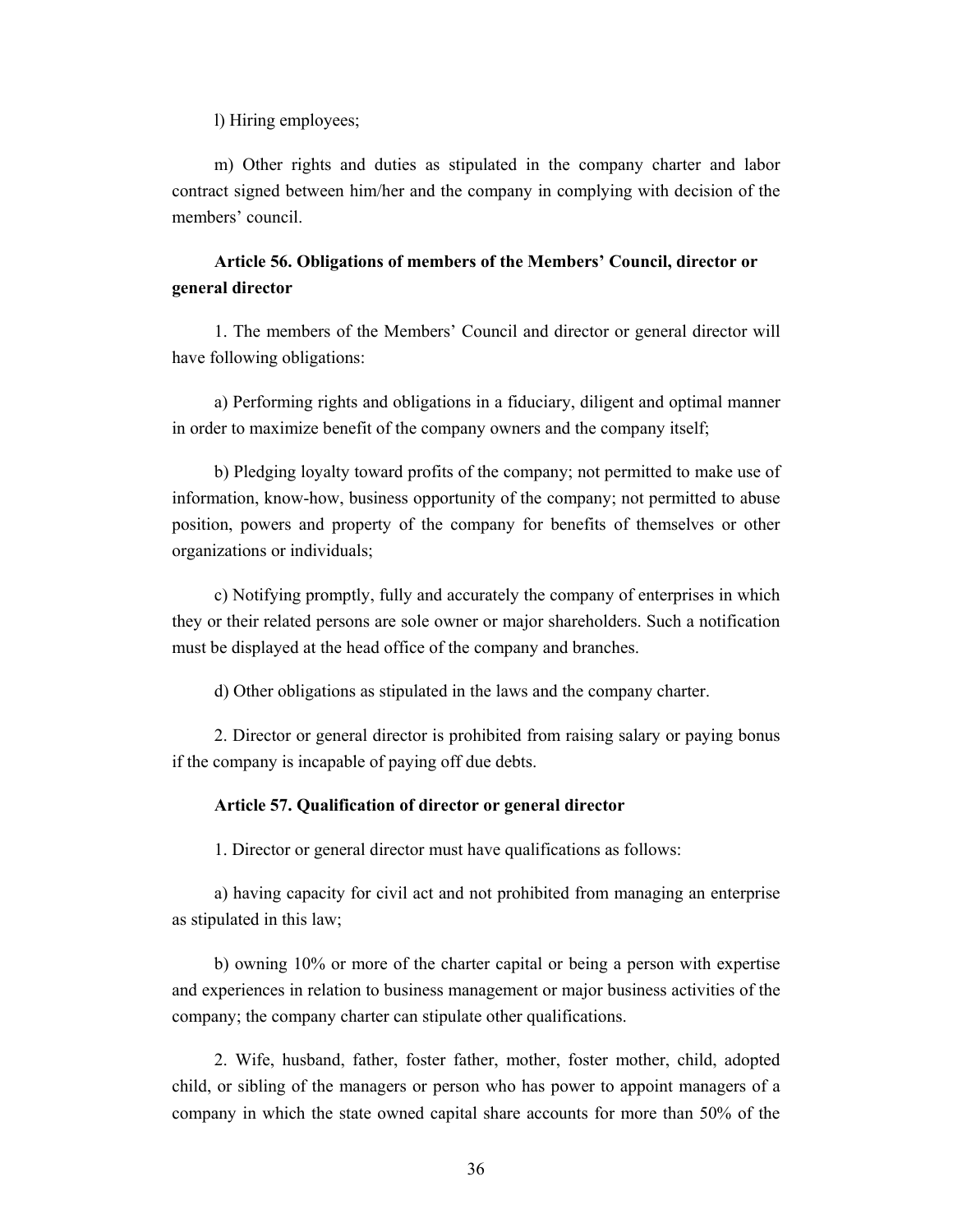l) Hiring employees;

m) Other rights and duties as stipulated in the company charter and labor contract signed between him/her and the company in complying with decision of the members' council.

**Article 56. Obligations of members of the Members' Council, director or general director**

1. The members of the Members' Council and director or general director will have following obligations:

a) Performing rights and obligations in a fiduciary, diligent and optimal manner in order to maximize benefit of the company owners and the company itself;

b) Pledging loyalty toward profits of the company; not permitted to make use of information, know-how, business opportunity of the company; not permitted to abuse position, powers and property of the company for benefits of themselves or other organizations or individuals;

c) Notifying promptly, fully and accurately the company of enterprises in which they or their related persons are sole owner or major shareholders. Such a notification must be displayed at the head office of the company and branches.

d) Other obligations as stipulated in the laws and the company charter.

2. Director or general director is prohibited from raising salary or paying bonus if the company is incapable of paying off due debts.

**Article 57. Qualification of director or general director**

1. Director or general director must have qualifications as follows:

a) having capacity for civil act and not prohibited from managing an enterprise as stipulated in this law;

b) owning 10% or more of the charter capital or being a person with expertise and experiences in relation to business management or major business activities of the company; the company charter can stipulate other qualifications.

2. Wife, husband, father, foster father, mother, foster mother, child, adopted child, or sibling of the managers or person who has power to appoint managers of a company in which the state owned capital share accounts for more than 50% of the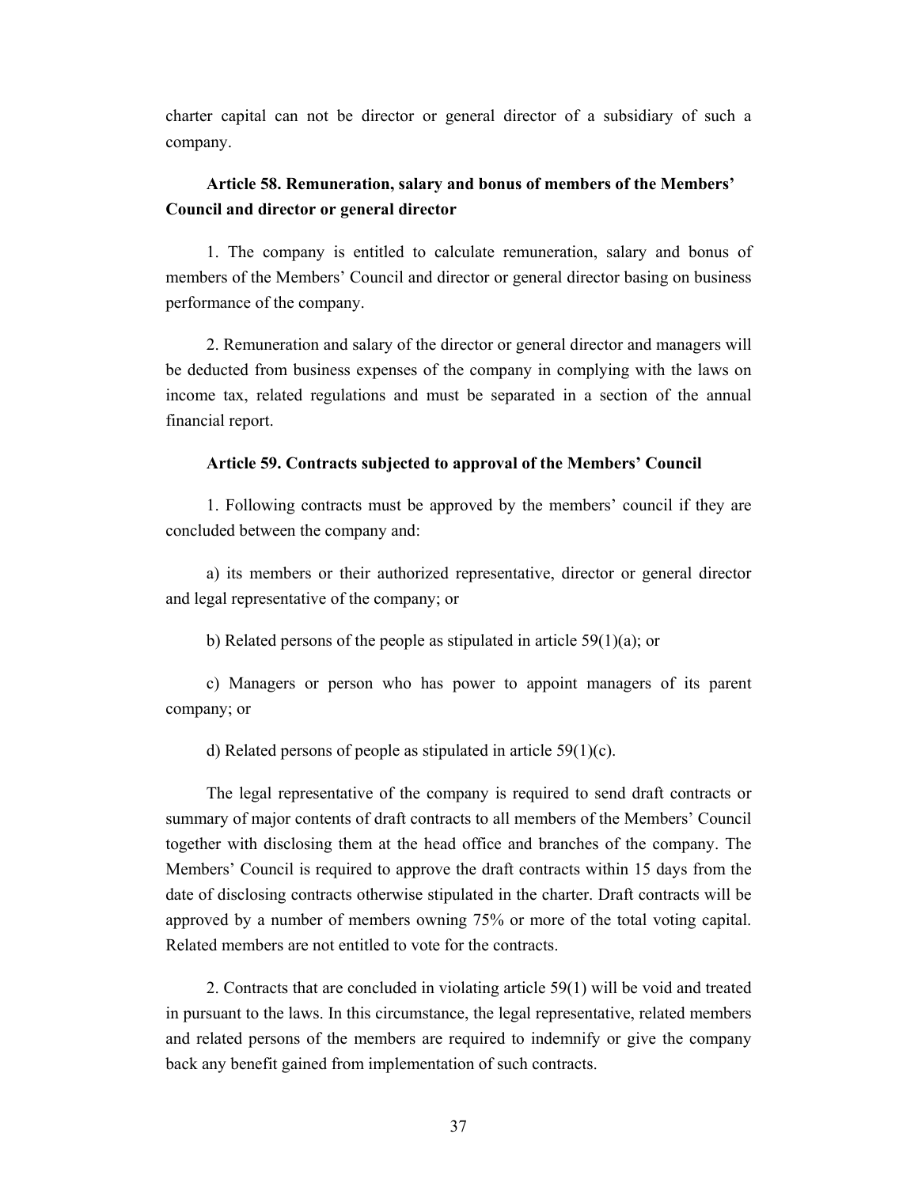charter capital can not be director or general director of a subsidiary of such a company.

**Article 58. Remuneration, salary and bonus of members of the Members' Council and director or general director**

1. The company is entitled to calculate remuneration, salary and bonus of members of the Members' Council and director or general director basing on business performance of the company.

2. Remuneration and salary of the director or general director and managers will be deducted from business expenses of the company in complying with the laws on income tax, related regulations and must be separated in a section of the annual financial report.

**Article 59. Contracts subjected to approval of the Members' Council**

1. Following contracts must be approved by the members' council if they are concluded between the company and:

a) its members or their authorized representative, director or general director and legal representative of the company; or

b) Related persons of the people as stipulated in article 59(1)(a); or

c) Managers or person who has power to appoint managers of its parent company; or

d) Related persons of people as stipulated in article 59(1)(c).

The legal representative of the company is required to send draft contracts or summary of major contents of draft contracts to all members of the Members' Council together with disclosing them at the head office and branches of the company. The Members' Council is required to approve the draft contracts within 15 days from the date of disclosing contracts otherwise stipulated in the charter. Draft contracts will be approved by a number of members owning 75% or more of the total voting capital. Related members are not entitled to vote for the contracts.

2. Contracts that are concluded in violating article 59(1) will be void and treated in pursuant to the laws. In this circumstance, the legal representative, related members and related persons of the members are required to indemnify or give the company back any benefit gained from implementation of such contracts.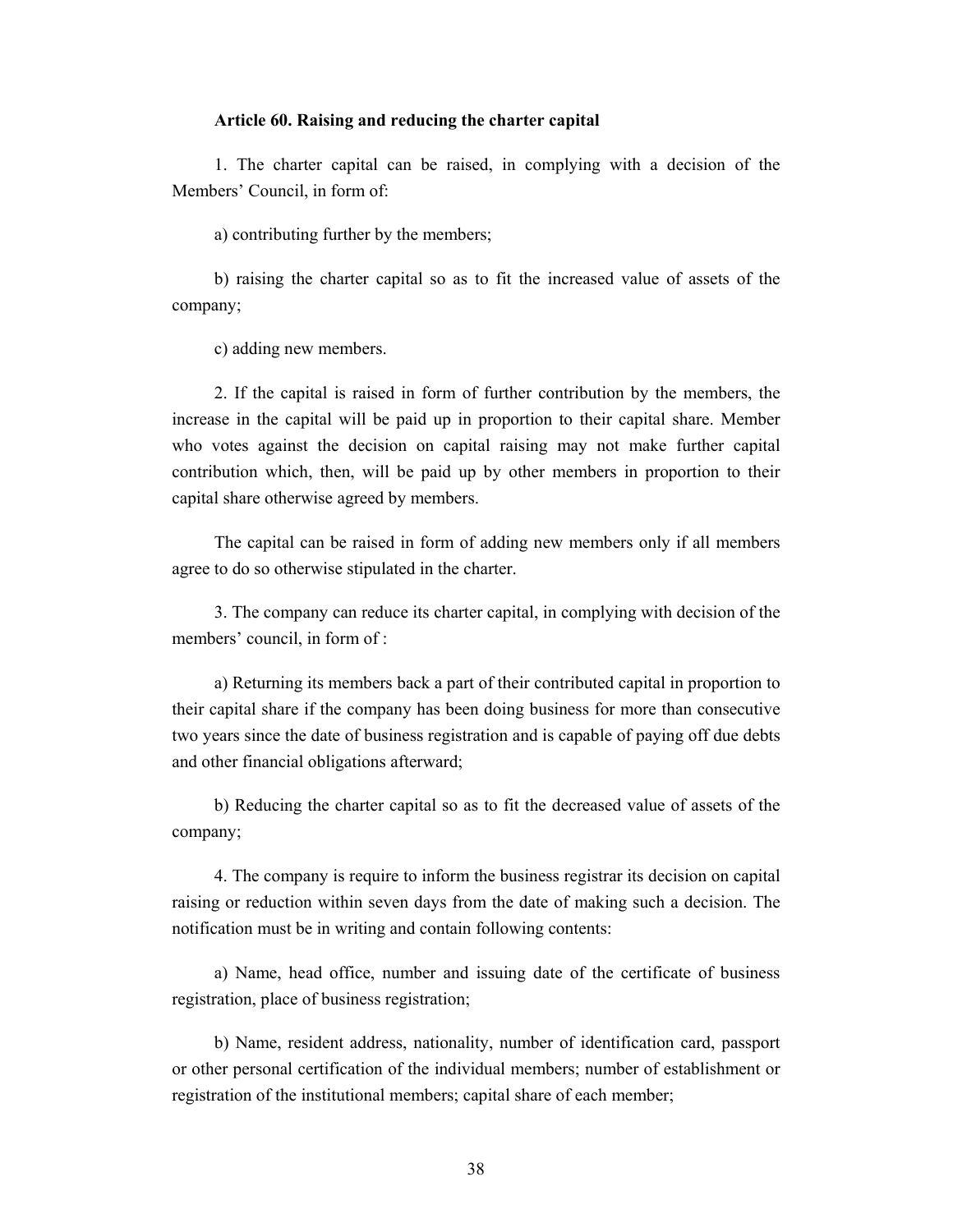**Article 60. Raising and reducing the charter capital**

1. The charter capital can be raised, in complying with a decision of the Members' Council, in form of:

a) contributing further by the members;

b) raising the charter capital so as to fit the increased value of assets of the company;

c) adding new members.

2. If the capital is raised in form of further contribution by the members, the increase in the capital will be paid up in proportion to their capital share. Member who votes against the decision on capital raising may not make further capital contribution which, then, will be paid up by other members in proportion to their capital share otherwise agreed by members.

The capital can be raised in form of adding new members only if all members agree to do so otherwise stipulated in the charter.

3. The company can reduce its charter capital, in complying with decision of the members' council, in form of :

a) Returning its members back a part of their contributed capital in proportion to their capital share if the company has been doing business for more than consecutive two years since the date of business registration and is capable of paying off due debts and other financial obligations afterward;

b) Reducing the charter capital so as to fit the decreased value of assets of the company;

4. The company is require to inform the business registrar its decision on capital raising or reduction within seven days from the date of making such a decision. The notification must be in writing and contain following contents:

a) Name, head office, number and issuing date of the certificate of business registration, place of business registration;

b) Name, resident address, nationality, number of identification card, passport or other personal certification of the individual members; number of establishment or registration of the institutional members; capital share of each member;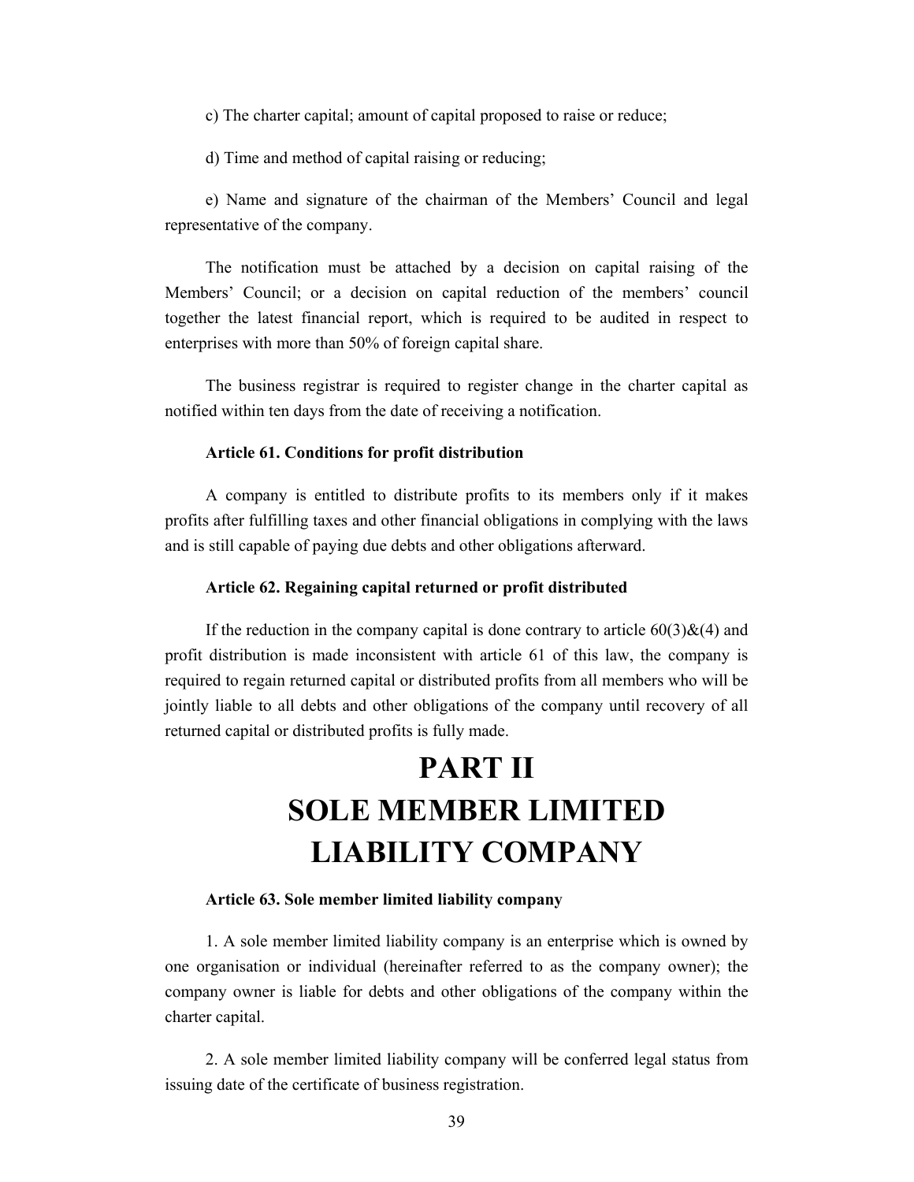c) The charter capital; amount of capital proposed to raise or reduce;

d) Time and method of capital raising or reducing;

e) Name and signature of the chairman of the Members' Council and legal representative of the company.

The notification must be attached by a decision on capital raising of the Members' Council; or a decision on capital reduction of the members' council together the latest financial report, which is required to be audited in respect to enterprises with more than 50% of foreign capital share.

The business registrar is required to register change in the charter capital as notified within ten days from the date of receiving a notification.

#### Article 61. Conditions for profit distribution

A company is entitled to distribute profits to its members only if it makes profits after fulfilling taxes and other financial obligations in complying with the laws and is still capable of paying due debts and other obligations afterward.

#### Article 62. Regaining capital returned or profit distributed

If the reduction in the company capital is done contrary to article 60(3)&(4) and profit distribution is made inconsistent with article 61 of this law, the company is required to regain returned capital or distributed profits from all members who will be jointly liable to all debts and other obligations of the company until recovery of all returned capital or distributed profits is fully made.

# PART II
# SOLE MEMBER LIMITED LIABILITY COMPANY

#### Article 63. Sole member limited liability company

1. A sole member limited liability company is an enterprise which is owned by one organisation or individual (hereinafter referred to as the company owner); the company owner is liable for debts and other obligations of the company within the charter capital.

2. A sole member limited liability company will be conferred legal status from issuing date of the certificate of business registration.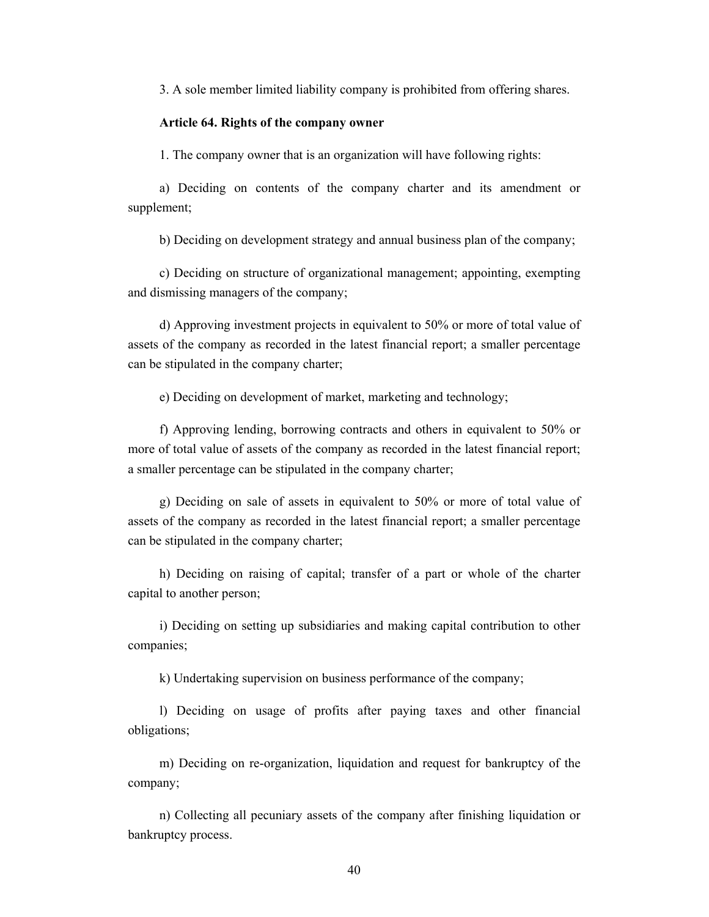3. A sole member limited liability company is prohibited from offering shares.

**Article 64. Rights of the company owner**

1. The company owner that is an organization will have following rights:

a) Deciding on contents of the company charter and its amendment or supplement;

b) Deciding on development strategy and annual business plan of the company;

c) Deciding on structure of organizational management; appointing, exempting and dismissing managers of the company;

d) Approving investment projects in equivalent to 50% or more of total value of assets of the company as recorded in the latest financial report; a smaller percentage can be stipulated in the company charter;

e) Deciding on development of market, marketing and technology;

f) Approving lending, borrowing contracts and others in equivalent to 50% or more of total value of assets of the company as recorded in the latest financial report; a smaller percentage can be stipulated in the company charter;

g) Deciding on sale of assets in equivalent to 50% or more of total value of assets of the company as recorded in the latest financial report; a smaller percentage can be stipulated in the company charter;

h) Deciding on raising of capital; transfer of a part or whole of the charter capital to another person;

i) Deciding on setting up subsidiaries and making capital contribution to other companies;

k) Undertaking supervision on business performance of the company;

l) Deciding on usage of profits after paying taxes and other financial obligations;

m) Deciding on re-organization, liquidation and request for bankruptcy of the company;

n) Collecting all pecuniary assets of the company after finishing liquidation or bankruptcy process.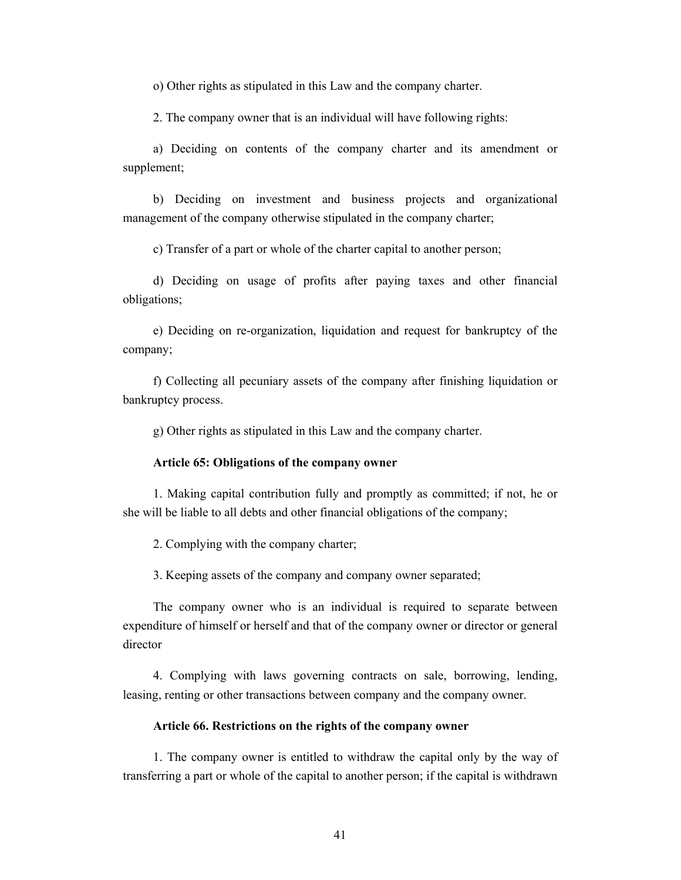o) Other rights as stipulated in this Law and the company charter.

2. The company owner that is an individual will have following rights:

a) Deciding on contents of the company charter and its amendment or supplement;

b) Deciding on investment and business projects and organizational management of the company otherwise stipulated in the company charter;

c) Transfer of a part or whole of the charter capital to another person;

d) Deciding on usage of profits after paying taxes and other financial obligations;

e) Deciding on re-organization, liquidation and request for bankruptcy of the company;

f) Collecting all pecuniary assets of the company after finishing liquidation or bankruptcy process.

g) Other rights as stipulated in this Law and the company charter.

**Article 65: Obligations of the company owner**

1. Making capital contribution fully and promptly as committed; if not, he or she will be liable to all debts and other financial obligations of the company;

2. Complying with the company charter;

3. Keeping assets of the company and company owner separated;

The company owner who is an individual is required to separate between expenditure of himself or herself and that of the company owner or director or general director

4. Complying with laws governing contracts on sale, borrowing, lending, leasing, renting or other transactions between company and the company owner.

**Article 66. Restrictions on the rights of the company owner**

1. The company owner is entitled to withdraw the capital only by the way of transferring a part or whole of the capital to another person; if the capital is withdrawn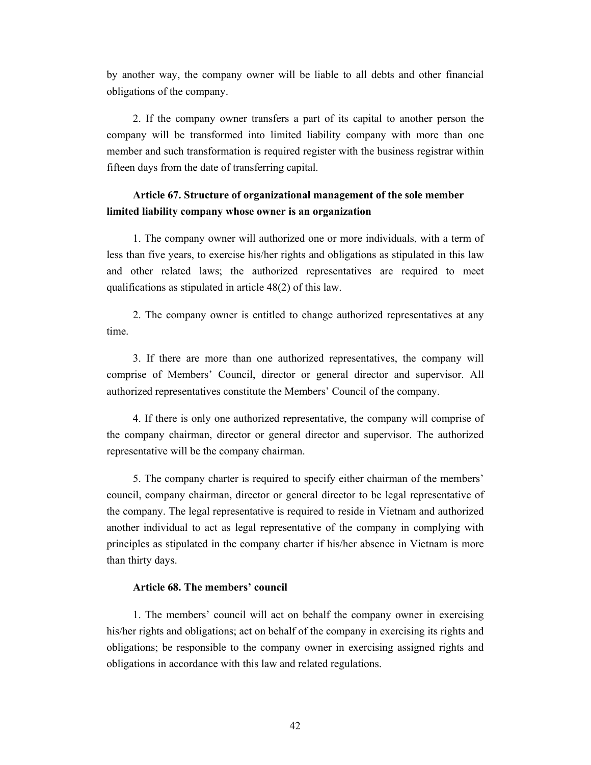by another way, the company owner will be liable to all debts and other financial obligations of the company.

2. If the company owner transfers a part of its capital to another person the company will be transformed into limited liability company with more than one member and such transformation is required register with the business registrar within fifteen days from the date of transferring capital.

### Article 67. Structure of organizational management of the sole member limited liability company whose owner is an organization

1. The company owner will authorized one or more individuals, with a term of less than five years, to exercise his/her rights and obligations as stipulated in this law and other related laws; the authorized representatives are required to meet qualifications as stipulated in article 48(2) of this law.

2. The company owner is entitled to change authorized representatives at any time.

3. If there are more than one authorized representatives, the company will comprise of Members' Council, director or general director and supervisor. All authorized representatives constitute the Members' Council of the company.

4. If there is only one authorized representative, the company will comprise of the company chairman, director or general director and supervisor. The authorized representative will be the company chairman.

5. The company charter is required to specify either chairman of the members' council, company chairman, director or general director to be legal representative of the company. The legal representative is required to reside in Vietnam and authorized another individual to act as legal representative of the company in complying with principles as stipulated in the company charter if his/her absence in Vietnam is more than thirty days.

### Article 68. The members' council

1. The members' council will act on behalf the company owner in exercising his/her rights and obligations; act on behalf of the company in exercising its rights and obligations; be responsible to the company owner in exercising assigned rights and obligations in accordance with this law and related regulations.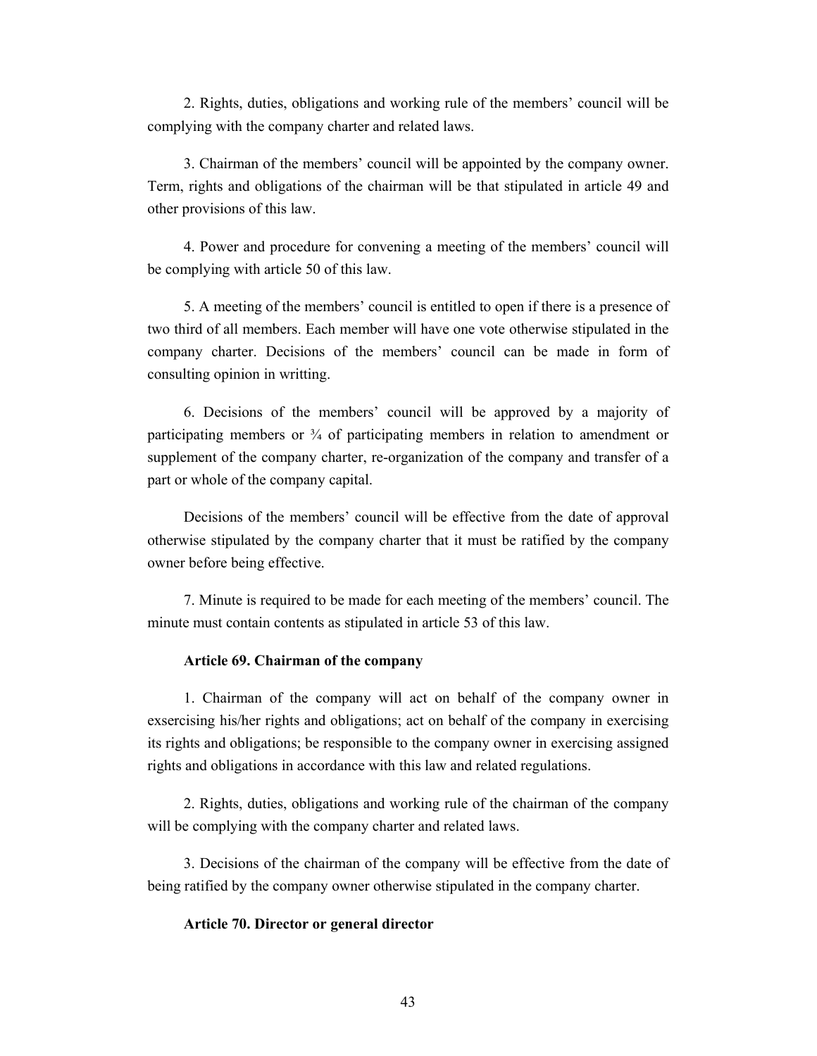2. Rights, duties, obligations and working rule of the members' council will be complying with the company charter and related laws.

3. Chairman of the members' council will be appointed by the company owner. Term, rights and obligations of the chairman will be that stipulated in article 49 and other provisions of this law.

4. Power and procedure for convening a meeting of the members' council will be complying with article 50 of this law.

5. A meeting of the members' council is entitled to open if there is a presence of two third of all members. Each member will have one vote otherwise stipulated in the company charter. Decisions of the members' council can be made in form of consulting opinion in writting.

6. Decisions of the members' council will be approved by a majority of participating members or ¾ of participating members in relation to amendment or supplement of the company charter, re-organization of the company and transfer of a part or whole of the company capital.

Decisions of the members' council will be effective from the date of approval otherwise stipulated by the company charter that it must be ratified by the company owner before being effective.

7. Minute is required to be made for each meeting of the members' council. The minute must contain contents as stipulated in article 53 of this law.

### Article 69. Chairman of the company

1. Chairman of the company will act on behalf of the company owner in exsercising his/her rights and obligations; act on behalf of the company in exercising its rights and obligations; be responsible to the company owner in exercising assigned rights and obligations in accordance with this law and related regulations.

2. Rights, duties, obligations and working rule of the chairman of the company will be complying with the company charter and related laws.

3. Decisions of the chairman of the company will be effective from the date of being ratified by the company owner otherwise stipulated in the company charter.

### Article 70. Director or general director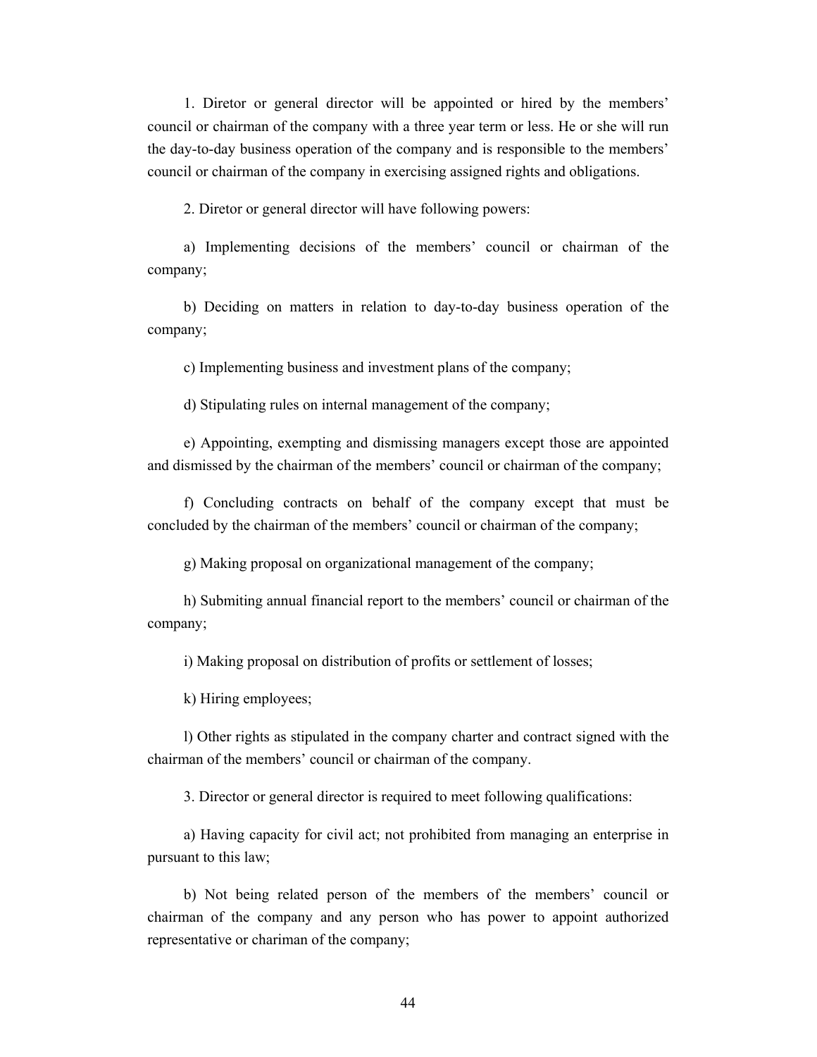1. Diretor or general director will be appointed or hired by the members' council or chairman of the company with a three year term or less. He or she will run the day-to-day business operation of the company and is responsible to the members' council or chairman of the company in exercising assigned rights and obligations.

2. Diretor or general director will have following powers:

a) Implementing decisions of the members' council or chairman of the company;

b) Deciding on matters in relation to day-to-day business operation of the company;

c) Implementing business and investment plans of the company;

d) Stipulating rules on internal management of the company;

e) Appointing, exempting and dismissing managers except those are appointed and dismissed by the chairman of the members' council or chairman of the company;

f) Concluding contracts on behalf of the company except that must be concluded by the chairman of the members' council or chairman of the company;

g) Making proposal on organizational management of the company;

h) Submiting annual financial report to the members' council or chairman of the company;

i) Making proposal on distribution of profits or settlement of losses;

k) Hiring employees;

l) Other rights as stipulated in the company charter and contract signed with the chairman of the members' council or chairman of the company.

3. Director or general director is required to meet following qualifications:

a) Having capacity for civil act; not prohibited from managing an enterprise in pursuant to this law;

b) Not being related person of the members of the members' council or chairman of the company and any person who has power to appoint authorized representative or chariman of the company;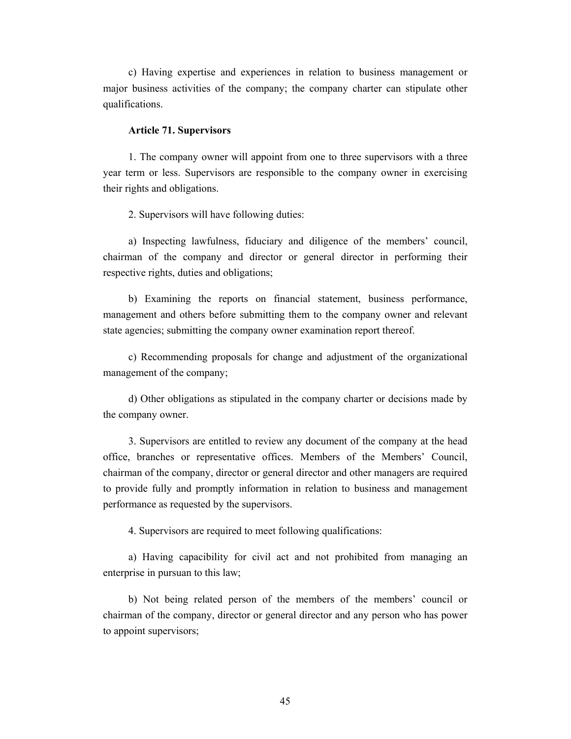c) Having expertise and experiences in relation to business management or major business activities of the company; the company charter can stipulate other qualifications.

**Article 71. Supervisors**

1. The company owner will appoint from one to three supervisors with a three year term or less. Supervisors are responsible to the company owner in exercising their rights and obligations.

2. Supervisors will have following duties:

a) Inspecting lawfulness, fiduciary and diligence of the members' council, chairman of the company and director or general director in performing their respective rights, duties and obligations;

b) Examining the reports on financial statement, business performance, management and others before submitting them to the company owner and relevant state agencies; submitting the company owner examination report thereof.

c) Recommending proposals for change and adjustment of the organizational management of the company;

d) Other obligations as stipulated in the company charter or decisions made by the company owner.

3. Supervisors are entitled to review any document of the company at the head office, branches or representative offices. Members of the Members' Council, chairman of the company, director or general director and other managers are required to provide fully and promptly information in relation to business and management performance as requested by the supervisors.

4. Supervisors are required to meet following qualifications:

a) Having capacibility for civil act and not prohibited from managing an enterprise in pursuan to this law;

b) Not being related person of the members of the members' council or chairman of the company, director or general director and any person who has power to appoint supervisors;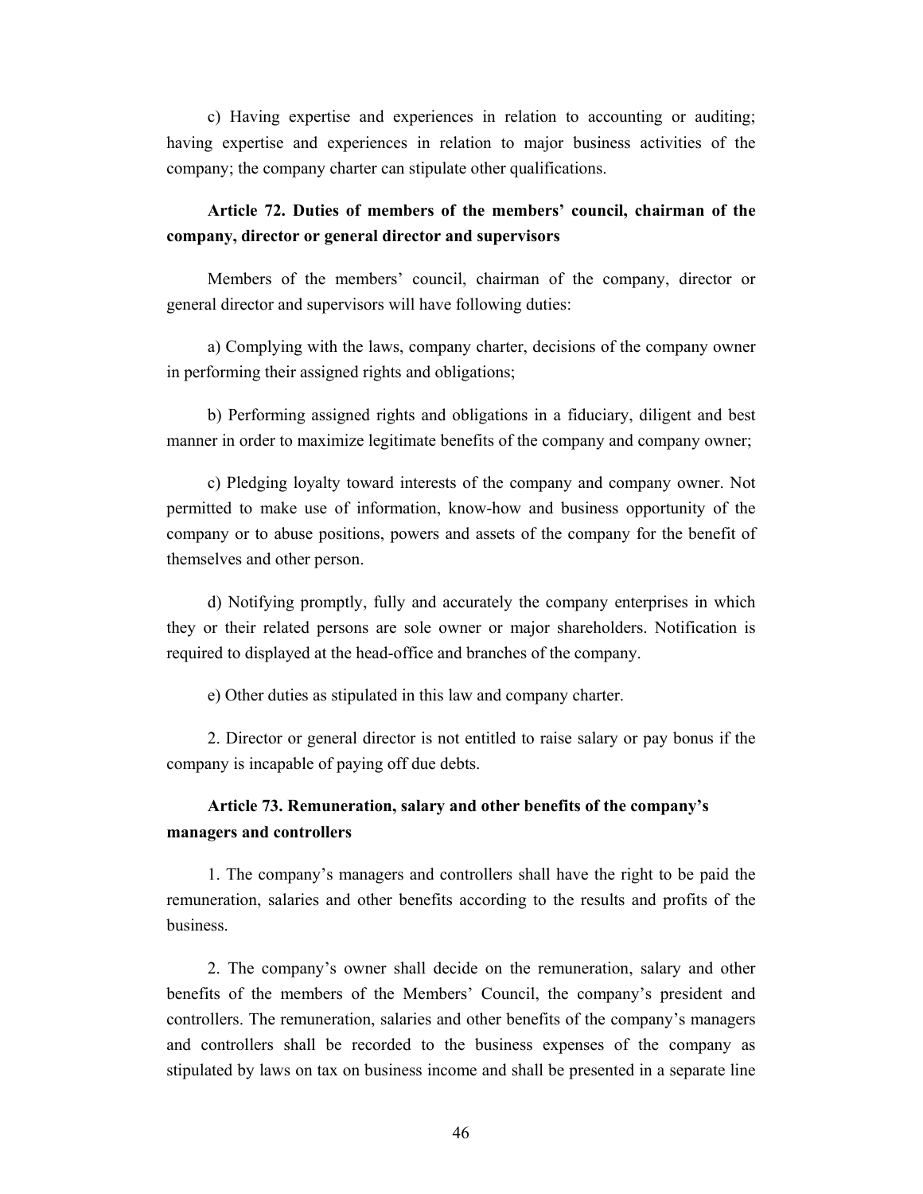c) Having expertise and experiences in relation to accounting or auditing; having expertise and experiences in relation to major business activities of the company; the company charter can stipulate other qualifications.

**Article 72. Duties of members of the members' council, chairman of the company, director or general director and supervisors**

Members of the members' council, chairman of the company, director or general director and supervisors will have following duties:

a) Complying with the laws, company charter, decisions of the company owner in performing their assigned rights and obligations;

b) Performing assigned rights and obligations in a fiduciary, diligent and best manner in order to maximize legitimate benefits of the company and company owner;

c) Pledging loyalty toward interests of the company and company owner. Not permitted to make use of information, know-how and business opportunity of the company or to abuse positions, powers and assets of the company for the benefit of themselves and other person.

d) Notifying promptly, fully and accurately the company enterprises in which they or their related persons are sole owner or major shareholders. Notification is required to displayed at the head-office and branches of the company.

e) Other duties as stipulated in this law and company charter.

2. Director or general director is not entitled to raise salary or pay bonus if the company is incapable of paying off due debts.

**Article 73. Remuneration, salary and other benefits of the company's managers and controllers**

1. The company's managers and controllers shall have the right to be paid the remuneration, salaries and other benefits according to the results and profits of the business.

2. The company's owner shall decide on the remuneration, salary and other benefits of the members of the Members' Council, the company's president and controllers. The remuneration, salaries and other benefits of the company's managers and controllers shall be recorded to the business expenses of the company as stipulated by laws on tax on business income and shall be presented in a separate line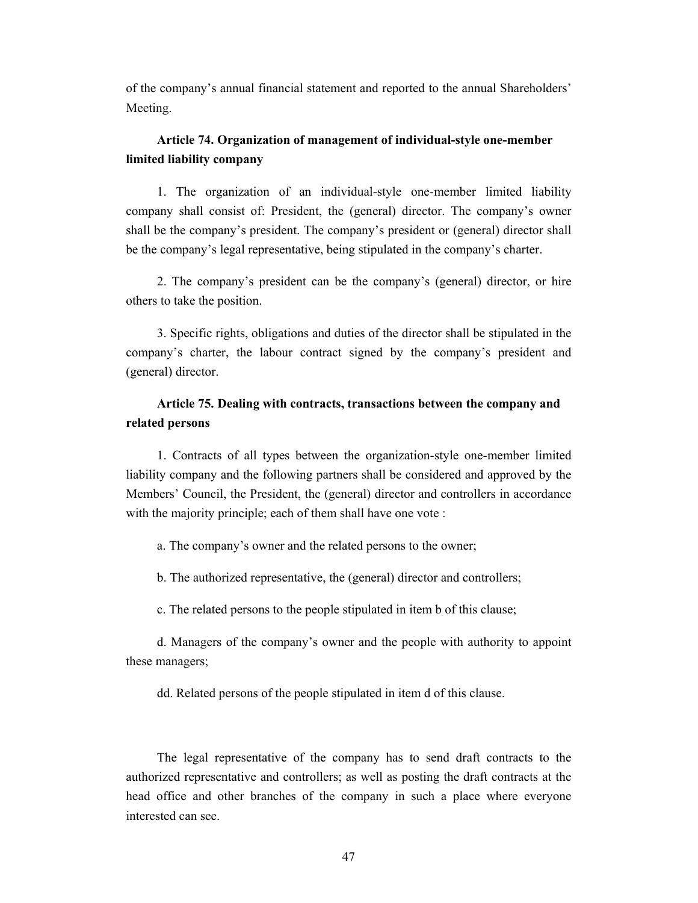of the company's annual financial statement and reported to the annual Shareholders' Meeting.

### Article 74. Organization of management of individual-style one-member limited liability company

1. The organization of an individual-style one-member limited liability company shall consist of: President, the (general) director. The company's owner shall be the company's president. The company's president or (general) director shall be the company's legal representative, being stipulated in the company's charter.

2. The company's president can be the company's (general) director, or hire others to take the position.

3. Specific rights, obligations and duties of the director shall be stipulated in the company's charter, the labour contract signed by the company's president and (general) director.

### Article 75. Dealing with contracts, transactions between the company and related persons

1. Contracts of all types between the organization-style one-member limited liability company and the following partners shall be considered and approved by the Members' Council, the President, the (general) director and controllers in accordance with the majority principle; each of them shall have one vote :

a. The company's owner and the related persons to the owner;

b. The authorized representative, the (general) director and controllers;

c. The related persons to the people stipulated in item b of this clause;

d. Managers of the company's owner and the people with authority to appoint these managers;

dd. Related persons of the people stipulated in item d of this clause.

The legal representative of the company has to send draft contracts to the authorized representative and controllers; as well as posting the draft contracts at the head office and other branches of the company in such a place where everyone interested can see.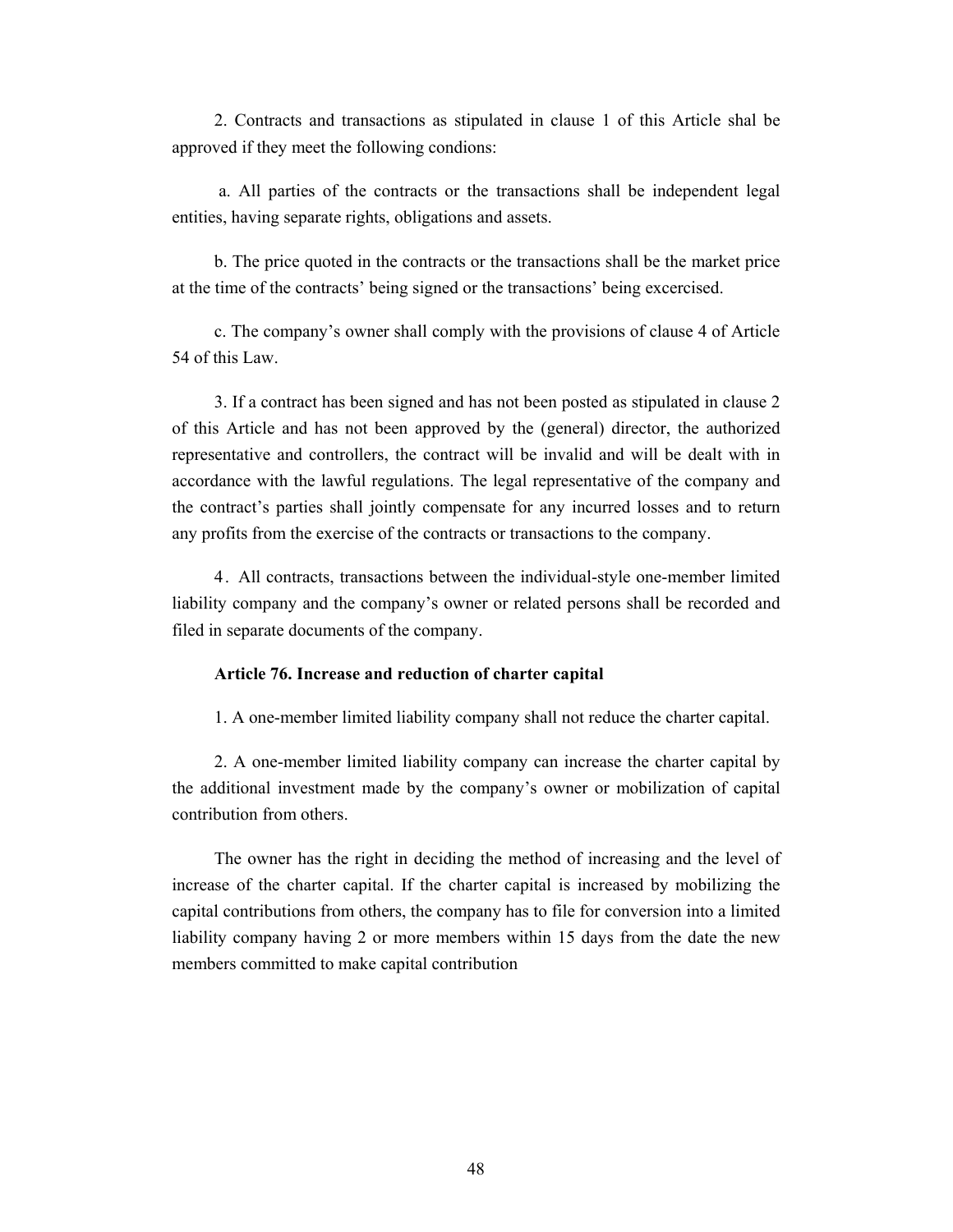2. Contracts and transactions as stipulated in clause 1 of this Article shal be approved if they meet the following condions:

a. All parties of the contracts or the transactions shall be independent legal entities, having separate rights, obligations and assets.

b. The price quoted in the contracts or the transactions shall be the market price at the time of the contracts' being signed or the transactions' being excercised.

c. The company's owner shall comply with the provisions of clause 4 of Article 54 of this Law.

3. If a contract has been signed and has not been posted as stipulated in clause 2 of this Article and has not been approved by the (general) director, the authorized representative and controllers, the contract will be invalid and will be dealt with in accordance with the lawful regulations. The legal representative of the company and the contract's parties shall jointly compensate for any incurred losses and to return any profits from the exercise of the contracts or transactions to the company.

4. All contracts, transactions between the individual-style one-member limited liability company and the company's owner or related persons shall be recorded and filed in separate documents of the company.

**Article 76. Increase and reduction of charter capital**

1. A one-member limited liability company shall not reduce the charter capital.

2. A one-member limited liability company can increase the charter capital by the additional investment made by the company's owner or mobilization of capital contribution from others.

The owner has the right in deciding the method of increasing and the level of increase of the charter capital. If the charter capital is increased by mobilizing the capital contributions from others, the company has to file for conversion into a limited liability company having 2 or more members within 15 days from the date the new members committed to make capital contribution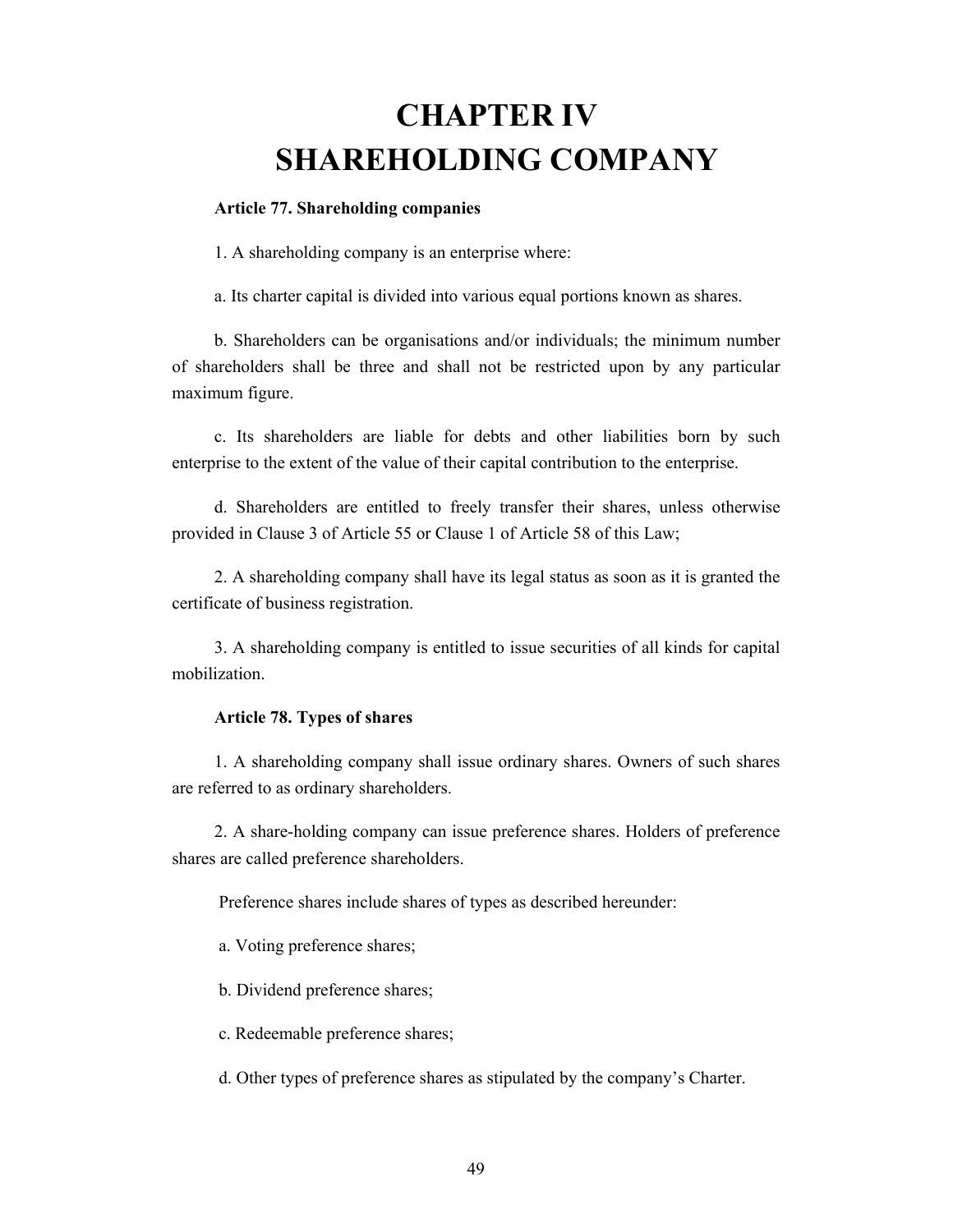# CHAPTER IV
# SHAREHOLDING COMPANY

**Article 77. Shareholding companies**

1. A shareholding company is an enterprise where:

a. Its charter capital is divided into various equal portions known as shares.

b. Shareholders can be organisations and/or individuals; the minimum number of shareholders shall be three and shall not be restricted upon by any particular maximum figure.

c. Its shareholders are liable for debts and other liabilities born by such enterprise to the extent of the value of their capital contribution to the enterprise.

d. Shareholders are entitled to freely transfer their shares, unless otherwise provided in Clause 3 of Article 55 or Clause 1 of Article 58 of this Law;

2. A shareholding company shall have its legal status as soon as it is granted the certificate of business registration.

3. A shareholding company is entitled to issue securities of all kinds for capital mobilization.

**Article 78. Types of shares**

1. A shareholding company shall issue ordinary shares. Owners of such shares are referred to as ordinary shareholders.

2. A share-holding company can issue preference shares. Holders of preference shares are called preference shareholders.

Preference shares include shares of types as described hereunder:

a. Voting preference shares;

b. Dividend preference shares;

c. Redeemable preference shares;

d. Other types of preference shares as stipulated by the company's Charter.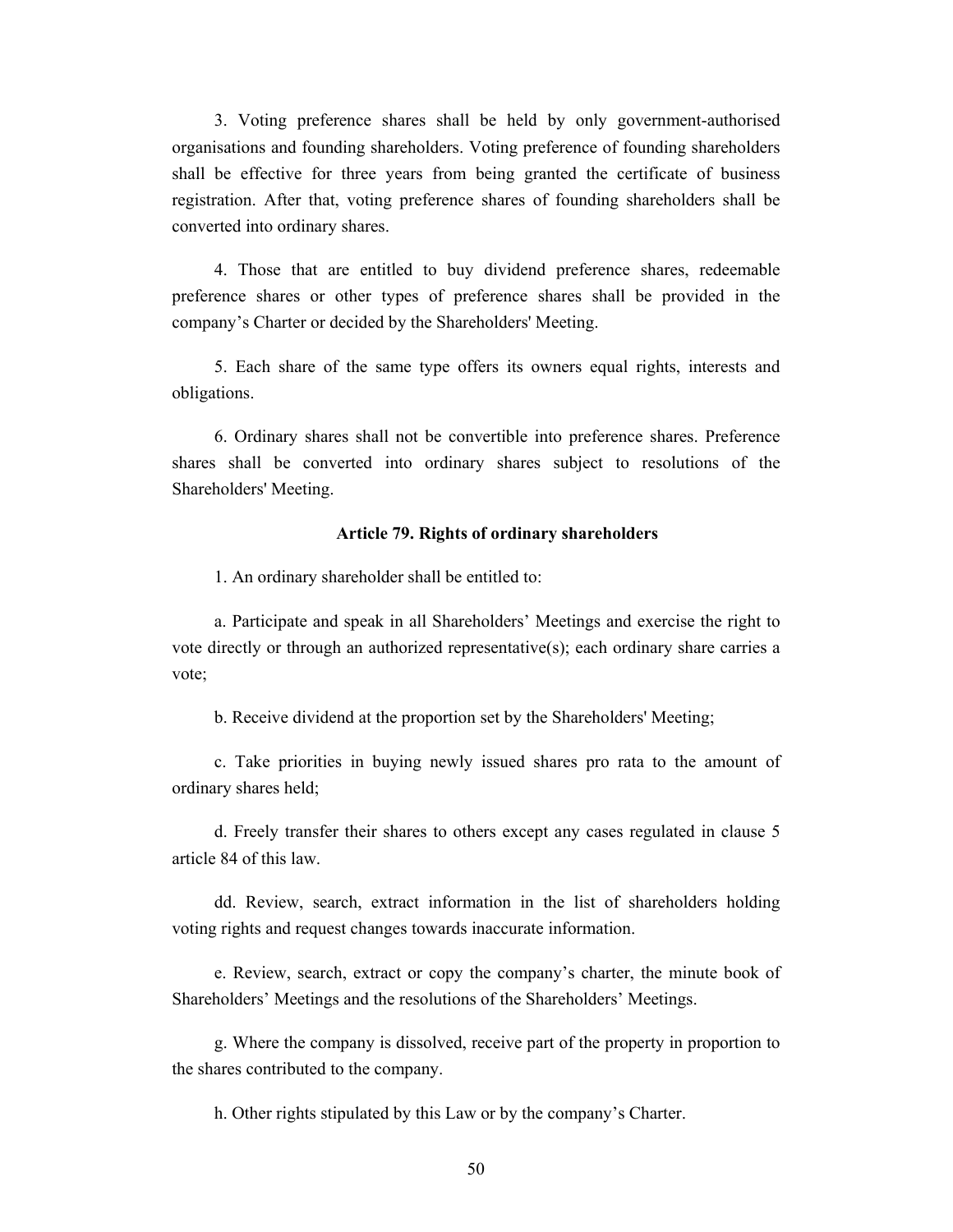3. Voting preference shares shall be held by only government-authorised organisations and founding shareholders. Voting preference of founding shareholders shall be effective for three years from being granted the certificate of business registration. After that, voting preference shares of founding shareholders shall be converted into ordinary shares.

4. Those that are entitled to buy dividend preference shares, redeemable preference shares or other types of preference shares shall be provided in the company's Charter or decided by the Shareholders' Meeting.

5. Each share of the same type offers its owners equal rights, interests and obligations.

6. Ordinary shares shall not be convertible into preference shares. Preference shares shall be converted into ordinary shares subject to resolutions of the Shareholders' Meeting.

### Article 79. Rights of ordinary shareholders

1. An ordinary shareholder shall be entitled to:

a. Participate and speak in all Shareholders' Meetings and exercise the right to vote directly or through an authorized representative(s); each ordinary share carries a vote;

b. Receive dividend at the proportion set by the Shareholders' Meeting;

c. Take priorities in buying newly issued shares pro rata to the amount of ordinary shares held;

d. Freely transfer their shares to others except any cases regulated in clause 5 article 84 of this law.

dd. Review, search, extract information in the list of shareholders holding voting rights and request changes towards inaccurate information.

e. Review, search, extract or copy the company's charter, the minute book of Shareholders' Meetings and the resolutions of the Shareholders' Meetings.

g. Where the company is dissolved, receive part of the property in proportion to the shares contributed to the company.

h. Other rights stipulated by this Law or by the company's Charter.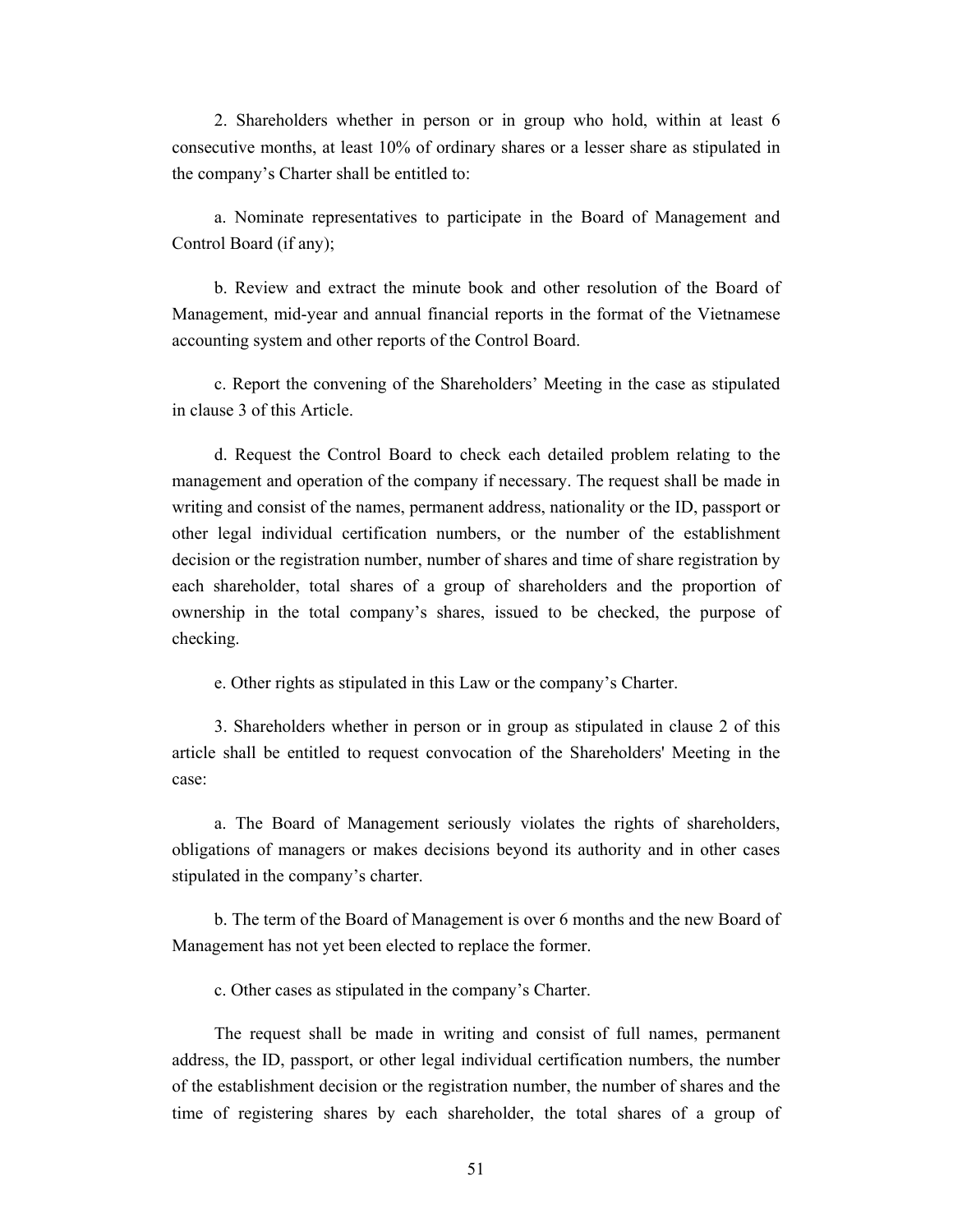2. Shareholders whether in person or in group who hold, within at least 6 consecutive months, at least 10% of ordinary shares or a lesser share as stipulated in the company's Charter shall be entitled to:

a. Nominate representatives to participate in the Board of Management and Control Board (if any);

b. Review and extract the minute book and other resolution of the Board of Management, mid-year and annual financial reports in the format of the Vietnamese accounting system and other reports of the Control Board.

c. Report the convening of the Shareholders' Meeting in the case as stipulated in clause 3 of this Article.

d. Request the Control Board to check each detailed problem relating to the management and operation of the company if necessary. The request shall be made in writing and consist of the names, permanent address, nationality or the ID, passport or other legal individual certification numbers, or the number of the establishment decision or the registration number, number of shares and time of share registration by each shareholder, total shares of a group of shareholders and the proportion of ownership in the total company's shares, issued to be checked, the purpose of checking.

e. Other rights as stipulated in this Law or the company's Charter.

3. Shareholders whether in person or in group as stipulated in clause 2 of this article shall be entitled to request convocation of the Shareholders' Meeting in the case:

a. The Board of Management seriously violates the rights of shareholders, obligations of managers or makes decisions beyond its authority and in other cases stipulated in the company's charter.

b. The term of the Board of Management is over 6 months and the new Board of Management has not yet been elected to replace the former.

c. Other cases as stipulated in the company's Charter.

The request shall be made in writing and consist of full names, permanent address, the ID, passport, or other legal individual certification numbers, the number of the establishment decision or the registration number, the number of shares and the time of registering shares by each shareholder, the total shares of a group of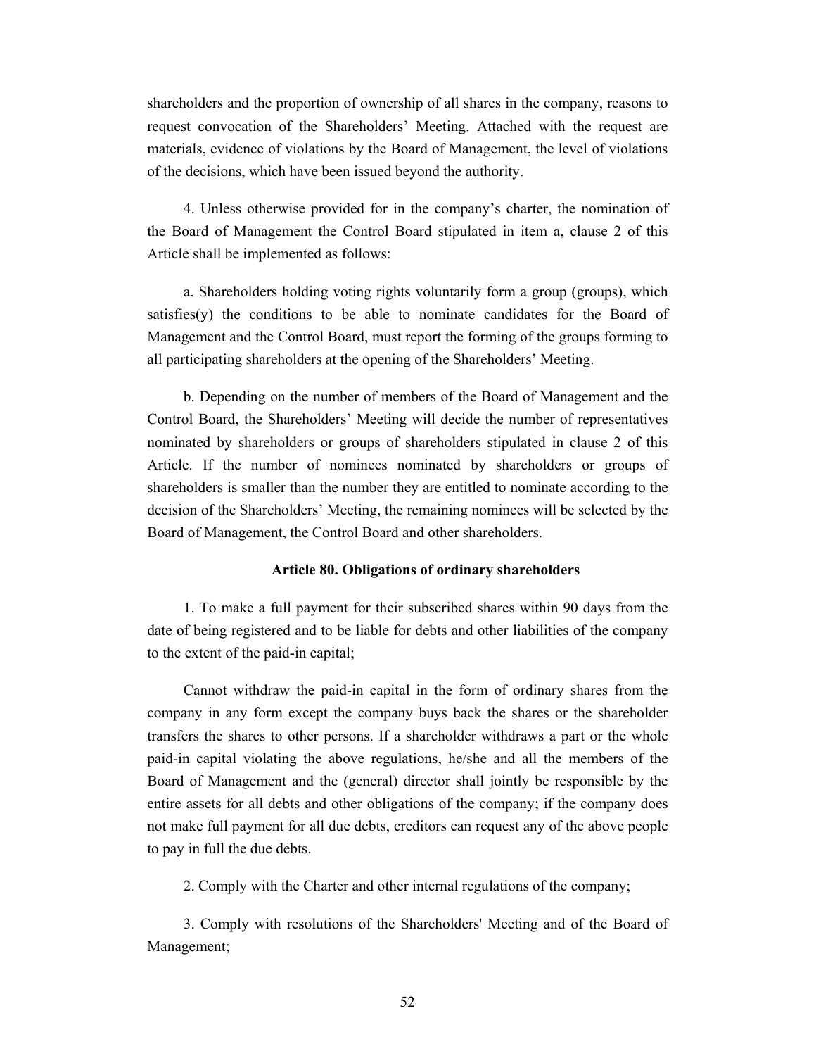shareholders and the proportion of ownership of all shares in the company, reasons to request convocation of the Shareholders' Meeting. Attached with the request are materials, evidence of violations by the Board of Management, the level of violations of the decisions, which have been issued beyond the authority.

4. Unless otherwise provided for in the company's charter, the nomination of the Board of Management the Control Board stipulated in item a, clause 2 of this Article shall be implemented as follows:

a. Shareholders holding voting rights voluntarily form a group (groups), which satisfies(y) the conditions to be able to nominate candidates for the Board of Management and the Control Board, must report the forming of the groups forming to all participating shareholders at the opening of the Shareholders' Meeting.

b. Depending on the number of members of the Board of Management and the Control Board, the Shareholders' Meeting will decide the number of representatives nominated by shareholders or groups of shareholders stipulated in clause 2 of this Article. If the number of nominees nominated by shareholders or groups of shareholders is smaller than the number they are entitled to nominate according to the decision of the Shareholders' Meeting, the remaining nominees will be selected by the Board of Management, the Control Board and other shareholders.

### Article 80. Obligations of ordinary shareholders

1. To make a full payment for their subscribed shares within 90 days from the date of being registered and to be liable for debts and other liabilities of the company to the extent of the paid-in capital;

Cannot withdraw the paid-in capital in the form of ordinary shares from the company in any form except the company buys back the shares or the shareholder transfers the shares to other persons. If a shareholder withdraws a part or the whole paid-in capital violating the above regulations, he/she and all the members of the Board of Management and the (general) director shall jointly be responsible by the entire assets for all debts and other obligations of the company; if the company does not make full payment for all due debts, creditors can request any of the above people to pay in full the due debts.

2. Comply with the Charter and other internal regulations of the company;

3. Comply with resolutions of the Shareholders' Meeting and of the Board of Management;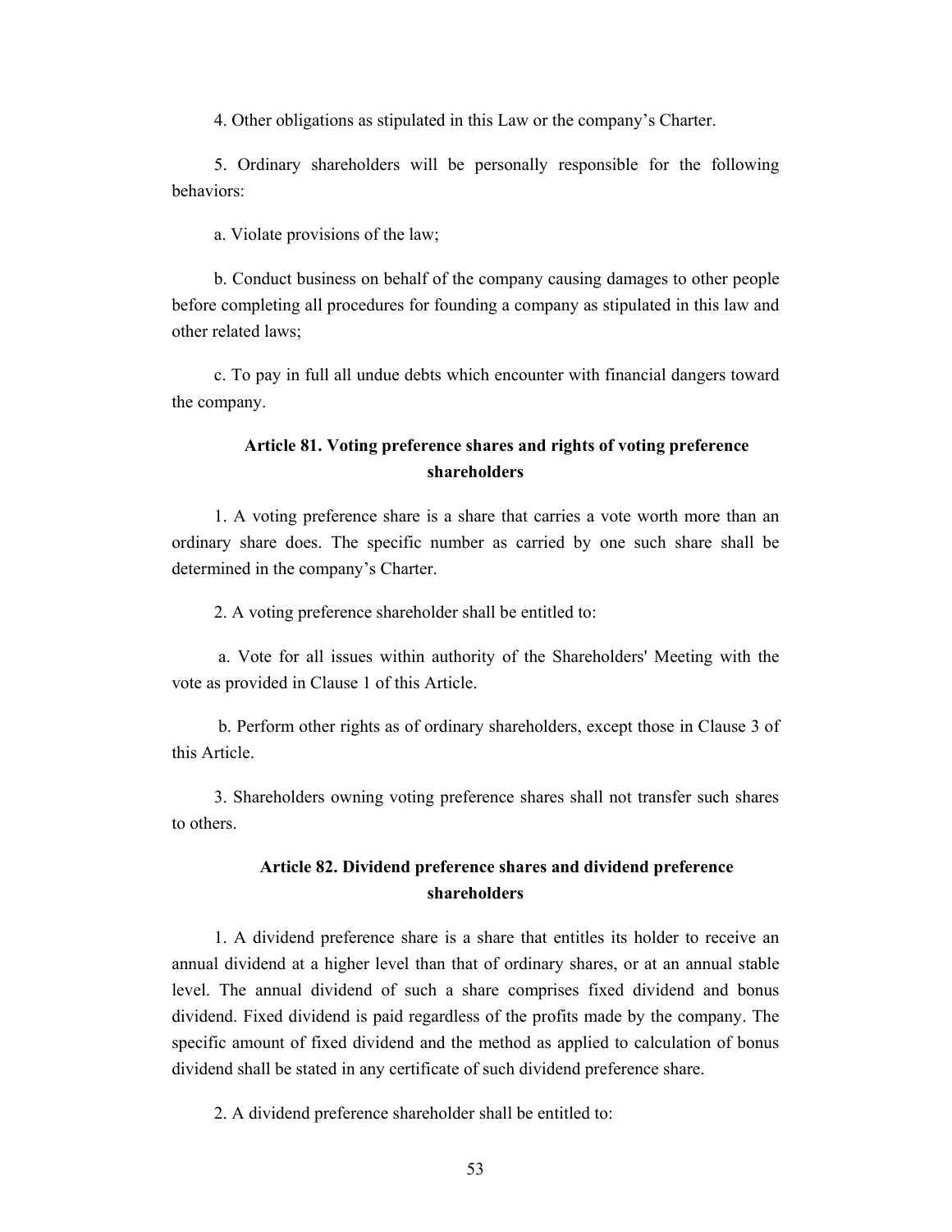4. Other obligations as stipulated in this Law or the company's Charter.

5. Ordinary shareholders will be personally responsible for the following behaviors:

a. Violate provisions of the law;

b. Conduct business on behalf of the company causing damages to other people before completing all procedures for founding a company as stipulated in this law and other related laws;

c. To pay in full all undue debts which encounter with financial dangers toward the company.

### Article 81. Voting preference shares and rights of voting preference shareholders

1. A voting preference share is a share that carries a vote worth more than an ordinary share does. The specific number as carried by one such share shall be determined in the company's Charter.

2. A voting preference shareholder shall be entitled to:

a. Vote for all issues within authority of the Shareholders' Meeting with the vote as provided in Clause 1 of this Article.

b. Perform other rights as of ordinary shareholders, except those in Clause 3 of this Article.

3. Shareholders owning voting preference shares shall not transfer such shares to others.

### Article 82. Dividend preference shares and dividend preference shareholders

1. A dividend preference share is a share that entitles its holder to receive an annual dividend at a higher level than that of ordinary shares, or at an annual stable level. The annual dividend of such a share comprises fixed dividend and bonus dividend. Fixed dividend is paid regardless of the profits made by the company. The specific amount of fixed dividend and the method as applied to calculation of bonus dividend shall be stated in any certificate of such dividend preference share.

2. A dividend preference shareholder shall be entitled to: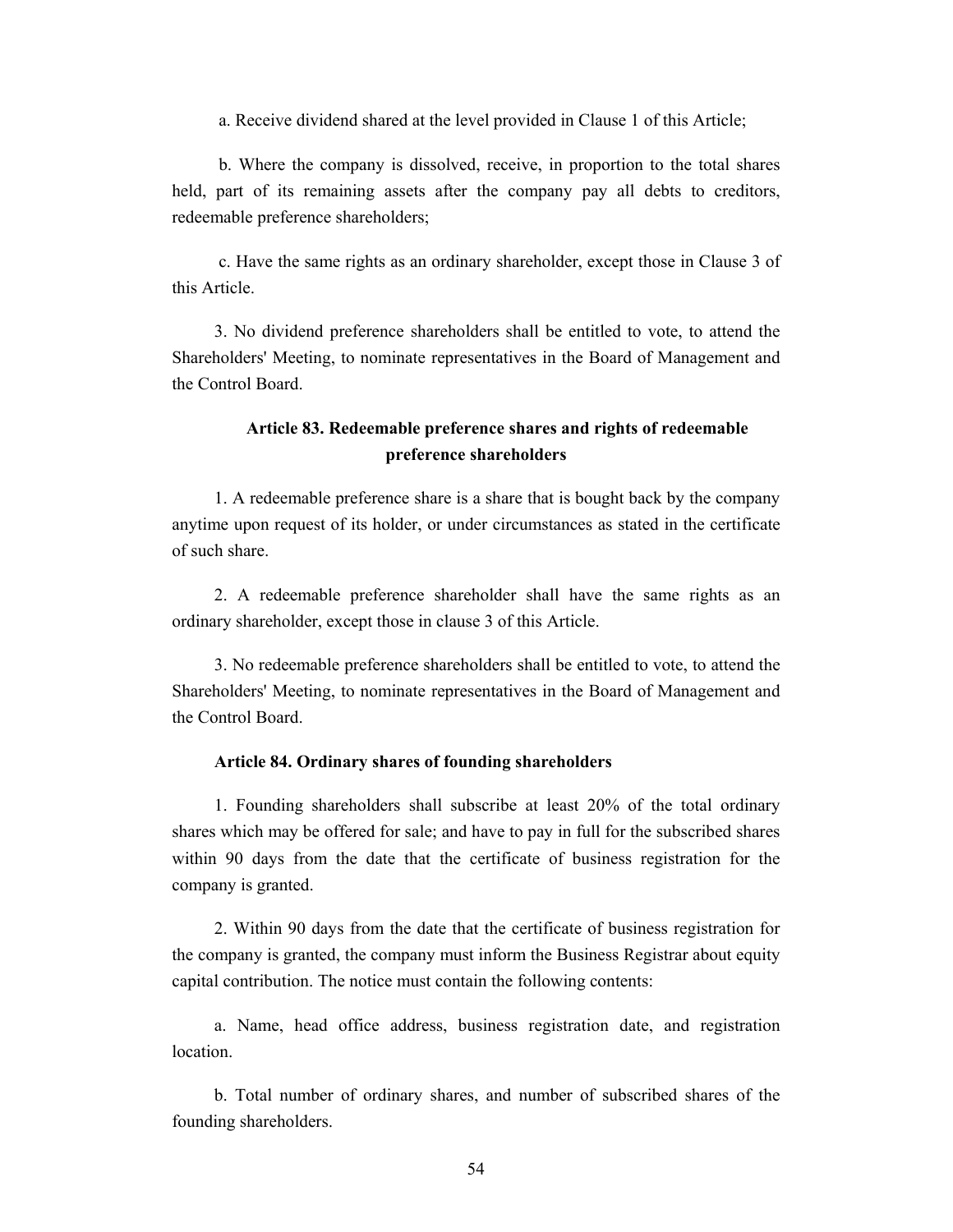a. Receive dividend shared at the level provided in Clause 1 of this Article;

b. Where the company is dissolved, receive, in proportion to the total shares held, part of its remaining assets after the company pay all debts to creditors, redeemable preference shareholders;

c. Have the same rights as an ordinary shareholder, except those in Clause 3 of this Article.

3. No dividend preference shareholders shall be entitled to vote, to attend the Shareholders' Meeting, to nominate representatives in the Board of Management and the Control Board.

### Article 83. Redeemable preference shares and rights of redeemable preference shareholders

1. A redeemable preference share is a share that is bought back by the company anytime upon request of its holder, or under circumstances as stated in the certificate of such share.

2. A redeemable preference shareholder shall have the same rights as an ordinary shareholder, except those in clause 3 of this Article.

3. No redeemable preference shareholders shall be entitled to vote, to attend the Shareholders' Meeting, to nominate representatives in the Board of Management and the Control Board.

### Article 84. Ordinary shares of founding shareholders

1. Founding shareholders shall subscribe at least 20% of the total ordinary shares which may be offered for sale; and have to pay in full for the subscribed shares within 90 days from the date that the certificate of business registration for the company is granted.

2. Within 90 days from the date that the certificate of business registration for the company is granted, the company must inform the Business Registrar about equity capital contribution. The notice must contain the following contents:

a. Name, head office address, business registration date, and registration location.

b. Total number of ordinary shares, and number of subscribed shares of the founding shareholders.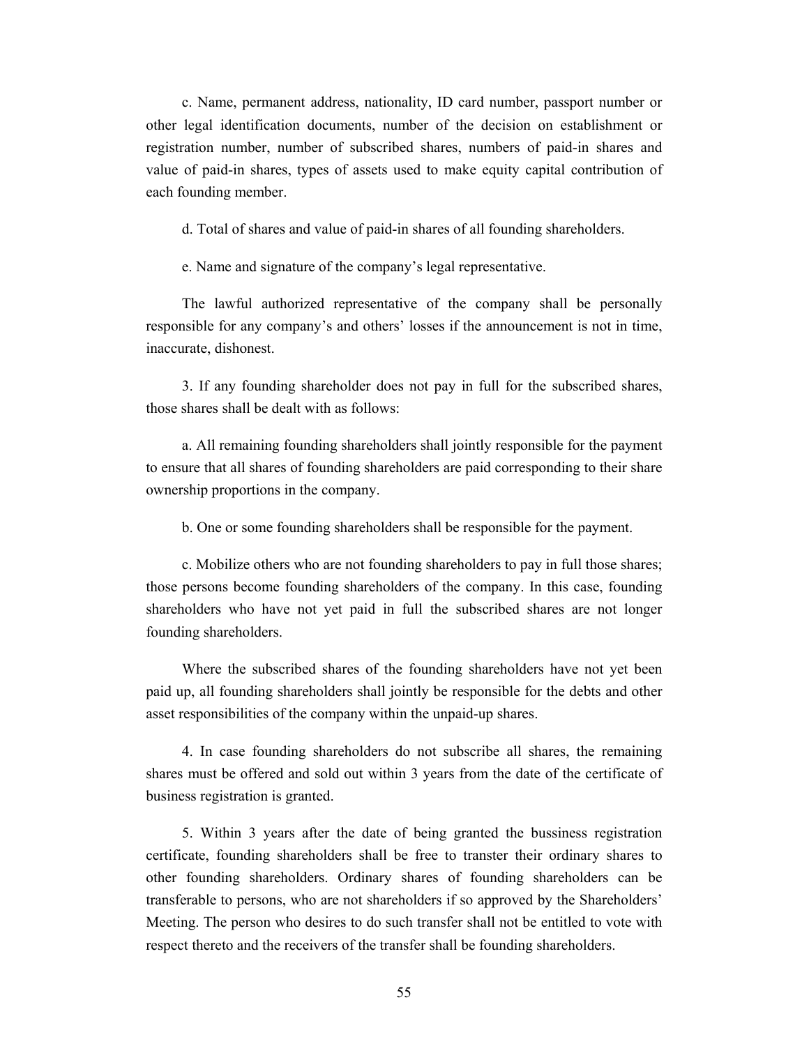c. Name, permanent address, nationality, ID card number, passport number or other legal identification documents, number of the decision on establishment or registration number, number of subscribed shares, numbers of paid-in shares and value of paid-in shares, types of assets used to make equity capital contribution of each founding member.

d. Total of shares and value of paid-in shares of all founding shareholders.

e. Name and signature of the company's legal representative.

The lawful authorized representative of the company shall be personally responsible for any company's and others' losses if the announcement is not in time, inaccurate, dishonest.

3. If any founding shareholder does not pay in full for the subscribed shares, those shares shall be dealt with as follows:

a. All remaining founding shareholders shall jointly responsible for the payment to ensure that all shares of founding shareholders are paid corresponding to their share ownership proportions in the company.

b. One or some founding shareholders shall be responsible for the payment.

c. Mobilize others who are not founding shareholders to pay in full those shares; those persons become founding shareholders of the company. In this case, founding shareholders who have not yet paid in full the subscribed shares are not longer founding shareholders.

Where the subscribed shares of the founding shareholders have not yet been paid up, all founding shareholders shall jointly be responsible for the debts and other asset responsibilities of the company within the unpaid-up shares.

4. In case founding shareholders do not subscribe all shares, the remaining shares must be offered and sold out within 3 years from the date of the certificate of business registration is granted.

5. Within 3 years after the date of being granted the bussiness registration certificate, founding shareholders shall be free to transter their ordinary shares to other founding shareholders. Ordinary shares of founding shareholders can be transferable to persons, who are not shareholders if so approved by the Shareholders' Meeting. The person who desires to do such transfer shall not be entitled to vote with respect thereto and the receivers of the transfer shall be founding shareholders.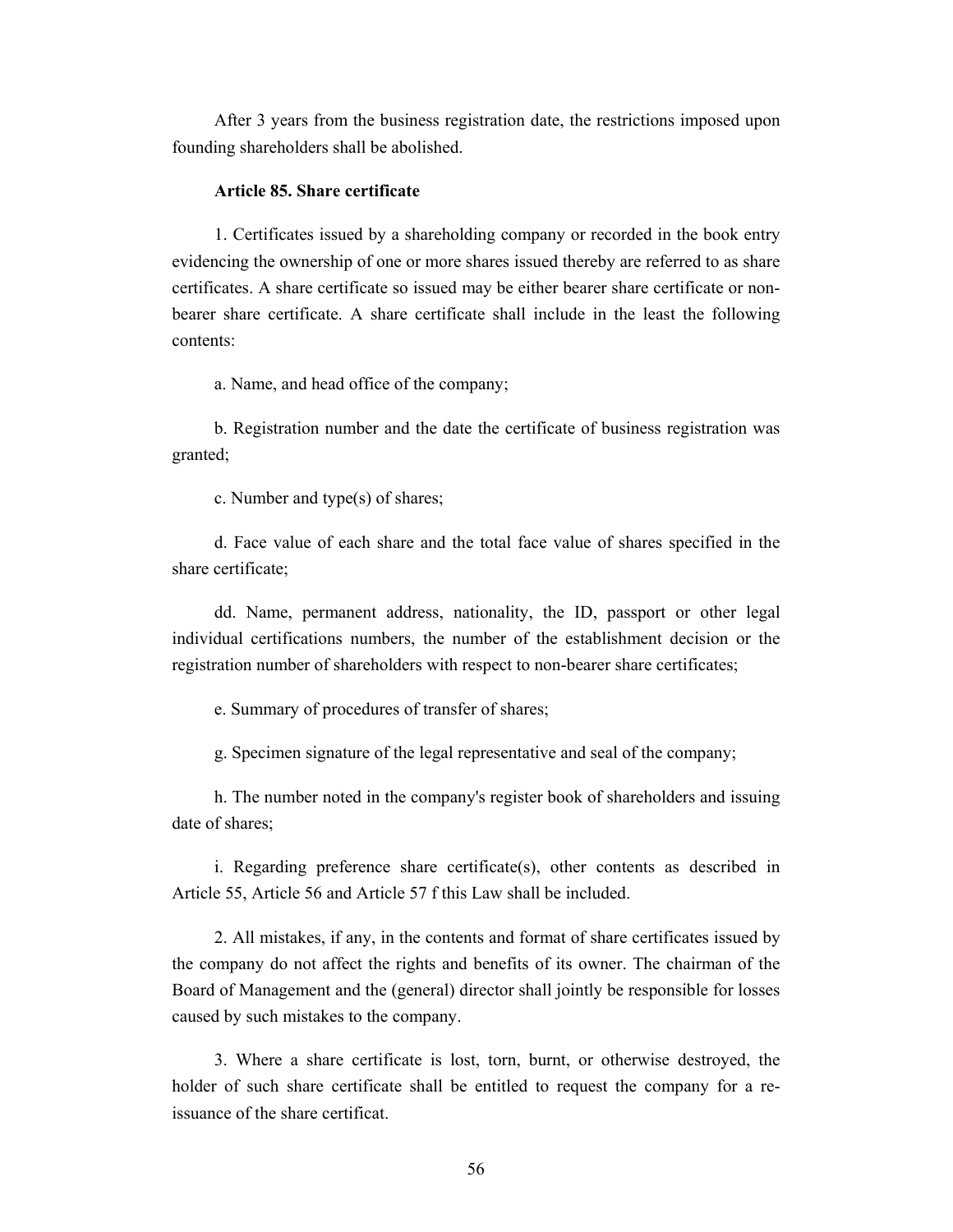After 3 years from the business registration date, the restrictions imposed upon founding shareholders shall be abolished.

**Article 85. Share certificate**

1. Certificates issued by a shareholding company or recorded in the book entry evidencing the ownership of one or more shares issued thereby are referred to as share certificates. A share certificate so issued may be either bearer share certificate or non-bearer share certificate. A share certificate shall include in the least the following contents:

a. Name, and head office of the company;

b. Registration number and the date the certificate of business registration was granted;

c. Number and type(s) of shares;

d. Face value of each share and the total face value of shares specified in the share certificate;

dd. Name, permanent address, nationality, the ID, passport or other legal individual certifications numbers, the number of the establishment decision or the registration number of shareholders with respect to non-bearer share certificates;

e. Summary of procedures of transfer of shares;

g. Specimen signature of the legal representative and seal of the company;

h. The number noted in the company's register book of shareholders and issuing date of shares;

i. Regarding preference share certificate(s), other contents as described in Article 55, Article 56 and Article 57 f this Law shall be included.

2. All mistakes, if any, in the contents and format of share certificates issued by the company do not affect the rights and benefits of its owner. The chairman of the Board of Management and the (general) director shall jointly be responsible for losses caused by such mistakes to the company.

3. Where a share certificate is lost, torn, burnt, or otherwise destroyed, the holder of such share certificate shall be entitled to request the company for a re-issuance of the share certificat.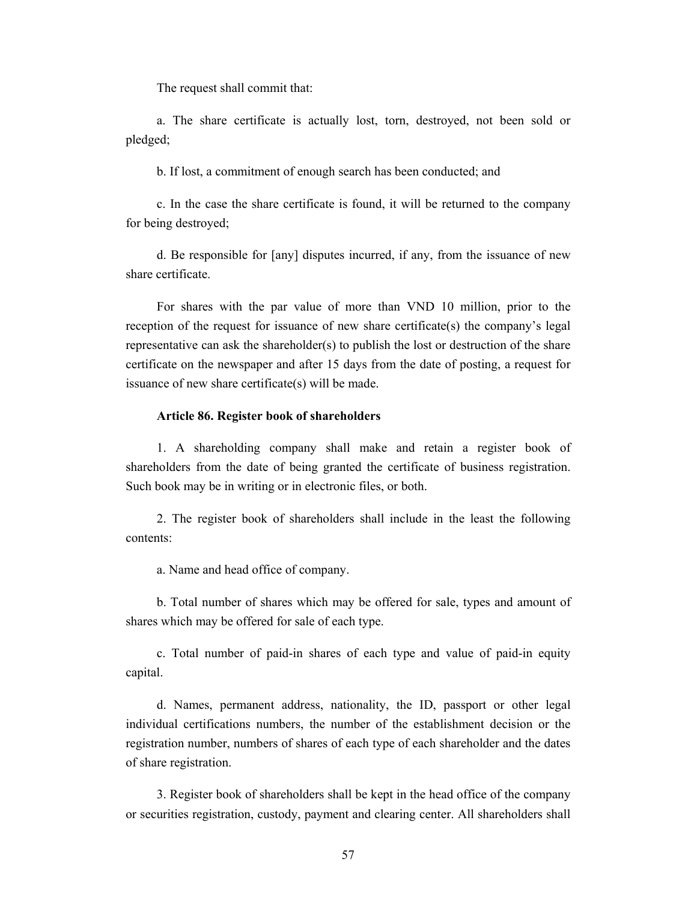The request shall commit that:

a. The share certificate is actually lost, torn, destroyed, not been sold or pledged;

b. If lost, a commitment of enough search has been conducted; and

c. In the case the share certificate is found, it will be returned to the company for being destroyed;

d. Be responsible for [any] disputes incurred, if any, from the issuance of new share certificate.

For shares with the par value of more than VND 10 million, prior to the reception of the request for issuance of new share certificate(s) the company's legal representative can ask the shareholder(s) to publish the lost or destruction of the share certificate on the newspaper and after 15 days from the date of posting, a request for issuance of new share certificate(s) will be made.

**Article 86. Register book of shareholders**

1. A shareholding company shall make and retain a register book of shareholders from the date of being granted the certificate of business registration. Such book may be in writing or in electronic files, or both.

2. The register book of shareholders shall include in the least the following contents:

a. Name and head office of company.

b. Total number of shares which may be offered for sale, types and amount of shares which may be offered for sale of each type.

c. Total number of paid-in shares of each type and value of paid-in equity capital.

d. Names, permanent address, nationality, the ID, passport or other legal individual certifications numbers, the number of the establishment decision or the registration number, numbers of shares of each type of each shareholder and the dates of share registration.

3. Register book of shareholders shall be kept in the head office of the company or securities registration, custody, payment and clearing center. All shareholders shall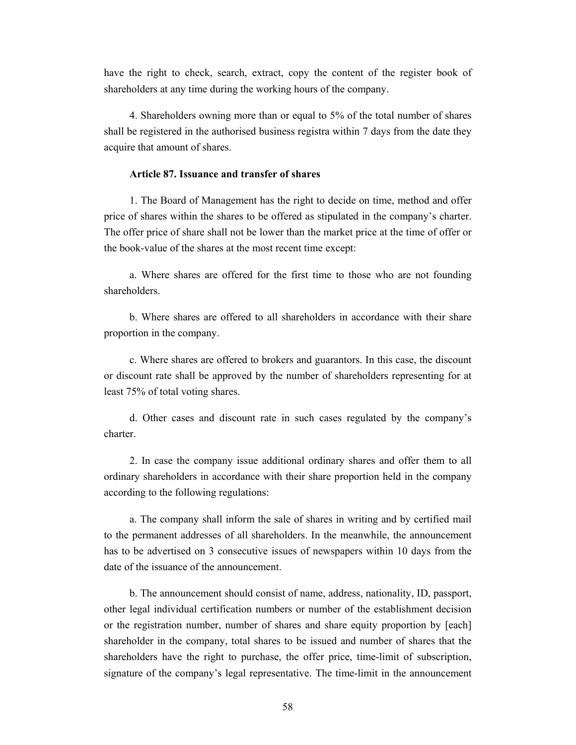have the right to check, search, extract, copy the content of the register book of shareholders at any time during the working hours of the company.

4. Shareholders owning more than or equal to 5% of the total number of shares shall be registered in the authorised business registra within 7 days from the date they acquire that amount of shares.

**Article 87. Issuance and transfer of shares**

1. The Board of Management has the right to decide on time, method and offer price of shares within the shares to be offered as stipulated in the company's charter. The offer price of share shall not be lower than the market price at the time of offer or the book-value of the shares at the most recent time except:

a. Where shares are offered for the first time to those who are not founding shareholders.

b. Where shares are offered to all shareholders in accordance with their share proportion in the company.

c. Where shares are offered to brokers and guarantors. In this case, the discount or discount rate shall be approved by the number of shareholders representing for at least 75% of total voting shares.

d. Other cases and discount rate in such cases regulated by the company's charter.

2. In case the company issue additional ordinary shares and offer them to all ordinary shareholders in accordance with their share proportion held in the company according to the following regulations:

a. The company shall inform the sale of shares in writing and by certified mail to the permanent addresses of all shareholders. In the meanwhile, the announcement has to be advertised on 3 consecutive issues of newspapers within 10 days from the date of the issuance of the announcement.

b. The announcement should consist of name, address, nationality, ID, passport, other legal individual certification numbers or number of the establishment decision or the registration number, number of shares and share equity proportion by [each] shareholder in the company, total shares to be issued and number of shares that the shareholders have the right to purchase, the offer price, time-limit of subscription, signature of the company's legal representative. The time-limit in the announcement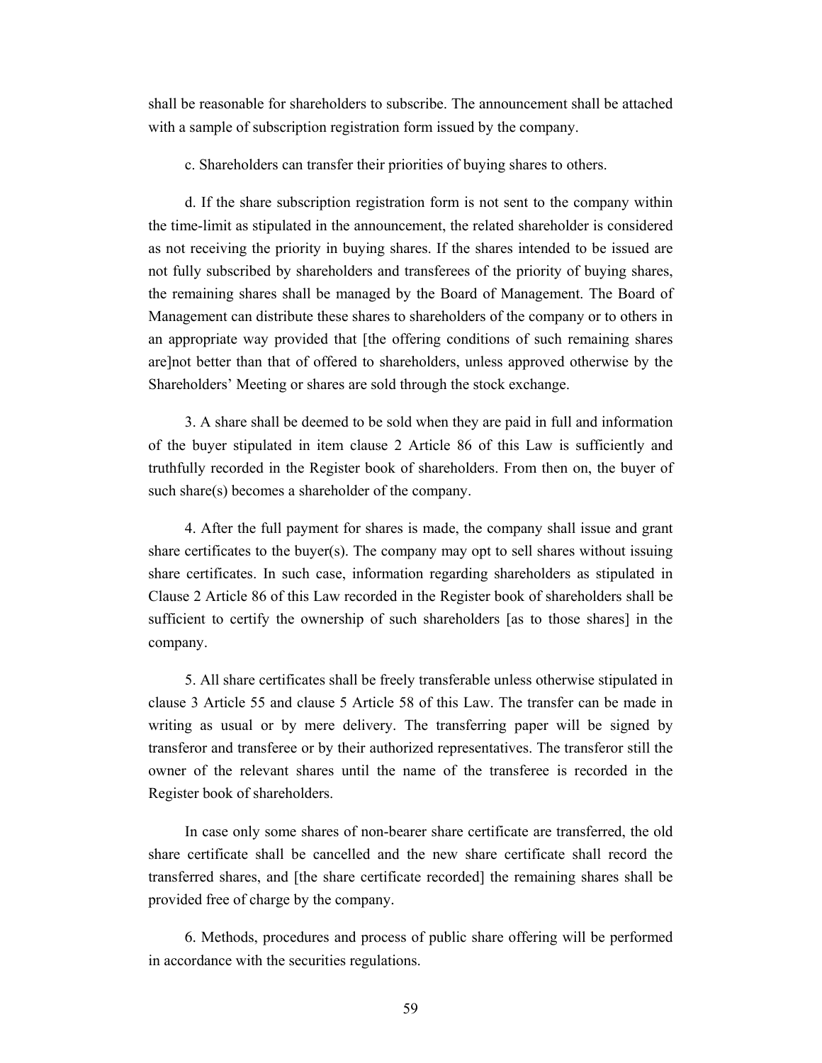shall be reasonable for shareholders to subscribe. The announcement shall be attached with a sample of subscription registration form issued by the company.

c. Shareholders can transfer their priorities of buying shares to others.

d. If the share subscription registration form is not sent to the company within the time-limit as stipulated in the announcement, the related shareholder is considered as not receiving the priority in buying shares. If the shares intended to be issued are not fully subscribed by shareholders and transferees of the priority of buying shares, the remaining shares shall be managed by the Board of Management. The Board of Management can distribute these shares to shareholders of the company or to others in an appropriate way provided that [the offering conditions of such remaining shares are]not better than that of offered to shareholders, unless approved otherwise by the Shareholders' Meeting or shares are sold through the stock exchange.

3. A share shall be deemed to be sold when they are paid in full and information of the buyer stipulated in item clause 2 Article 86 of this Law is sufficiently and truthfully recorded in the Register book of shareholders. From then on, the buyer of such share(s) becomes a shareholder of the company.

4. After the full payment for shares is made, the company shall issue and grant share certificates to the buyer(s). The company may opt to sell shares without issuing share certificates. In such case, information regarding shareholders as stipulated in Clause 2 Article 86 of this Law recorded in the Register book of shareholders shall be sufficient to certify the ownership of such shareholders [as to those shares] in the company.

5. All share certificates shall be freely transferable unless otherwise stipulated in clause 3 Article 55 and clause 5 Article 58 of this Law. The transfer can be made in writing as usual or by mere delivery. The transferring paper will be signed by transferor and transferee or by their authorized representatives. The transferor still the owner of the relevant shares until the name of the transferee is recorded in the Register book of shareholders.

In case only some shares of non-bearer share certificate are transferred, the old share certificate shall be cancelled and the new share certificate shall record the transferred shares, and [the share certificate recorded] the remaining shares shall be provided free of charge by the company.

6. Methods, procedures and process of public share offering will be performed in accordance with the securities regulations.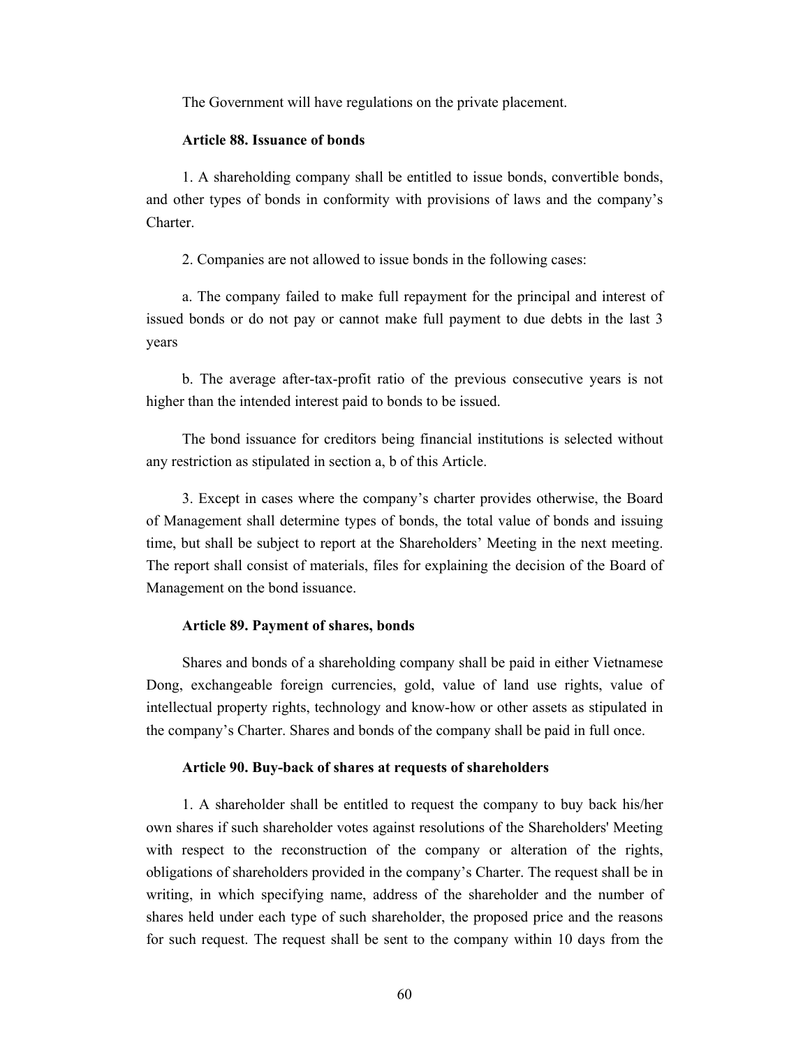The Government will have regulations on the private placement.

**Article 88. Issuance of bonds**

1. A shareholding company shall be entitled to issue bonds, convertible bonds, and other types of bonds in conformity with provisions of laws and the company's Charter.

2. Companies are not allowed to issue bonds in the following cases:

a. The company failed to make full repayment for the principal and interest of issued bonds or do not pay or cannot make full payment to due debts in the last 3 years

b. The average after-tax-profit ratio of the previous consecutive years is not higher than the intended interest paid to bonds to be issued.

The bond issuance for creditors being financial institutions is selected without any restriction as stipulated in section a, b of this Article.

3. Except in cases where the company's charter provides otherwise, the Board of Management shall determine types of bonds, the total value of bonds and issuing time, but shall be subject to report at the Shareholders' Meeting in the next meeting. The report shall consist of materials, files for explaining the decision of the Board of Management on the bond issuance.

**Article 89. Payment of shares, bonds**

Shares and bonds of a shareholding company shall be paid in either Vietnamese Dong, exchangeable foreign currencies, gold, value of land use rights, value of intellectual property rights, technology and know-how or other assets as stipulated in the company's Charter. Shares and bonds of the company shall be paid in full once.

**Article 90. Buy-back of shares at requests of shareholders**

1. A shareholder shall be entitled to request the company to buy back his/her own shares if such shareholder votes against resolutions of the Shareholders' Meeting with respect to the reconstruction of the company or alteration of the rights, obligations of shareholders provided in the company's Charter. The request shall be in writing, in which specifying name, address of the shareholder and the number of shares held under each type of such shareholder, the proposed price and the reasons for such request. The request shall be sent to the company within 10 days from the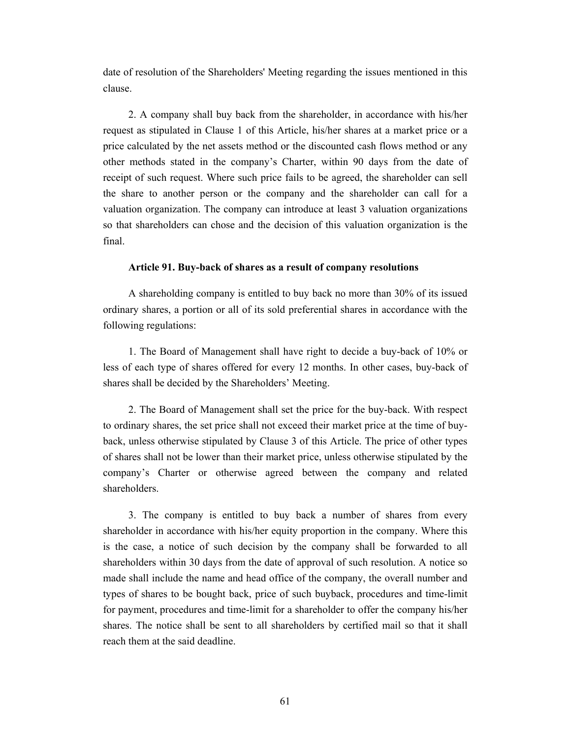date of resolution of the Shareholders' Meeting regarding the issues mentioned in this clause.

2. A company shall buy back from the shareholder, in accordance with his/her request as stipulated in Clause 1 of this Article, his/her shares at a market price or a price calculated by the net assets method or the discounted cash flows method or any other methods stated in the company's Charter, within 90 days from the date of receipt of such request. Where such price fails to be agreed, the shareholder can sell the share to another person or the company and the shareholder can call for a valuation organization. The company can introduce at least 3 valuation organizations so that shareholders can chose and the decision of this valuation organization is the final.

### Article 91. Buy-back of shares as a result of company resolutions

A shareholding company is entitled to buy back no more than 30% of its issued ordinary shares, a portion or all of its sold preferential shares in accordance with the following regulations:

1. The Board of Management shall have right to decide a buy-back of 10% or less of each type of shares offered for every 12 months. In other cases, buy-back of shares shall be decided by the Shareholders' Meeting.

2. The Board of Management shall set the price for the buy-back. With respect to ordinary shares, the set price shall not exceed their market price at the time of buy-back, unless otherwise stipulated by Clause 3 of this Article. The price of other types of shares shall not be lower than their market price, unless otherwise stipulated by the company's Charter or otherwise agreed between the company and related shareholders.

3. The company is entitled to buy back a number of shares from every shareholder in accordance with his/her equity proportion in the company. Where this is the case, a notice of such decision by the company shall be forwarded to all shareholders within 30 days from the date of approval of such resolution. A notice so made shall include the name and head office of the company, the overall number and types of shares to be bought back, price of such buyback, procedures and time-limit for payment, procedures and time-limit for a shareholder to offer the company his/her shares. The notice shall be sent to all shareholders by certified mail so that it shall reach them at the said deadline.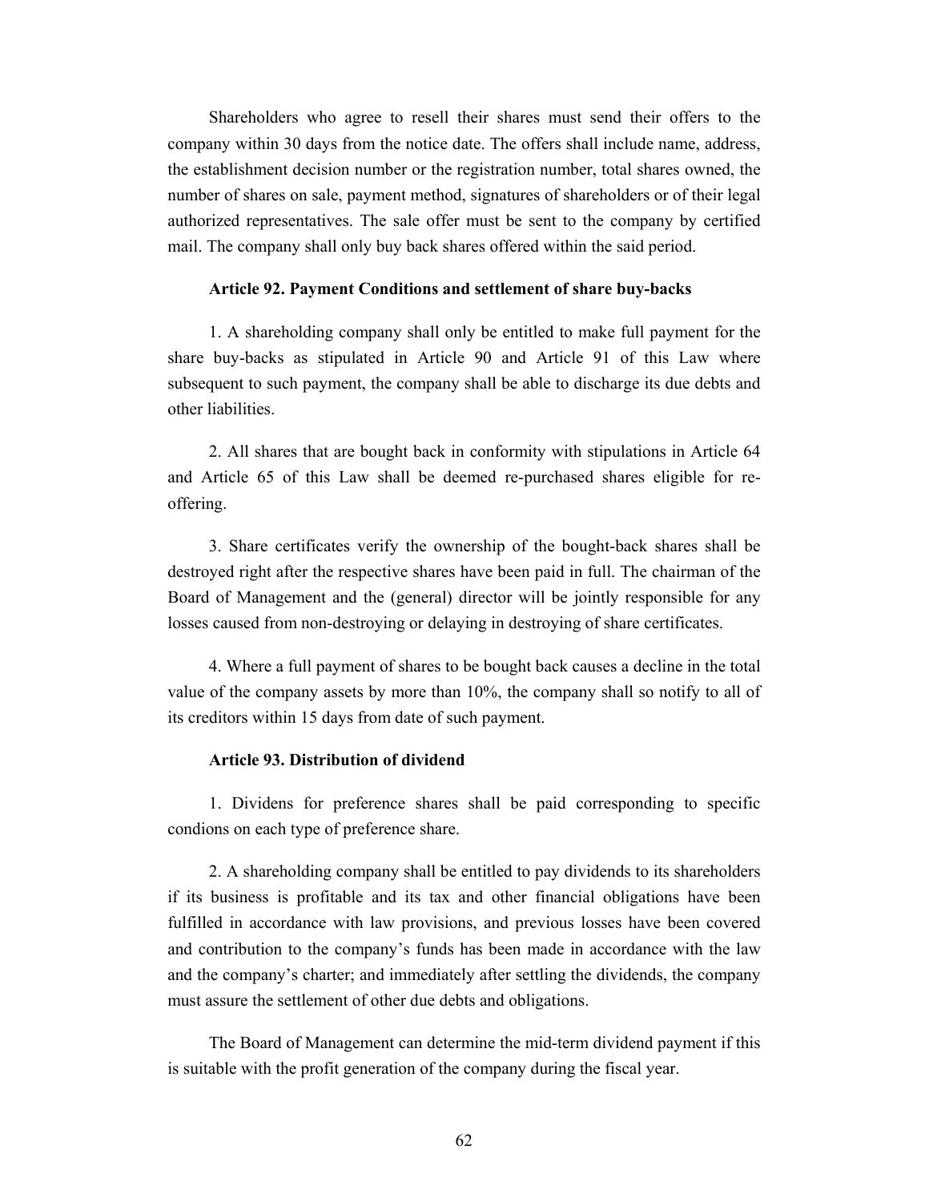Shareholders who agree to resell their shares must send their offers to the company within 30 days from the notice date. The offers shall include name, address, the establishment decision number or the registration number, total shares owned, the number of shares on sale, payment method, signatures of shareholders or of their legal authorized representatives. The sale offer must be sent to the company by certified mail. The company shall only buy back shares offered within the said period.

**Article 92. Payment Conditions and settlement of share buy-backs**

1. A shareholding company shall only be entitled to make full payment for the share buy-backs as stipulated in Article 90 and Article 91 of this Law where subsequent to such payment, the company shall be able to discharge its due debts and other liabilities.

2. All shares that are bought back in conformity with stipulations in Article 64 and Article 65 of this Law shall be deemed re-purchased shares eligible for re-offering.

3. Share certificates verify the ownership of the bought-back shares shall be destroyed right after the respective shares have been paid in full. The chairman of the Board of Management and the (general) director will be jointly responsible for any losses caused from non-destroying or delaying in destroying of share certificates.

4. Where a full payment of shares to be bought back causes a decline in the total value of the company assets by more than 10%, the company shall so notify to all of its creditors within 15 days from date of such payment.

**Article 93. Distribution of dividend**

1. Dividens for preference shares shall be paid corresponding to specific condions on each type of preference share.

2. A shareholding company shall be entitled to pay dividends to its shareholders if its business is profitable and its tax and other financial obligations have been fulfilled in accordance with law provisions, and previous losses have been covered and contribution to the company's funds has been made in accordance with the law and the company's charter; and immediately after settling the dividends, the company must assure the settlement of other due debts and obligations.

The Board of Management can determine the mid-term dividend payment if this is suitable with the profit generation of the company during the fiscal year.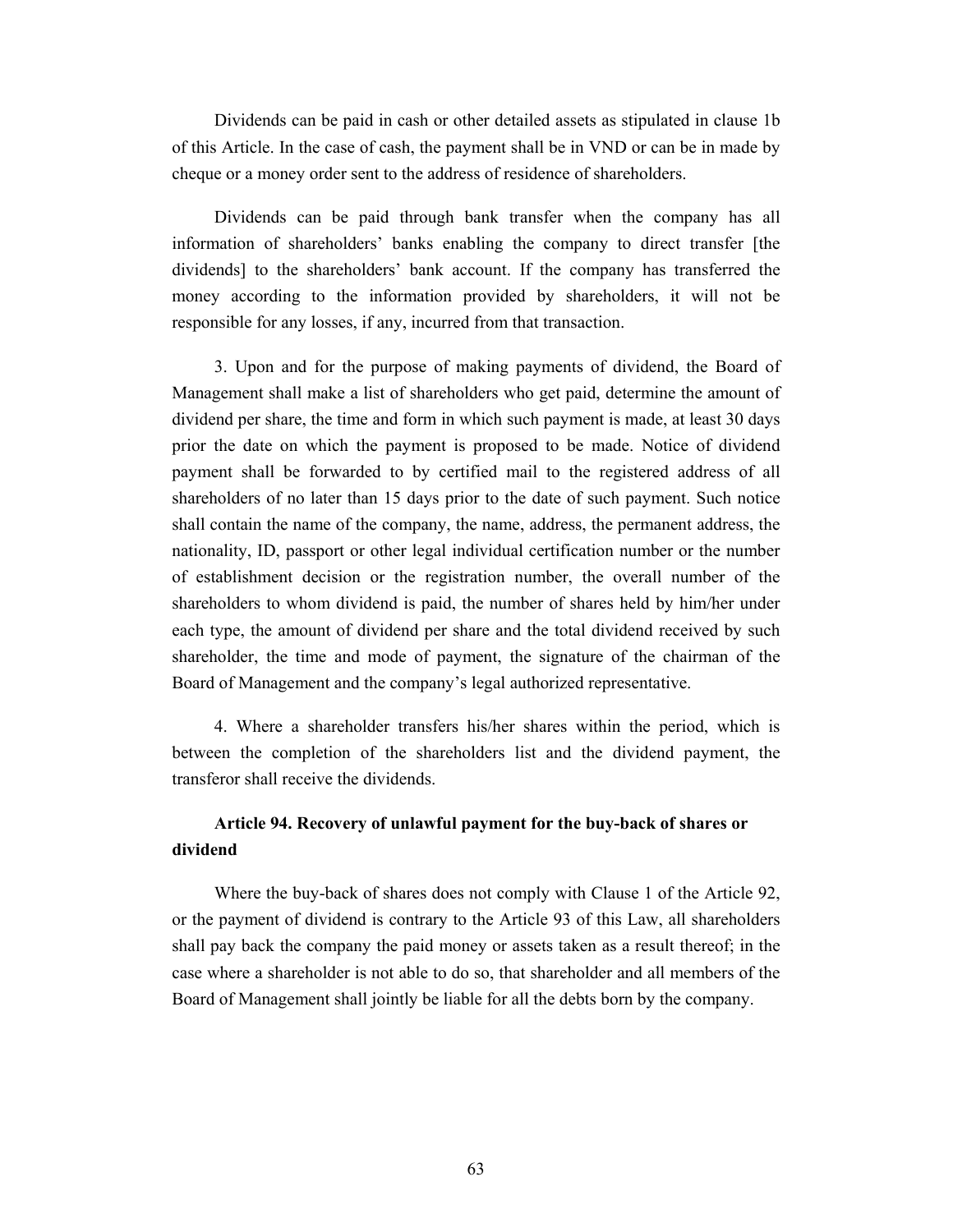Dividends can be paid in cash or other detailed assets as stipulated in clause 1b of this Article. In the case of cash, the payment shall be in VND or can be in made by cheque or a money order sent to the address of residence of shareholders.

Dividends can be paid through bank transfer when the company has all information of shareholders' banks enabling the company to direct transfer [the dividends] to the shareholders' bank account. If the company has transferred the money according to the information provided by shareholders, it will not be responsible for any losses, if any, incurred from that transaction.

3. Upon and for the purpose of making payments of dividend, the Board of Management shall make a list of shareholders who get paid, determine the amount of dividend per share, the time and form in which such payment is made, at least 30 days prior the date on which the payment is proposed to be made. Notice of dividend payment shall be forwarded to by certified mail to the registered address of all shareholders of no later than 15 days prior to the date of such payment. Such notice shall contain the name of the company, the name, address, the permanent address, the nationality, ID, passport or other legal individual certification number or the number of establishment decision or the registration number, the overall number of the shareholders to whom dividend is paid, the number of shares held by him/her under each type, the amount of dividend per share and the total dividend received by such shareholder, the time and mode of payment, the signature of the chairman of the Board of Management and the company's legal authorized representative.

4. Where a shareholder transfers his/her shares within the period, which is between the completion of the shareholders list and the dividend payment, the transferor shall receive the dividends.

### Article 94. Recovery of unlawful payment for the buy-back of shares or dividend

Where the buy-back of shares does not comply with Clause 1 of the Article 92, or the payment of dividend is contrary to the Article 93 of this Law, all shareholders shall pay back the company the paid money or assets taken as a result thereof; in the case where a shareholder is not able to do so, that shareholder and all members of the Board of Management shall jointly be liable for all the debts born by the company.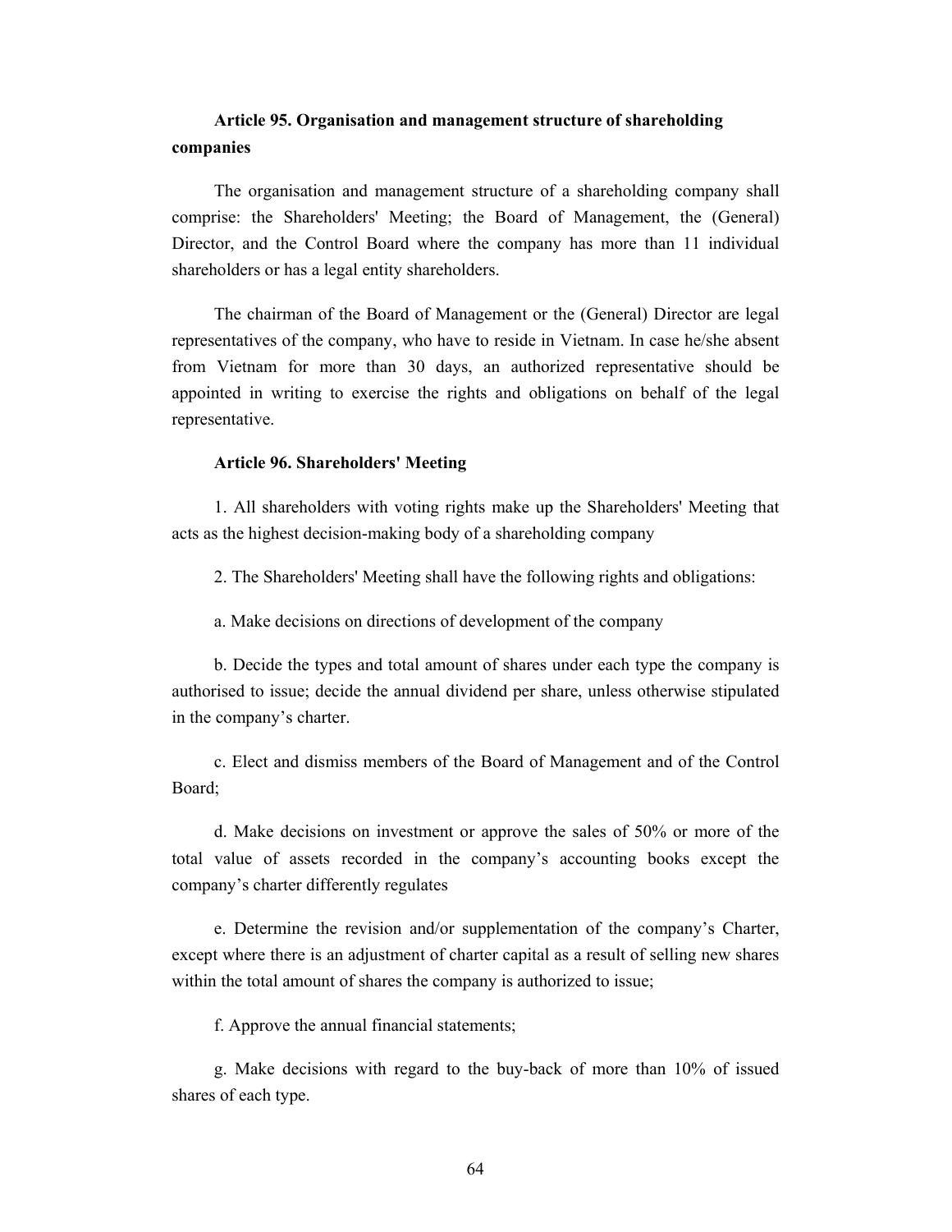### Article 95. Organisation and management structure of shareholding companies

The organisation and management structure of a shareholding company shall comprise: the Shareholders' Meeting; the Board of Management, the (General) Director, and the Control Board where the company has more than 11 individual shareholders or has a legal entity shareholders.

The chairman of the Board of Management or the (General) Director are legal representatives of the company, who have to reside in Vietnam. In case he/she absent from Vietnam for more than 30 days, an authorized representative should be appointed in writing to exercise the rights and obligations on behalf of the legal representative.

### Article 96. Shareholders' Meeting

1. All shareholders with voting rights make up the Shareholders' Meeting that acts as the highest decision-making body of a shareholding company

2. The Shareholders' Meeting shall have the following rights and obligations:

a. Make decisions on directions of development of the company

b. Decide the types and total amount of shares under each type the company is authorised to issue; decide the annual dividend per share, unless otherwise stipulated in the company's charter.

c. Elect and dismiss members of the Board of Management and of the Control Board;

d. Make decisions on investment or approve the sales of 50% or more of the total value of assets recorded in the company's accounting books except the company's charter differently regulates

e. Determine the revision and/or supplementation of the company's Charter, except where there is an adjustment of charter capital as a result of selling new shares within the total amount of shares the company is authorized to issue;

f. Approve the annual financial statements;

g. Make decisions with regard to the buy-back of more than 10% of issued shares of each type.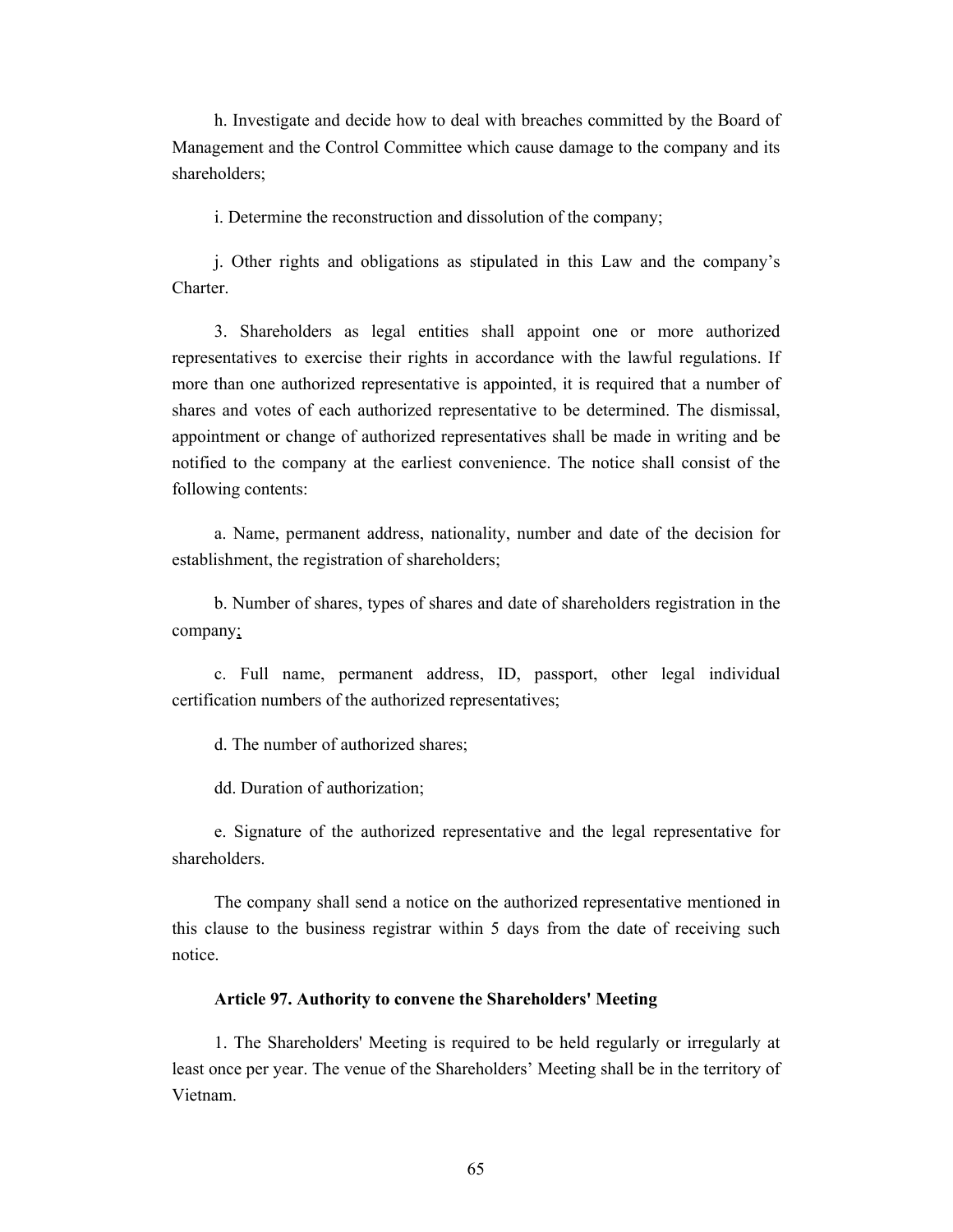h. Investigate and decide how to deal with breaches committed by the Board of Management and the Control Committee which cause damage to the company and its shareholders;

i. Determine the reconstruction and dissolution of the company;

j. Other rights and obligations as stipulated in this Law and the company's Charter.

3. Shareholders as legal entities shall appoint one or more authorized representatives to exercise their rights in accordance with the lawful regulations. If more than one authorized representative is appointed, it is required that a number of shares and votes of each authorized representative to be determined. The dismissal, appointment or change of authorized representatives shall be made in writing and be notified to the company at the earliest convenience. The notice shall consist of the following contents:

a. Name, permanent address, nationality, number and date of the decision for establishment, the registration of shareholders;

b. Number of shares, types of shares and date of shareholders registration in the company;

c. Full name, permanent address, ID, passport, other legal individual certification numbers of the authorized representatives;

d. The number of authorized shares;

dd. Duration of authorization;

e. Signature of the authorized representative and the legal representative for shareholders.

The company shall send a notice on the authorized representative mentioned in this clause to the business registrar within 5 days from the date of receiving such notice.

**Article 97. Authority to convene the Shareholders' Meeting**

1. The Shareholders' Meeting is required to be held regularly or irregularly at least once per year. The venue of the Shareholders' Meeting shall be in the territory of Vietnam.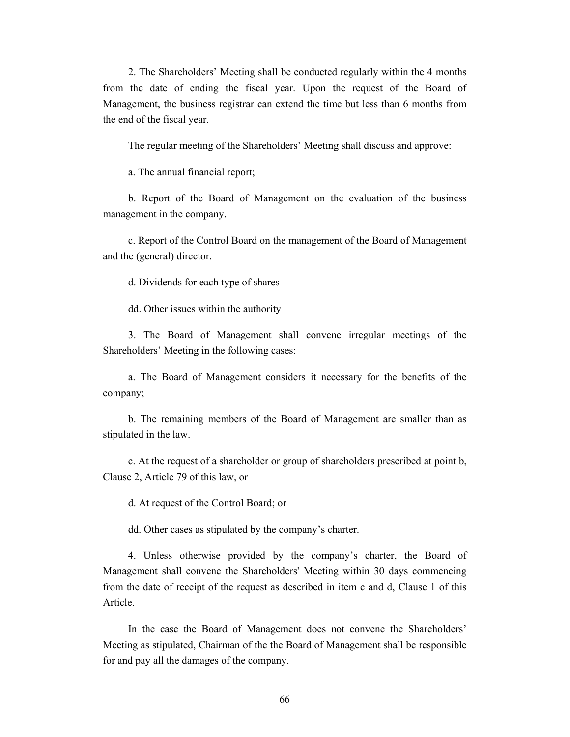2. The Shareholders' Meeting shall be conducted regularly within the 4 months from the date of ending the fiscal year. Upon the request of the Board of Management, the business registrar can extend the time but less than 6 months from the end of the fiscal year.

The regular meeting of the Shareholders' Meeting shall discuss and approve:

a. The annual financial report;

b. Report of the Board of Management on the evaluation of the business management in the company.

c. Report of the Control Board on the management of the Board of Management and the (general) director.

d. Dividends for each type of shares

dd. Other issues within the authority

3. The Board of Management shall convene irregular meetings of the Shareholders' Meeting in the following cases:

a. The Board of Management considers it necessary for the benefits of the company;

b. The remaining members of the Board of Management are smaller than as stipulated in the law.

c. At the request of a shareholder or group of shareholders prescribed at point b, Clause 2, Article 79 of this law, or

d. At request of the Control Board; or

dd. Other cases as stipulated by the company's charter.

4. Unless otherwise provided by the company's charter, the Board of Management shall convene the Shareholders' Meeting within 30 days commencing from the date of receipt of the request as described in item c and d, Clause 1 of this Article.

In the case the Board of Management does not convene the Shareholders' Meeting as stipulated, Chairman of the the Board of Management shall be responsible for and pay all the damages of the company.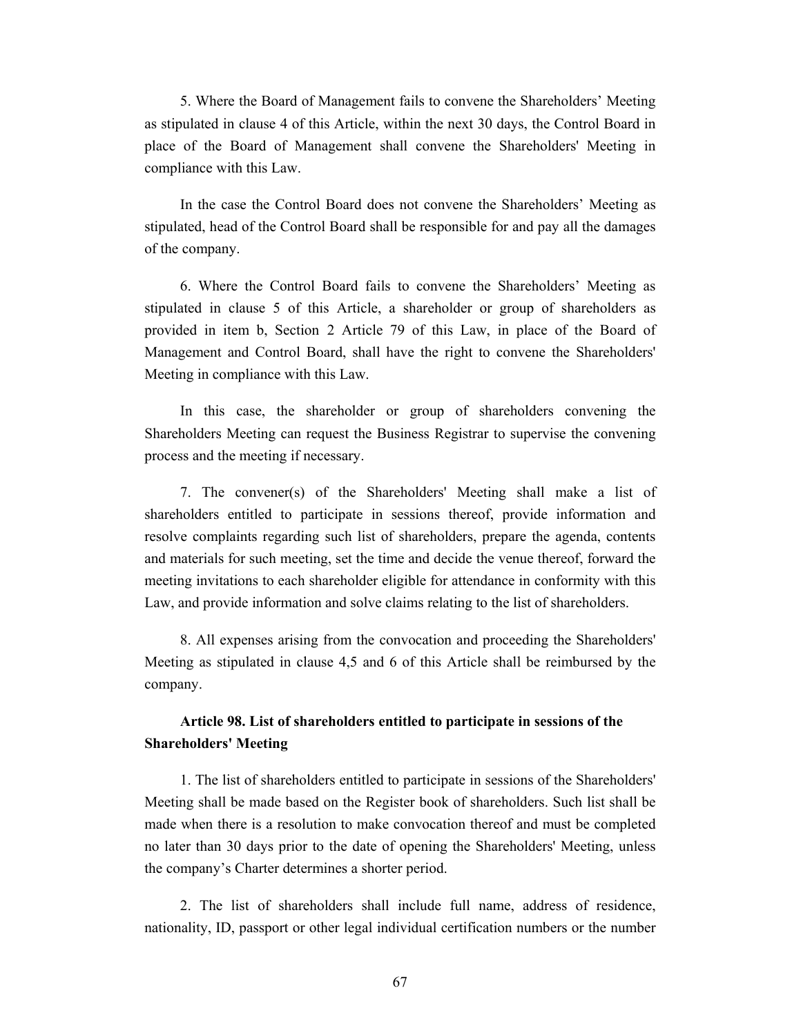5. Where the Board of Management fails to convene the Shareholders' Meeting as stipulated in clause 4 of this Article, within the next 30 days, the Control Board in place of the Board of Management shall convene the Shareholders' Meeting in compliance with this Law.

In the case the Control Board does not convene the Shareholders' Meeting as stipulated, head of the Control Board shall be responsible for and pay all the damages of the company.

6. Where the Control Board fails to convene the Shareholders' Meeting as stipulated in clause 5 of this Article, a shareholder or group of shareholders as provided in item b, Section 2 Article 79 of this Law, in place of the Board of Management and Control Board, shall have the right to convene the Shareholders' Meeting in compliance with this Law.

In this case, the shareholder or group of shareholders convening the Shareholders Meeting can request the Business Registrar to supervise the convening process and the meeting if necessary.

7. The convener(s) of the Shareholders' Meeting shall make a list of shareholders entitled to participate in sessions thereof, provide information and resolve complaints regarding such list of shareholders, prepare the agenda, contents and materials for such meeting, set the time and decide the venue thereof, forward the meeting invitations to each shareholder eligible for attendance in conformity with this Law, and provide information and solve claims relating to the list of shareholders.

8. All expenses arising from the convocation and proceeding the Shareholders' Meeting as stipulated in clause 4,5 and 6 of this Article shall be reimbursed by the company.

### Article 98. List of shareholders entitled to participate in sessions of the Shareholders' Meeting

1. The list of shareholders entitled to participate in sessions of the Shareholders' Meeting shall be made based on the Register book of shareholders. Such list shall be made when there is a resolution to make convocation thereof and must be completed no later than 30 days prior to the date of opening the Shareholders' Meeting, unless the company's Charter determines a shorter period.

2. The list of shareholders shall include full name, address of residence, nationality, ID, passport or other legal individual certification numbers or the number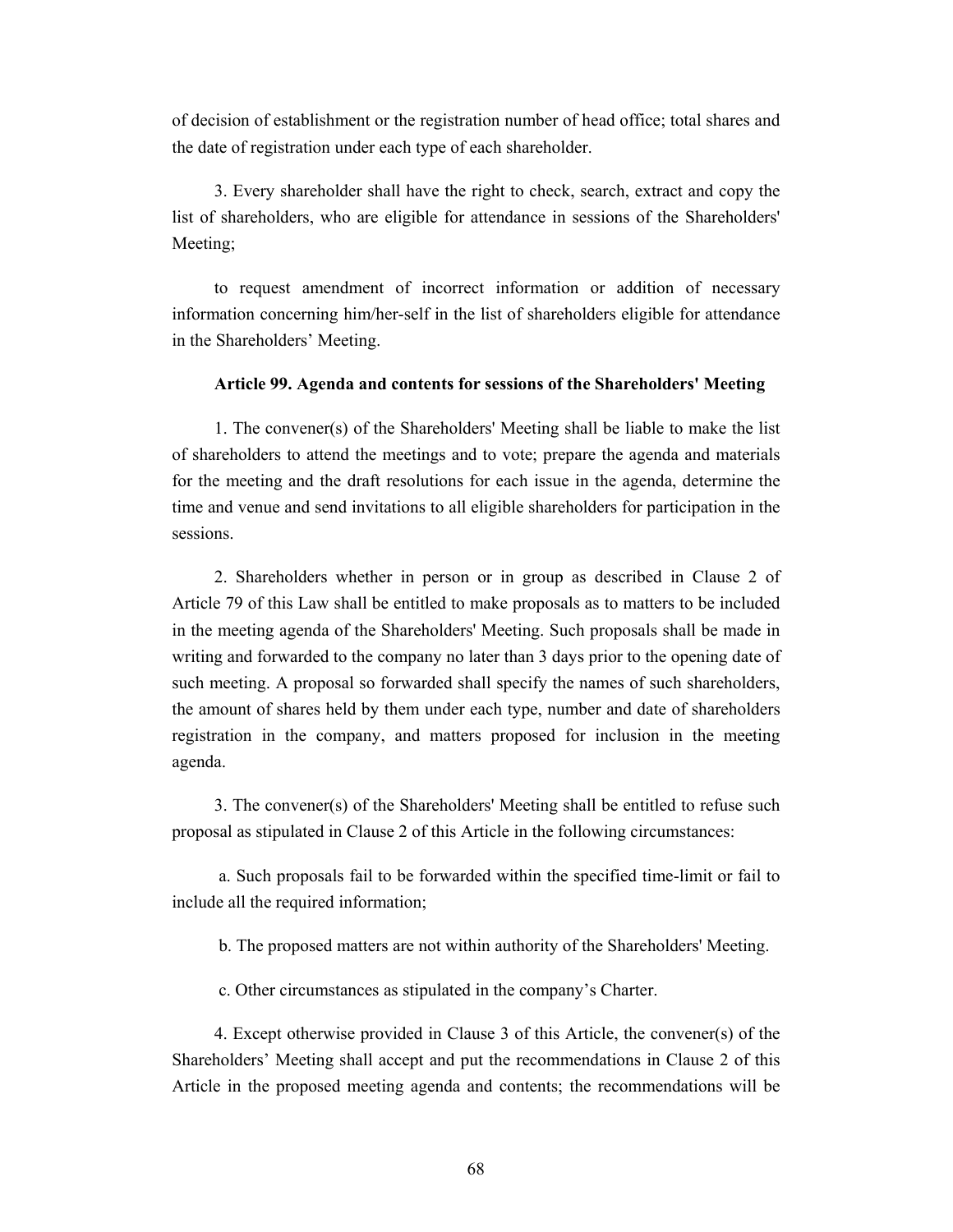of decision of establishment or the registration number of head office; total shares and the date of registration under each type of each shareholder.

3. Every shareholder shall have the right to check, search, extract and copy the list of shareholders, who are eligible for attendance in sessions of the Shareholders' Meeting;

to request amendment of incorrect information or addition of necessary information concerning him/her-self in the list of shareholders eligible for attendance in the Shareholders' Meeting.

### Article 99. Agenda and contents for sessions of the Shareholders' Meeting

1. The convener(s) of the Shareholders' Meeting shall be liable to make the list of shareholders to attend the meetings and to vote; prepare the agenda and materials for the meeting and the draft resolutions for each issue in the agenda, determine the time and venue and send invitations to all eligible shareholders for participation in the sessions.

2. Shareholders whether in person or in group as described in Clause 2 of Article 79 of this Law shall be entitled to make proposals as to matters to be included in the meeting agenda of the Shareholders' Meeting. Such proposals shall be made in writing and forwarded to the company no later than 3 days prior to the opening date of such meeting. A proposal so forwarded shall specify the names of such shareholders, the amount of shares held by them under each type, number and date of shareholders registration in the company, and matters proposed for inclusion in the meeting agenda.

3. The convener(s) of the Shareholders' Meeting shall be entitled to refuse such proposal as stipulated in Clause 2 of this Article in the following circumstances:

a. Such proposals fail to be forwarded within the specified time-limit or fail to include all the required information;

b. The proposed matters are not within authority of the Shareholders' Meeting.

c. Other circumstances as stipulated in the company's Charter.

4. Except otherwise provided in Clause 3 of this Article, the convener(s) of the Shareholders' Meeting shall accept and put the recommendations in Clause 2 of this Article in the proposed meeting agenda and contents; the recommendations will be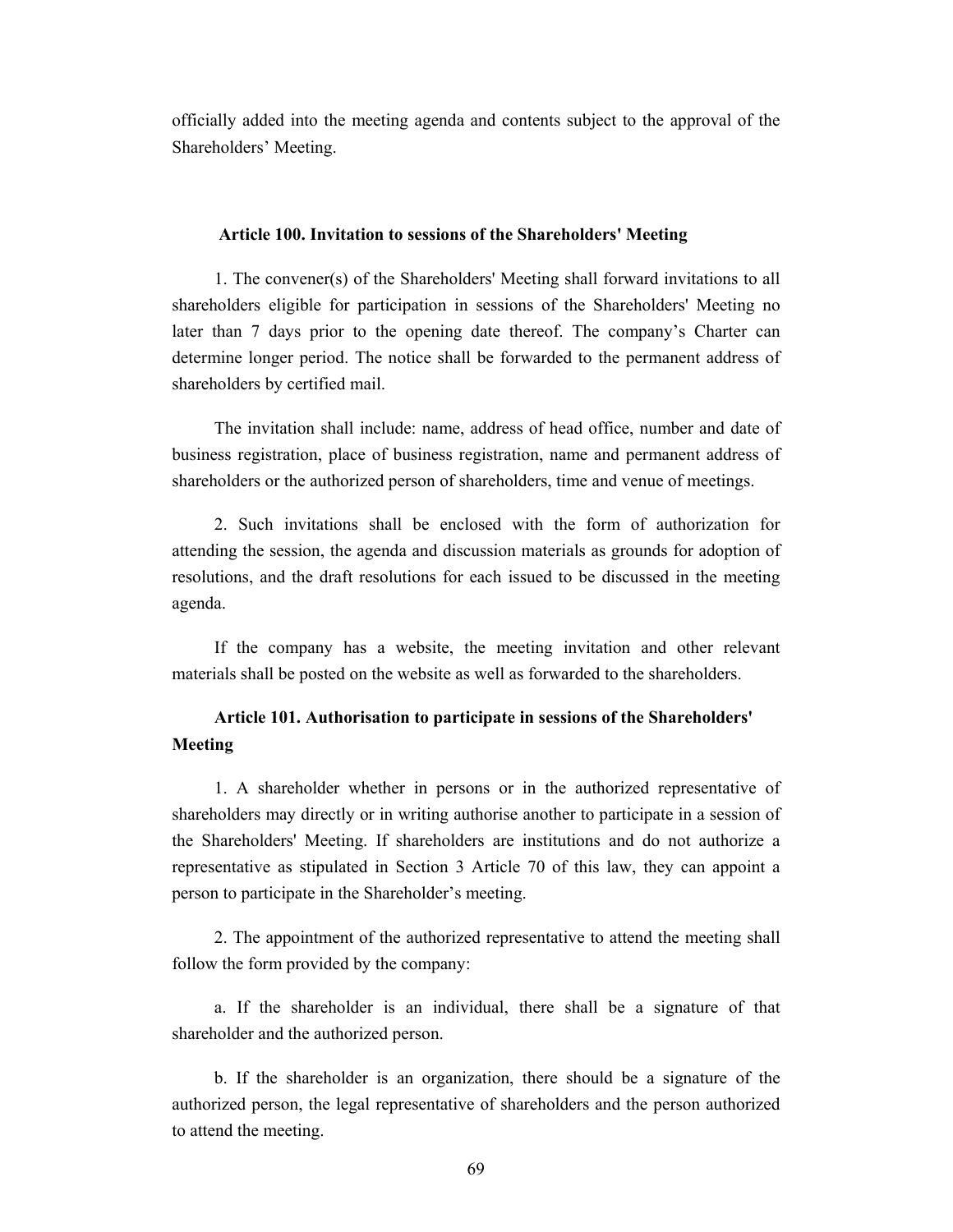officially added into the meeting agenda and contents subject to the approval of the Shareholders' Meeting.

### Article 100. Invitation to sessions of the Shareholders' Meeting

1. The convener(s) of the Shareholders' Meeting shall forward invitations to all shareholders eligible for participation in sessions of the Shareholders' Meeting no later than 7 days prior to the opening date thereof. The company's Charter can determine longer period. The notice shall be forwarded to the permanent address of shareholders by certified mail.

The invitation shall include: name, address of head office, number and date of business registration, place of business registration, name and permanent address of shareholders or the authorized person of shareholders, time and venue of meetings.

2. Such invitations shall be enclosed with the form of authorization for attending the session, the agenda and discussion materials as grounds for adoption of resolutions, and the draft resolutions for each issued to be discussed in the meeting agenda.

If the company has a website, the meeting invitation and other relevant materials shall be posted on the website as well as forwarded to the shareholders.

### Article 101. Authorisation to participate in sessions of the Shareholders' Meeting

1. A shareholder whether in persons or in the authorized representative of shareholders may directly or in writing authorise another to participate in a session of the Shareholders' Meeting. If shareholders are institutions and do not authorize a representative as stipulated in Section 3 Article 70 of this law, they can appoint a person to participate in the Shareholder's meeting.

2. The appointment of the authorized representative to attend the meeting shall follow the form provided by the company:

a. If the shareholder is an individual, there shall be a signature of that shareholder and the authorized person.

b. If the shareholder is an organization, there should be a signature of the authorized person, the legal representative of shareholders and the person authorized to attend the meeting.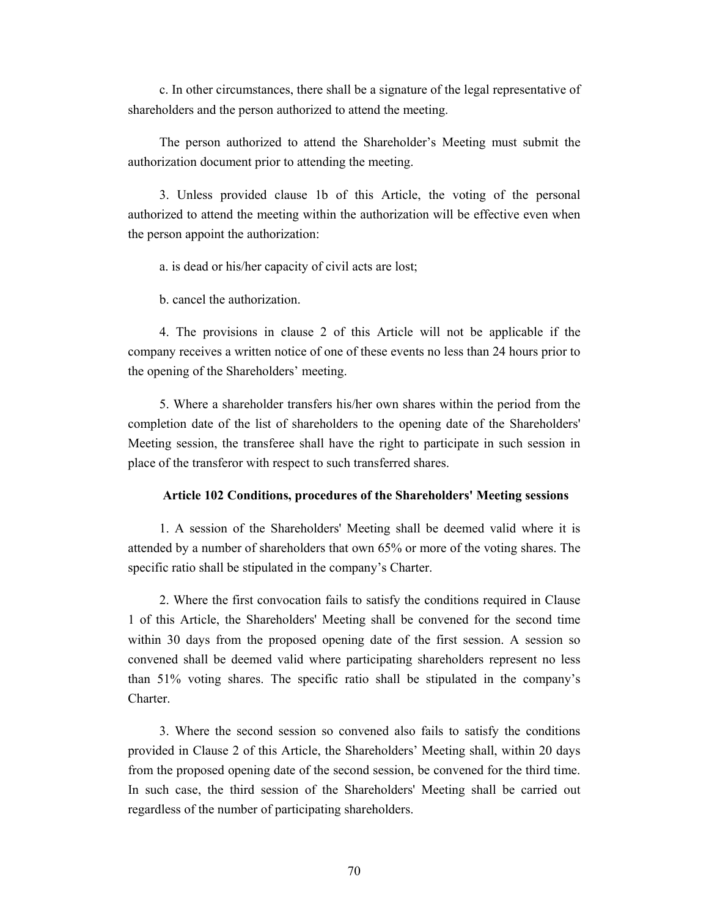c. In other circumstances, there shall be a signature of the legal representative of shareholders and the person authorized to attend the meeting.

The person authorized to attend the Shareholder's Meeting must submit the authorization document prior to attending the meeting.

3. Unless provided clause 1b of this Article, the voting of the personal authorized to attend the meeting within the authorization will be effective even when the person appoint the authorization:

a. is dead or his/her capacity of civil acts are lost;

b. cancel the authorization.

4. The provisions in clause 2 of this Article will not be applicable if the company receives a written notice of one of these events no less than 24 hours prior to the opening of the Shareholders' meeting.

5. Where a shareholder transfers his/her own shares within the period from the completion date of the list of shareholders to the opening date of the Shareholders' Meeting session, the transferee shall have the right to participate in such session in place of the transferor with respect to such transferred shares.

### Article 102 Conditions, procedures of the Shareholders' Meeting sessions

1. A session of the Shareholders' Meeting shall be deemed valid where it is attended by a number of shareholders that own 65% or more of the voting shares. The specific ratio shall be stipulated in the company's Charter.

2. Where the first convocation fails to satisfy the conditions required in Clause 1 of this Article, the Shareholders' Meeting shall be convened for the second time within 30 days from the proposed opening date of the first session. A session so convened shall be deemed valid where participating shareholders represent no less than 51% voting shares. The specific ratio shall be stipulated in the company's Charter.

3. Where the second session so convened also fails to satisfy the conditions provided in Clause 2 of this Article, the Shareholders' Meeting shall, within 20 days from the proposed opening date of the second session, be convened for the third time. In such case, the third session of the Shareholders' Meeting shall be carried out regardless of the number of participating shareholders.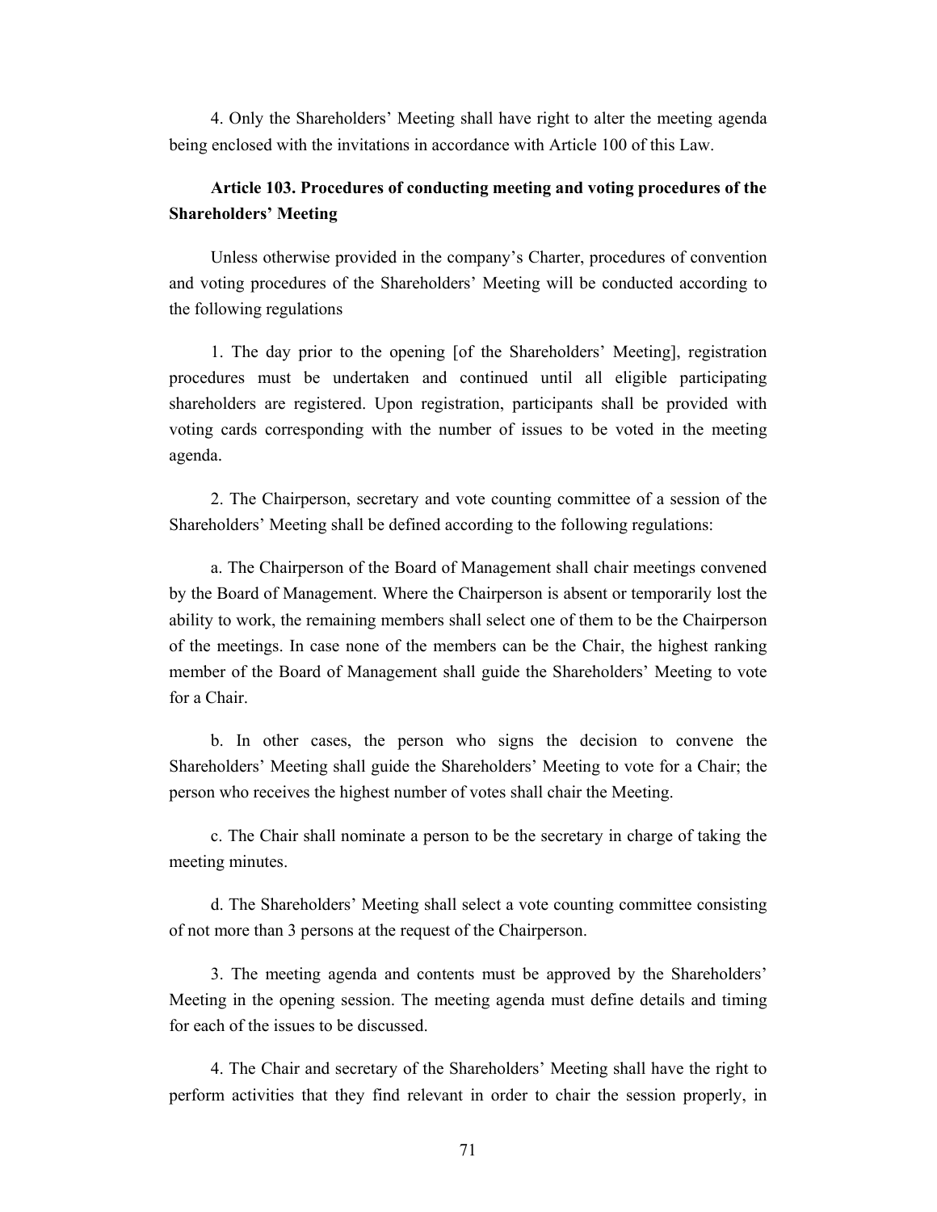4. Only the Shareholders' Meeting shall have right to alter the meeting agenda being enclosed with the invitations in accordance with Article 100 of this Law.

### Article 103. Procedures of conducting meeting and voting procedures of the Shareholders' Meeting

Unless otherwise provided in the company's Charter, procedures of convention and voting procedures of the Shareholders' Meeting will be conducted according to the following regulations

1. The day prior to the opening [of the Shareholders' Meeting], registration procedures must be undertaken and continued until all eligible participating shareholders are registered. Upon registration, participants shall be provided with voting cards corresponding with the number of issues to be voted in the meeting agenda.

2. The Chairperson, secretary and vote counting committee of a session of the Shareholders' Meeting shall be defined according to the following regulations:

a. The Chairperson of the Board of Management shall chair meetings convened by the Board of Management. Where the Chairperson is absent or temporarily lost the ability to work, the remaining members shall select one of them to be the Chairperson of the meetings. In case none of the members can be the Chair, the highest ranking member of the Board of Management shall guide the Shareholders' Meeting to vote for a Chair.

b. In other cases, the person who signs the decision to convene the Shareholders' Meeting shall guide the Shareholders' Meeting to vote for a Chair; the person who receives the highest number of votes shall chair the Meeting.

c. The Chair shall nominate a person to be the secretary in charge of taking the meeting minutes.

d. The Shareholders' Meeting shall select a vote counting committee consisting of not more than 3 persons at the request of the Chairperson.

3. The meeting agenda and contents must be approved by the Shareholders' Meeting in the opening session. The meeting agenda must define details and timing for each of the issues to be discussed.

4. The Chair and secretary of the Shareholders' Meeting shall have the right to perform activities that they find relevant in order to chair the session properly, in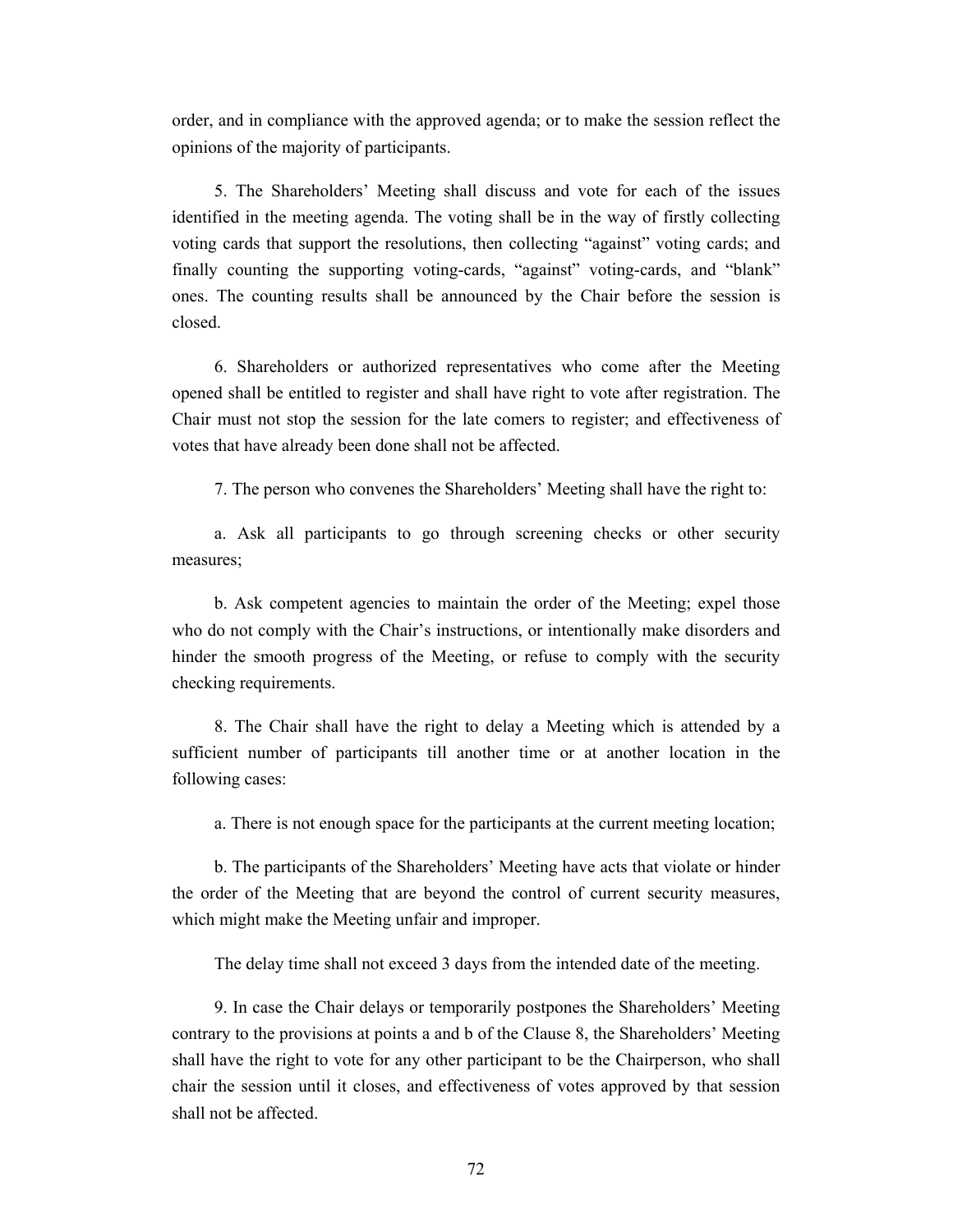order, and in compliance with the approved agenda; or to make the session reflect the opinions of the majority of participants.

5. The Shareholders' Meeting shall discuss and vote for each of the issues identified in the meeting agenda. The voting shall be in the way of firstly collecting voting cards that support the resolutions, then collecting "against" voting cards; and finally counting the supporting voting-cards, "against" voting-cards, and "blank" ones. The counting results shall be announced by the Chair before the session is closed.

6. Shareholders or authorized representatives who come after the Meeting opened shall be entitled to register and shall have right to vote after registration. The Chair must not stop the session for the late comers to register; and effectiveness of votes that have already been done shall not be affected.

7. The person who convenes the Shareholders' Meeting shall have the right to:

a. Ask all participants to go through screening checks or other security measures;

b. Ask competent agencies to maintain the order of the Meeting; expel those who do not comply with the Chair's instructions, or intentionally make disorders and hinder the smooth progress of the Meeting, or refuse to comply with the security checking requirements.

8. The Chair shall have the right to delay a Meeting which is attended by a sufficient number of participants till another time or at another location in the following cases:

a. There is not enough space for the participants at the current meeting location;

b. The participants of the Shareholders' Meeting have acts that violate or hinder the order of the Meeting that are beyond the control of current security measures, which might make the Meeting unfair and improper.

The delay time shall not exceed 3 days from the intended date of the meeting.

9. In case the Chair delays or temporarily postpones the Shareholders' Meeting contrary to the provisions at points a and b of the Clause 8, the Shareholders' Meeting shall have the right to vote for any other participant to be the Chairperson, who shall chair the session until it closes, and effectiveness of votes approved by that session shall not be affected.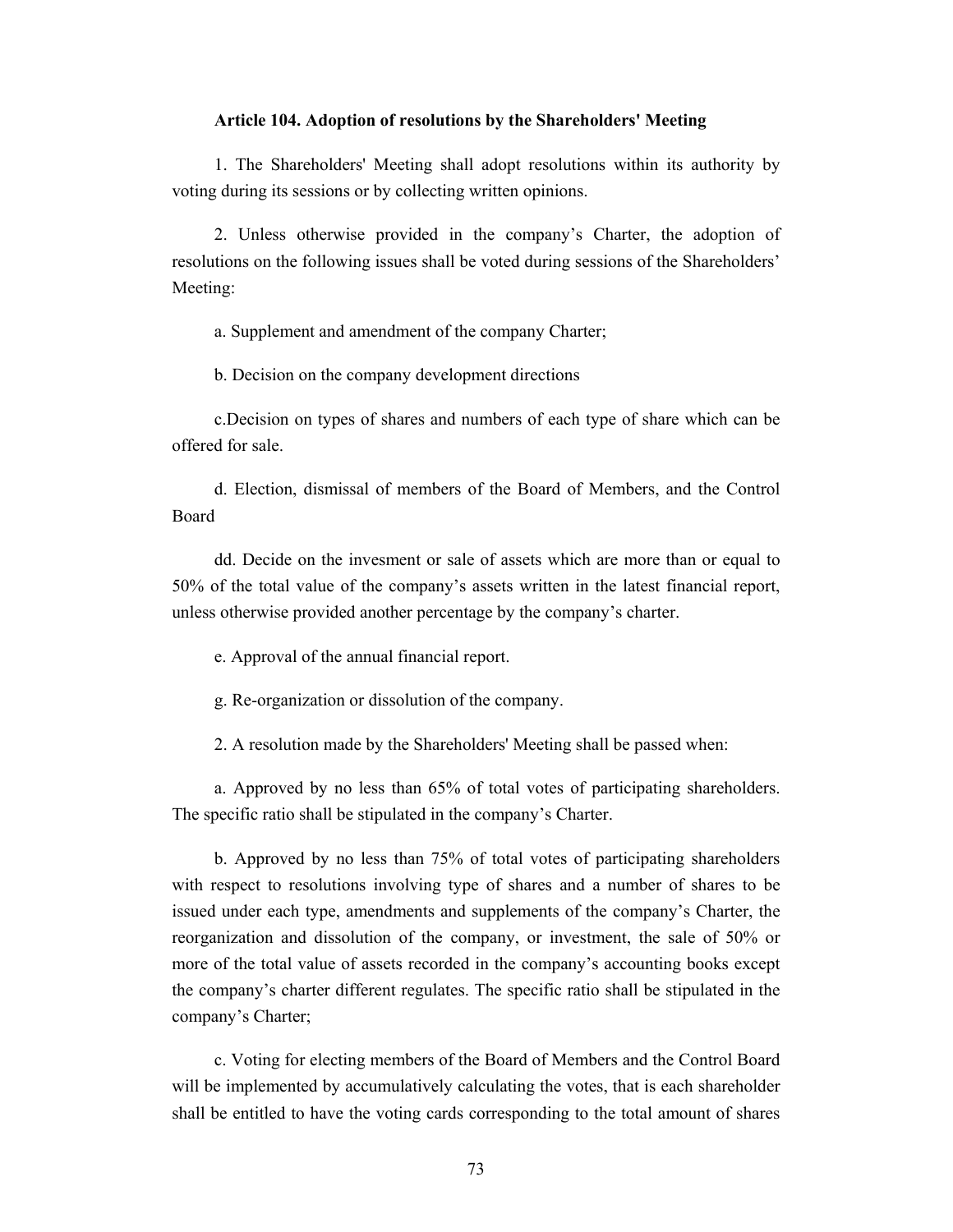**Article 104. Adoption of resolutions by the Shareholders' Meeting**

1. The Shareholders' Meeting shall adopt resolutions within its authority by voting during its sessions or by collecting written opinions.

2. Unless otherwise provided in the company's Charter, the adoption of resolutions on the following issues shall be voted during sessions of the Shareholders' Meeting:

a. Supplement and amendment of the company Charter;

b. Decision on the company development directions

c.Decision on types of shares and numbers of each type of share which can be offered for sale.

d. Election, dismissal of members of the Board of Members, and the Control Board

dd. Decide on the invesment or sale of assets which are more than or equal to 50% of the total value of the company's assets written in the latest financial report, unless otherwise provided another percentage by the company's charter.

e. Approval of the annual financial report.

g. Re-organization or dissolution of the company.

2. A resolution made by the Shareholders' Meeting shall be passed when:

a. Approved by no less than 65% of total votes of participating shareholders. The specific ratio shall be stipulated in the company's Charter.

b. Approved by no less than 75% of total votes of participating shareholders with respect to resolutions involving type of shares and a number of shares to be issued under each type, amendments and supplements of the company's Charter, the reorganization and dissolution of the company, or investment, the sale of 50% or more of the total value of assets recorded in the company's accounting books except the company's charter different regulates. The specific ratio shall be stipulated in the company's Charter;

c. Voting for electing members of the Board of Members and the Control Board will be implemented by accumulatively calculating the votes, that is each shareholder shall be entitled to have the voting cards corresponding to the total amount of shares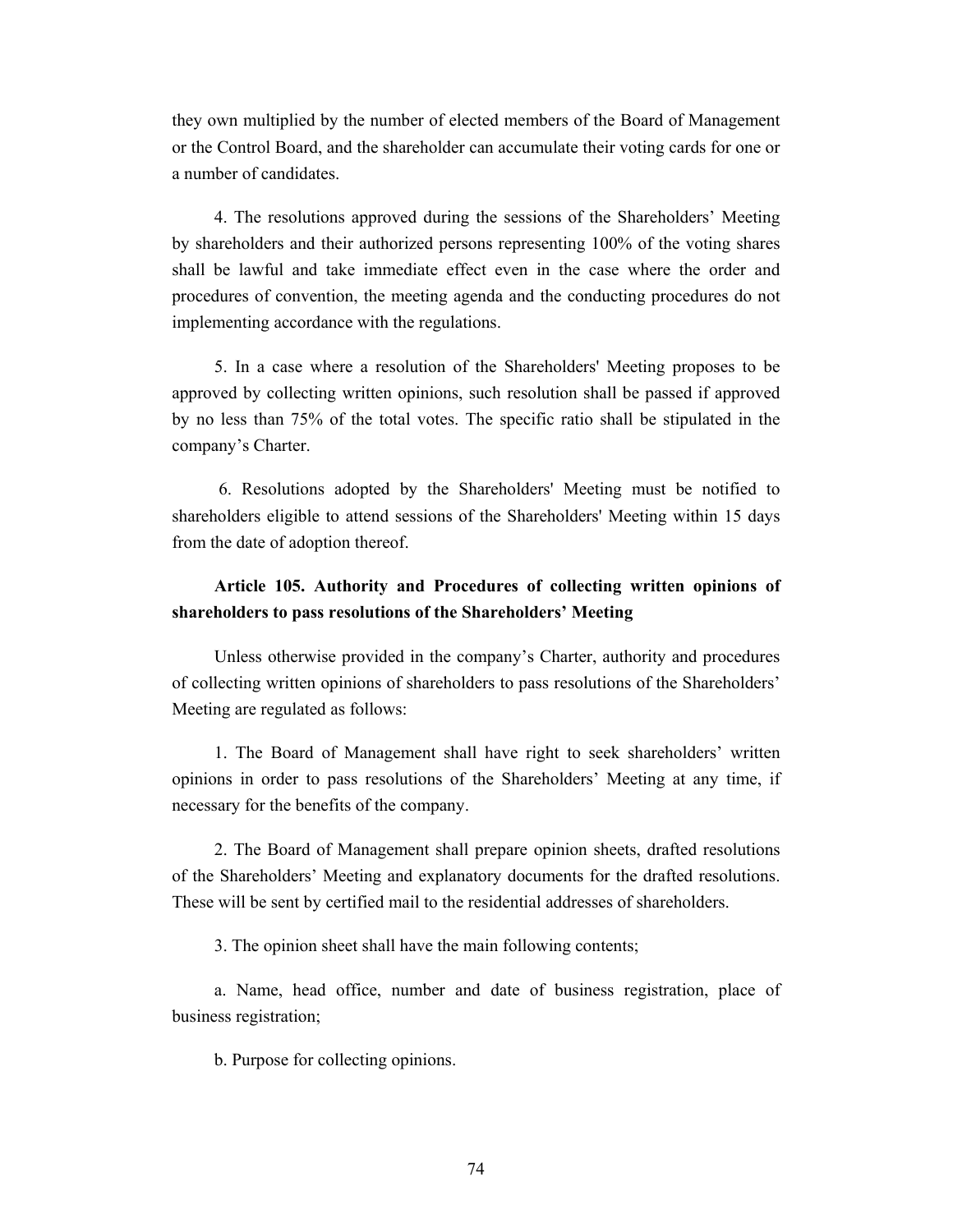they own multiplied by the number of elected members of the Board of Management or the Control Board, and the shareholder can accumulate their voting cards for one or a number of candidates.

4. The resolutions approved during the sessions of the Shareholders' Meeting by shareholders and their authorized persons representing 100% of the voting shares shall be lawful and take immediate effect even in the case where the order and procedures of convention, the meeting agenda and the conducting procedures do not implementing accordance with the regulations.

5. In a case where a resolution of the Shareholders' Meeting proposes to be approved by collecting written opinions, such resolution shall be passed if approved by no less than 75% of the total votes. The specific ratio shall be stipulated in the company's Charter.

6. Resolutions adopted by the Shareholders' Meeting must be notified to shareholders eligible to attend sessions of the Shareholders' Meeting within 15 days from the date of adoption thereof.

**Article 105. Authority and Procedures of collecting written opinions of shareholders to pass resolutions of the Shareholders' Meeting**

Unless otherwise provided in the company's Charter, authority and procedures of collecting written opinions of shareholders to pass resolutions of the Shareholders' Meeting are regulated as follows:

1. The Board of Management shall have right to seek shareholders' written opinions in order to pass resolutions of the Shareholders' Meeting at any time, if necessary for the benefits of the company.

2. The Board of Management shall prepare opinion sheets, drafted resolutions of the Shareholders' Meeting and explanatory documents for the drafted resolutions. These will be sent by certified mail to the residential addresses of shareholders.

3. The opinion sheet shall have the main following contents;

a. Name, head office, number and date of business registration, place of business registration;

b. Purpose for collecting opinions.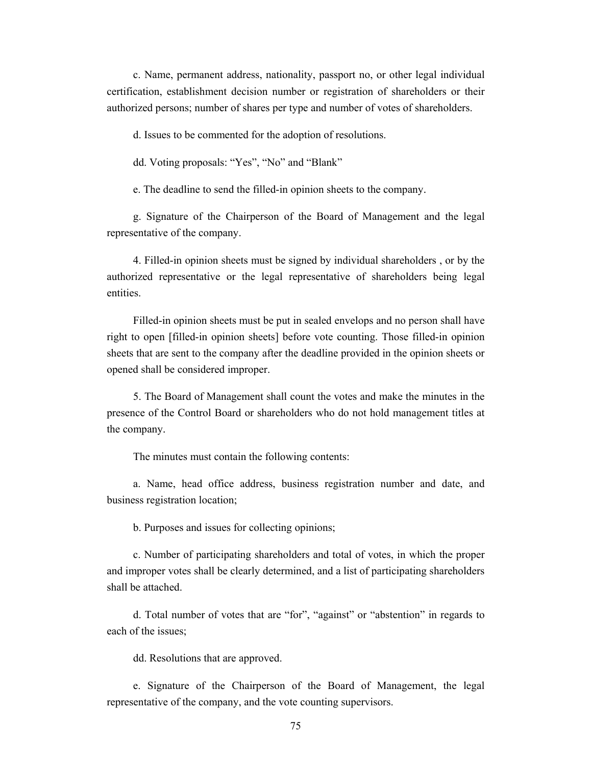c. Name, permanent address, nationality, passport no, or other legal individual certification, establishment decision number or registration of shareholders or their authorized persons; number of shares per type and number of votes of shareholders.

d. Issues to be commented for the adoption of resolutions.

dd. Voting proposals: "Yes", "No" and "Blank"

e. The deadline to send the filled-in opinion sheets to the company.

g. Signature of the Chairperson of the Board of Management and the legal representative of the company.

4. Filled-in opinion sheets must be signed by individual shareholders , or by the authorized representative or the legal representative of shareholders being legal entities.

Filled-in opinion sheets must be put in sealed envelops and no person shall have right to open [filled-in opinion sheets] before vote counting. Those filled-in opinion sheets that are sent to the company after the deadline provided in the opinion sheets or opened shall be considered improper.

5. The Board of Management shall count the votes and make the minutes in the presence of the Control Board or shareholders who do not hold management titles at the company.

The minutes must contain the following contents:

a. Name, head office address, business registration number and date, and business registration location;

b. Purposes and issues for collecting opinions;

c. Number of participating shareholders and total of votes, in which the proper and improper votes shall be clearly determined, and a list of participating shareholders shall be attached.

d. Total number of votes that are "for", "against" or "abstention" in regards to each of the issues;

dd. Resolutions that are approved.

e. Signature of the Chairperson of the Board of Management, the legal representative of the company, and the vote counting supervisors.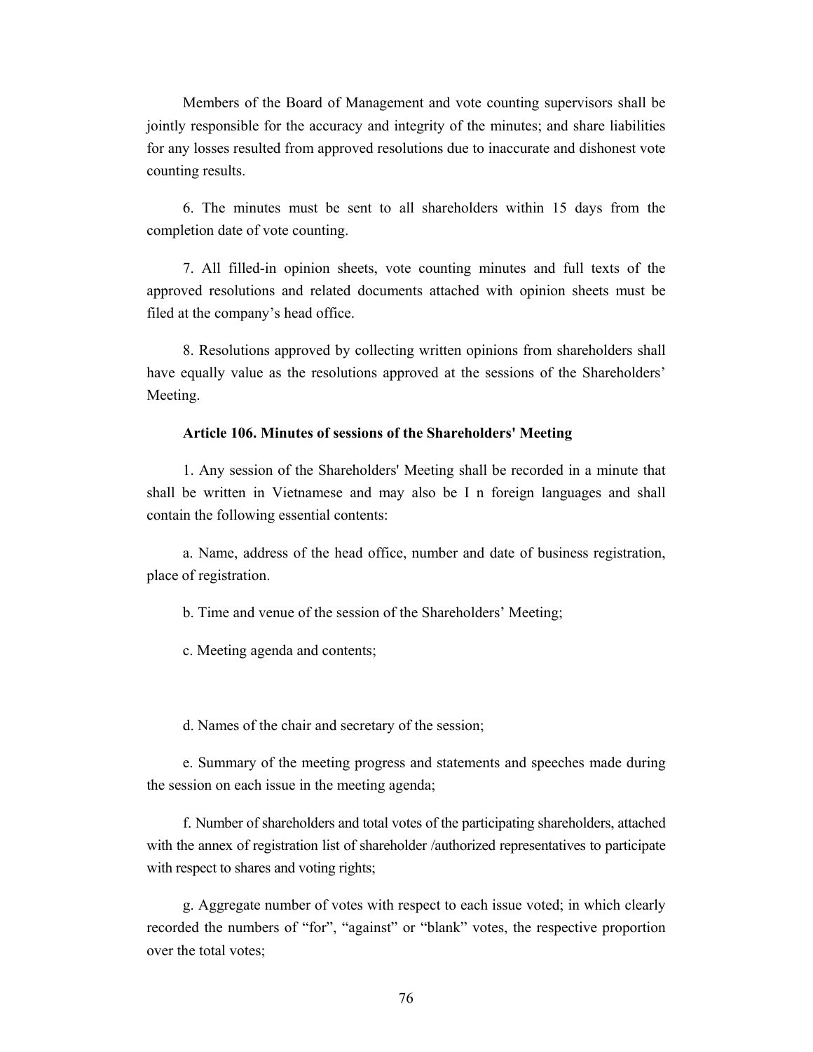Members of the Board of Management and vote counting supervisors shall be jointly responsible for the accuracy and integrity of the minutes; and share liabilities for any losses resulted from approved resolutions due to inaccurate and dishonest vote counting results.

6. The minutes must be sent to all shareholders within 15 days from the completion date of vote counting.

7. All filled-in opinion sheets, vote counting minutes and full texts of the approved resolutions and related documents attached with opinion sheets must be filed at the company's head office.

8. Resolutions approved by collecting written opinions from shareholders shall have equally value as the resolutions approved at the sessions of the Shareholders' Meeting.

**Article 106. Minutes of sessions of the Shareholders' Meeting**

1. Any session of the Shareholders' Meeting shall be recorded in a minute that shall be written in Vietnamese and may also be I n foreign languages and shall contain the following essential contents:

a. Name, address of the head office, number and date of business registration, place of registration.

b. Time and venue of the session of the Shareholders' Meeting;

c. Meeting agenda and contents;

d. Names of the chair and secretary of the session;

e. Summary of the meeting progress and statements and speeches made during the session on each issue in the meeting agenda;

f. Number of shareholders and total votes of the participating shareholders, attached with the annex of registration list of shareholder /authorized representatives to participate with respect to shares and voting rights;

g. Aggregate number of votes with respect to each issue voted; in which clearly recorded the numbers of "for", "against" or "blank" votes, the respective proportion over the total votes;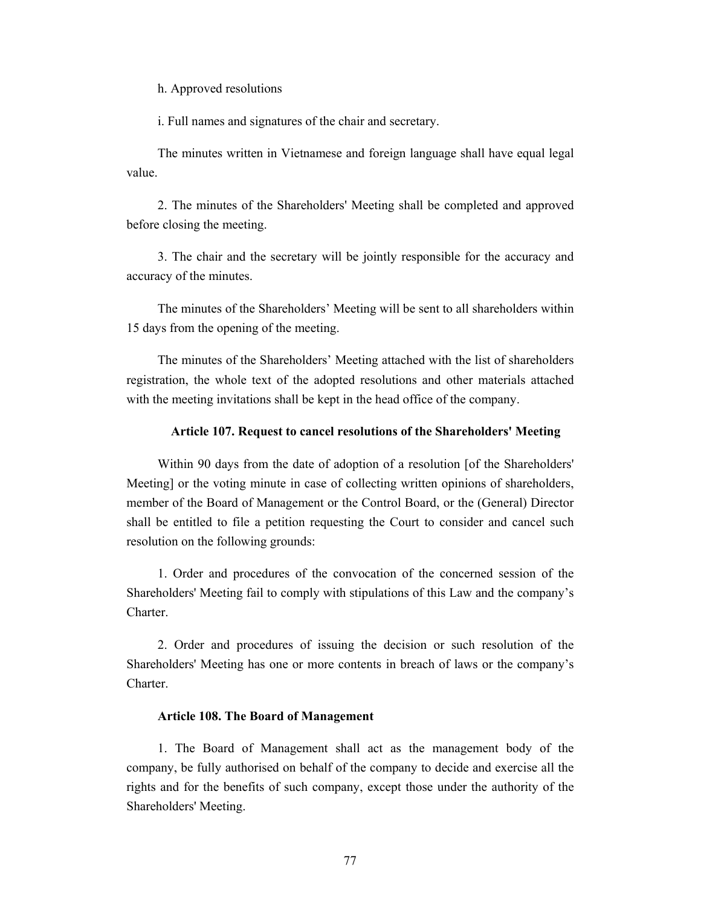h. Approved resolutions

i. Full names and signatures of the chair and secretary.

The minutes written in Vietnamese and foreign language shall have equal legal value.

2. The minutes of the Shareholders' Meeting shall be completed and approved before closing the meeting.

3. The chair and the secretary will be jointly responsible for the accuracy and accuracy of the minutes.

The minutes of the Shareholders' Meeting will be sent to all shareholders within 15 days from the opening of the meeting.

The minutes of the Shareholders' Meeting attached with the list of shareholders registration, the whole text of the adopted resolutions and other materials attached with the meeting invitations shall be kept in the head office of the company.

### Article 107. Request to cancel resolutions of the Shareholders' Meeting

Within 90 days from the date of adoption of a resolution [of the Shareholders' Meeting] or the voting minute in case of collecting written opinions of shareholders, member of the Board of Management or the Control Board, or the (General) Director shall be entitled to file a petition requesting the Court to consider and cancel such resolution on the following grounds:

1. Order and procedures of the convocation of the concerned session of the Shareholders' Meeting fail to comply with stipulations of this Law and the company's Charter.

2. Order and procedures of issuing the decision or such resolution of the Shareholders' Meeting has one or more contents in breach of laws or the company's Charter.

### Article 108. The Board of Management

1. The Board of Management shall act as the management body of the company, be fully authorised on behalf of the company to decide and exercise all the rights and for the benefits of such company, except those under the authority of the Shareholders' Meeting.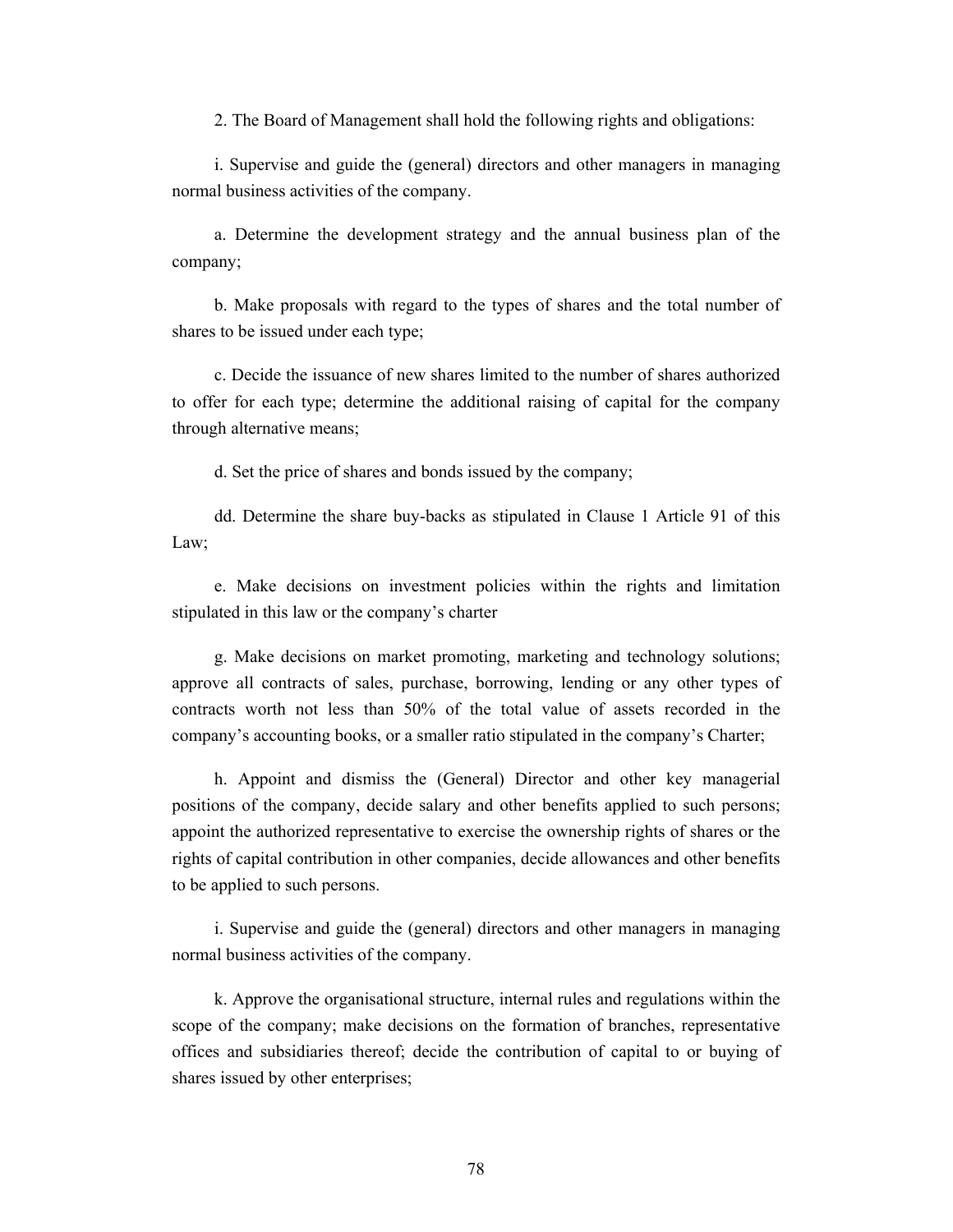2. The Board of Management shall hold the following rights and obligations:

i. Supervise and guide the (general) directors and other managers in managing normal business activities of the company.

a. Determine the development strategy and the annual business plan of the company;

b. Make proposals with regard to the types of shares and the total number of shares to be issued under each type;

c. Decide the issuance of new shares limited to the number of shares authorized to offer for each type; determine the additional raising of capital for the company through alternative means;

d. Set the price of shares and bonds issued by the company;

dd. Determine the share buy-backs as stipulated in Clause 1 Article 91 of this Law;

e. Make decisions on investment policies within the rights and limitation stipulated in this law or the company's charter

g. Make decisions on market promoting, marketing and technology solutions; approve all contracts of sales, purchase, borrowing, lending or any other types of contracts worth not less than 50% of the total value of assets recorded in the company's accounting books, or a smaller ratio stipulated in the company's Charter;

h. Appoint and dismiss the (General) Director and other key managerial positions of the company, decide salary and other benefits applied to such persons; appoint the authorized representative to exercise the ownership rights of shares or the rights of capital contribution in other companies, decide allowances and other benefits to be applied to such persons.

i. Supervise and guide the (general) directors and other managers in managing normal business activities of the company.

k. Approve the organisational structure, internal rules and regulations within the scope of the company; make decisions on the formation of branches, representative offices and subsidiaries thereof; decide the contribution of capital to or buying of shares issued by other enterprises;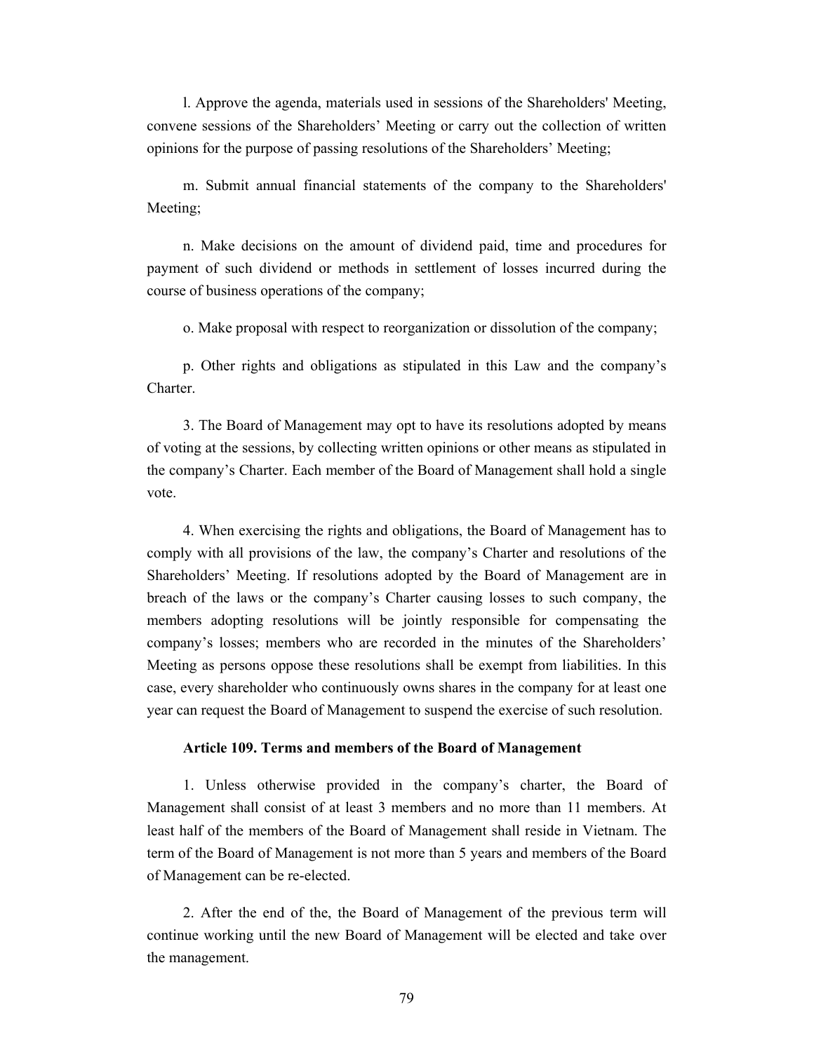l. Approve the agenda, materials used in sessions of the Shareholders' Meeting, convene sessions of the Shareholders' Meeting or carry out the collection of written opinions for the purpose of passing resolutions of the Shareholders' Meeting;

m. Submit annual financial statements of the company to the Shareholders' Meeting;

n. Make decisions on the amount of dividend paid, time and procedures for payment of such dividend or methods in settlement of losses incurred during the course of business operations of the company;

o. Make proposal with respect to reorganization or dissolution of the company;

p. Other rights and obligations as stipulated in this Law and the company's Charter.

3. The Board of Management may opt to have its resolutions adopted by means of voting at the sessions, by collecting written opinions or other means as stipulated in the company's Charter. Each member of the Board of Management shall hold a single vote.

4. When exercising the rights and obligations, the Board of Management has to comply with all provisions of the law, the company's Charter and resolutions of the Shareholders' Meeting. If resolutions adopted by the Board of Management are in breach of the laws or the company's Charter causing losses to such company, the members adopting resolutions will be jointly responsible for compensating the company's losses; members who are recorded in the minutes of the Shareholders' Meeting as persons oppose these resolutions shall be exempt from liabilities. In this case, every shareholder who continuously owns shares in the company for at least one year can request the Board of Management to suspend the exercise of such resolution.

**Article 109. Terms and members of the Board of Management**

1. Unless otherwise provided in the company's charter, the Board of Management shall consist of at least 3 members and no more than 11 members. At least half of the members of the Board of Management shall reside in Vietnam. The term of the Board of Management is not more than 5 years and members of the Board of Management can be re-elected.

2. After the end of the, the Board of Management of the previous term will continue working until the new Board of Management will be elected and take over the management.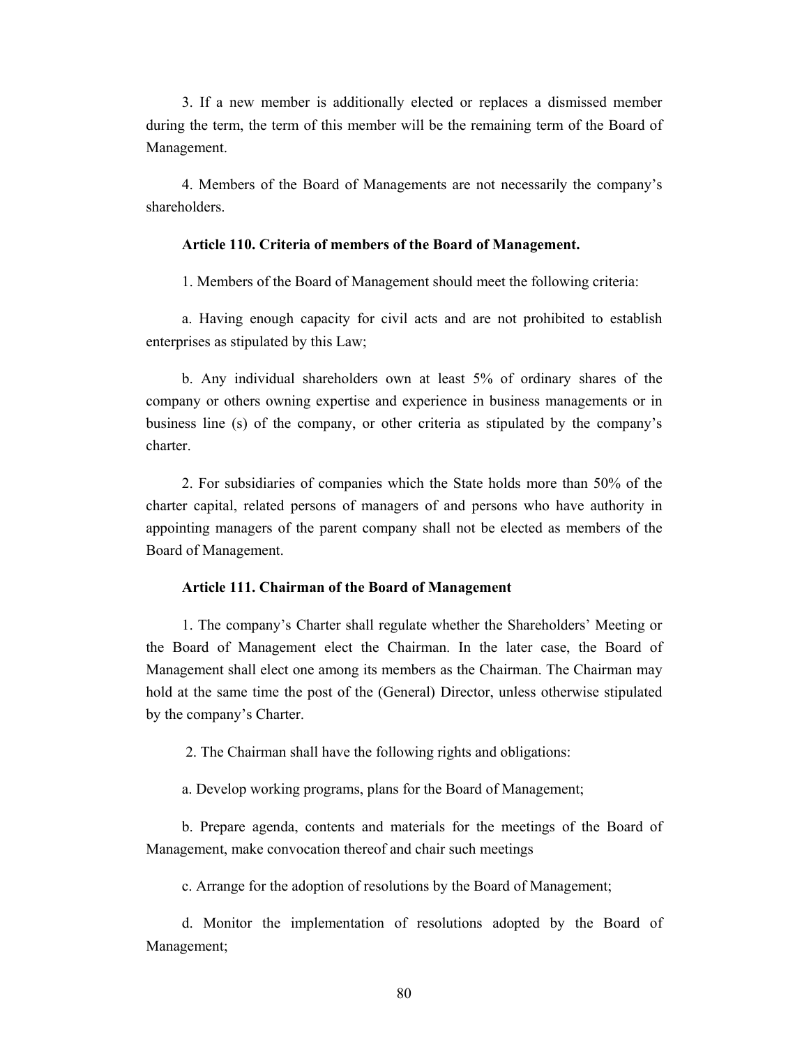3. If a new member is additionally elected or replaces a dismissed member during the term, the term of this member will be the remaining term of the Board of Management.

4. Members of the Board of Managements are not necessarily the company's shareholders.

#### Article 110. Criteria of members of the Board of Management.

1. Members of the Board of Management should meet the following criteria:

a. Having enough capacity for civil acts and are not prohibited to establish enterprises as stipulated by this Law;

b. Any individual shareholders own at least 5% of ordinary shares of the company or others owning expertise and experience in business managements or in business line (s) of the company, or other criteria as stipulated by the company's charter.

2. For subsidiaries of companies which the State holds more than 50% of the charter capital, related persons of managers of and persons who have authority in appointing managers of the parent company shall not be elected as members of the Board of Management.

#### Article 111. Chairman of the Board of Management

1. The company's Charter shall regulate whether the Shareholders' Meeting or the Board of Management elect the Chairman. In the later case, the Board of Management shall elect one among its members as the Chairman. The Chairman may hold at the same time the post of the (General) Director, unless otherwise stipulated by the company's Charter.

2. The Chairman shall have the following rights and obligations:

a. Develop working programs, plans for the Board of Management;

b. Prepare agenda, contents and materials for the meetings of the Board of Management, make convocation thereof and chair such meetings

c. Arrange for the adoption of resolutions by the Board of Management;

d. Monitor the implementation of resolutions adopted by the Board of Management;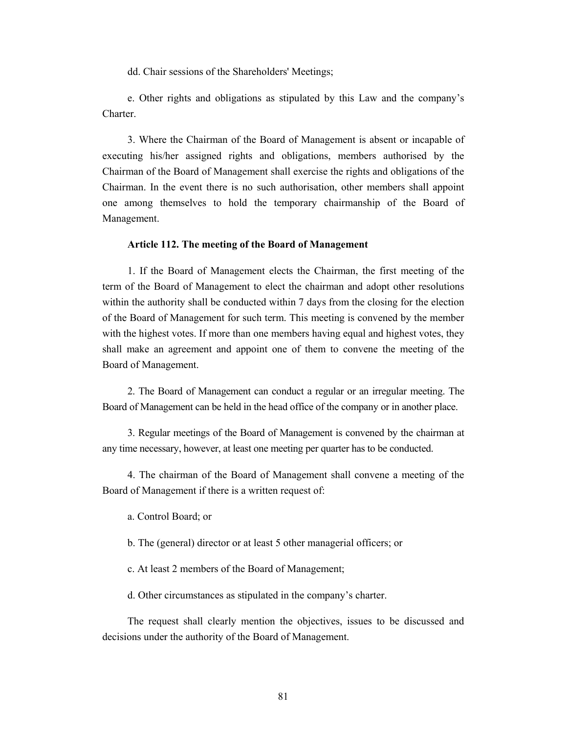dd. Chair sessions of the Shareholders' Meetings;

e. Other rights and obligations as stipulated by this Law and the company's Charter.

3. Where the Chairman of the Board of Management is absent or incapable of executing his/her assigned rights and obligations, members authorised by the Chairman of the Board of Management shall exercise the rights and obligations of the Chairman. In the event there is no such authorisation, other members shall appoint one among themselves to hold the temporary chairmanship of the Board of Management.

**Article 112. The meeting of the Board of Management**

1. If the Board of Management elects the Chairman, the first meeting of the term of the Board of Management to elect the chairman and adopt other resolutions within the authority shall be conducted within 7 days from the closing for the election of the Board of Management for such term. This meeting is convened by the member with the highest votes. If more than one members having equal and highest votes, they shall make an agreement and appoint one of them to convene the meeting of the Board of Management.

2. The Board of Management can conduct a regular or an irregular meeting. The Board of Management can be held in the head office of the company or in another place.

3. Regular meetings of the Board of Management is convened by the chairman at any time necessary, however, at least one meeting per quarter has to be conducted.

4. The chairman of the Board of Management shall convene a meeting of the Board of Management if there is a written request of:

a. Control Board; or

b. The (general) director or at least 5 other managerial officers; or

c. At least 2 members of the Board of Management;

d. Other circumstances as stipulated in the company's charter.

The request shall clearly mention the objectives, issues to be discussed and decisions under the authority of the Board of Management.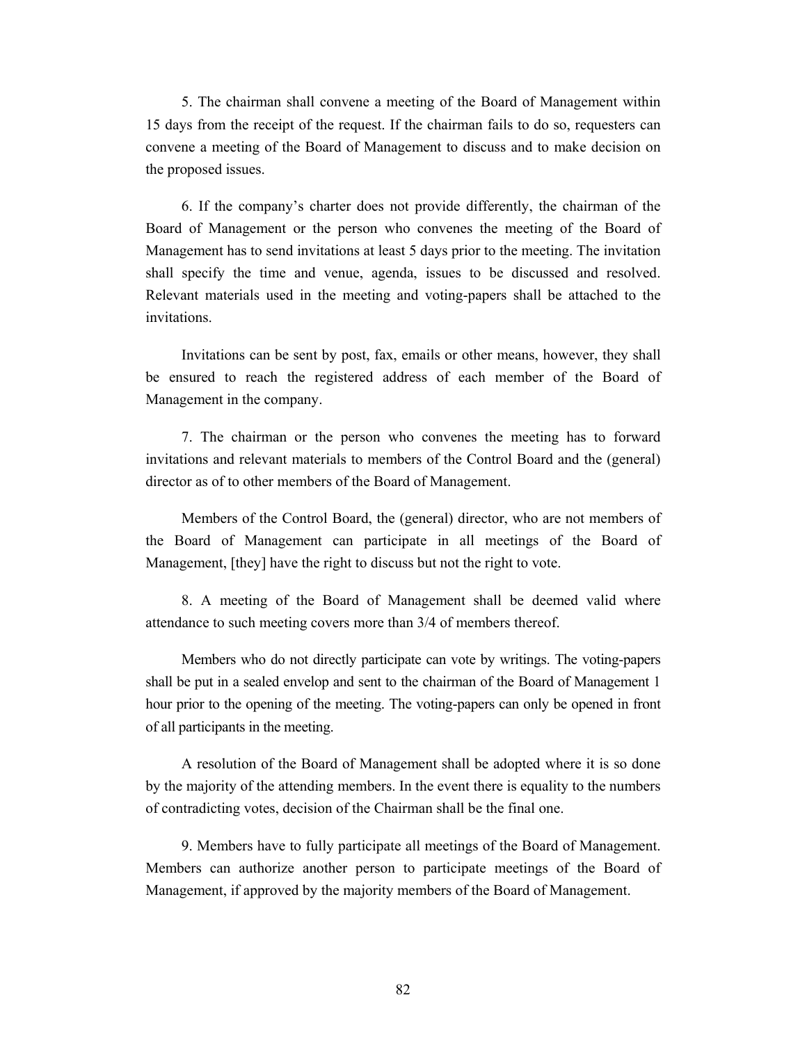5. The chairman shall convene a meeting of the Board of Management within 15 days from the receipt of the request. If the chairman fails to do so, requesters can convene a meeting of the Board of Management to discuss and to make decision on the proposed issues.

6. If the company's charter does not provide differently, the chairman of the Board of Management or the person who convenes the meeting of the Board of Management has to send invitations at least 5 days prior to the meeting. The invitation shall specify the time and venue, agenda, issues to be discussed and resolved. Relevant materials used in the meeting and voting-papers shall be attached to the invitations.

Invitations can be sent by post, fax, emails or other means, however, they shall be ensured to reach the registered address of each member of the Board of Management in the company.

7. The chairman or the person who convenes the meeting has to forward invitations and relevant materials to members of the Control Board and the (general) director as of to other members of the Board of Management.

Members of the Control Board, the (general) director, who are not members of the Board of Management can participate in all meetings of the Board of Management, [they] have the right to discuss but not the right to vote.

8. A meeting of the Board of Management shall be deemed valid where attendance to such meeting covers more than 3/4 of members thereof.

Members who do not directly participate can vote by writings. The voting-papers shall be put in a sealed envelop and sent to the chairman of the Board of Management 1 hour prior to the opening of the meeting. The voting-papers can only be opened in front of all participants in the meeting.

A resolution of the Board of Management shall be adopted where it is so done by the majority of the attending members. In the event there is equality to the numbers of contradicting votes, decision of the Chairman shall be the final one.

9. Members have to fully participate all meetings of the Board of Management. Members can authorize another person to participate meetings of the Board of Management, if approved by the majority members of the Board of Management.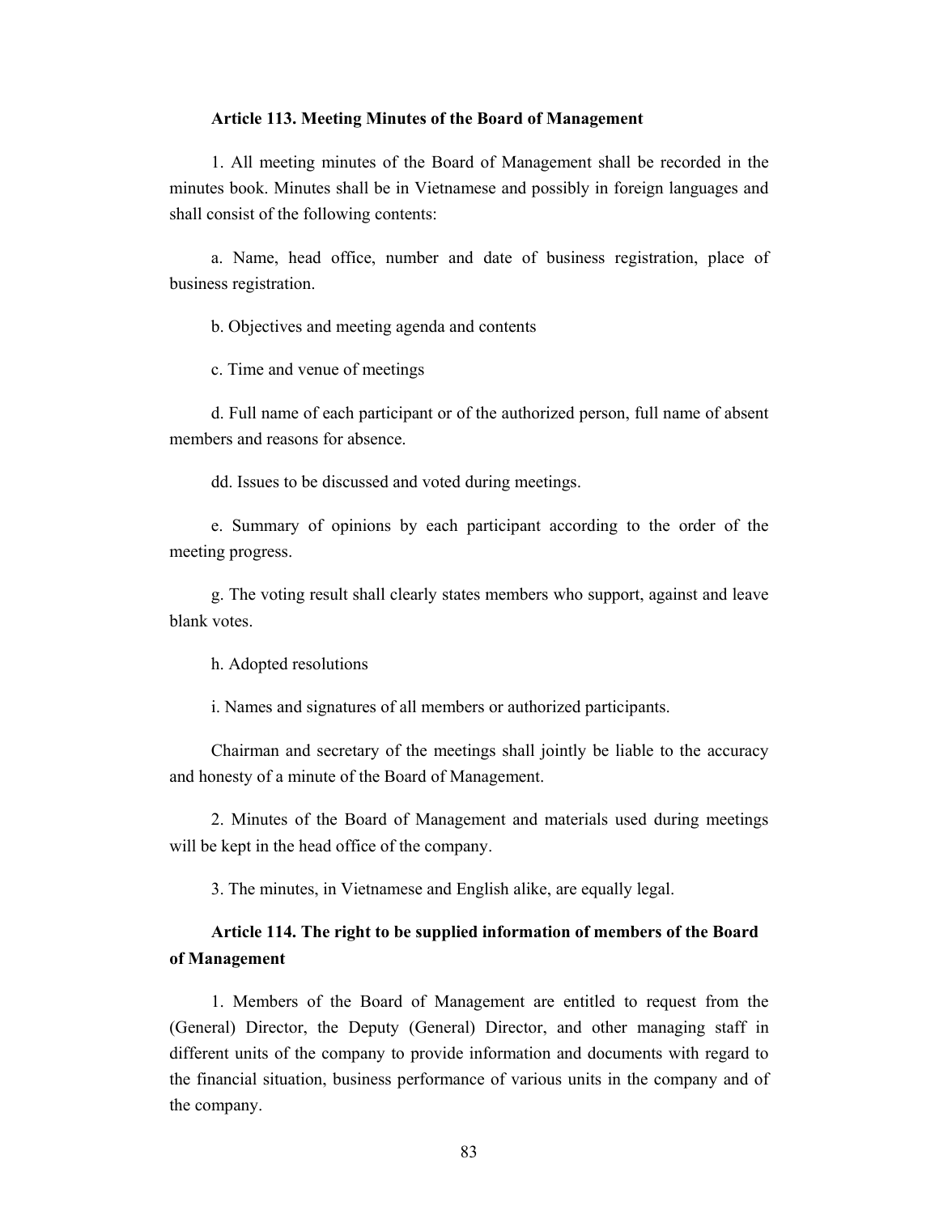**Article 113. Meeting Minutes of the Board of Management**

1. All meeting minutes of the Board of Management shall be recorded in the minutes book. Minutes shall be in Vietnamese and possibly in foreign languages and shall consist of the following contents:

a. Name, head office, number and date of business registration, place of business registration.

b. Objectives and meeting agenda and contents

c. Time and venue of meetings

d. Full name of each participant or of the authorized person, full name of absent members and reasons for absence.

dd. Issues to be discussed and voted during meetings.

e. Summary of opinions by each participant according to the order of the meeting progress.

g. The voting result shall clearly states members who support, against and leave blank votes.

h. Adopted resolutions

i. Names and signatures of all members or authorized participants.

Chairman and secretary of the meetings shall jointly be liable to the accuracy and honesty of a minute of the Board of Management.

2. Minutes of the Board of Management and materials used during meetings will be kept in the head office of the company.

3. The minutes, in Vietnamese and English alike, are equally legal.

**Article 114. The right to be supplied information of members of the Board of Management**

1. Members of the Board of Management are entitled to request from the (General) Director, the Deputy (General) Director, and other managing staff in different units of the company to provide information and documents with regard to the financial situation, business performance of various units in the company and of the company.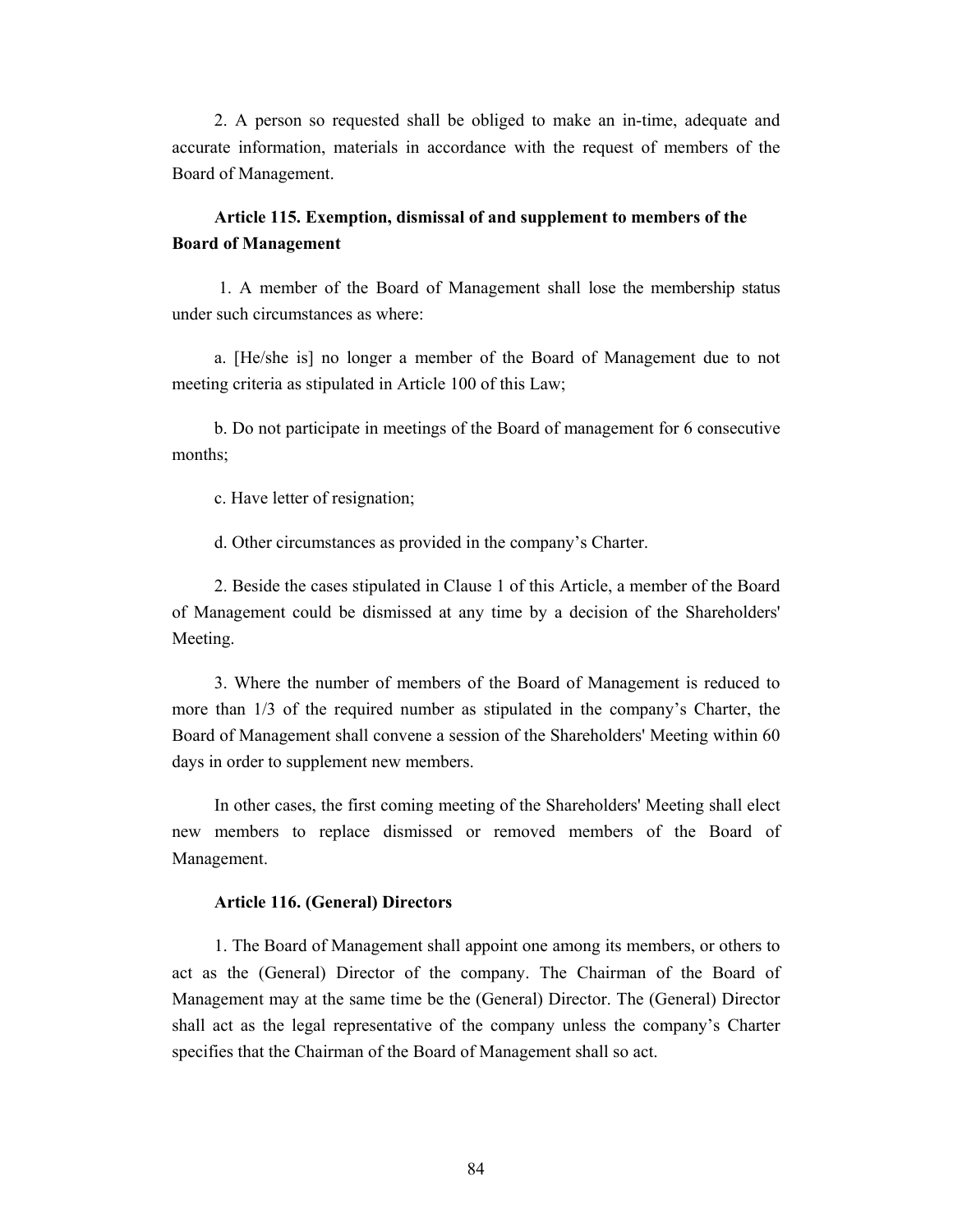2. A person so requested shall be obliged to make an in-time, adequate and accurate information, materials in accordance with the request of members of the Board of Management.

### Article 115. Exemption, dismissal of and supplement to members of the Board of Management

1. A member of the Board of Management shall lose the membership status under such circumstances as where:

a. [He/she is] no longer a member of the Board of Management due to not meeting criteria as stipulated in Article 100 of this Law;

b. Do not participate in meetings of the Board of management for 6 consecutive months;

c. Have letter of resignation;

d. Other circumstances as provided in the company's Charter.

2. Beside the cases stipulated in Clause 1 of this Article, a member of the Board of Management could be dismissed at any time by a decision of the Shareholders' Meeting.

3. Where the number of members of the Board of Management is reduced to more than 1/3 of the required number as stipulated in the company's Charter, the Board of Management shall convene a session of the Shareholders' Meeting within 60 days in order to supplement new members.

In other cases, the first coming meeting of the Shareholders' Meeting shall elect new members to replace dismissed or removed members of the Board of Management.

### Article 116. (General) Directors

1. The Board of Management shall appoint one among its members, or others to act as the (General) Director of the company. The Chairman of the Board of Management may at the same time be the (General) Director. The (General) Director shall act as the legal representative of the company unless the company's Charter specifies that the Chairman of the Board of Management shall so act.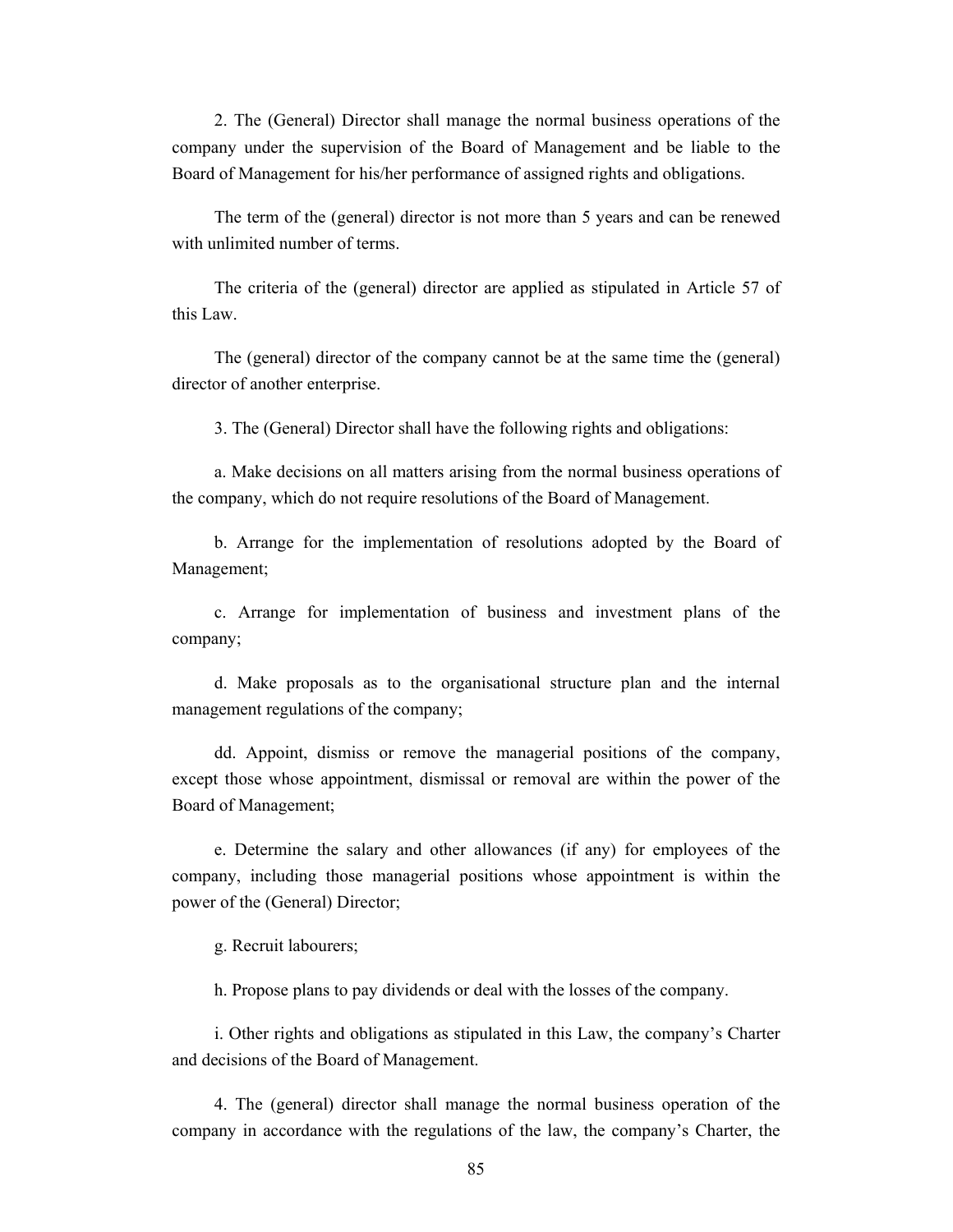2. The (General) Director shall manage the normal business operations of the company under the supervision of the Board of Management and be liable to the Board of Management for his/her performance of assigned rights and obligations.

The term of the (general) director is not more than 5 years and can be renewed with unlimited number of terms.

The criteria of the (general) director are applied as stipulated in Article 57 of this Law.

The (general) director of the company cannot be at the same time the (general) director of another enterprise.

3. The (General) Director shall have the following rights and obligations:

a. Make decisions on all matters arising from the normal business operations of the company, which do not require resolutions of the Board of Management.

b. Arrange for the implementation of resolutions adopted by the Board of Management;

c. Arrange for implementation of business and investment plans of the company;

d. Make proposals as to the organisational structure plan and the internal management regulations of the company;

dd. Appoint, dismiss or remove the managerial positions of the company, except those whose appointment, dismissal or removal are within the power of the Board of Management;

e. Determine the salary and other allowances (if any) for employees of the company, including those managerial positions whose appointment is within the power of the (General) Director;

g. Recruit labourers;

h. Propose plans to pay dividends or deal with the losses of the company.

i. Other rights and obligations as stipulated in this Law, the company's Charter and decisions of the Board of Management.

4. The (general) director shall manage the normal business operation of the company in accordance with the regulations of the law, the company's Charter, the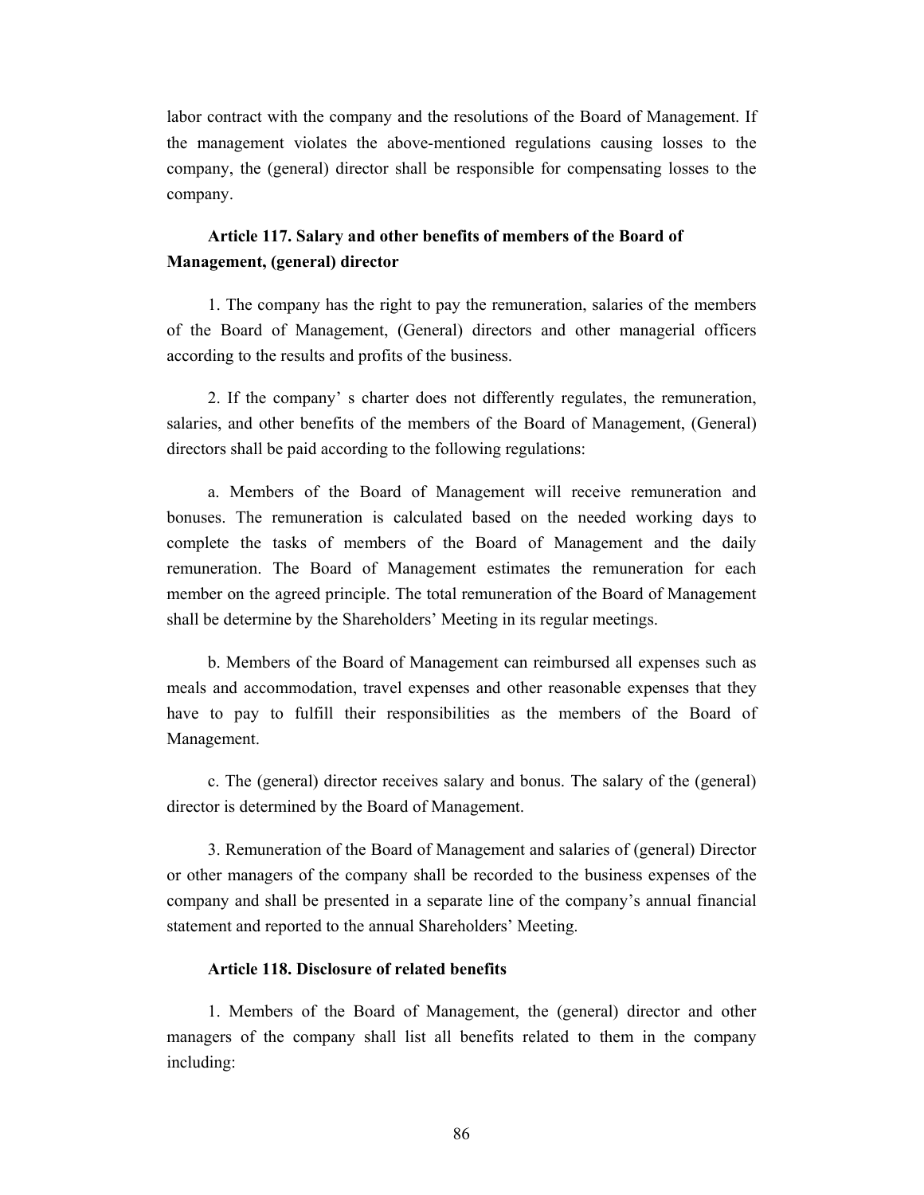labor contract with the company and the resolutions of the Board of Management. If the management violates the above-mentioned regulations causing losses to the company, the (general) director shall be responsible for compensating losses to the company.

**Article 117. Salary and other benefits of members of the Board of Management, (general) director**

1. The company has the right to pay the remuneration, salaries of the members of the Board of Management, (General) directors and other managerial officers according to the results and profits of the business.

2. If the company' s charter does not differently regulates, the remuneration, salaries, and other benefits of the members of the Board of Management, (General) directors shall be paid according to the following regulations:

a. Members of the Board of Management will receive remuneration and bonuses. The remuneration is calculated based on the needed working days to complete the tasks of members of the Board of Management and the daily remuneration. The Board of Management estimates the remuneration for each member on the agreed principle. The total remuneration of the Board of Management shall be determine by the Shareholders' Meeting in its regular meetings.

b. Members of the Board of Management can reimbursed all expenses such as meals and accommodation, travel expenses and other reasonable expenses that they have to pay to fulfill their responsibilities as the members of the Board of Management.

c. The (general) director receives salary and bonus. The salary of the (general) director is determined by the Board of Management.

3. Remuneration of the Board of Management and salaries of (general) Director or other managers of the company shall be recorded to the business expenses of the company and shall be presented in a separate line of the company's annual financial statement and reported to the annual Shareholders' Meeting.

**Article 118. Disclosure of related benefits**

1. Members of the Board of Management, the (general) director and other managers of the company shall list all benefits related to them in the company including: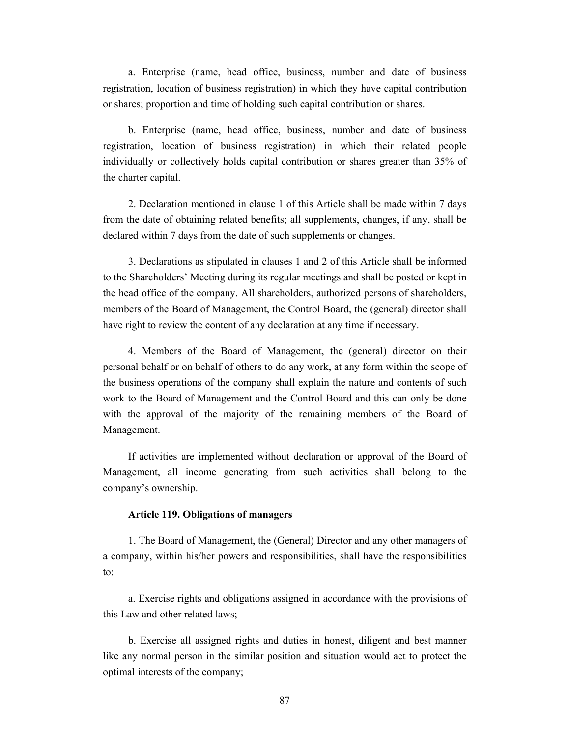a. Enterprise (name, head office, business, number and date of business registration, location of business registration) in which they have capital contribution or shares; proportion and time of holding such capital contribution or shares.

b. Enterprise (name, head office, business, number and date of business registration, location of business registration) in which their related people individually or collectively holds capital contribution or shares greater than 35% of the charter capital.

2. Declaration mentioned in clause 1 of this Article shall be made within 7 days from the date of obtaining related benefits; all supplements, changes, if any, shall be declared within 7 days from the date of such supplements or changes.

3. Declarations as stipulated in clauses 1 and 2 of this Article shall be informed to the Shareholders' Meeting during its regular meetings and shall be posted or kept in the head office of the company. All shareholders, authorized persons of shareholders, members of the Board of Management, the Control Board, the (general) director shall have right to review the content of any declaration at any time if necessary.

4. Members of the Board of Management, the (general) director on their personal behalf or on behalf of others to do any work, at any form within the scope of the business operations of the company shall explain the nature and contents of such work to the Board of Management and the Control Board and this can only be done with the approval of the majority of the remaining members of the Board of Management.

If activities are implemented without declaration or approval of the Board of Management, all income generating from such activities shall belong to the company's ownership.

**Article 119. Obligations of managers**

1. The Board of Management, the (General) Director and any other managers of a company, within his/her powers and responsibilities, shall have the responsibilities to:

a. Exercise rights and obligations assigned in accordance with the provisions of this Law and other related laws;

b. Exercise all assigned rights and duties in honest, diligent and best manner like any normal person in the similar position and situation would act to protect the optimal interests of the company;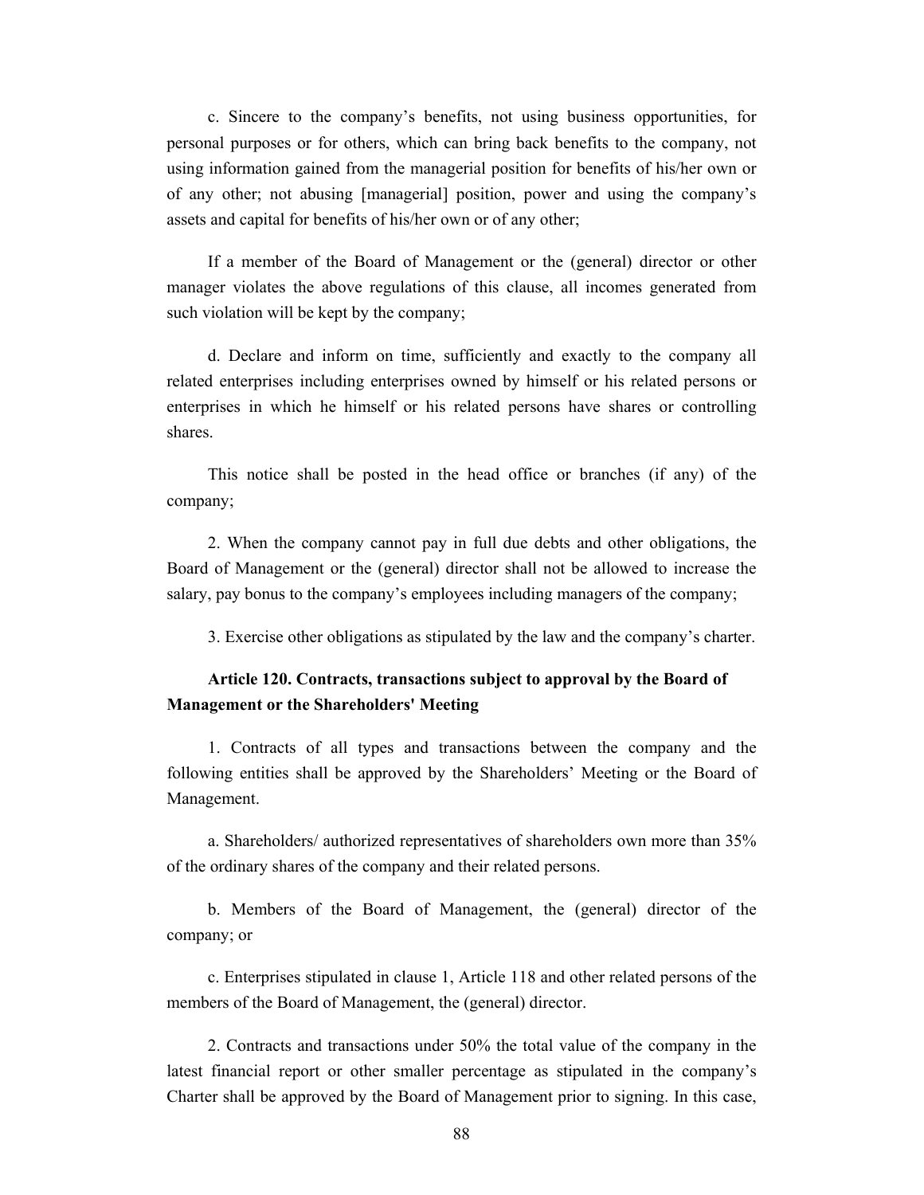c. Sincere to the company's benefits, not using business opportunities, for personal purposes or for others, which can bring back benefits to the company, not using information gained from the managerial position for benefits of his/her own or of any other; not abusing [managerial] position, power and using the company's assets and capital for benefits of his/her own or of any other;

If a member of the Board of Management or the (general) director or other manager violates the above regulations of this clause, all incomes generated from such violation will be kept by the company;

d. Declare and inform on time, sufficiently and exactly to the company all related enterprises including enterprises owned by himself or his related persons or enterprises in which he himself or his related persons have shares or controlling shares.

This notice shall be posted in the head office or branches (if any) of the company;

2. When the company cannot pay in full due debts and other obligations, the Board of Management or the (general) director shall not be allowed to increase the salary, pay bonus to the company's employees including managers of the company;

3. Exercise other obligations as stipulated by the law and the company's charter.

**Article 120. Contracts, transactions subject to approval by the Board of Management or the Shareholders' Meeting**

1. Contracts of all types and transactions between the company and the following entities shall be approved by the Shareholders' Meeting or the Board of Management.

a. Shareholders/ authorized representatives of shareholders own more than 35% of the ordinary shares of the company and their related persons.

b. Members of the Board of Management, the (general) director of the company; or

c. Enterprises stipulated in clause 1, Article 118 and other related persons of the members of the Board of Management, the (general) director.

2. Contracts and transactions under 50% the total value of the company in the latest financial report or other smaller percentage as stipulated in the company's Charter shall be approved by the Board of Management prior to signing. In this case,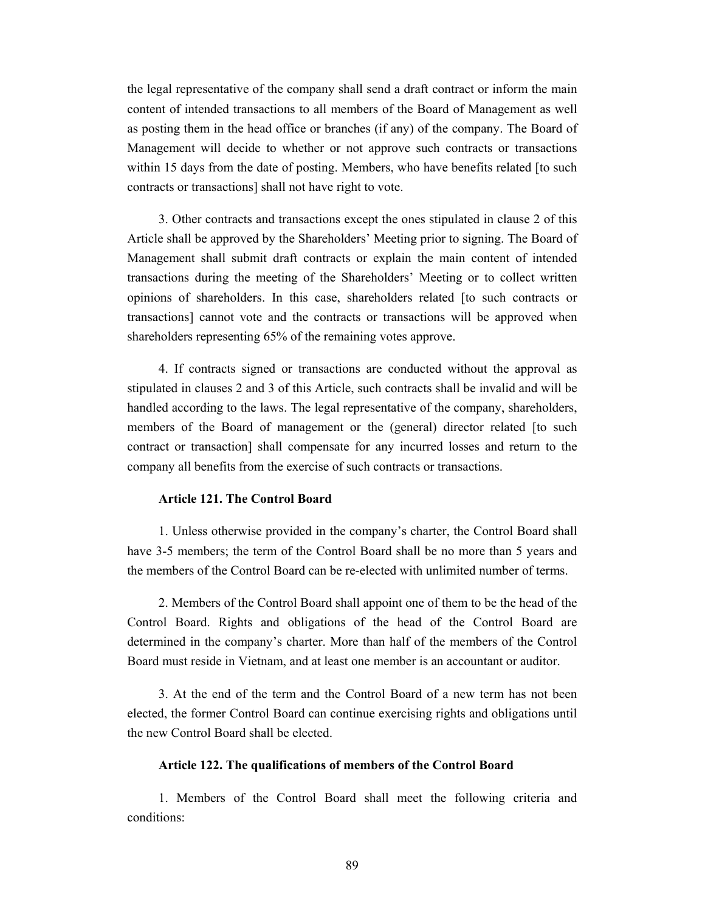the legal representative of the company shall send a draft contract or inform the main content of intended transactions to all members of the Board of Management as well as posting them in the head office or branches (if any) of the company. The Board of Management will decide to whether or not approve such contracts or transactions within 15 days from the date of posting. Members, who have benefits related [to such contracts or transactions] shall not have right to vote.

3. Other contracts and transactions except the ones stipulated in clause 2 of this Article shall be approved by the Shareholders' Meeting prior to signing. The Board of Management shall submit draft contracts or explain the main content of intended transactions during the meeting of the Shareholders' Meeting or to collect written opinions of shareholders. In this case, shareholders related [to such contracts or transactions] cannot vote and the contracts or transactions will be approved when shareholders representing 65% of the remaining votes approve.

4. If contracts signed or transactions are conducted without the approval as stipulated in clauses 2 and 3 of this Article, such contracts shall be invalid and will be handled according to the laws. The legal representative of the company, shareholders, members of the Board of management or the (general) director related [to such contract or transaction] shall compensate for any incurred losses and return to the company all benefits from the exercise of such contracts or transactions.

**Article 121. The Control Board**

1. Unless otherwise provided in the company's charter, the Control Board shall have 3-5 members; the term of the Control Board shall be no more than 5 years and the members of the Control Board can be re-elected with unlimited number of terms.

2. Members of the Control Board shall appoint one of them to be the head of the Control Board. Rights and obligations of the head of the Control Board are determined in the company's charter. More than half of the members of the Control Board must reside in Vietnam, and at least one member is an accountant or auditor.

3. At the end of the term and the Control Board of a new term has not been elected, the former Control Board can continue exercising rights and obligations until the new Control Board shall be elected.

**Article 122. The qualifications of members of the Control Board**

1. Members of the Control Board shall meet the following criteria and conditions: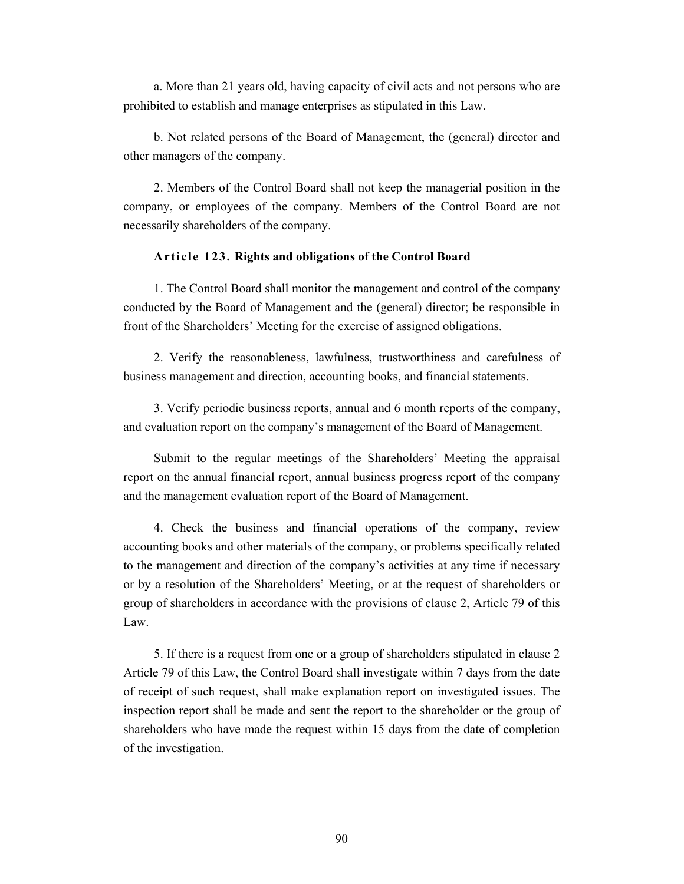a. More than 21 years old, having capacity of civil acts and not persons who are prohibited to establish and manage enterprises as stipulated in this Law.

b. Not related persons of the Board of Management, the (general) director and other managers of the company.

2. Members of the Control Board shall not keep the managerial position in the company, or employees of the company. Members of the Control Board are not necessarily shareholders of the company.

### Article 123. Rights and obligations of the Control Board

1. The Control Board shall monitor the management and control of the company conducted by the Board of Management and the (general) director; be responsible in front of the Shareholders' Meeting for the exercise of assigned obligations.

2. Verify the reasonableness, lawfulness, trustworthiness and carefulness of business management and direction, accounting books, and financial statements.

3. Verify periodic business reports, annual and 6 month reports of the company, and evaluation report on the company's management of the Board of Management.

Submit to the regular meetings of the Shareholders' Meeting the appraisal report on the annual financial report, annual business progress report of the company and the management evaluation report of the Board of Management.

4. Check the business and financial operations of the company, review accounting books and other materials of the company, or problems specifically related to the management and direction of the company's activities at any time if necessary or by a resolution of the Shareholders' Meeting, or at the request of shareholders or group of shareholders in accordance with the provisions of clause 2, Article 79 of this Law.

5. If there is a request from one or a group of shareholders stipulated in clause 2 Article 79 of this Law, the Control Board shall investigate within 7 days from the date of receipt of such request, shall make explanation report on investigated issues. The inspection report shall be made and sent the report to the shareholder or the group of shareholders who have made the request within 15 days from the date of completion of the investigation.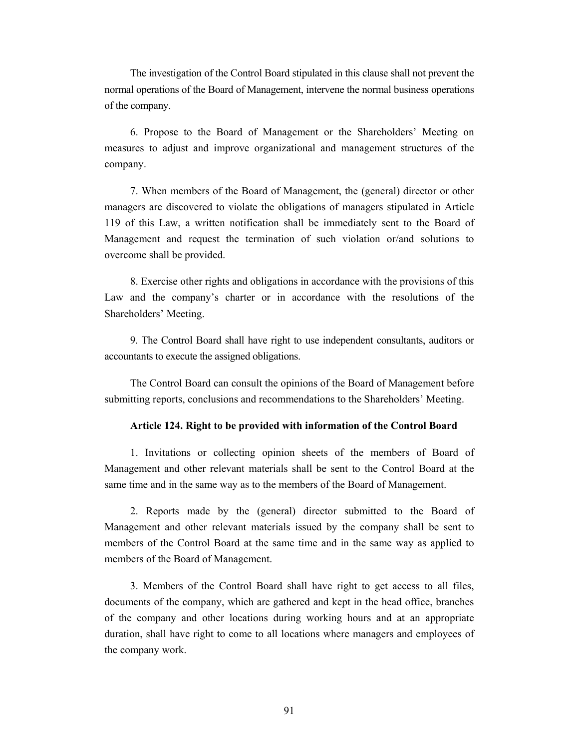The investigation of the Control Board stipulated in this clause shall not prevent the normal operations of the Board of Management, intervene the normal business operations of the company.

6. Propose to the Board of Management or the Shareholders' Meeting on measures to adjust and improve organizational and management structures of the company.

7. When members of the Board of Management, the (general) director or other managers are discovered to violate the obligations of managers stipulated in Article 119 of this Law, a written notification shall be immediately sent to the Board of Management and request the termination of such violation or/and solutions to overcome shall be provided.

8. Exercise other rights and obligations in accordance with the provisions of this Law and the company's charter or in accordance with the resolutions of the Shareholders' Meeting.

9. The Control Board shall have right to use independent consultants, auditors or accountants to execute the assigned obligations.

The Control Board can consult the opinions of the Board of Management before submitting reports, conclusions and recommendations to the Shareholders' Meeting.

**Article 124. Right to be provided with information of the Control Board**

1. Invitations or collecting opinion sheets of the members of Board of Management and other relevant materials shall be sent to the Control Board at the same time and in the same way as to the members of the Board of Management.

2. Reports made by the (general) director submitted to the Board of Management and other relevant materials issued by the company shall be sent to members of the Control Board at the same time and in the same way as applied to members of the Board of Management.

3. Members of the Control Board shall have right to get access to all files, documents of the company, which are gathered and kept in the head office, branches of the company and other locations during working hours and at an appropriate duration, shall have right to come to all locations where managers and employees of the company work.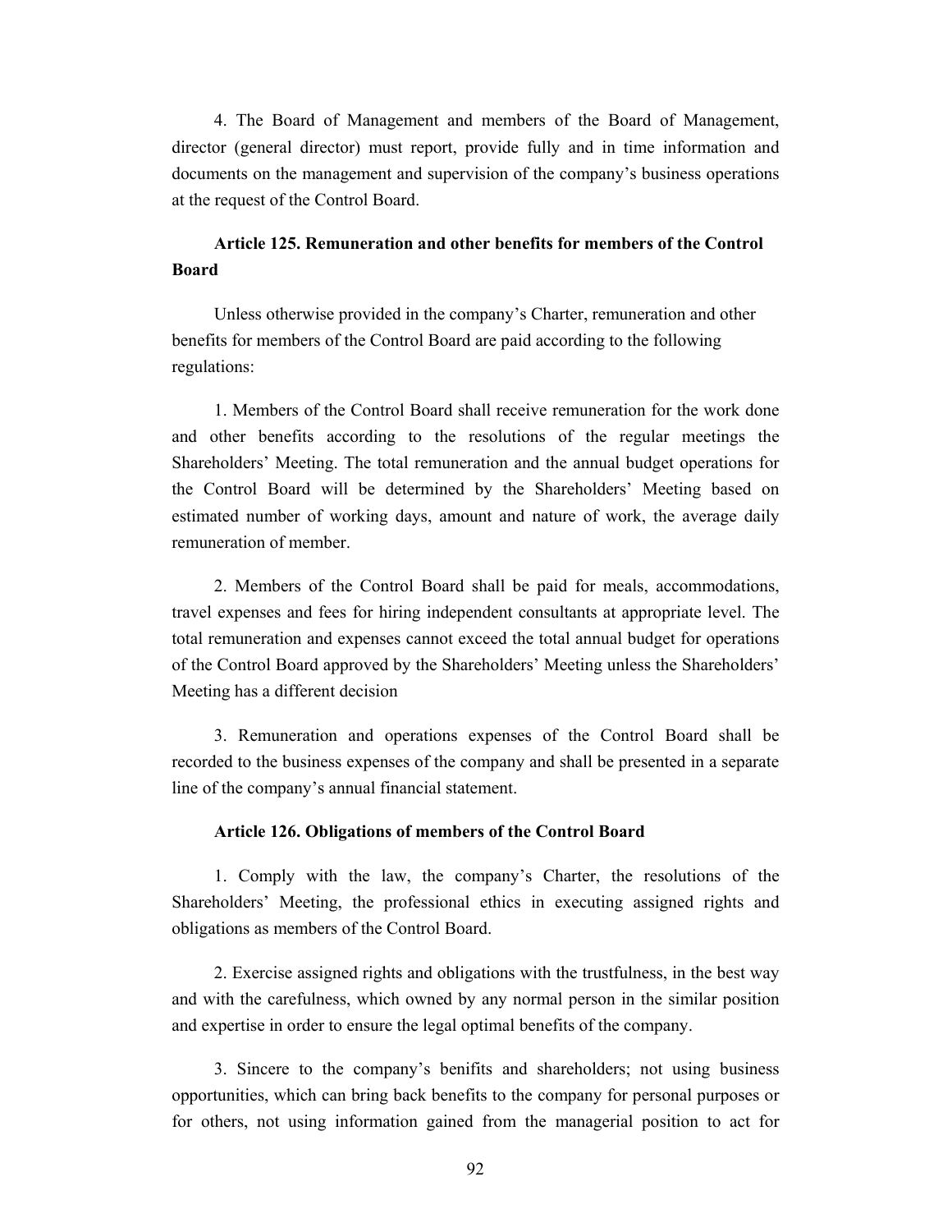4. The Board of Management and members of the Board of Management, director (general director) must report, provide fully and in time information and documents on the management and supervision of the company's business operations at the request of the Control Board.

**Article 125. Remuneration and other benefits for members of the Control Board**

Unless otherwise provided in the company's Charter, remuneration and other benefits for members of the Control Board are paid according to the following regulations:

1. Members of the Control Board shall receive remuneration for the work done and other benefits according to the resolutions of the regular meetings the Shareholders' Meeting. The total remuneration and the annual budget operations for the Control Board will be determined by the Shareholders' Meeting based on estimated number of working days, amount and nature of work, the average daily remuneration of member.

2. Members of the Control Board shall be paid for meals, accommodations, travel expenses and fees for hiring independent consultants at appropriate level. The total remuneration and expenses cannot exceed the total annual budget for operations of the Control Board approved by the Shareholders' Meeting unless the Shareholders' Meeting has a different decision

3. Remuneration and operations expenses of the Control Board shall be recorded to the business expenses of the company and shall be presented in a separate line of the company's annual financial statement.

**Article 126. Obligations of members of the Control Board**

1. Comply with the law, the company's Charter, the resolutions of the Shareholders' Meeting, the professional ethics in executing assigned rights and obligations as members of the Control Board.

2. Exercise assigned rights and obligations with the trustfulness, in the best way and with the carefulness, which owned by any normal person in the similar position and expertise in order to ensure the legal optimal benefits of the company.

3. Sincere to the company's benifits and shareholders; not using business opportunities, which can bring back benefits to the company for personal purposes or for others, not using information gained from the managerial position to act for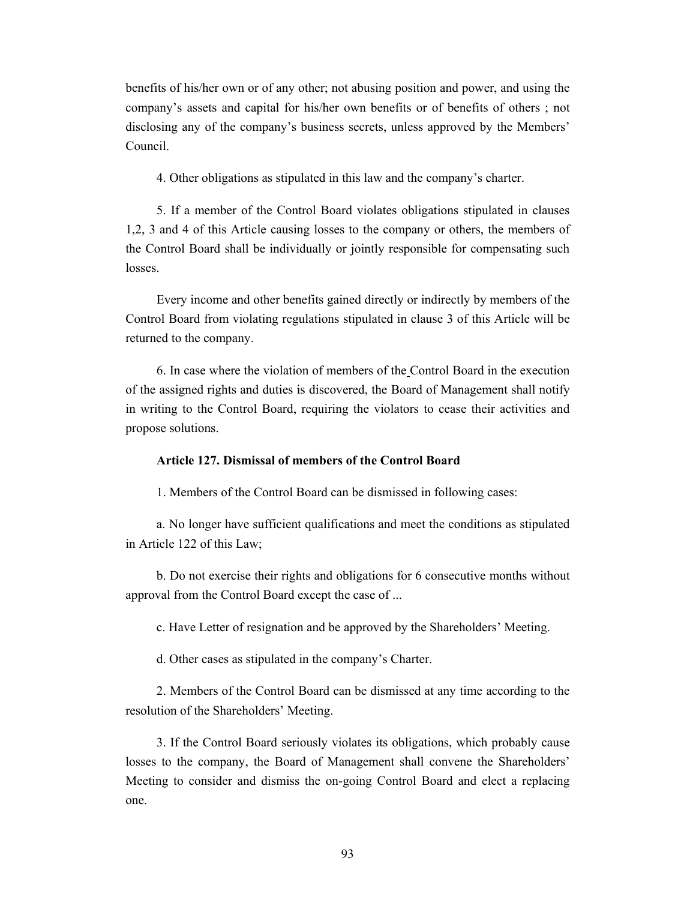benefits of his/her own or of any other; not abusing position and power, and using the company's assets and capital for his/her own benefits or of benefits of others ; not disclosing any of the company's business secrets, unless approved by the Members' Council.

4. Other obligations as stipulated in this law and the company's charter.

5. If a member of the Control Board violates obligations stipulated in clauses 1,2, 3 and 4 of this Article causing losses to the company or others, the members of the Control Board shall be individually or jointly responsible for compensating such losses.

Every income and other benefits gained directly or indirectly by members of the Control Board from violating regulations stipulated in clause 3 of this Article will be returned to the company.

6. In case where the violation of members of the Control Board in the execution of the assigned rights and duties is discovered, the Board of Management shall notify in writing to the Control Board, requiring the violators to cease their activities and propose solutions.

**Article 127. Dismissal of members of the Control Board**

1. Members of the Control Board can be dismissed in following cases:

a. No longer have sufficient qualifications and meet the conditions as stipulated in Article 122 of this Law;

b. Do not exercise their rights and obligations for 6 consecutive months without approval from the Control Board except the case of ...

c. Have Letter of resignation and be approved by the Shareholders' Meeting.

d. Other cases as stipulated in the company's Charter.

2. Members of the Control Board can be dismissed at any time according to the resolution of the Shareholders' Meeting.

3. If the Control Board seriously violates its obligations, which probably cause losses to the company, the Board of Management shall convene the Shareholders' Meeting to consider and dismiss the on-going Control Board and elect a replacing one.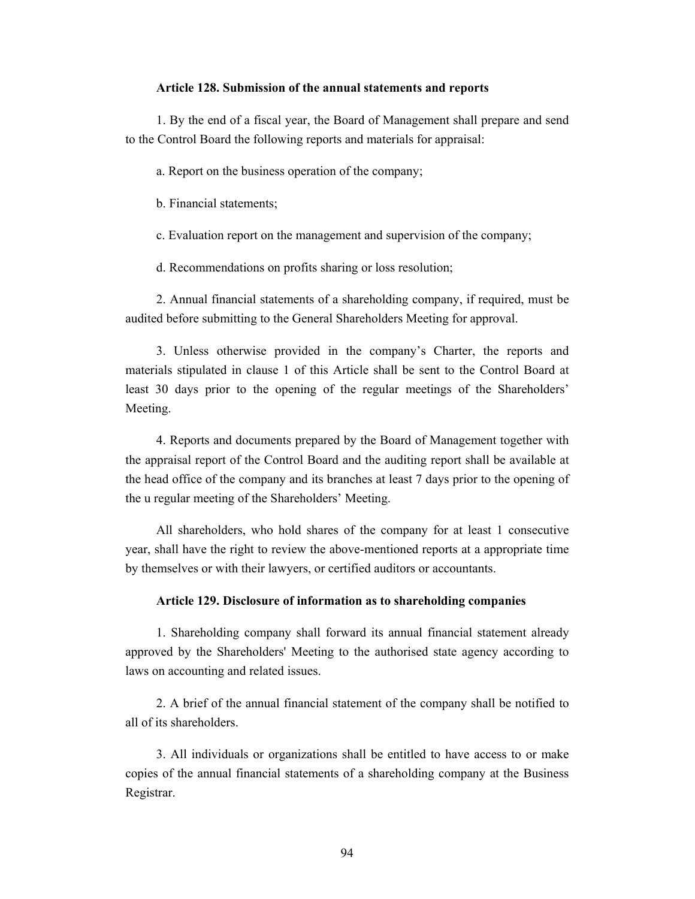**Article 128. Submission of the annual statements and reports**

1. By the end of a fiscal year, the Board of Management shall prepare and send to the Control Board the following reports and materials for appraisal:

a. Report on the business operation of the company;

b. Financial statements;

c. Evaluation report on the management and supervision of the company;

d. Recommendations on profits sharing or loss resolution;

2. Annual financial statements of a shareholding company, if required, must be audited before submitting to the General Shareholders Meeting for approval.

3. Unless otherwise provided in the company's Charter, the reports and materials stipulated in clause 1 of this Article shall be sent to the Control Board at least 30 days prior to the opening of the regular meetings of the Shareholders' Meeting.

4. Reports and documents prepared by the Board of Management together with the appraisal report of the Control Board and the auditing report shall be available at the head office of the company and its branches at least 7 days prior to the opening of the u regular meeting of the Shareholders' Meeting.

All shareholders, who hold shares of the company for at least 1 consecutive year, shall have the right to review the above-mentioned reports at a appropriate time by themselves or with their lawyers, or certified auditors or accountants.

**Article 129. Disclosure of information as to shareholding companies**

1. Shareholding company shall forward its annual financial statement already approved by the Shareholders' Meeting to the authorised state agency according to laws on accounting and related issues.

2. A brief of the annual financial statement of the company shall be notified to all of its shareholders.

3. All individuals or organizations shall be entitled to have access to or make copies of the annual financial statements of a shareholding company at the Business Registrar.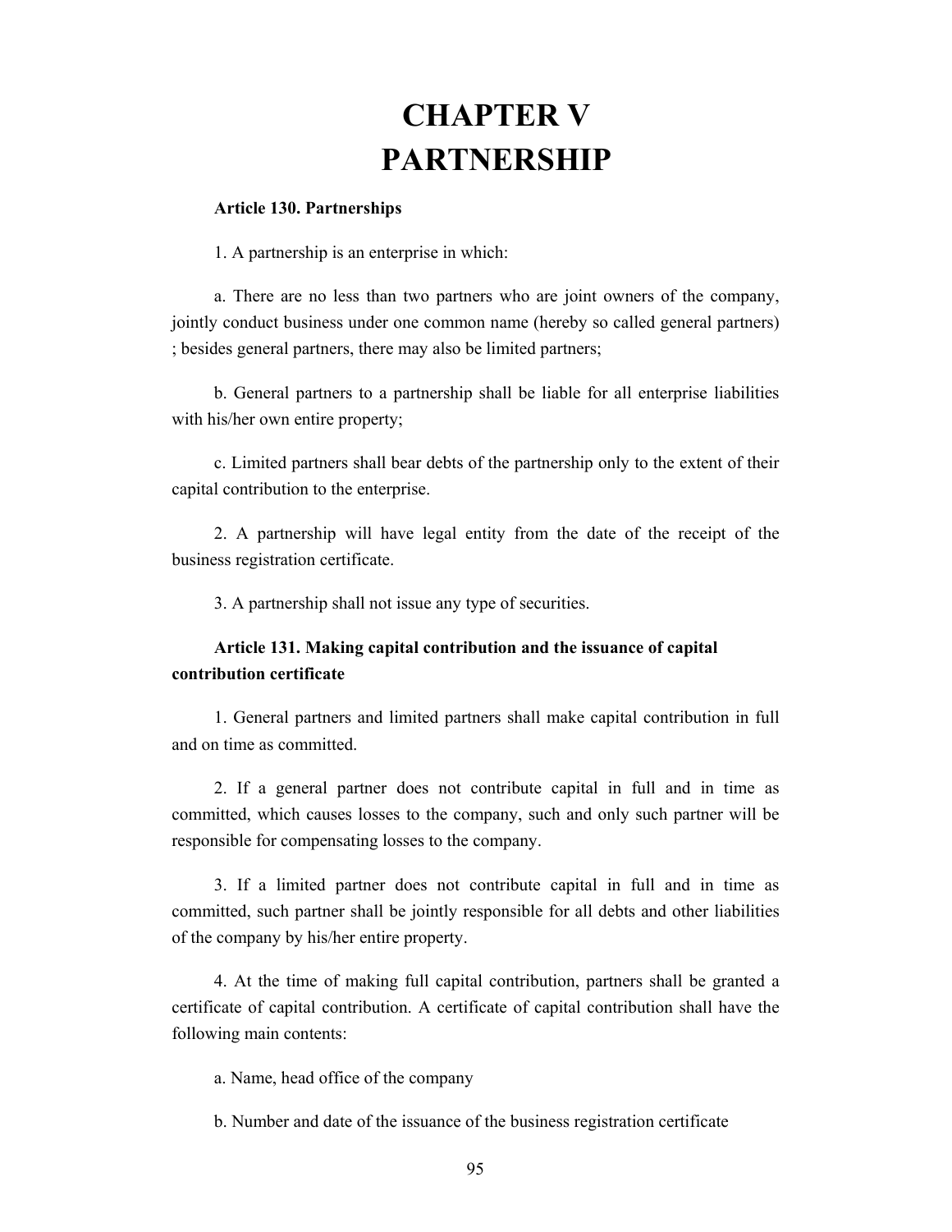# CHAPTER V
# PARTNERSHIP

**Article 130. Partnerships**

1. A partnership is an enterprise in which:

a. There are no less than two partners who are joint owners of the company, jointly conduct business under one common name (hereby so called general partners) ; besides general partners, there may also be limited partners;

b. General partners to a partnership shall be liable for all enterprise liabilities with his/her own entire property;

c. Limited partners shall bear debts of the partnership only to the extent of their capital contribution to the enterprise.

2. A partnership will have legal entity from the date of the receipt of the business registration certificate.

3. A partnership shall not issue any type of securities.

**Article 131. Making capital contribution and the issuance of capital contribution certificate**

1. General partners and limited partners shall make capital contribution in full and on time as committed.

2. If a general partner does not contribute capital in full and in time as committed, which causes losses to the company, such and only such partner will be responsible for compensating losses to the company.

3. If a limited partner does not contribute capital in full and in time as committed, such partner shall be jointly responsible for all debts and other liabilities of the company by his/her entire property.

4. At the time of making full capital contribution, partners shall be granted a certificate of capital contribution. A certificate of capital contribution shall have the following main contents:

a. Name, head office of the company

b. Number and date of the issuance of the business registration certificate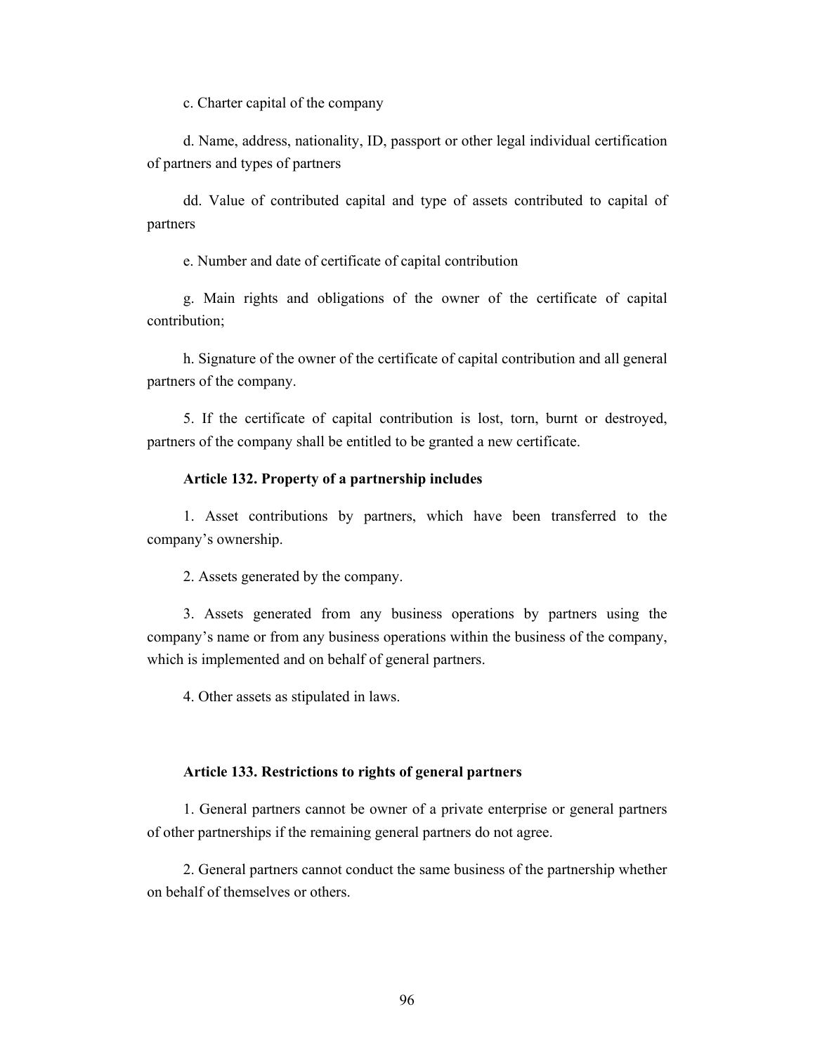c. Charter capital of the company

d. Name, address, nationality, ID, passport or other legal individual certification of partners and types of partners

dd. Value of contributed capital and type of assets contributed to capital of partners

e. Number and date of certificate of capital contribution

g. Main rights and obligations of the owner of the certificate of capital contribution;

h. Signature of the owner of the certificate of capital contribution and all general partners of the company.

5. If the certificate of capital contribution is lost, torn, burnt or destroyed, partners of the company shall be entitled to be granted a new certificate.

**Article 132. Property of a partnership includes**

1. Asset contributions by partners, which have been transferred to the company's ownership.

2. Assets generated by the company.

3. Assets generated from any business operations by partners using the company's name or from any business operations within the business of the company, which is implemented and on behalf of general partners.

4. Other assets as stipulated in laws.

**Article 133. Restrictions to rights of general partners**

1. General partners cannot be owner of a private enterprise or general partners of other partnerships if the remaining general partners do not agree.

2. General partners cannot conduct the same business of the partnership whether on behalf of themselves or others.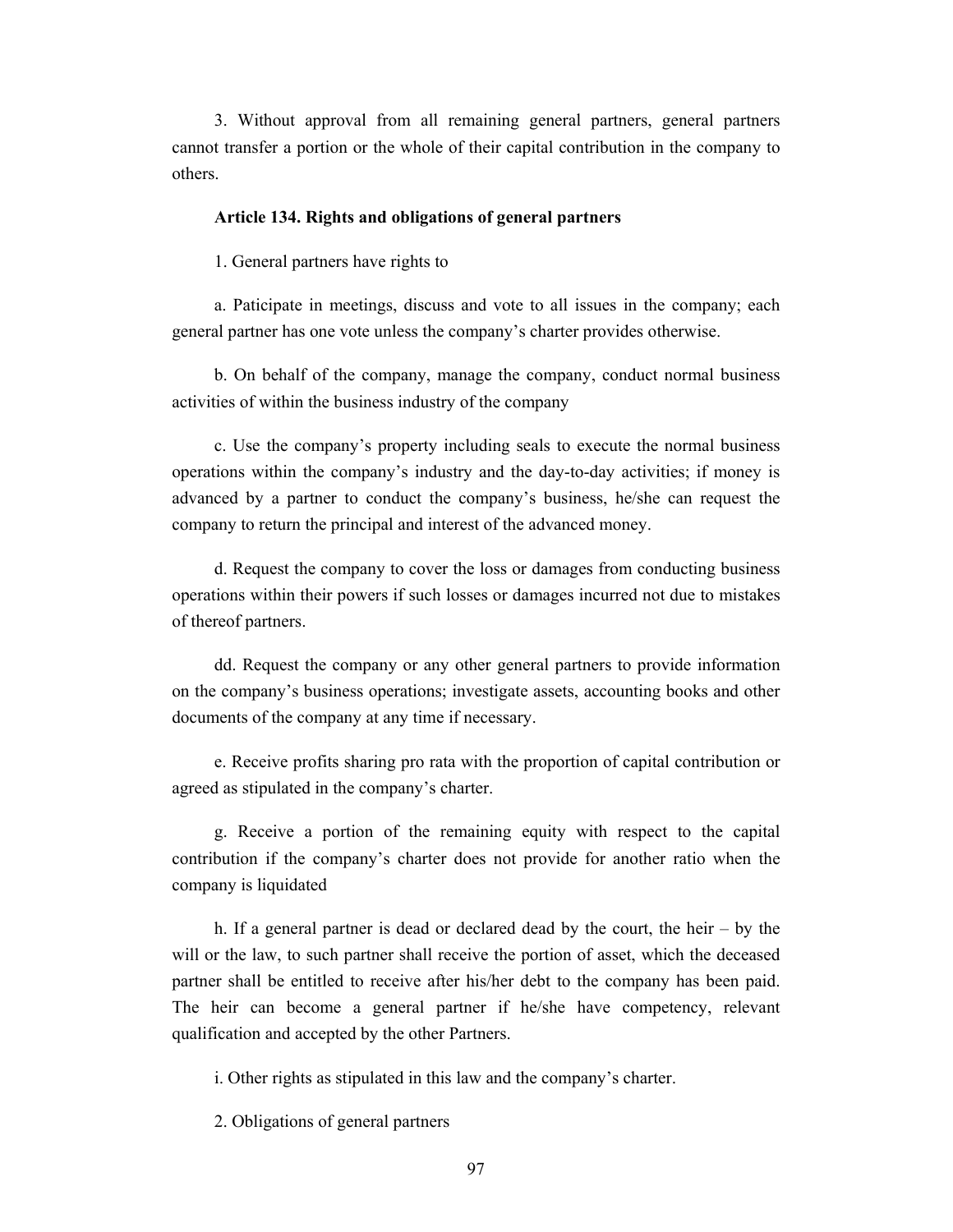3. Without approval from all remaining general partners, general partners cannot transfer a portion or the whole of their capital contribution in the company to others.

**Article 134. Rights and obligations of general partners**

1. General partners have rights to

a. Paticipate in meetings, discuss and vote to all issues in the company; each general partner has one vote unless the company's charter provides otherwise.

b. On behalf of the company, manage the company, conduct normal business activities of within the business industry of the company

c. Use the company's property including seals to execute the normal business operations within the company's industry and the day-to-day activities; if money is advanced by a partner to conduct the company's business, he/she can request the company to return the principal and interest of the advanced money.

d. Request the company to cover the loss or damages from conducting business operations within their powers if such losses or damages incurred not due to mistakes of thereof partners.

dd. Request the company or any other general partners to provide information on the company's business operations; investigate assets, accounting books and other documents of the company at any time if necessary.

e. Receive profits sharing pro rata with the proportion of capital contribution or agreed as stipulated in the company's charter.

g. Receive a portion of the remaining equity with respect to the capital contribution if the company's charter does not provide for another ratio when the company is liquidated

h. If a general partner is dead or declared dead by the court, the heir – by the will or the law, to such partner shall receive the portion of asset, which the deceased partner shall be entitled to receive after his/her debt to the company has been paid. The heir can become a general partner if he/she have competency, relevant qualification and accepted by the other Partners.

i. Other rights as stipulated in this law and the company's charter.

2. Obligations of general partners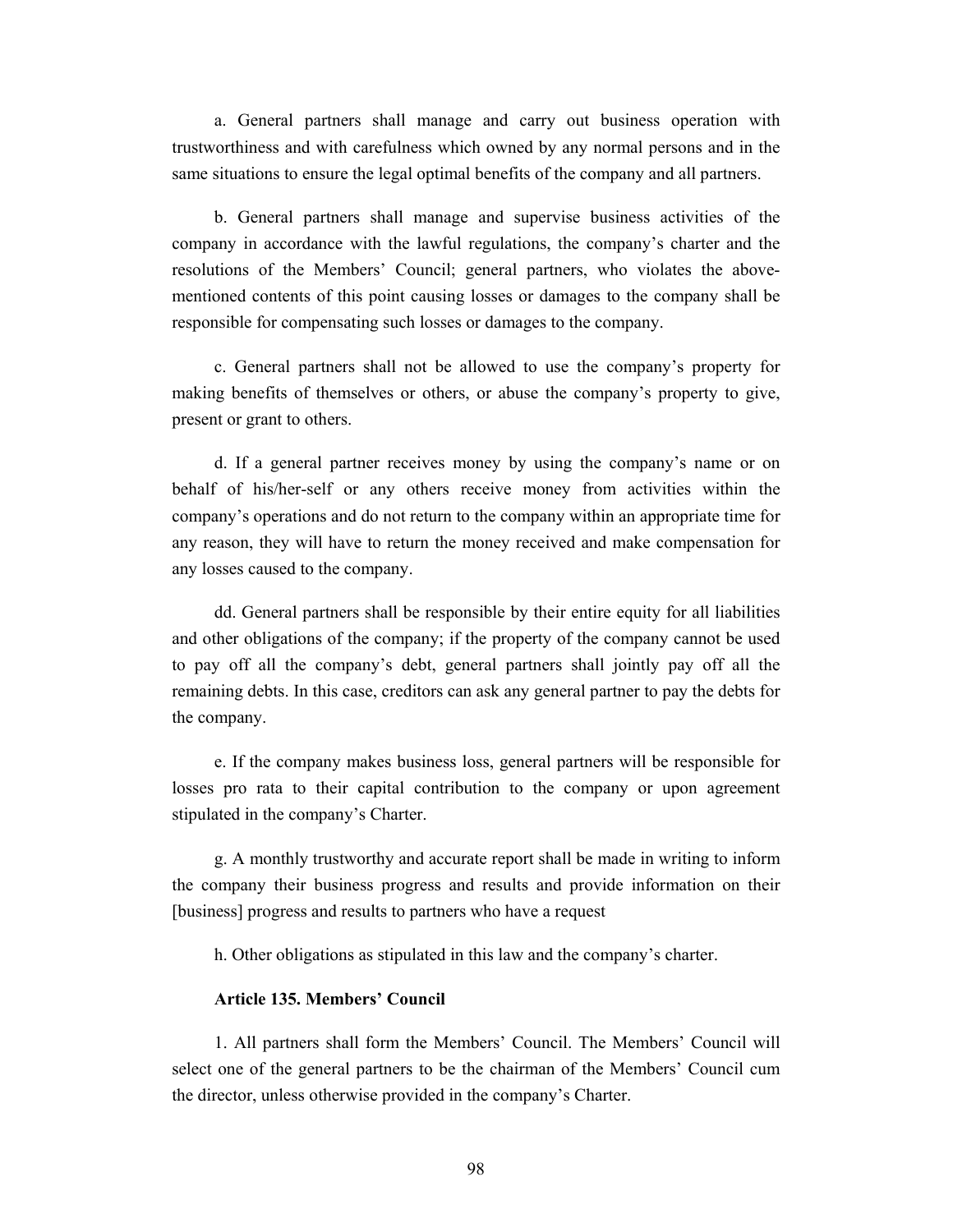a. General partners shall manage and carry out business operation with trustworthiness and with carefulness which owned by any normal persons and in the same situations to ensure the legal optimal benefits of the company and all partners.

b. General partners shall manage and supervise business activities of the company in accordance with the lawful regulations, the company's charter and the resolutions of the Members' Council; general partners, who violates the above-mentioned contents of this point causing losses or damages to the company shall be responsible for compensating such losses or damages to the company.

c. General partners shall not be allowed to use the company's property for making benefits of themselves or others, or abuse the company's property to give, present or grant to others.

d. If a general partner receives money by using the company's name or on behalf of his/her-self or any others receive money from activities within the company's operations and do not return to the company within an appropriate time for any reason, they will have to return the money received and make compensation for any losses caused to the company.

dd. General partners shall be responsible by their entire equity for all liabilities and other obligations of the company; if the property of the company cannot be used to pay off all the company's debt, general partners shall jointly pay off all the remaining debts. In this case, creditors can ask any general partner to pay the debts for the company.

e. If the company makes business loss, general partners will be responsible for losses pro rata to their capital contribution to the company or upon agreement stipulated in the company's Charter.

g. A monthly trustworthy and accurate report shall be made in writing to inform the company their business progress and results and provide information on their [business] progress and results to partners who have a request

h. Other obligations as stipulated in this law and the company's charter.

**Article 135. Members' Council**

1. All partners shall form the Members' Council. The Members' Council will select one of the general partners to be the chairman of the Members' Council cum the director, unless otherwise provided in the company's Charter.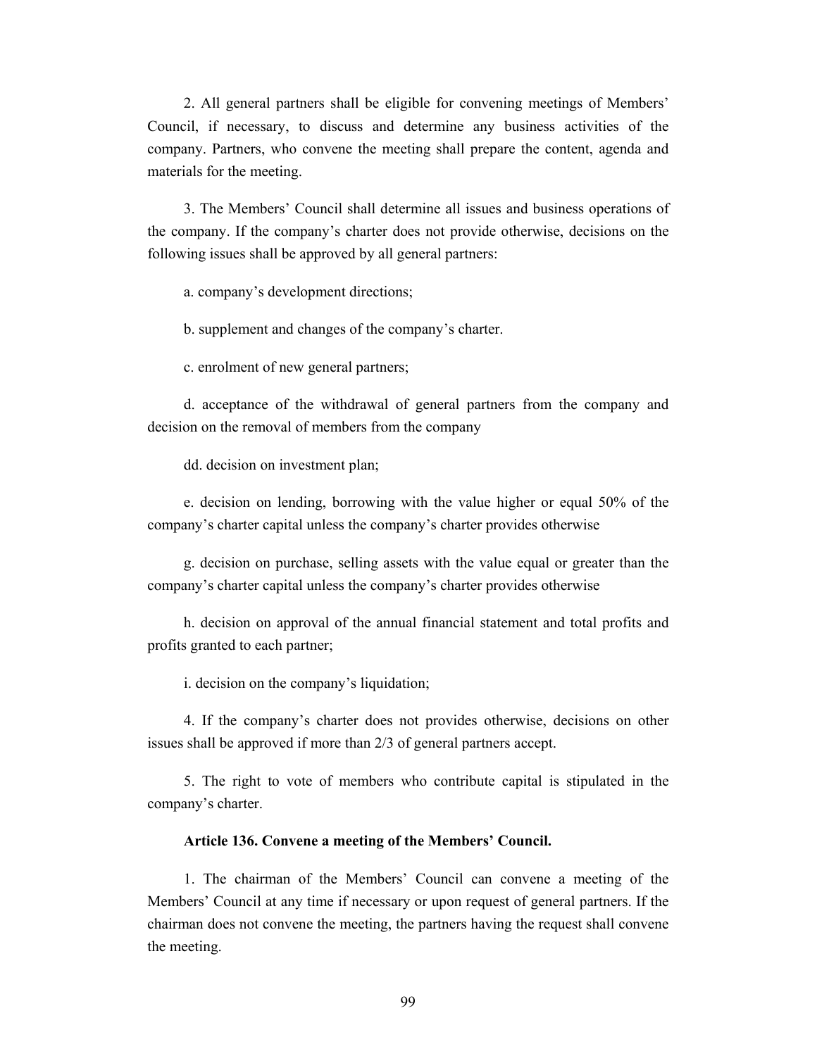2. All general partners shall be eligible for convening meetings of Members' Council, if necessary, to discuss and determine any business activities of the company. Partners, who convene the meeting shall prepare the content, agenda and materials for the meeting.

3. The Members' Council shall determine all issues and business operations of the company. If the company's charter does not provide otherwise, decisions on the following issues shall be approved by all general partners:

a. company's development directions;

b. supplement and changes of the company's charter.

c. enrolment of new general partners;

d. acceptance of the withdrawal of general partners from the company and decision on the removal of members from the company

dd. decision on investment plan;

e. decision on lending, borrowing with the value higher or equal 50% of the company's charter capital unless the company's charter provides otherwise

g. decision on purchase, selling assets with the value equal or greater than the company's charter capital unless the company's charter provides otherwise

h. decision on approval of the annual financial statement and total profits and profits granted to each partner;

i. decision on the company's liquidation;

4. If the company's charter does not provides otherwise, decisions on other issues shall be approved if more than 2/3 of general partners accept.

5. The right to vote of members who contribute capital is stipulated in the company's charter.

**Article 136. Convene a meeting of the Members' Council.**

1. The chairman of the Members' Council can convene a meeting of the Members' Council at any time if necessary or upon request of general partners. If the chairman does not convene the meeting, the partners having the request shall convene the meeting.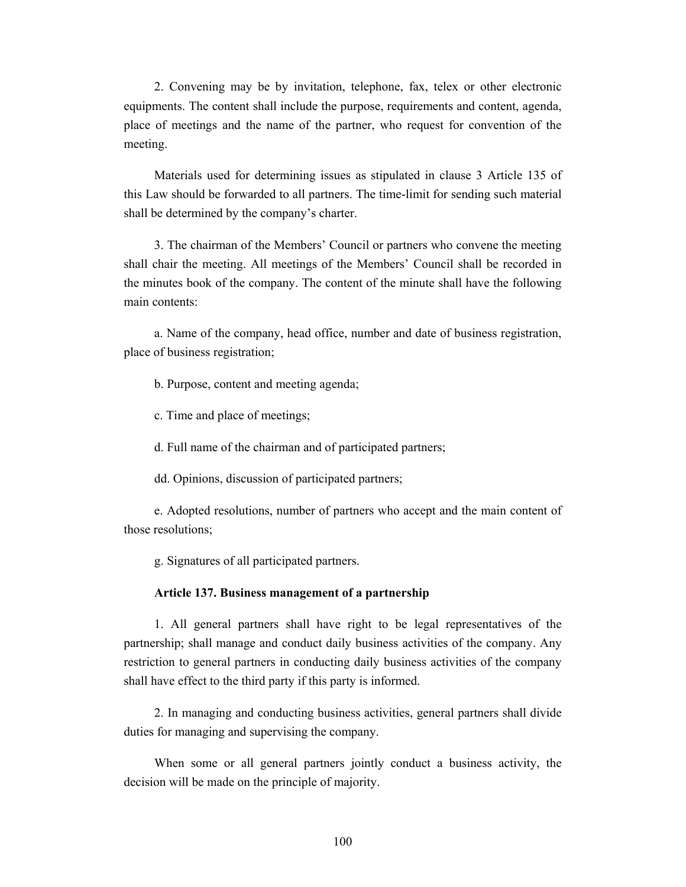2. Convening may be by invitation, telephone, fax, telex or other electronic equipments. The content shall include the purpose, requirements and content, agenda, place of meetings and the name of the partner, who request for convention of the meeting.

Materials used for determining issues as stipulated in clause 3 Article 135 of this Law should be forwarded to all partners. The time-limit for sending such material shall be determined by the company's charter.

3. The chairman of the Members' Council or partners who convene the meeting shall chair the meeting. All meetings of the Members' Council shall be recorded in the minutes book of the company. The content of the minute shall have the following main contents:

a. Name of the company, head office, number and date of business registration, place of business registration;

b. Purpose, content and meeting agenda;

c. Time and place of meetings;

d. Full name of the chairman and of participated partners;

dd. Opinions, discussion of participated partners;

e. Adopted resolutions, number of partners who accept and the main content of those resolutions;

g. Signatures of all participated partners.

**Article 137. Business management of a partnership**

1. All general partners shall have right to be legal representatives of the partnership; shall manage and conduct daily business activities of the company. Any restriction to general partners in conducting daily business activities of the company shall have effect to the third party if this party is informed.

2. In managing and conducting business activities, general partners shall divide duties for managing and supervising the company.

When some or all general partners jointly conduct a business activity, the decision will be made on the principle of majority.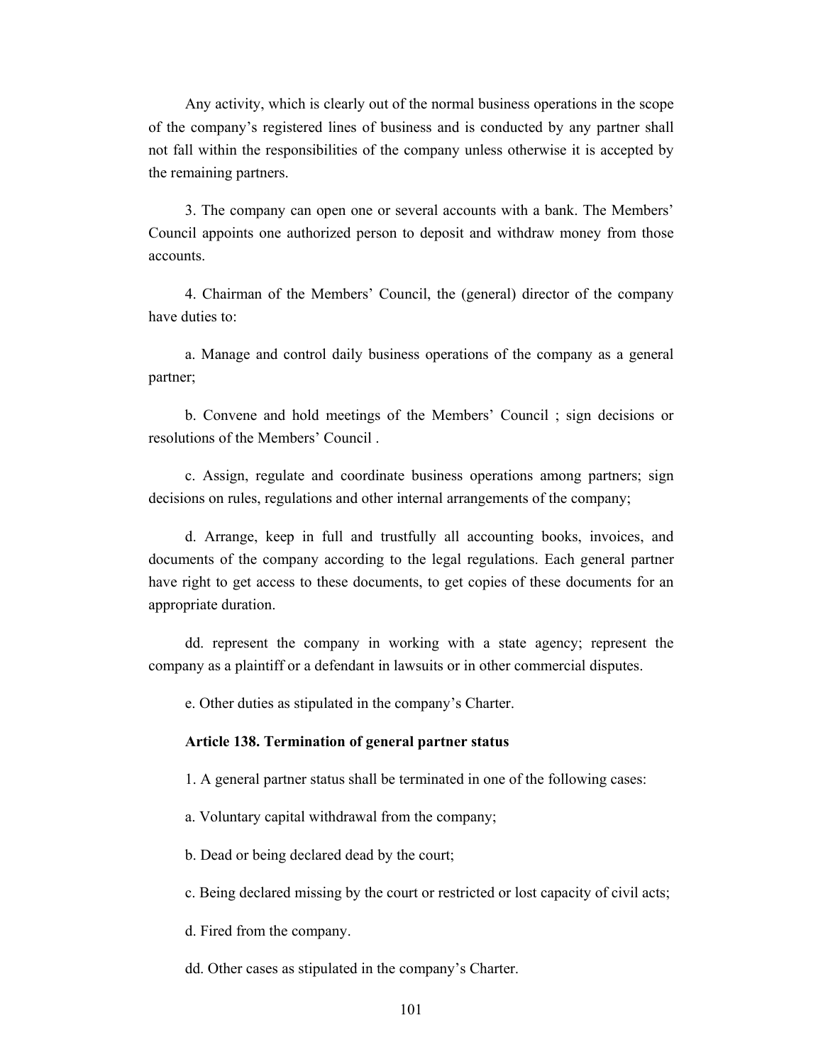Any activity, which is clearly out of the normal business operations in the scope of the company's registered lines of business and is conducted by any partner shall not fall within the responsibilities of the company unless otherwise it is accepted by the remaining partners.

3. The company can open one or several accounts with a bank. The Members' Council appoints one authorized person to deposit and withdraw money from those accounts.

4. Chairman of the Members' Council, the (general) director of the company have duties to:

a. Manage and control daily business operations of the company as a general partner;

b. Convene and hold meetings of the Members' Council ; sign decisions or resolutions of the Members' Council .

c. Assign, regulate and coordinate business operations among partners; sign decisions on rules, regulations and other internal arrangements of the company;

d. Arrange, keep in full and trustfully all accounting books, invoices, and documents of the company according to the legal regulations. Each general partner have right to get access to these documents, to get copies of these documents for an appropriate duration.

dd. represent the company in working with a state agency; represent the company as a plaintiff or a defendant in lawsuits or in other commercial disputes.

e. Other duties as stipulated in the company's Charter.

**Article 138. Termination of general partner status**

1. A general partner status shall be terminated in one of the following cases:

a. Voluntary capital withdrawal from the company;

b. Dead or being declared dead by the court;

c. Being declared missing by the court or restricted or lost capacity of civil acts;

d. Fired from the company.

dd. Other cases as stipulated in the company's Charter.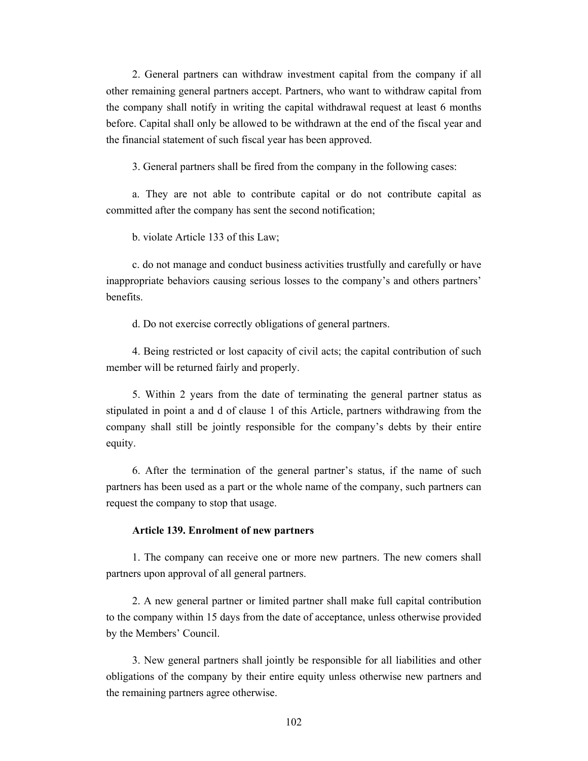2. General partners can withdraw investment capital from the company if all other remaining general partners accept. Partners, who want to withdraw capital from the company shall notify in writing the capital withdrawal request at least 6 months before. Capital shall only be allowed to be withdrawn at the end of the fiscal year and the financial statement of such fiscal year has been approved.

3. General partners shall be fired from the company in the following cases:

a. They are not able to contribute capital or do not contribute capital as committed after the company has sent the second notification;

b. violate Article 133 of this Law;

c. do not manage and conduct business activities trustfully and carefully or have inappropriate behaviors causing serious losses to the company's and others partners' benefits.

d. Do not exercise correctly obligations of general partners.

4. Being restricted or lost capacity of civil acts; the capital contribution of such member will be returned fairly and properly.

5. Within 2 years from the date of terminating the general partner status as stipulated in point a and d of clause 1 of this Article, partners withdrawing from the company shall still be jointly responsible for the company's debts by their entire equity.

6. After the termination of the general partner's status, if the name of such partners has been used as a part or the whole name of the company, such partners can request the company to stop that usage.

**Article 139. Enrolment of new partners**

1. The company can receive one or more new partners. The new comers shall partners upon approval of all general partners.

2. A new general partner or limited partner shall make full capital contribution to the company within 15 days from the date of acceptance, unless otherwise provided by the Members' Council.

3. New general partners shall jointly be responsible for all liabilities and other obligations of the company by their entire equity unless otherwise new partners and the remaining partners agree otherwise.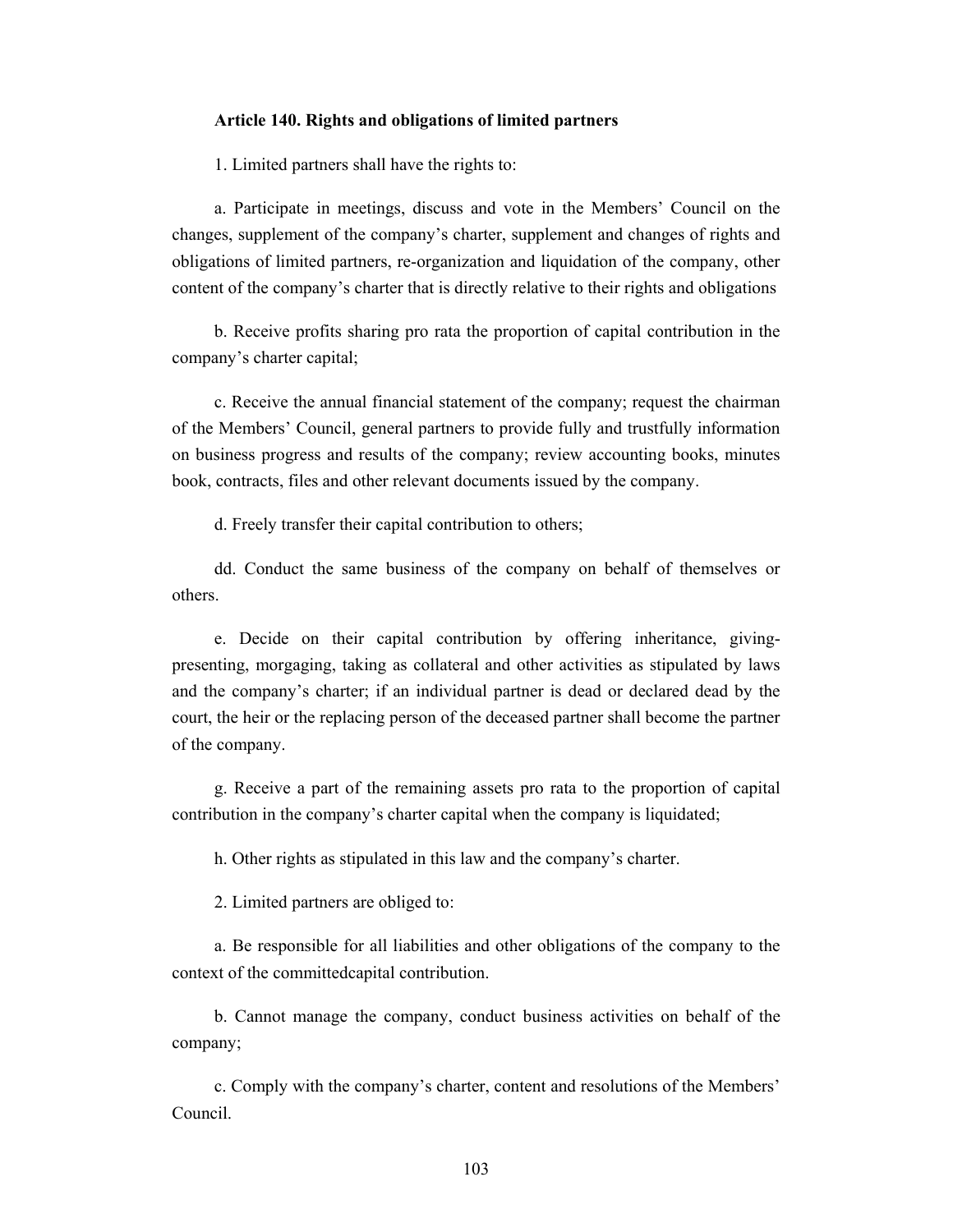**Article 140. Rights and obligations of limited partners**

1. Limited partners shall have the rights to:

a. Participate in meetings, discuss and vote in the Members' Council on the changes, supplement of the company's charter, supplement and changes of rights and obligations of limited partners, re-organization and liquidation of the company, other content of the company's charter that is directly relative to their rights and obligations

b. Receive profits sharing pro rata the proportion of capital contribution in the company's charter capital;

c. Receive the annual financial statement of the company; request the chairman of the Members' Council, general partners to provide fully and trustfully information on business progress and results of the company; review accounting books, minutes book, contracts, files and other relevant documents issued by the company.

d. Freely transfer their capital contribution to others;

dd. Conduct the same business of the company on behalf of themselves or others.

e. Decide on their capital contribution by offering inheritance, giving-presenting, morgaging, taking as collateral and other activities as stipulated by laws and the company's charter; if an individual partner is dead or declared dead by the court, the heir or the replacing person of the deceased partner shall become the partner of the company.

g. Receive a part of the remaining assets pro rata to the proportion of capital contribution in the company's charter capital when the company is liquidated;

h. Other rights as stipulated in this law and the company's charter.

2. Limited partners are obliged to:

a. Be responsible for all liabilities and other obligations of the company to the context of the committedcapital contribution.

b. Cannot manage the company, conduct business activities on behalf of the company;

c. Comply with the company's charter, content and resolutions of the Members' Council.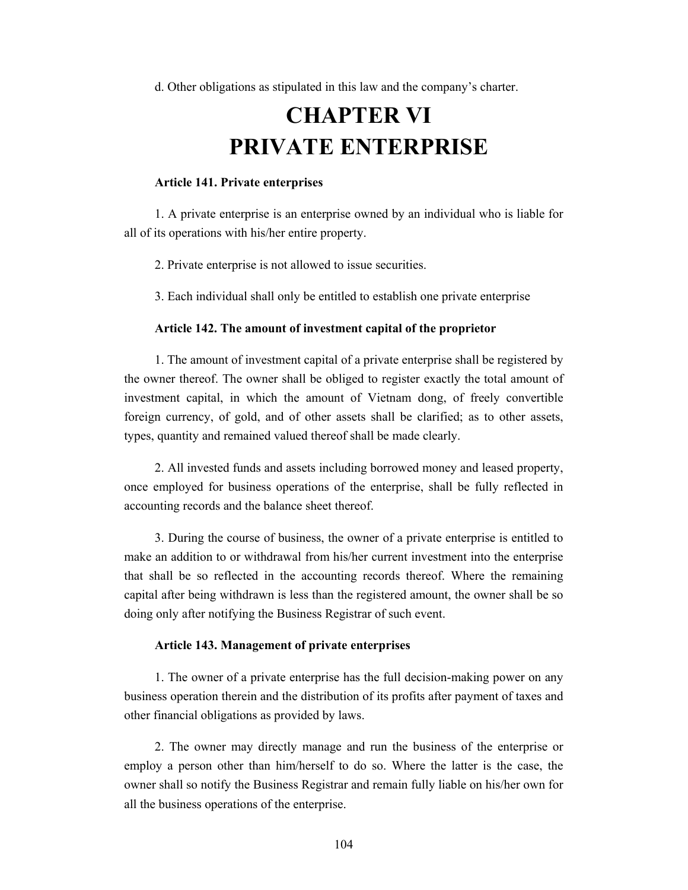d. Other obligations as stipulated in this law and the company's charter.

# CHAPTER VI
# PRIVATE ENTERPRISE

**Article 141. Private enterprises**

1. A private enterprise is an enterprise owned by an individual who is liable for all of its operations with his/her entire property.

2. Private enterprise is not allowed to issue securities.

3. Each individual shall only be entitled to establish one private enterprise

**Article 142. The amount of investment capital of the proprietor**

1. The amount of investment capital of a private enterprise shall be registered by the owner thereof. The owner shall be obliged to register exactly the total amount of investment capital, in which the amount of Vietnam dong, of freely convertible foreign currency, of gold, and of other assets shall be clarified; as to other assets, types, quantity and remained valued thereof shall be made clearly.

2. All invested funds and assets including borrowed money and leased property, once employed for business operations of the enterprise, shall be fully reflected in accounting records and the balance sheet thereof.

3. During the course of business, the owner of a private enterprise is entitled to make an addition to or withdrawal from his/her current investment into the enterprise that shall be so reflected in the accounting records thereof. Where the remaining capital after being withdrawn is less than the registered amount, the owner shall be so doing only after notifying the Business Registrar of such event.

**Article 143. Management of private enterprises**

1. The owner of a private enterprise has the full decision-making power on any business operation therein and the distribution of its profits after payment of taxes and other financial obligations as provided by laws.

2. The owner may directly manage and run the business of the enterprise or employ a person other than him/herself to do so. Where the latter is the case, the owner shall so notify the Business Registrar and remain fully liable on his/her own for all the business operations of the enterprise.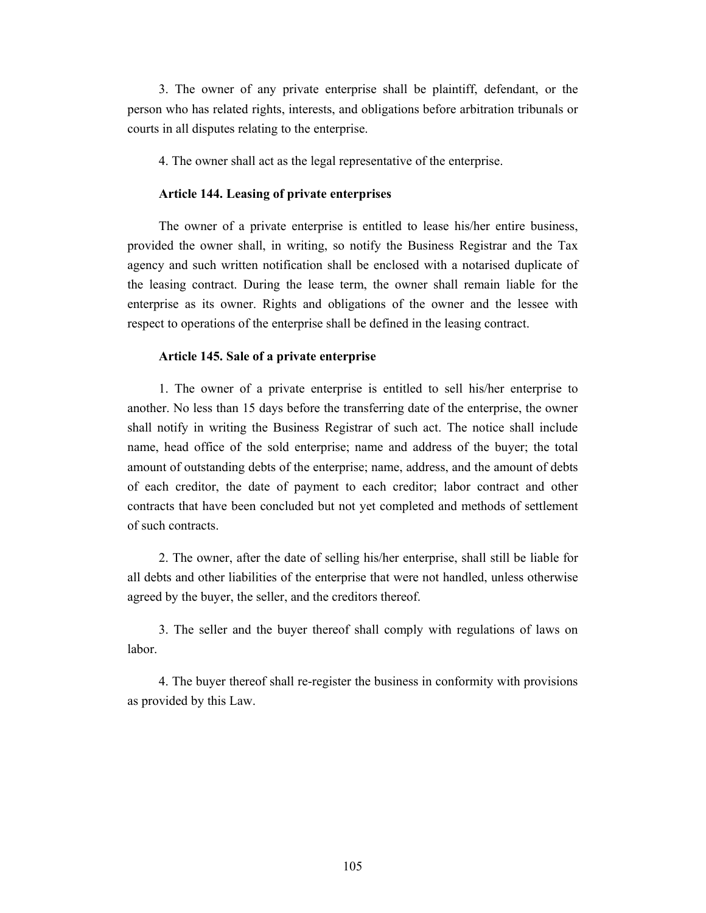3. The owner of any private enterprise shall be plaintiff, defendant, or the person who has related rights, interests, and obligations before arbitration tribunals or courts in all disputes relating to the enterprise.

4. The owner shall act as the legal representative of the enterprise.

### Article 144. Leasing of private enterprises

The owner of a private enterprise is entitled to lease his/her entire business, provided the owner shall, in writing, so notify the Business Registrar and the Tax agency and such written notification shall be enclosed with a notarised duplicate of the leasing contract. During the lease term, the owner shall remain liable for the enterprise as its owner. Rights and obligations of the owner and the lessee with respect to operations of the enterprise shall be defined in the leasing contract.

### Article 145. Sale of a private enterprise

1. The owner of a private enterprise is entitled to sell his/her enterprise to another. No less than 15 days before the transferring date of the enterprise, the owner shall notify in writing the Business Registrar of such act. The notice shall include name, head office of the sold enterprise; name and address of the buyer; the total amount of outstanding debts of the enterprise; name, address, and the amount of debts of each creditor, the date of payment to each creditor; labor contract and other contracts that have been concluded but not yet completed and methods of settlement of such contracts.

2. The owner, after the date of selling his/her enterprise, shall still be liable for all debts and other liabilities of the enterprise that were not handled, unless otherwise agreed by the buyer, the seller, and the creditors thereof.

3. The seller and the buyer thereof shall comply with regulations of laws on labor.

4. The buyer thereof shall re-register the business in conformity with provisions as provided by this Law.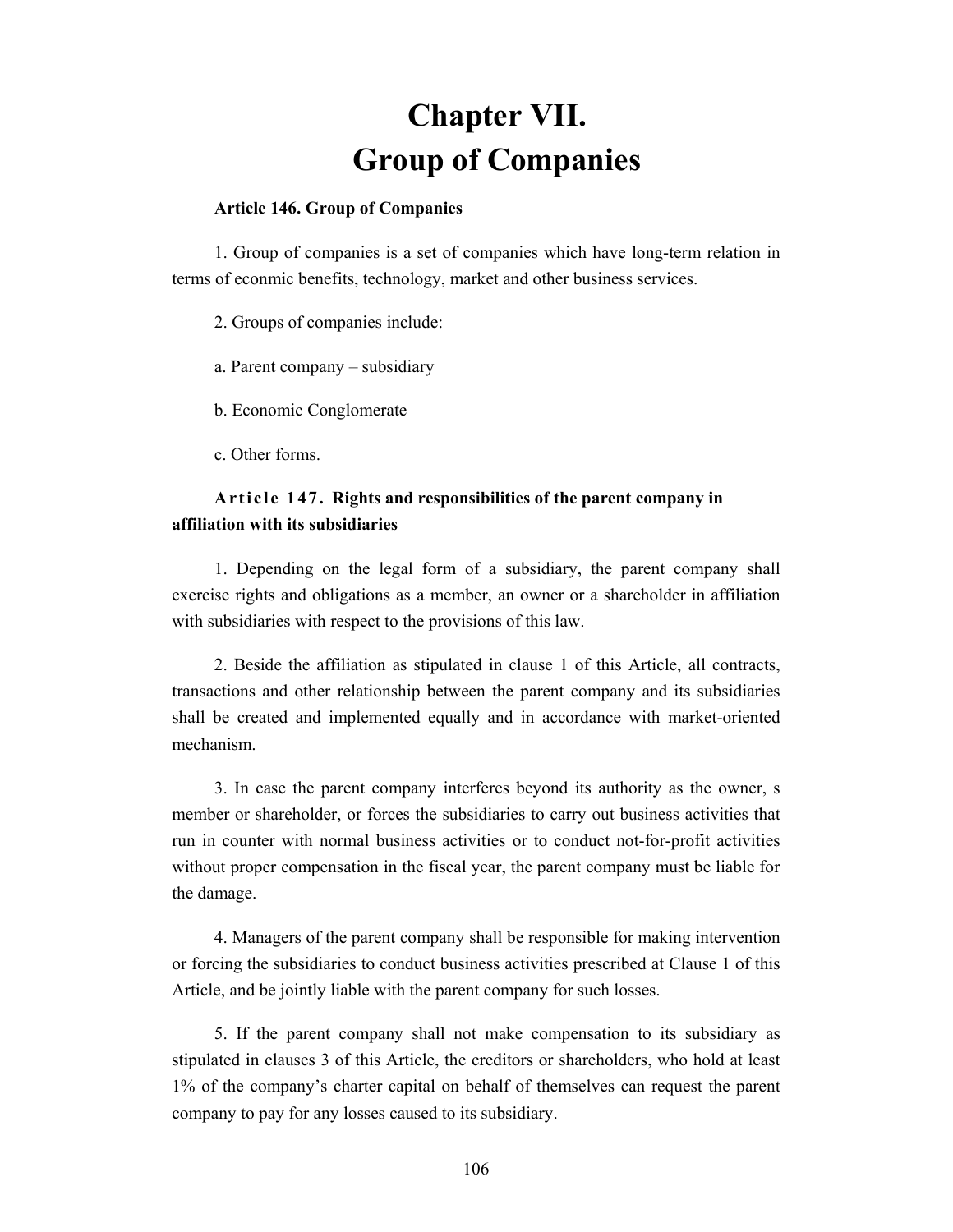# Chapter VII.
# Group of Companies

**Article 146. Group of Companies**

1. Group of companies is a set of companies which have long-term relation in terms of econmic benefits, technology, market and other business services.

2. Groups of companies include:

a. Parent company – subsidiary

b. Economic Conglomerate

c. Other forms.

**Article 147. Rights and responsibilities of the parent company in affiliation with its subsidiaries**

1. Depending on the legal form of a subsidiary, the parent company shall exercise rights and obligations as a member, an owner or a shareholder in affiliation with subsidiaries with respect to the provisions of this law.

2. Beside the affiliation as stipulated in clause 1 of this Article, all contracts, transactions and other relationship between the parent company and its subsidiaries shall be created and implemented equally and in accordance with market-oriented mechanism.

3. In case the parent company interferes beyond its authority as the owner, s member or shareholder, or forces the subsidiaries to carry out business activities that run in counter with normal business activities or to conduct not-for-profit activities without proper compensation in the fiscal year, the parent company must be liable for the damage.

4. Managers of the parent company shall be responsible for making intervention or forcing the subsidiaries to conduct business activities prescribed at Clause 1 of this Article, and be jointly liable with the parent company for such losses.

5. If the parent company shall not make compensation to its subsidiary as stipulated in clauses 3 of this Article, the creditors or shareholders, who hold at least 1% of the company's charter capital on behalf of themselves can request the parent company to pay for any losses caused to its subsidiary.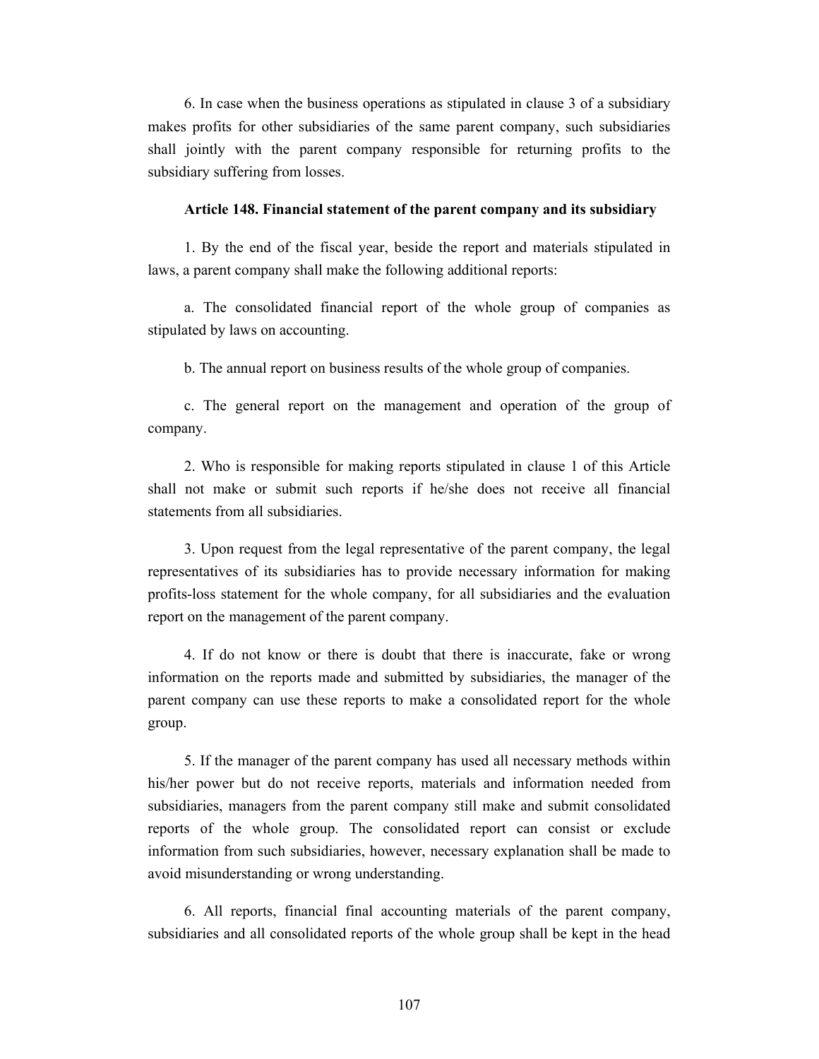6. In case when the business operations as stipulated in clause 3 of a subsidiary makes profits for other subsidiaries of the same parent company, such subsidiaries shall jointly with the parent company responsible for returning profits to the subsidiary suffering from losses.

### Article 148. Financial statement of the parent company and its subsidiary

1. By the end of the fiscal year, beside the report and materials stipulated in laws, a parent company shall make the following additional reports:

a. The consolidated financial report of the whole group of companies as stipulated by laws on accounting.

b. The annual report on business results of the whole group of companies.

c. The general report on the management and operation of the group of company.

2. Who is responsible for making reports stipulated in clause 1 of this Article shall not make or submit such reports if he/she does not receive all financial statements from all subsidiaries.

3. Upon request from the legal representative of the parent company, the legal representatives of its subsidiaries has to provide necessary information for making profits-loss statement for the whole company, for all subsidiaries and the evaluation report on the management of the parent company.

4. If do not know or there is doubt that there is inaccurate, fake or wrong information on the reports made and submitted by subsidiaries, the manager of the parent company can use these reports to make a consolidated report for the whole group.

5. If the manager of the parent company has used all necessary methods within his/her power but do not receive reports, materials and information needed from subsidiaries, managers from the parent company still make and submit consolidated reports of the whole group. The consolidated report can consist or exclude information from such subsidiaries, however, necessary explanation shall be made to avoid misunderstanding or wrong understanding.

6. All reports, financial final accounting materials of the parent company, subsidiaries and all consolidated reports of the whole group shall be kept in the head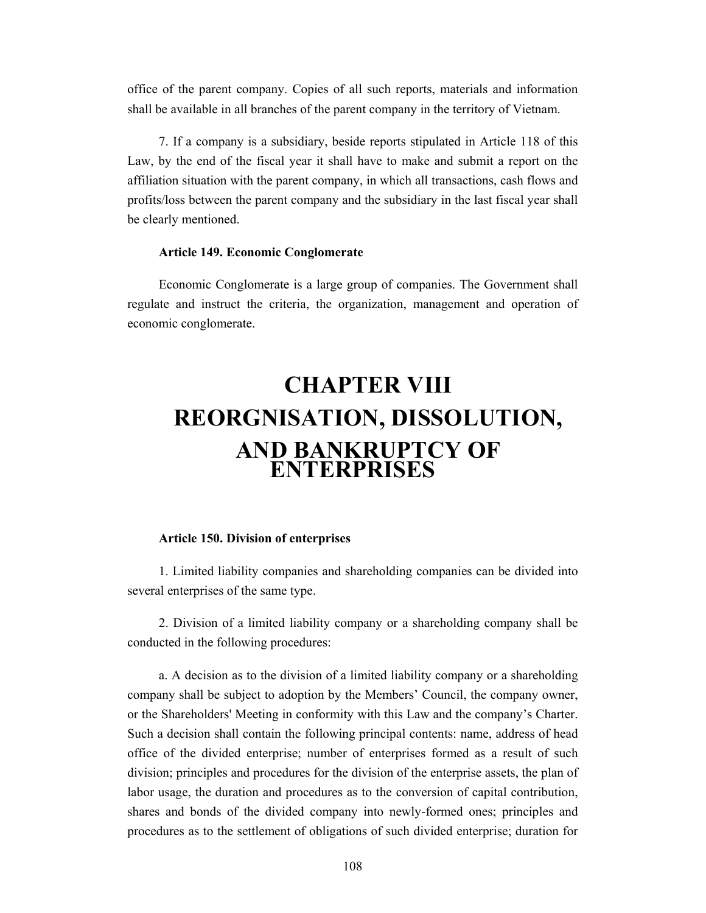office of the parent company. Copies of all such reports, materials and information shall be available in all branches of the parent company in the territory of Vietnam.

7. If a company is a subsidiary, beside reports stipulated in Article 118 of this Law, by the end of the fiscal year it shall have to make and submit a report on the affiliation situation with the parent company, in which all transactions, cash flows and profits/loss between the parent company and the subsidiary in the last fiscal year shall be clearly mentioned.

### Article 149. Economic Conglomerate

Economic Conglomerate is a large group of companies. The Government shall regulate and instruct the criteria, the organization, management and operation of economic conglomerate.

# CHAPTER VIII
# REORGNISATION, DISSOLUTION, AND BANKRUPTCY OF ENTERPRISES

### Article 150. Division of enterprises

1. Limited liability companies and shareholding companies can be divided into several enterprises of the same type.

2. Division of a limited liability company or a shareholding company shall be conducted in the following procedures:

a. A decision as to the division of a limited liability company or a shareholding company shall be subject to adoption by the Members' Council, the company owner, or the Shareholders' Meeting in conformity with this Law and the company's Charter. Such a decision shall contain the following principal contents: name, address of head office of the divided enterprise; number of enterprises formed as a result of such division; principles and procedures for the division of the enterprise assets, the plan of labor usage, the duration and procedures as to the conversion of capital contribution, shares and bonds of the divided company into newly-formed ones; principles and procedures as to the settlement of obligations of such divided enterprise; duration for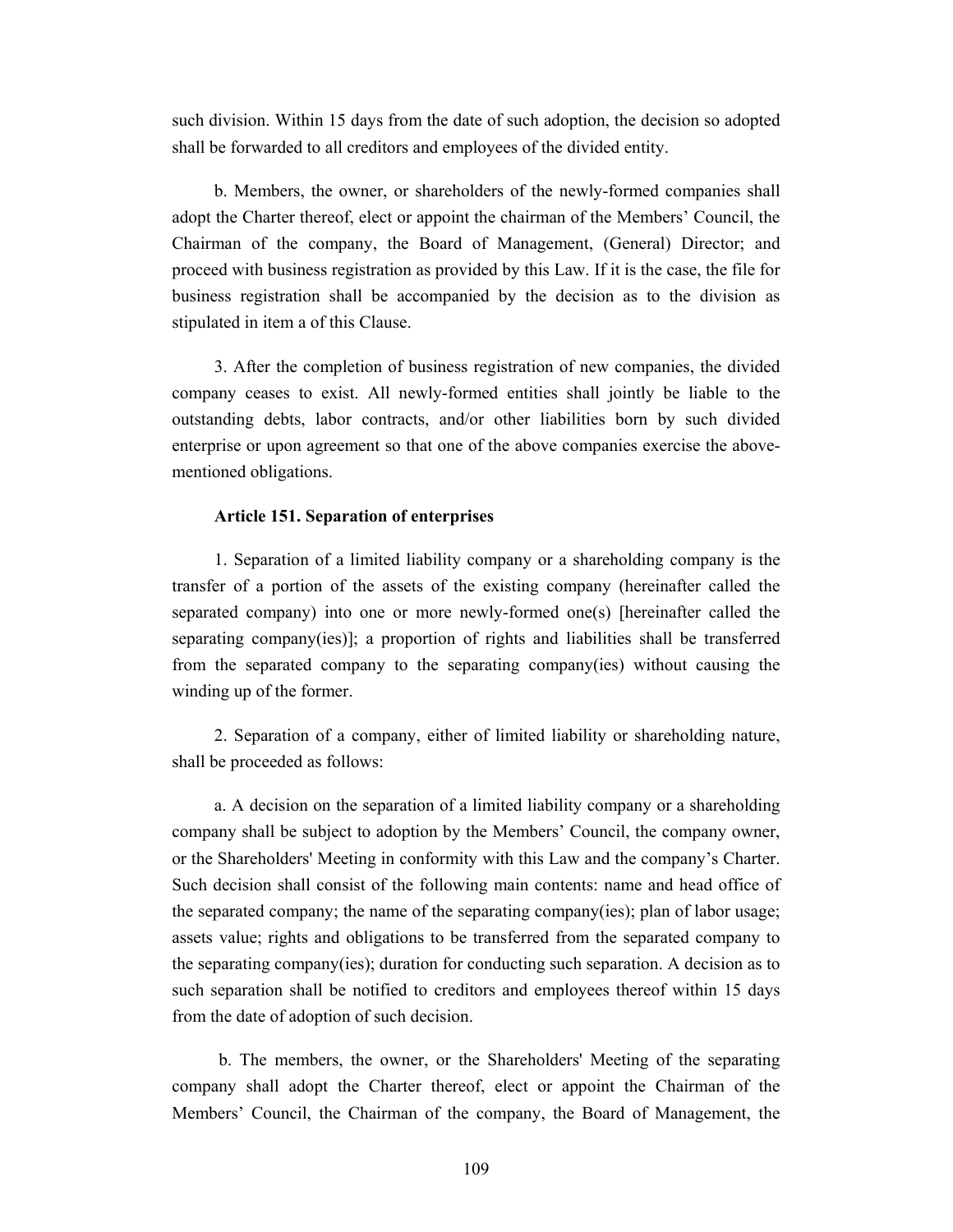such division. Within 15 days from the date of such adoption, the decision so adopted shall be forwarded to all creditors and employees of the divided entity.

b. Members, the owner, or shareholders of the newly-formed companies shall adopt the Charter thereof, elect or appoint the chairman of the Members' Council, the Chairman of the company, the Board of Management, (General) Director; and proceed with business registration as provided by this Law. If it is the case, the file for business registration shall be accompanied by the decision as to the division as stipulated in item a of this Clause.

3. After the completion of business registration of new companies, the divided company ceases to exist. All newly-formed entities shall jointly be liable to the outstanding debts, labor contracts, and/or other liabilities born by such divided enterprise or upon agreement so that one of the above companies exercise the above-mentioned obligations.

**Article 151. Separation of enterprises**

1. Separation of a limited liability company or a shareholding company is the transfer of a portion of the assets of the existing company (hereinafter called the separated company) into one or more newly-formed one(s) [hereinafter called the separating company(ies)]; a proportion of rights and liabilities shall be transferred from the separated company to the separating company(ies) without causing the winding up of the former.

2. Separation of a company, either of limited liability or shareholding nature, shall be proceeded as follows:

a. A decision on the separation of a limited liability company or a shareholding company shall be subject to adoption by the Members' Council, the company owner, or the Shareholders' Meeting in conformity with this Law and the company's Charter. Such decision shall consist of the following main contents: name and head office of the separated company; the name of the separating company(ies); plan of labor usage; assets value; rights and obligations to be transferred from the separated company to the separating company(ies); duration for conducting such separation. A decision as to such separation shall be notified to creditors and employees thereof within 15 days from the date of adoption of such decision.

b. The members, the owner, or the Shareholders' Meeting of the separating company shall adopt the Charter thereof, elect or appoint the Chairman of the Members' Council, the Chairman of the company, the Board of Management, the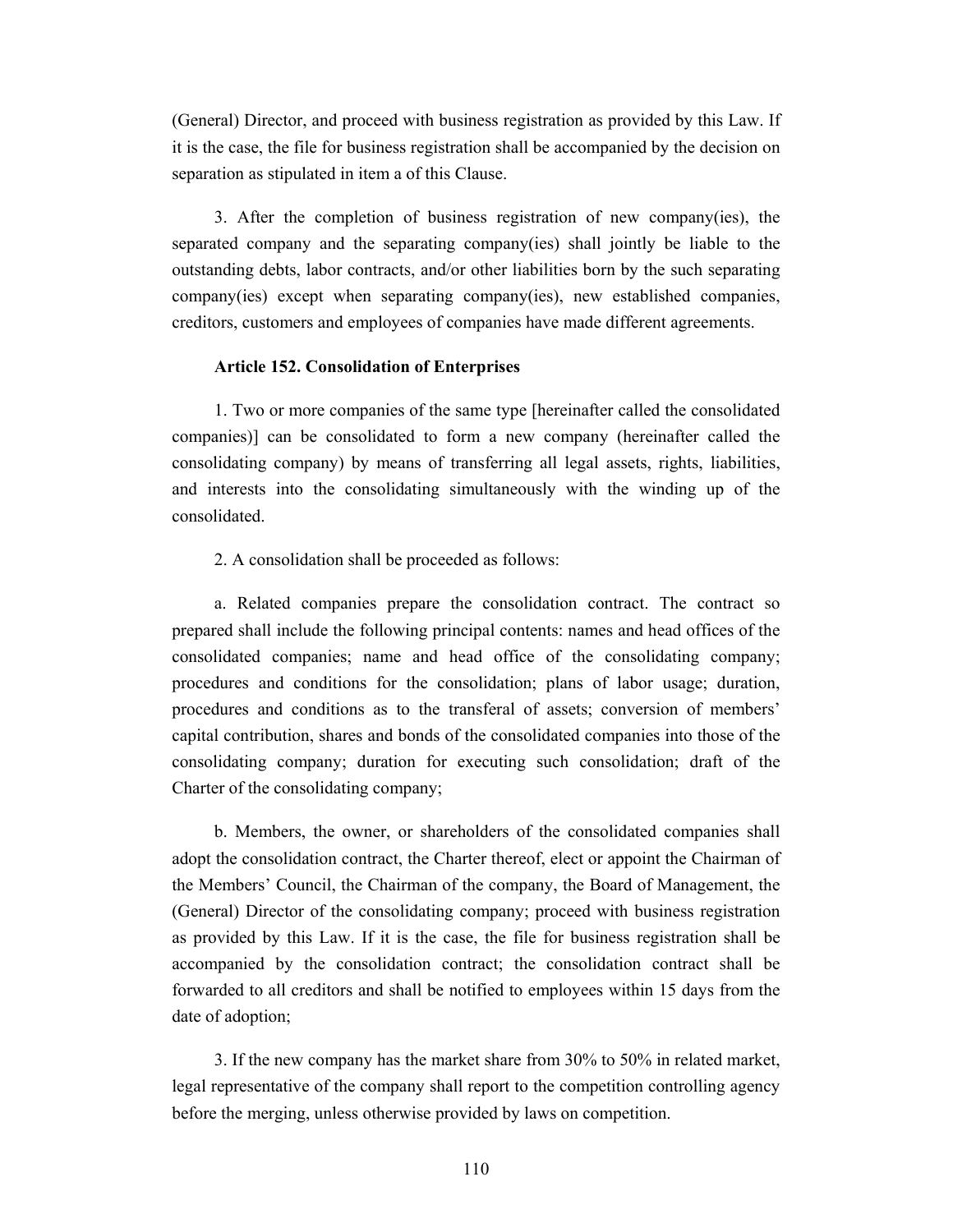(General) Director, and proceed with business registration as provided by this Law. If it is the case, the file for business registration shall be accompanied by the decision on separation as stipulated in item a of this Clause.

3. After the completion of business registration of new company(ies), the separated company and the separating company(ies) shall jointly be liable to the outstanding debts, labor contracts, and/or other liabilities born by the such separating company(ies) except when separating company(ies), new established companies, creditors, customers and employees of companies have made different agreements.

**Article 152. Consolidation of Enterprises**

1. Two or more companies of the same type [hereinafter called the consolidated companies)] can be consolidated to form a new company (hereinafter called the consolidating company) by means of transferring all legal assets, rights, liabilities, and interests into the consolidating simultaneously with the winding up of the consolidated.

2. A consolidation shall be proceeded as follows:

a. Related companies prepare the consolidation contract. The contract so prepared shall include the following principal contents: names and head offices of the consolidated companies; name and head office of the consolidating company; procedures and conditions for the consolidation; plans of labor usage; duration, procedures and conditions as to the transferal of assets; conversion of members' capital contribution, shares and bonds of the consolidated companies into those of the consolidating company; duration for executing such consolidation; draft of the Charter of the consolidating company;

b. Members, the owner, or shareholders of the consolidated companies shall adopt the consolidation contract, the Charter thereof, elect or appoint the Chairman of the Members' Council, the Chairman of the company, the Board of Management, the (General) Director of the consolidating company; proceed with business registration as provided by this Law. If it is the case, the file for business registration shall be accompanied by the consolidation contract; the consolidation contract shall be forwarded to all creditors and shall be notified to employees within 15 days from the date of adoption;

3. If the new company has the market share from 30% to 50% in related market, legal representative of the company shall report to the competition controlling agency before the merging, unless otherwise provided by laws on competition.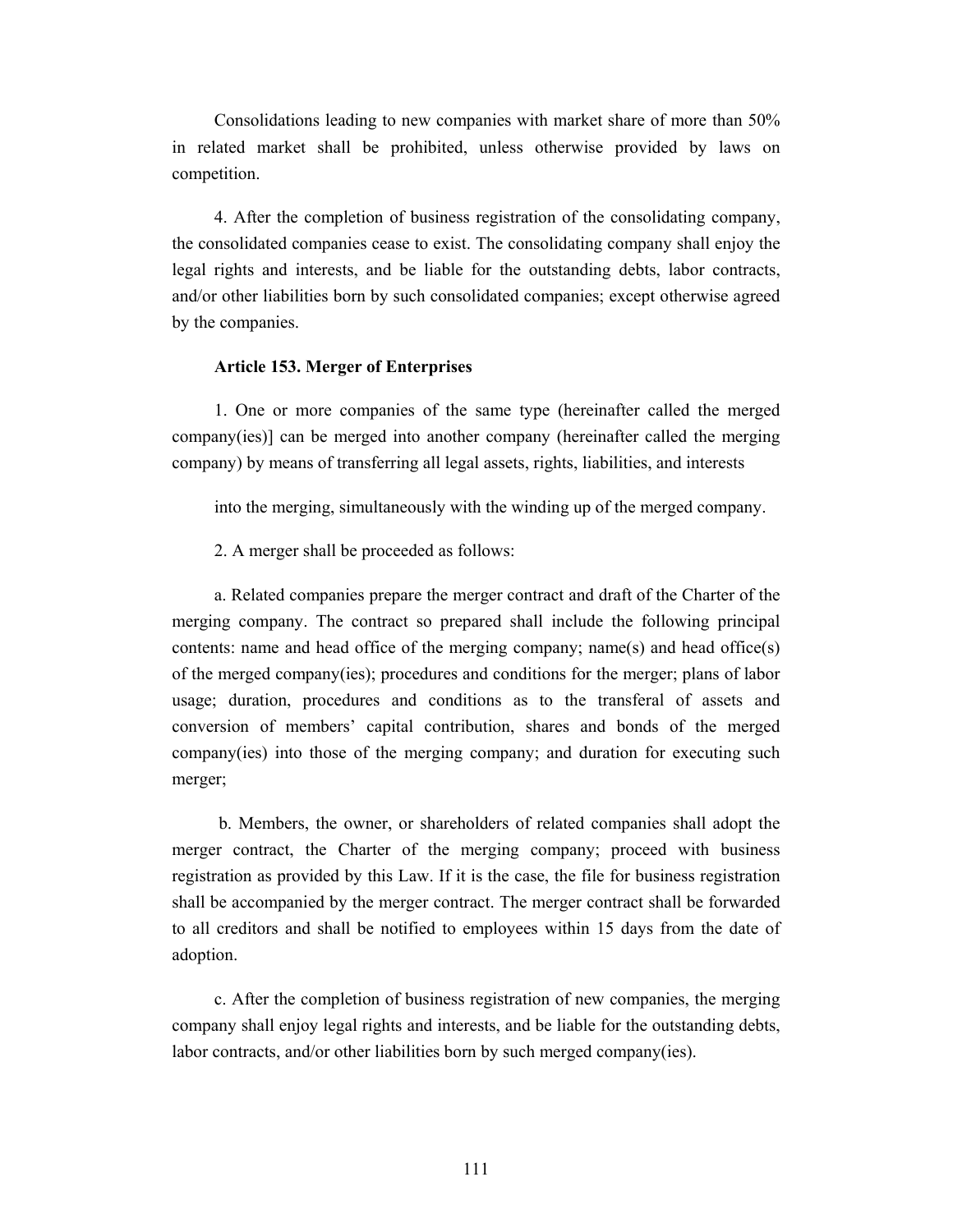Consolidations leading to new companies with market share of more than 50% in related market shall be prohibited, unless otherwise provided by laws on competition.

4. After the completion of business registration of the consolidating company, the consolidated companies cease to exist. The consolidating company shall enjoy the legal rights and interests, and be liable for the outstanding debts, labor contracts, and/or other liabilities born by such consolidated companies; except otherwise agreed by the companies.

**Article 153. Merger of Enterprises**

1. One or more companies of the same type (hereinafter called the merged company(ies)] can be merged into another company (hereinafter called the merging company) by means of transferring all legal assets, rights, liabilities, and interests

into the merging, simultaneously with the winding up of the merged company.

2. A merger shall be proceeded as follows:

a. Related companies prepare the merger contract and draft of the Charter of the merging company. The contract so prepared shall include the following principal contents: name and head office of the merging company; name(s) and head office(s) of the merged company(ies); procedures and conditions for the merger; plans of labor usage; duration, procedures and conditions as to the transferal of assets and conversion of members' capital contribution, shares and bonds of the merged company(ies) into those of the merging company; and duration for executing such merger;

b. Members, the owner, or shareholders of related companies shall adopt the merger contract, the Charter of the merging company; proceed with business registration as provided by this Law. If it is the case, the file for business registration shall be accompanied by the merger contract. The merger contract shall be forwarded to all creditors and shall be notified to employees within 15 days from the date of adoption.

c. After the completion of business registration of new companies, the merging company shall enjoy legal rights and interests, and be liable for the outstanding debts, labor contracts, and/or other liabilities born by such merged company(ies).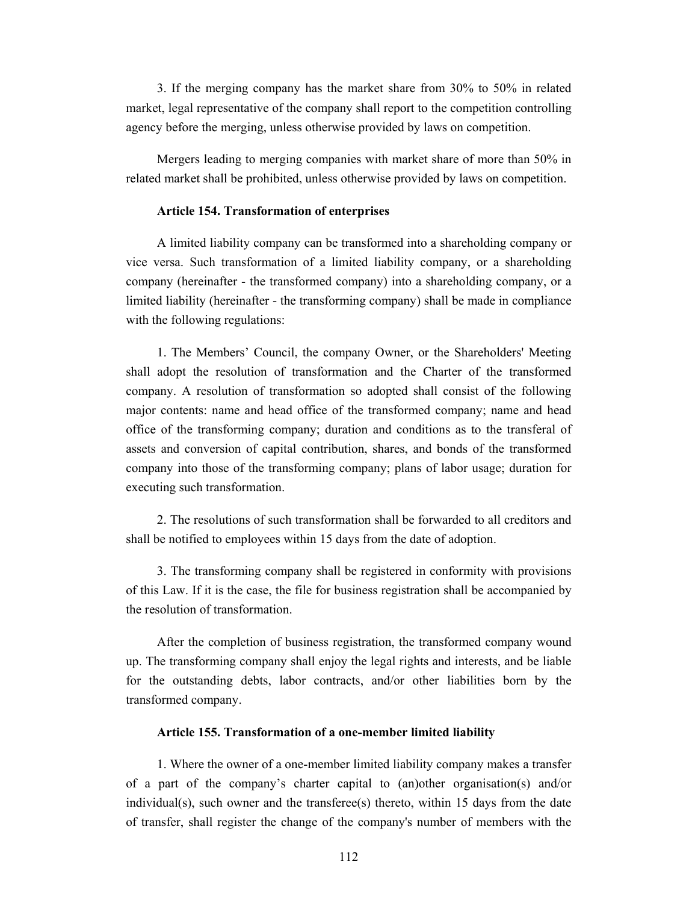3. If the merging company has the market share from 30% to 50% in related market, legal representative of the company shall report to the competition controlling agency before the merging, unless otherwise provided by laws on competition.

Mergers leading to merging companies with market share of more than 50% in related market shall be prohibited, unless otherwise provided by laws on competition.

**Article 154. Transformation of enterprises**

A limited liability company can be transformed into a shareholding company or vice versa. Such transformation of a limited liability company, or a shareholding company (hereinafter - the transformed company) into a shareholding company, or a limited liability (hereinafter - the transforming company) shall be made in compliance with the following regulations:

1. The Members' Council, the company Owner, or the Shareholders' Meeting shall adopt the resolution of transformation and the Charter of the transformed company. A resolution of transformation so adopted shall consist of the following major contents: name and head office of the transformed company; name and head office of the transforming company; duration and conditions as to the transferal of assets and conversion of capital contribution, shares, and bonds of the transformed company into those of the transforming company; plans of labor usage; duration for executing such transformation.

2. The resolutions of such transformation shall be forwarded to all creditors and shall be notified to employees within 15 days from the date of adoption.

3. The transforming company shall be registered in conformity with provisions of this Law. If it is the case, the file for business registration shall be accompanied by the resolution of transformation.

After the completion of business registration, the transformed company wound up. The transforming company shall enjoy the legal rights and interests, and be liable for the outstanding debts, labor contracts, and/or other liabilities born by the transformed company.

**Article 155. Transformation of a one-member limited liability**

1. Where the owner of a one-member limited liability company makes a transfer of a part of the company's charter capital to (an)other organisation(s) and/or individual(s), such owner and the transferee(s) thereto, within 15 days from the date of transfer, shall register the change of the company's number of members with the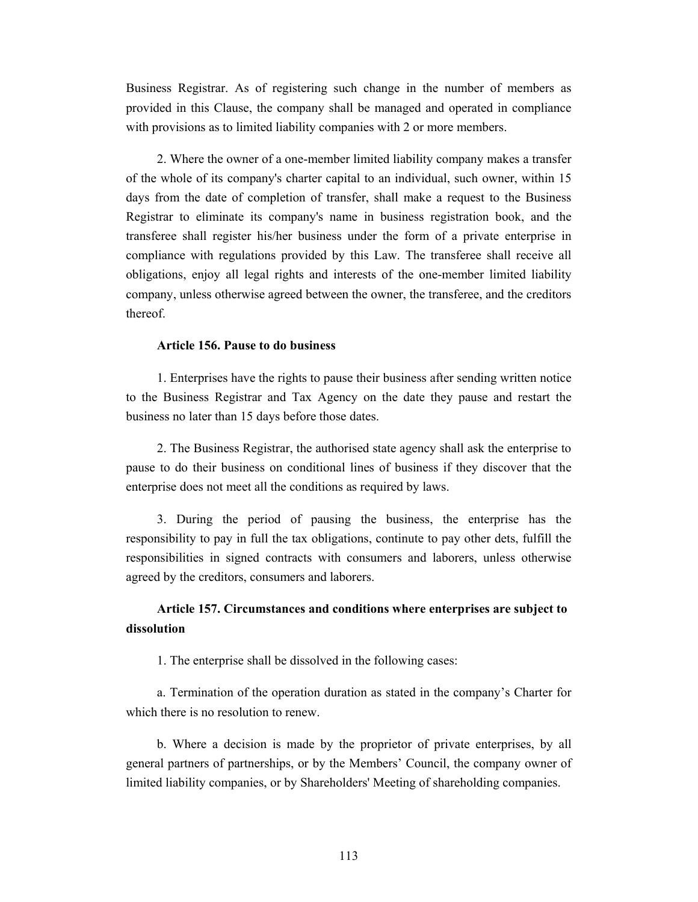Business Registrar. As of registering such change in the number of members as provided in this Clause, the company shall be managed and operated in compliance with provisions as to limited liability companies with 2 or more members.

2. Where the owner of a one-member limited liability company makes a transfer of the whole of its company's charter capital to an individual, such owner, within 15 days from the date of completion of transfer, shall make a request to the Business Registrar to eliminate its company's name in business registration book, and the transferee shall register his/her business under the form of a private enterprise in compliance with regulations provided by this Law. The transferee shall receive all obligations, enjoy all legal rights and interests of the one-member limited liability company, unless otherwise agreed between the owner, the transferee, and the creditors thereof.

**Article 156. Pause to do business**

1. Enterprises have the rights to pause their business after sending written notice to the Business Registrar and Tax Agency on the date they pause and restart the business no later than 15 days before those dates.

2. The Business Registrar, the authorised state agency shall ask the enterprise to pause to do their business on conditional lines of business if they discover that the enterprise does not meet all the conditions as required by laws.

3. During the period of pausing the business, the enterprise has the responsibility to pay in full the tax obligations, continute to pay other dets, fulfill the responsibilities in signed contracts with consumers and laborers, unless otherwise agreed by the creditors, consumers and laborers.

**Article 157. Circumstances and conditions where enterprises are subject to dissolution**

1. The enterprise shall be dissolved in the following cases:

a. Termination of the operation duration as stated in the company's Charter for which there is no resolution to renew.

b. Where a decision is made by the proprietor of private enterprises, by all general partners of partnerships, or by the Members' Council, the company owner of limited liability companies, or by Shareholders' Meeting of shareholding companies.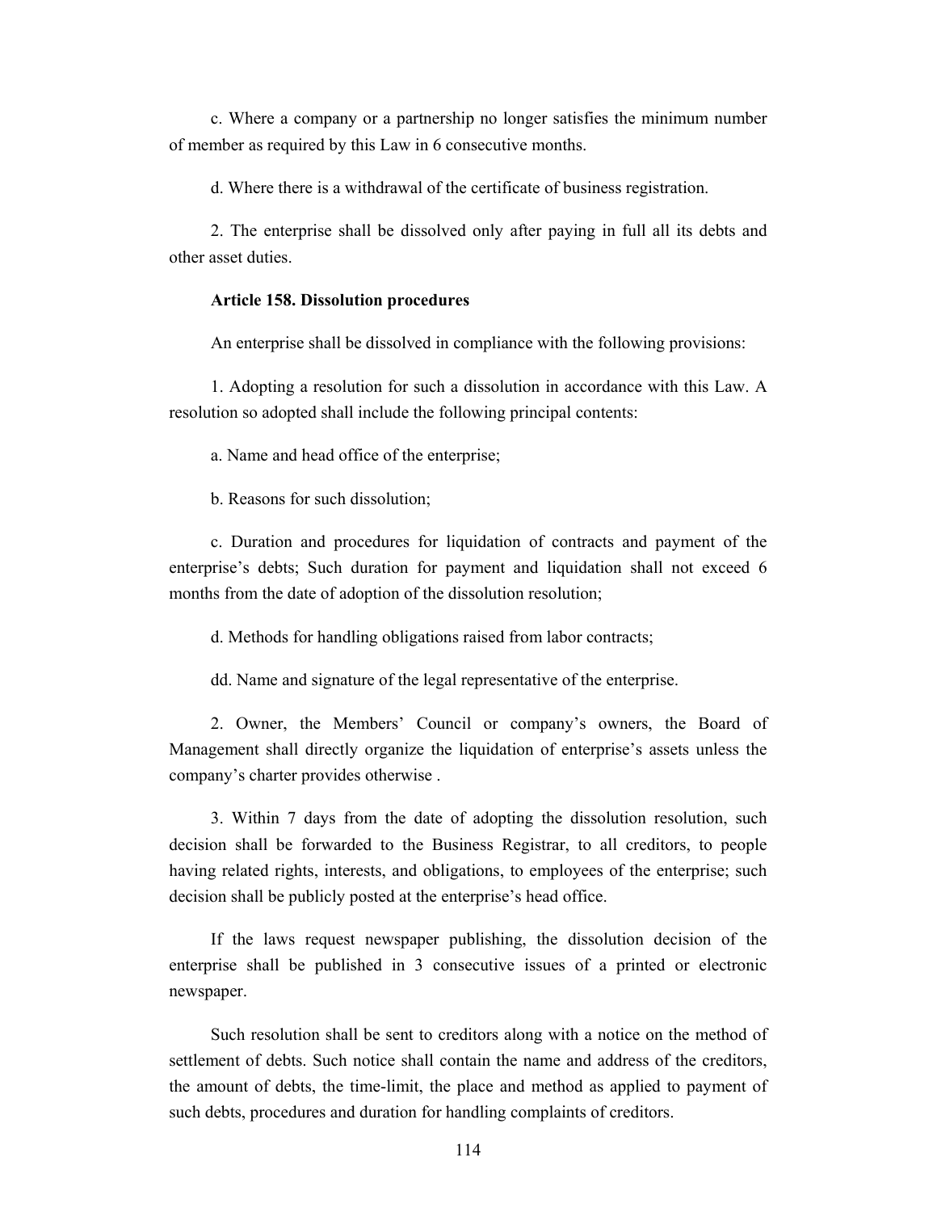c. Where a company or a partnership no longer satisfies the minimum number of member as required by this Law in 6 consecutive months.

d. Where there is a withdrawal of the certificate of business registration.

2. The enterprise shall be dissolved only after paying in full all its debts and other asset duties.

**Article 158. Dissolution procedures**

An enterprise shall be dissolved in compliance with the following provisions:

1. Adopting a resolution for such a dissolution in accordance with this Law. A resolution so adopted shall include the following principal contents:

a. Name and head office of the enterprise;

b. Reasons for such dissolution;

c. Duration and procedures for liquidation of contracts and payment of the enterprise's debts; Such duration for payment and liquidation shall not exceed 6 months from the date of adoption of the dissolution resolution;

d. Methods for handling obligations raised from labor contracts;

dd. Name and signature of the legal representative of the enterprise.

2. Owner, the Members' Council or company's owners, the Board of Management shall directly organize the liquidation of enterprise's assets unless the company's charter provides otherwise .

3. Within 7 days from the date of adopting the dissolution resolution, such decision shall be forwarded to the Business Registrar, to all creditors, to people having related rights, interests, and obligations, to employees of the enterprise; such decision shall be publicly posted at the enterprise's head office.

If the laws request newspaper publishing, the dissolution decision of the enterprise shall be published in 3 consecutive issues of a printed or electronic newspaper.

Such resolution shall be sent to creditors along with a notice on the method of settlement of debts. Such notice shall contain the name and address of the creditors, the amount of debts, the time-limit, the place and method as applied to payment of such debts, procedures and duration for handling complaints of creditors.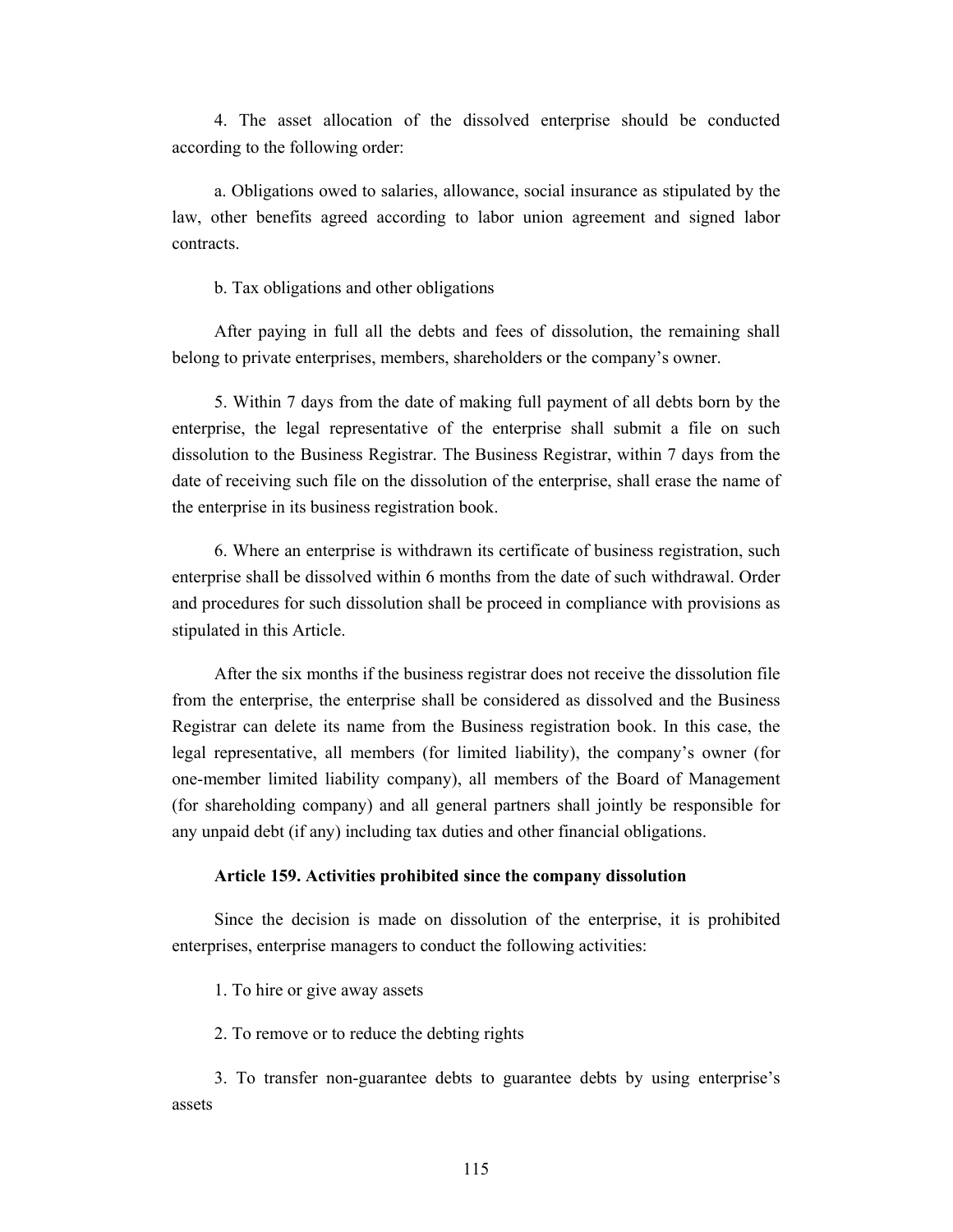4. The asset allocation of the dissolved enterprise should be conducted according to the following order:

a. Obligations owed to salaries, allowance, social insurance as stipulated by the law, other benefits agreed according to labor union agreement and signed labor contracts.

b. Tax obligations and other obligations

After paying in full all the debts and fees of dissolution, the remaining shall belong to private enterprises, members, shareholders or the company's owner.

5. Within 7 days from the date of making full payment of all debts born by the enterprise, the legal representative of the enterprise shall submit a file on such dissolution to the Business Registrar. The Business Registrar, within 7 days from the date of receiving such file on the dissolution of the enterprise, shall erase the name of the enterprise in its business registration book.

6. Where an enterprise is withdrawn its certificate of business registration, such enterprise shall be dissolved within 6 months from the date of such withdrawal. Order and procedures for such dissolution shall be proceed in compliance with provisions as stipulated in this Article.

After the six months if the business registrar does not receive the dissolution file from the enterprise, the enterprise shall be considered as dissolved and the Business Registrar can delete its name from the Business registration book. In this case, the legal representative, all members (for limited liability), the company's owner (for one-member limited liability company), all members of the Board of Management (for shareholding company) and all general partners shall jointly be responsible for any unpaid debt (if any) including tax duties and other financial obligations.

**Article 159. Activities prohibited since the company dissolution**

Since the decision is made on dissolution of the enterprise, it is prohibited enterprises, enterprise managers to conduct the following activities:

1. To hire or give away assets

2. To remove or to reduce the debting rights

3. To transfer non-guarantee debts to guarantee debts by using enterprise's assets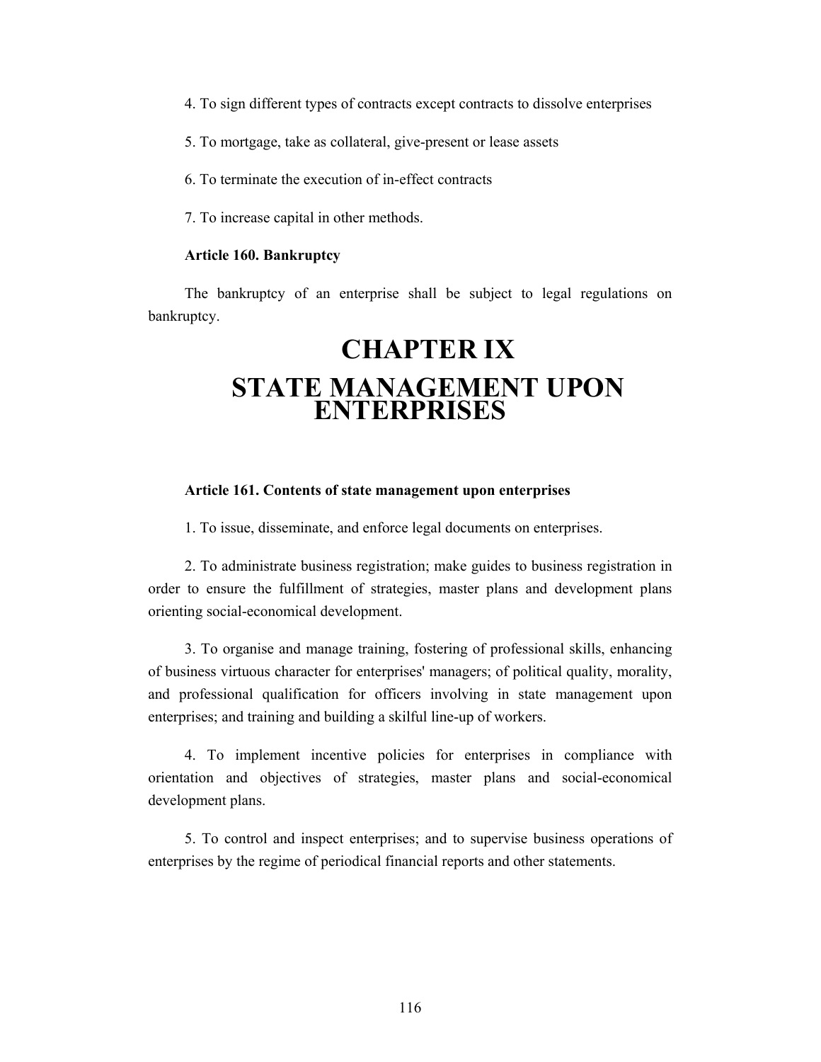4. To sign different types of contracts except contracts to dissolve enterprises

5. To mortgage, take as collateral, give-present or lease assets

6. To terminate the execution of in-effect contracts

7. To increase capital in other methods.

**Article 160. Bankruptcy**

The bankruptcy of an enterprise shall be subject to legal regulations on bankruptcy.

# CHAPTER IX
# STATE MANAGEMENT UPON ENTERPRISES

**Article 161. Contents of state management upon enterprises**

1. To issue, disseminate, and enforce legal documents on enterprises.

2. To administrate business registration; make guides to business registration in order to ensure the fulfillment of strategies, master plans and development plans orienting social-economical development.

3. To organise and manage training, fostering of professional skills, enhancing of business virtuous character for enterprises' managers; of political quality, morality, and professional qualification for officers involving in state management upon enterprises; and training and building a skilful line-up of workers.

4. To implement incentive policies for enterprises in compliance with orientation and objectives of strategies, master plans and social-economical development plans.

5. To control and inspect enterprises; and to supervise business operations of enterprises by the regime of periodical financial reports and other statements.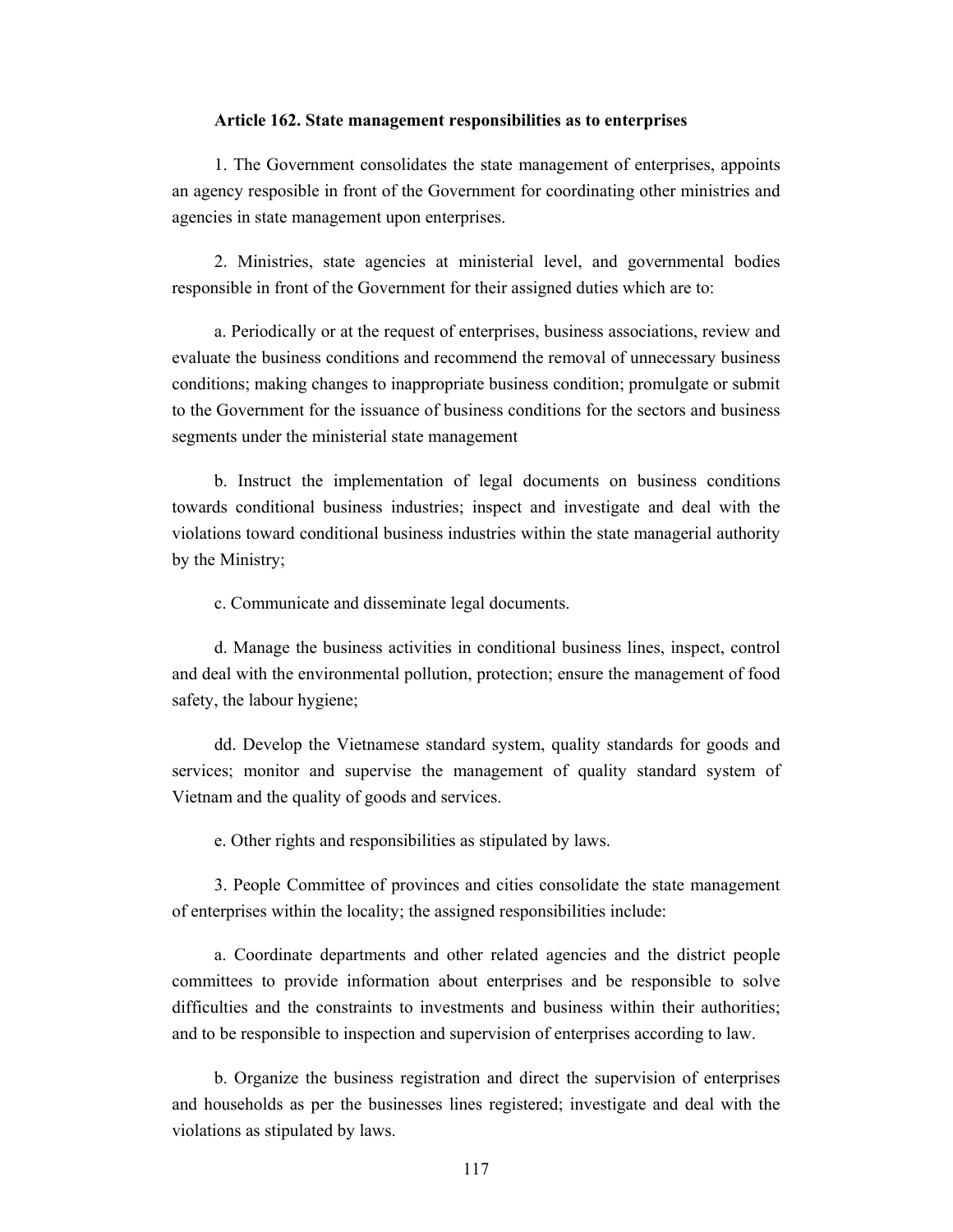**Article 162. State management responsibilities as to enterprises**

1. The Government consolidates the state management of enterprises, appoints an agency resposible in front of the Government for coordinating other ministries and agencies in state management upon enterprises.

2. Ministries, state agencies at ministerial level, and governmental bodies responsible in front of the Government for their assigned duties which are to:

a. Periodically or at the request of enterprises, business associations, review and evaluate the business conditions and recommend the removal of unnecessary business conditions; making changes to inappropriate business condition; promulgate or submit to the Government for the issuance of business conditions for the sectors and business segments under the ministerial state management

b. Instruct the implementation of legal documents on business conditions towards conditional business industries; inspect and investigate and deal with the violations toward conditional business industries within the state managerial authority by the Ministry;

c. Communicate and disseminate legal documents.

d. Manage the business activities in conditional business lines, inspect, control and deal with the environmental pollution, protection; ensure the management of food safety, the labour hygiene;

dd. Develop the Vietnamese standard system, quality standards for goods and services; monitor and supervise the management of quality standard system of Vietnam and the quality of goods and services.

e. Other rights and responsibilities as stipulated by laws.

3. People Committee of provinces and cities consolidate the state management of enterprises within the locality; the assigned responsibilities include:

a. Coordinate departments and other related agencies and the district people committees to provide information about enterprises and be responsible to solve difficulties and the constraints to investments and business within their authorities; and to be responsible to inspection and supervision of enterprises according to law.

b. Organize the business registration and direct the supervision of enterprises and households as per the businesses lines registered; investigate and deal with the violations as stipulated by laws.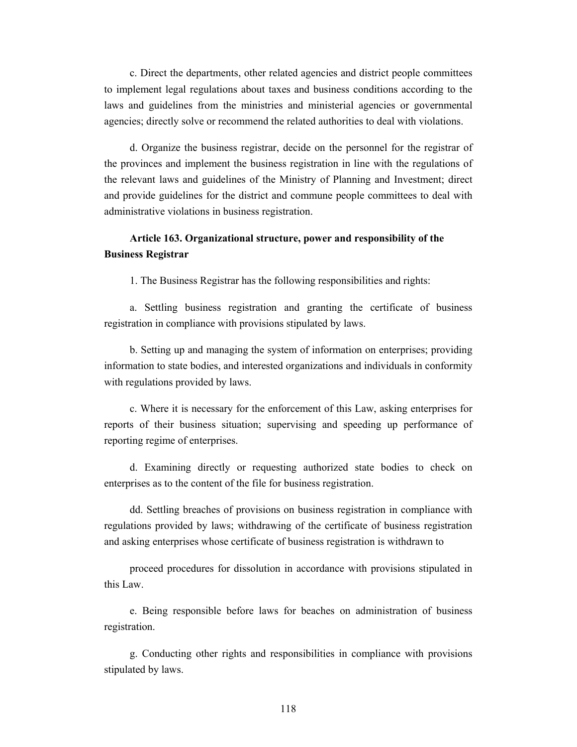c. Direct the departments, other related agencies and district people committees to implement legal regulations about taxes and business conditions according to the laws and guidelines from the ministries and ministerial agencies or governmental agencies; directly solve or recommend the related authorities to deal with violations.

d. Organize the business registrar, decide on the personnel for the registrar of the provinces and implement the business registration in line with the regulations of the relevant laws and guidelines of the Ministry of Planning and Investment; direct and provide guidelines for the district and commune people committees to deal with administrative violations in business registration.

**Article 163. Organizational structure, power and responsibility of the Business Registrar**

1. The Business Registrar has the following responsibilities and rights:

a. Settling business registration and granting the certificate of business registration in compliance with provisions stipulated by laws.

b. Setting up and managing the system of information on enterprises; providing information to state bodies, and interested organizations and individuals in conformity with regulations provided by laws.

c. Where it is necessary for the enforcement of this Law, asking enterprises for reports of their business situation; supervising and speeding up performance of reporting regime of enterprises.

d. Examining directly or requesting authorized state bodies to check on enterprises as to the content of the file for business registration.

dd. Settling breaches of provisions on business registration in compliance with regulations provided by laws; withdrawing of the certificate of business registration and asking enterprises whose certificate of business registration is withdrawn to

proceed procedures for dissolution in accordance with provisions stipulated in this Law.

e. Being responsible before laws for beaches on administration of business registration.

g. Conducting other rights and responsibilities in compliance with provisions stipulated by laws.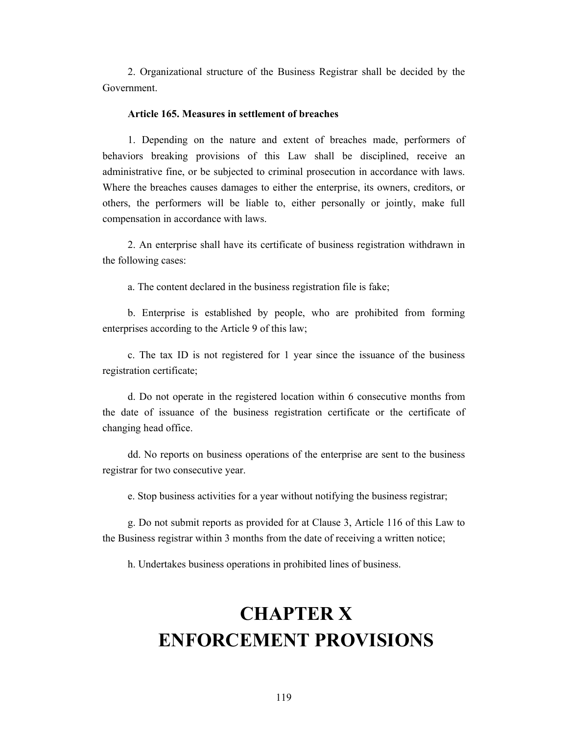2. Organizational structure of the Business Registrar shall be decided by the Government.

**Article 165. Measures in settlement of breaches**

1. Depending on the nature and extent of breaches made, performers of behaviors breaking provisions of this Law shall be disciplined, receive an administrative fine, or be subjected to criminal prosecution in accordance with laws. Where the breaches causes damages to either the enterprise, its owners, creditors, or others, the performers will be liable to, either personally or jointly, make full compensation in accordance with laws.

2. An enterprise shall have its certificate of business registration withdrawn in the following cases:

a. The content declared in the business registration file is fake;

b. Enterprise is established by people, who are prohibited from forming enterprises according to the Article 9 of this law;

c. The tax ID is not registered for 1 year since the issuance of the business registration certificate;

d. Do not operate in the registered location within 6 consecutive months from the date of issuance of the business registration certificate or the certificate of changing head office.

dd. No reports on business operations of the enterprise are sent to the business registrar for two consecutive year.

e. Stop business activities for a year without notifying the business registrar;

g. Do not submit reports as provided for at Clause 3, Article 116 of this Law to the Business registrar within 3 months from the date of receiving a written notice;

h. Undertakes business operations in prohibited lines of business.

# CHAPTER X
# ENFORCEMENT PROVISIONS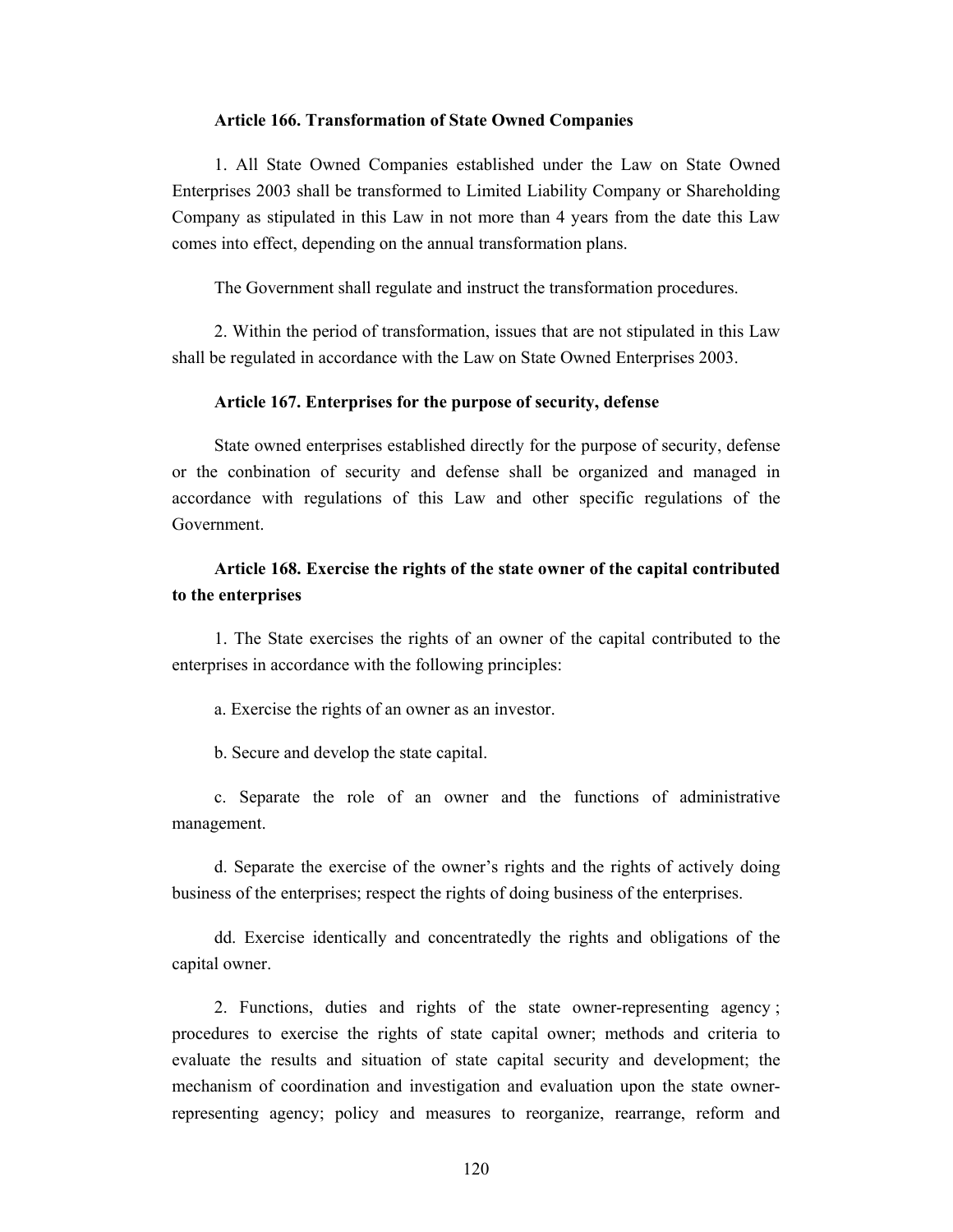**Article 166. Transformation of State Owned Companies**

1. All State Owned Companies established under the Law on State Owned Enterprises 2003 shall be transformed to Limited Liability Company or Shareholding Company as stipulated in this Law in not more than 4 years from the date this Law comes into effect, depending on the annual transformation plans.

The Government shall regulate and instruct the transformation procedures.

2. Within the period of transformation, issues that are not stipulated in this Law shall be regulated in accordance with the Law on State Owned Enterprises 2003.

**Article 167. Enterprises for the purpose of security, defense**

State owned enterprises established directly for the purpose of security, defense or the conbination of security and defense shall be organized and managed in accordance with regulations of this Law and other specific regulations of the Government.

**Article 168. Exercise the rights of the state owner of the capital contributed to the enterprises**

1. The State exercises the rights of an owner of the capital contributed to the enterprises in accordance with the following principles:

a. Exercise the rights of an owner as an investor.

b. Secure and develop the state capital.

c. Separate the role of an owner and the functions of administrative management.

d. Separate the exercise of the owner's rights and the rights of actively doing business of the enterprises; respect the rights of doing business of the enterprises.

dd. Exercise identically and concentratedly the rights and obligations of the capital owner.

2. Functions, duties and rights of the state owner-representing agency ; procedures to exercise the rights of state capital owner; methods and criteria to evaluate the results and situation of state capital security and development; the mechanism of coordination and investigation and evaluation upon the state owner-representing agency; policy and measures to reorganize, rearrange, reform and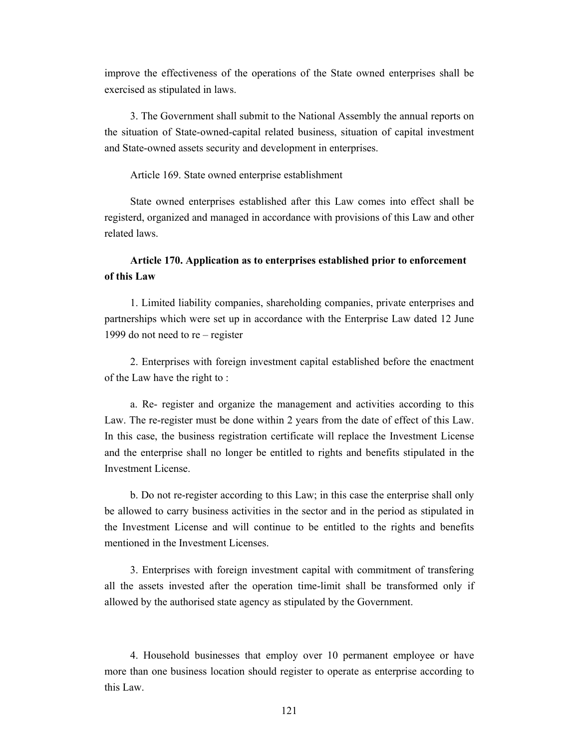improve the effectiveness of the operations of the State owned enterprises shall be exercised as stipulated in laws.

3. The Government shall submit to the National Assembly the annual reports on the situation of State-owned-capital related business, situation of capital investment and State-owned assets security and development in enterprises.

Article 169. State owned enterprise establishment

State owned enterprises established after this Law comes into effect shall be registerd, organized and managed in accordance with provisions of this Law and other related laws.

**Article 170. Application as to enterprises established prior to enforcement of this Law**

1. Limited liability companies, shareholding companies, private enterprises and partnerships which were set up in accordance with the Enterprise Law dated 12 June 1999 do not need to re – register

2. Enterprises with foreign investment capital established before the enactment of the Law have the right to :

a. Re- register and organize the management and activities according to this Law. The re-register must be done within 2 years from the date of effect of this Law. In this case, the business registration certificate will replace the Investment License and the enterprise shall no longer be entitled to rights and benefits stipulated in the Investment License.

b. Do not re-register according to this Law; in this case the enterprise shall only be allowed to carry business activities in the sector and in the period as stipulated in the Investment License and will continue to be entitled to the rights and benefits mentioned in the Investment Licenses.

3. Enterprises with foreign investment capital with commitment of transfering all the assets invested after the operation time-limit shall be transformed only if allowed by the authorised state agency as stipulated by the Government.

4. Household businesses that employ over 10 permanent employee or have more than one business location should register to operate as enterprise according to this Law.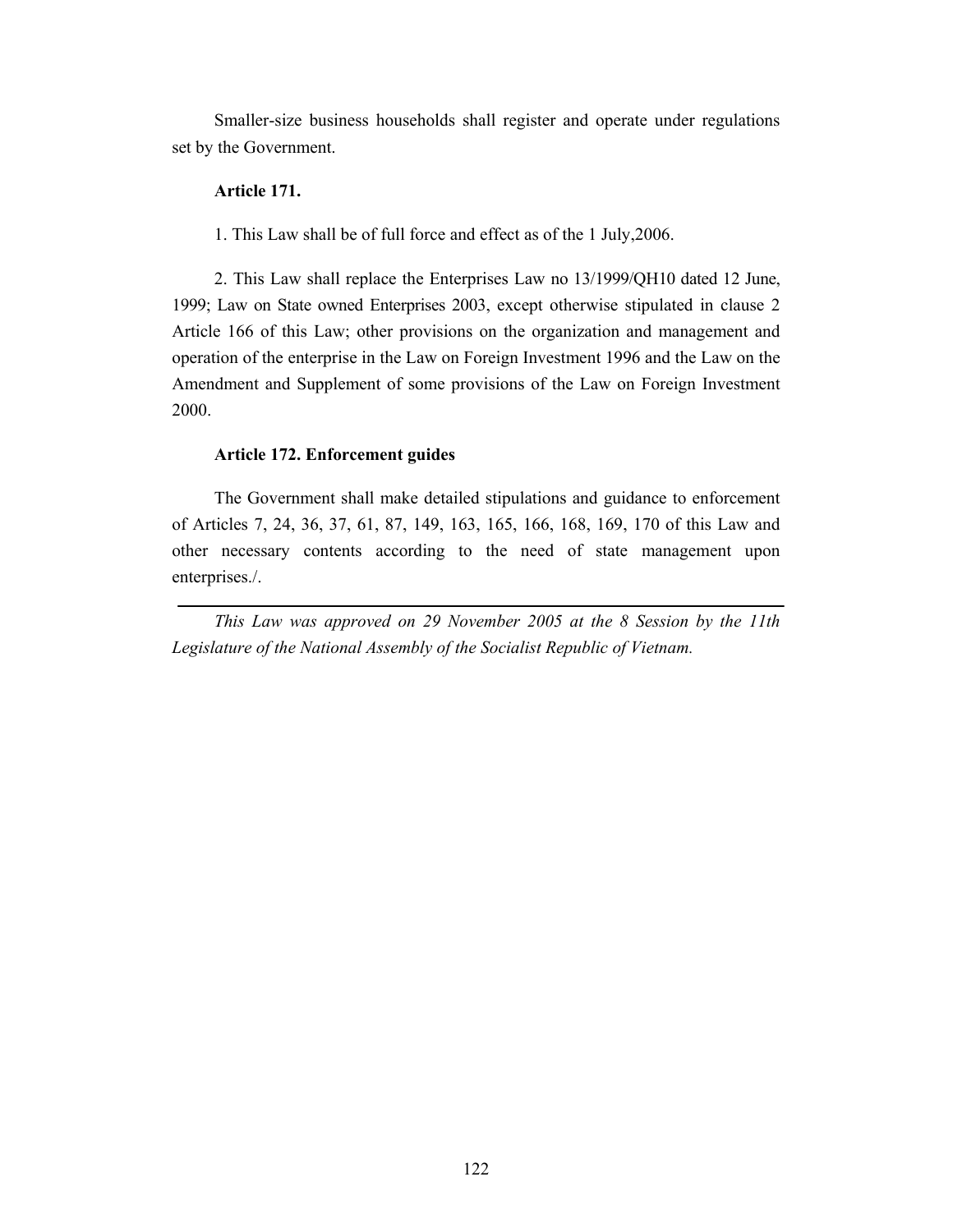Smaller-size business households shall register and operate under regulations set by the Government.

**Article 171.**

1. This Law shall be of full force and effect as of the 1 July,2006.

2. This Law shall replace the Enterprises Law no 13/1999/QH10 dated 12 June, 1999; Law on State owned Enterprises 2003, except otherwise stipulated in clause 2 Article 166 of this Law; other provisions on the organization and management and operation of the enterprise in the Law on Foreign Investment 1996 and the Law on the Amendment and Supplement of some provisions of the Law on Foreign Investment 2000.

**Article 172. Enforcement guides**

The Government shall make detailed stipulations and guidance to enforcement of Articles 7, 24, 36, 37, 61, 87, 149, 163, 165, 166, 168, 169, 170 of this Law and other necessary contents according to the need of state management upon enterprises./.

---

*This Law was approved on 29 November 2005 at the 8 Session by the 11th Legislature of the National Assembly of the Socialist Republic of Vietnam.*